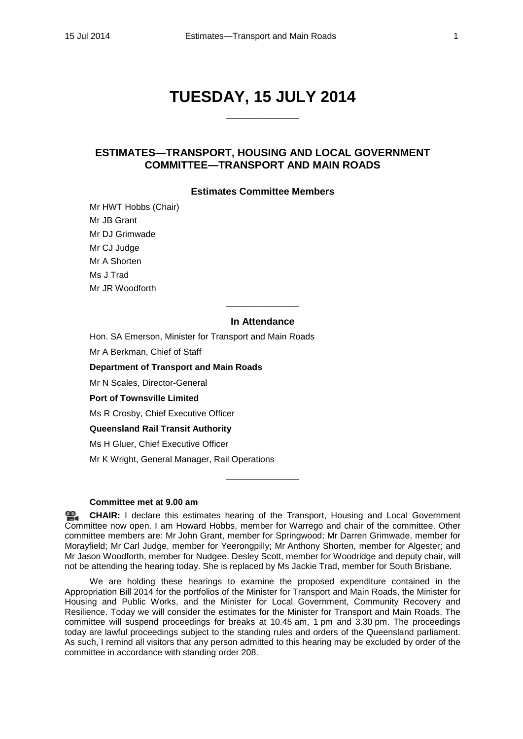# TUESDAY, 15 JULY 2014

______________

## ESTIMATES—TRANSPORT, HOUSING AND LOCAL GOVERNMENT COMMITTEE—TRANSPORT AND MAIN ROADS

### Estimates Committee Members

Mr HWT Hobbs (Chair)
Mr JB Grant
Mr DJ Grimwade
Mr CJ Judge
Mr A Shorten
Ms J Trad
Mr JR Woodforth

______________

### In Attendance

Hon. SA Emerson, Minister for Transport and Main Roads

Mr A Berkman, Chief of Staff

**Department of Transport and Main Roads**

Mr N Scales, Director-General

**Port of Townsville Limited**

Ms R Crosby, Chief Executive Officer

**Queensland Rail Transit Authority**

Ms H Gluer, Chief Executive Officer

Mr K Wright, General Manager, Rail Operations

______________

**Committee met at 9.00 am**

**CHAIR:** I declare this estimates hearing of the Transport, Housing and Local Government Committee now open. I am Howard Hobbs, member for Warrego and chair of the committee. Other committee members are: Mr John Grant, member for Springwood; Mr Darren Grimwade, member for Morayfield; Mr Carl Judge, member for Yeerongpilly; Mr Anthony Shorten, member for Algester; and Mr Jason Woodforth, member for Nudgee. Desley Scott, member for Woodridge and deputy chair, will not be attending the hearing today. She is replaced by Ms Jackie Trad, member for South Brisbane.

We are holding these hearings to examine the proposed expenditure contained in the Appropriation Bill 2014 for the portfolios of the Minister for Transport and Main Roads, the Minister for Housing and Public Works, and the Minister for Local Government, Community Recovery and Resilience. Today we will consider the estimates for the Minister for Transport and Main Roads. The committee will suspend proceedings for breaks at 10.45 am, 1 pm and 3.30 pm. The proceedings today are lawful proceedings subject to the standing rules and orders of the Queensland parliament. As such, I remind all visitors that any person admitted to this hearing may be excluded by order of the committee in accordance with standing order 208.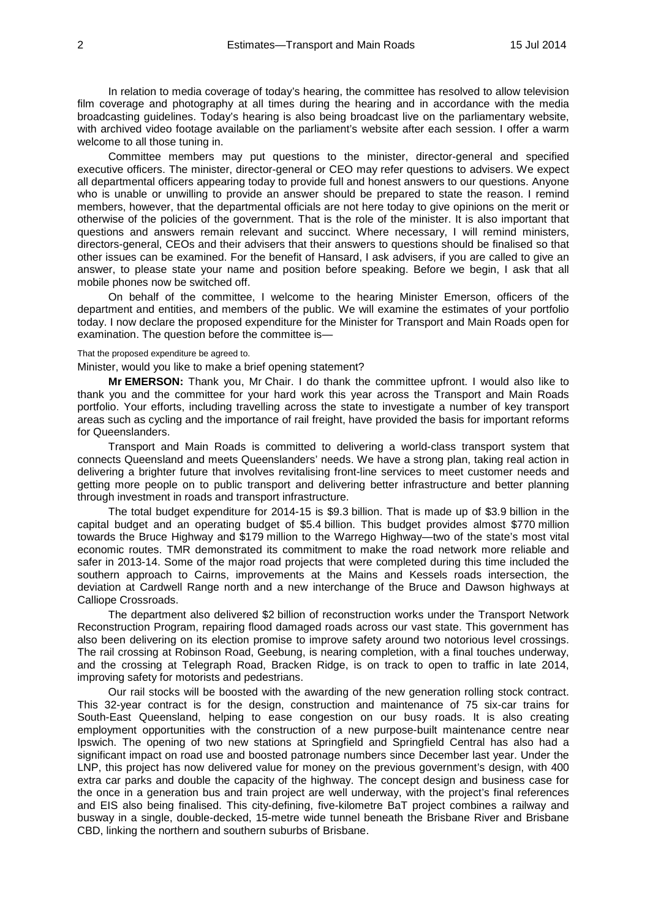In relation to media coverage of today's hearing, the committee has resolved to allow television film coverage and photography at all times during the hearing and in accordance with the media broadcasting guidelines. Today's hearing is also being broadcast live on the parliamentary website, with archived video footage available on the parliament's website after each session. I offer a warm welcome to all those tuning in.

Committee members may put questions to the minister, director-general and specified executive officers. The minister, director-general or CEO may refer questions to advisers. We expect all departmental officers appearing today to provide full and honest answers to our questions. Anyone who is unable or unwilling to provide an answer should be prepared to state the reason. I remind members, however, that the departmental officials are not here today to give opinions on the merit or otherwise of the policies of the government. That is the role of the minister. It is also important that questions and answers remain relevant and succinct. Where necessary, I will remind ministers, directors-general, CEOs and their advisers that their answers to questions should be finalised so that other issues can be examined. For the benefit of Hansard, I ask advisers, if you are called to give an answer, to please state your name and position before speaking. Before we begin, I ask that all mobile phones now be switched off.

On behalf of the committee, I welcome to the hearing Minister Emerson, officers of the department and entities, and members of the public. We will examine the estimates of your portfolio today. I now declare the proposed expenditure for the Minister for Transport and Main Roads open for examination. The question before the committee is—

That the proposed expenditure be agreed to.

Minister, would you like to make a brief opening statement?

**Mr EMERSON:** Thank you, Mr Chair. I do thank the committee upfront. I would also like to thank you and the committee for your hard work this year across the Transport and Main Roads portfolio. Your efforts, including travelling across the state to investigate a number of key transport areas such as cycling and the importance of rail freight, have provided the basis for important reforms for Queenslanders.

Transport and Main Roads is committed to delivering a world-class transport system that connects Queensland and meets Queenslanders' needs. We have a strong plan, taking real action in delivering a brighter future that involves revitalising front-line services to meet customer needs and getting more people on to public transport and delivering better infrastructure and better planning through investment in roads and transport infrastructure.

The total budget expenditure for 2014-15 is $9.3 billion. That is made up of $3.9 billion in the capital budget and an operating budget of $5.4 billion. This budget provides almost $770 million towards the Bruce Highway and $179 million to the Warrego Highway—two of the state's most vital economic routes. TMR demonstrated its commitment to make the road network more reliable and safer in 2013-14. Some of the major road projects that were completed during this time included the southern approach to Cairns, improvements at the Mains and Kessels roads intersection, the deviation at Cardwell Range north and a new interchange of the Bruce and Dawson highways at Calliope Crossroads.

The department also delivered $2 billion of reconstruction works under the Transport Network Reconstruction Program, repairing flood damaged roads across our vast state. This government has also been delivering on its election promise to improve safety around two notorious level crossings. The rail crossing at Robinson Road, Geebung, is nearing completion, with a final touches underway, and the crossing at Telegraph Road, Bracken Ridge, is on track to open to traffic in late 2014, improving safety for motorists and pedestrians.

Our rail stocks will be boosted with the awarding of the new generation rolling stock contract. This 32-year contract is for the design, construction and maintenance of 75 six-car trains for South-East Queensland, helping to ease congestion on our busy roads. It is also creating employment opportunities with the construction of a new purpose-built maintenance centre near Ipswich. The opening of two new stations at Springfield and Springfield Central has also had a significant impact on road use and boosted patronage numbers since December last year. Under the LNP, this project has now delivered value for money on the previous government's design, with 400 extra car parks and double the capacity of the highway. The concept design and business case for the once in a generation bus and train project are well underway, with the project's final references and EIS also being finalised. This city-defining, five-kilometre BaT project combines a railway and busway in a single, double-decked, 15-metre wide tunnel beneath the Brisbane River and Brisbane CBD, linking the northern and southern suburbs of Brisbane.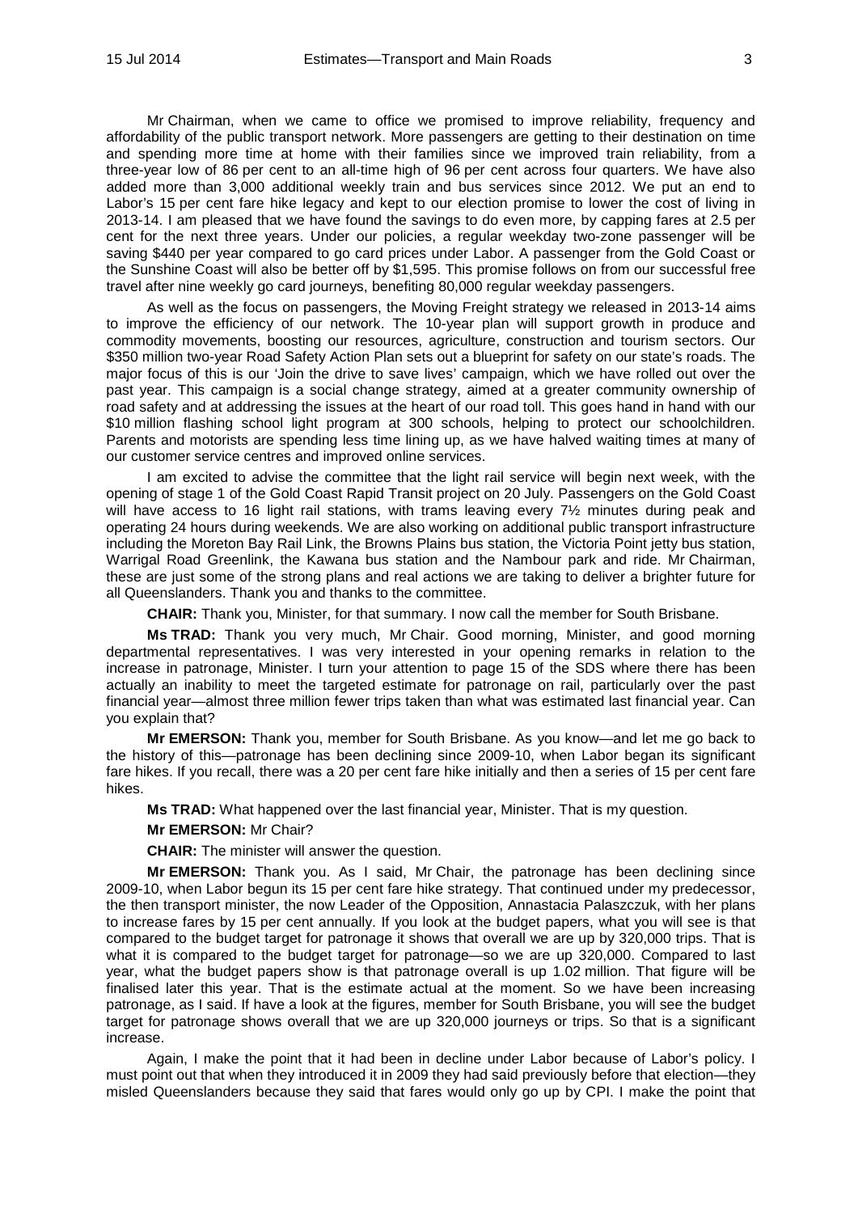Mr Chairman, when we came to office we promised to improve reliability, frequency and affordability of the public transport network. More passengers are getting to their destination on time and spending more time at home with their families since we improved train reliability, from a three-year low of 86 per cent to an all-time high of 96 per cent across four quarters. We have also added more than 3,000 additional weekly train and bus services since 2012. We put an end to Labor's 15 per cent fare hike legacy and kept to our election promise to lower the cost of living in 2013-14. I am pleased that we have found the savings to do even more, by capping fares at 2.5 per cent for the next three years. Under our policies, a regular weekday two-zone passenger will be saving $440 per year compared to go card prices under Labor. A passenger from the Gold Coast or the Sunshine Coast will also be better off by $1,595. This promise follows on from our successful free travel after nine weekly go card journeys, benefiting 80,000 regular weekday passengers.

As well as the focus on passengers, the Moving Freight strategy we released in 2013-14 aims to improve the efficiency of our network. The 10-year plan will support growth in produce and commodity movements, boosting our resources, agriculture, construction and tourism sectors. Our $350 million two-year Road Safety Action Plan sets out a blueprint for safety on our state's roads. The major focus of this is our 'Join the drive to save lives' campaign, which we have rolled out over the past year. This campaign is a social change strategy, aimed at a greater community ownership of road safety and at addressing the issues at the heart of our road toll. This goes hand in hand with our $10 million flashing school light program at 300 schools, helping to protect our schoolchildren. Parents and motorists are spending less time lining up, as we have halved waiting times at many of our customer service centres and improved online services.

I am excited to advise the committee that the light rail service will begin next week, with the opening of stage 1 of the Gold Coast Rapid Transit project on 20 July. Passengers on the Gold Coast will have access to 16 light rail stations, with trams leaving every 7½ minutes during peak and operating 24 hours during weekends. We are also working on additional public transport infrastructure including the Moreton Bay Rail Link, the Browns Plains bus station, the Victoria Point jetty bus station, Warrigal Road Greenlink, the Kawana bus station and the Nambour park and ride. Mr Chairman, these are just some of the strong plans and real actions we are taking to deliver a brighter future for all Queenslanders. Thank you and thanks to the committee.

**CHAIR:** Thank you, Minister, for that summary. I now call the member for South Brisbane.

**Ms TRAD:** Thank you very much, Mr Chair. Good morning, Minister, and good morning departmental representatives. I was very interested in your opening remarks in relation to the increase in patronage, Minister. I turn your attention to page 15 of the SDS where there has been actually an inability to meet the targeted estimate for patronage on rail, particularly over the past financial year—almost three million fewer trips taken than what was estimated last financial year. Can you explain that?

**Mr EMERSON:** Thank you, member for South Brisbane. As you know—and let me go back to the history of this—patronage has been declining since 2009-10, when Labor began its significant fare hikes. If you recall, there was a 20 per cent fare hike initially and then a series of 15 per cent fare hikes.

**Ms TRAD:** What happened over the last financial year, Minister. That is my question.

**Mr EMERSON:** Mr Chair?

**CHAIR:** The minister will answer the question.

**Mr EMERSON:** Thank you. As I said, Mr Chair, the patronage has been declining since 2009-10, when Labor begun its 15 per cent fare hike strategy. That continued under my predecessor, the then transport minister, the now Leader of the Opposition, Annastacia Palaszczuk, with her plans to increase fares by 15 per cent annually. If you look at the budget papers, what you will see is that compared to the budget target for patronage it shows that overall we are up by 320,000 trips. That is what it is compared to the budget target for patronage—so we are up 320,000. Compared to last year, what the budget papers show is that patronage overall is up 1.02 million. That figure will be finalised later this year. That is the estimate actual at the moment. So we have been increasing patronage, as I said. If have a look at the figures, member for South Brisbane, you will see the budget target for patronage shows overall that we are up 320,000 journeys or trips. So that is a significant increase.

Again, I make the point that it had been in decline under Labor because of Labor's policy. I must point out that when they introduced it in 2009 they had said previously before that election—they misled Queenslanders because they said that fares would only go up by CPI. I make the point that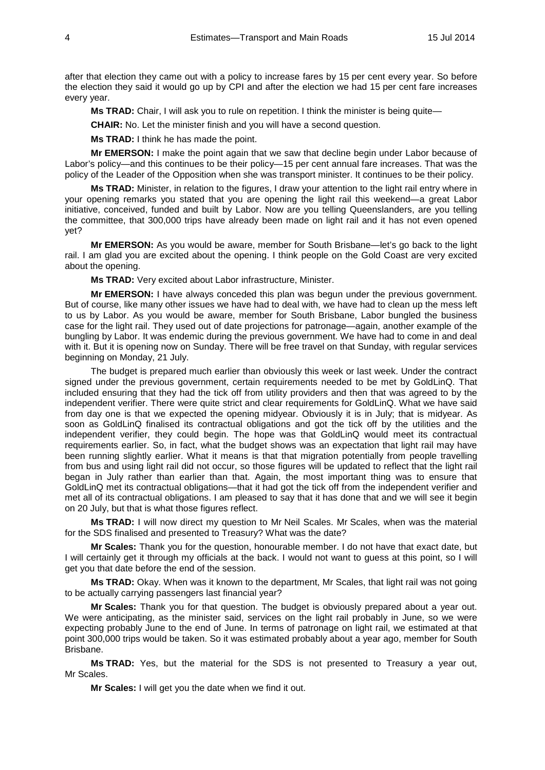after that election they came out with a policy to increase fares by 15 per cent every year. So before the election they said it would go up by CPI and after the election we had 15 per cent fare increases every year.

**Ms TRAD:** Chair, I will ask you to rule on repetition. I think the minister is being quite—

**CHAIR:** No. Let the minister finish and you will have a second question.

**Ms TRAD:** I think he has made the point.

**Mr EMERSON:** I make the point again that we saw that decline begin under Labor because of Labor's policy—and this continues to be their policy—15 per cent annual fare increases. That was the policy of the Leader of the Opposition when she was transport minister. It continues to be their policy.

**Ms TRAD:** Minister, in relation to the figures, I draw your attention to the light rail entry where in your opening remarks you stated that you are opening the light rail this weekend—a great Labor initiative, conceived, funded and built by Labor. Now are you telling Queenslanders, are you telling the committee, that 300,000 trips have already been made on light rail and it has not even opened yet?

**Mr EMERSON:** As you would be aware, member for South Brisbane—let's go back to the light rail. I am glad you are excited about the opening. I think people on the Gold Coast are very excited about the opening.

**Ms TRAD:** Very excited about Labor infrastructure, Minister.

**Mr EMERSON:** I have always conceded this plan was begun under the previous government. But of course, like many other issues we have had to deal with, we have had to clean up the mess left to us by Labor. As you would be aware, member for South Brisbane, Labor bungled the business case for the light rail. They used out of date projections for patronage—again, another example of the bungling by Labor. It was endemic during the previous government. We have had to come in and deal with it. But it is opening now on Sunday. There will be free travel on that Sunday, with regular services beginning on Monday, 21 July.

The budget is prepared much earlier than obviously this week or last week. Under the contract signed under the previous government, certain requirements needed to be met by GoldLinQ. That included ensuring that they had the tick off from utility providers and then that was agreed to by the independent verifier. There were quite strict and clear requirements for GoldLinQ. What we have said from day one is that we expected the opening midyear. Obviously it is in July; that is midyear. As soon as GoldLinQ finalised its contractual obligations and got the tick off by the utilities and the independent verifier, they could begin. The hope was that GoldLinQ would meet its contractual requirements earlier. So, in fact, what the budget shows was an expectation that light rail may have been running slightly earlier. What it means is that that migration potentially from people travelling from bus and using light rail did not occur, so those figures will be updated to reflect that the light rail began in July rather than earlier than that. Again, the most important thing was to ensure that GoldLinQ met its contractual obligations—that it had got the tick off from the independent verifier and met all of its contractual obligations. I am pleased to say that it has done that and we will see it begin on 20 July, but that is what those figures reflect.

**Ms TRAD:** I will now direct my question to Mr Neil Scales. Mr Scales, when was the material for the SDS finalised and presented to Treasury? What was the date?

**Mr Scales:** Thank you for the question, honourable member. I do not have that exact date, but I will certainly get it through my officials at the back. I would not want to guess at this point, so I will get you that date before the end of the session.

**Ms TRAD:** Okay. When was it known to the department, Mr Scales, that light rail was not going to be actually carrying passengers last financial year?

**Mr Scales:** Thank you for that question. The budget is obviously prepared about a year out. We were anticipating, as the minister said, services on the light rail probably in June, so we were expecting probably June to the end of June. In terms of patronage on light rail, we estimated at that point 300,000 trips would be taken. So it was estimated probably about a year ago, member for South Brisbane.

**Ms TRAD:** Yes, but the material for the SDS is not presented to Treasury a year out, Mr Scales.

**Mr Scales:** I will get you the date when we find it out.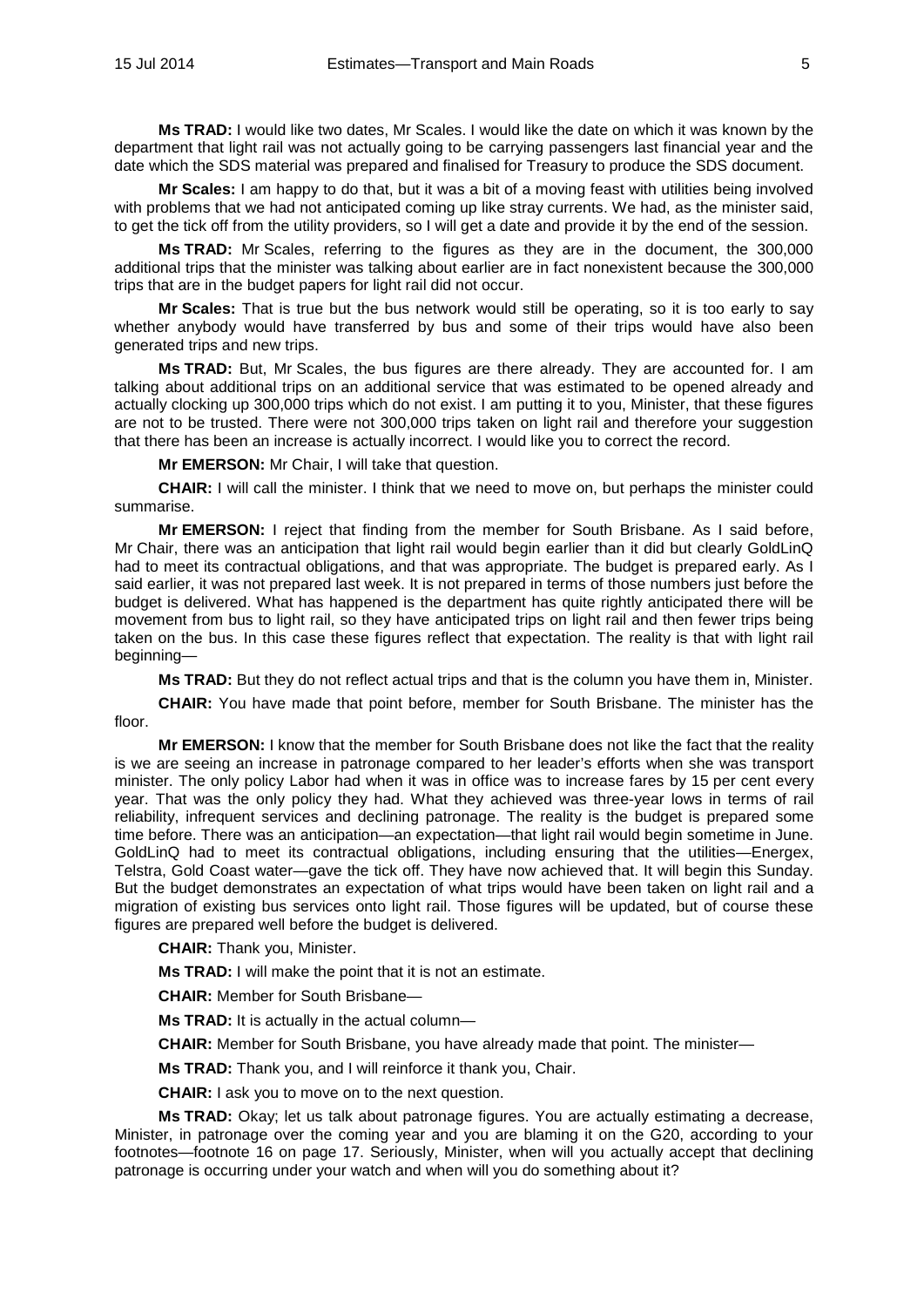**Ms TRAD:** I would like two dates, Mr Scales. I would like the date on which it was known by the department that light rail was not actually going to be carrying passengers last financial year and the date which the SDS material was prepared and finalised for Treasury to produce the SDS document.

**Mr Scales:** I am happy to do that, but it was a bit of a moving feast with utilities being involved with problems that we had not anticipated coming up like stray currents. We had, as the minister said, to get the tick off from the utility providers, so I will get a date and provide it by the end of the session.

**Ms TRAD:** Mr Scales, referring to the figures as they are in the document, the 300,000 additional trips that the minister was talking about earlier are in fact nonexistent because the 300,000 trips that are in the budget papers for light rail did not occur.

**Mr Scales:** That is true but the bus network would still be operating, so it is too early to say whether anybody would have transferred by bus and some of their trips would have also been generated trips and new trips.

**Ms TRAD:** But, Mr Scales, the bus figures are there already. They are accounted for. I am talking about additional trips on an additional service that was estimated to be opened already and actually clocking up 300,000 trips which do not exist. I am putting it to you, Minister, that these figures are not to be trusted. There were not 300,000 trips taken on light rail and therefore your suggestion that there has been an increase is actually incorrect. I would like you to correct the record.

**Mr EMERSON:** Mr Chair, I will take that question.

**CHAIR:** I will call the minister. I think that we need to move on, but perhaps the minister could summarise.

**Mr EMERSON:** I reject that finding from the member for South Brisbane. As I said before, Mr Chair, there was an anticipation that light rail would begin earlier than it did but clearly GoldLinQ had to meet its contractual obligations, and that was appropriate. The budget is prepared early. As I said earlier, it was not prepared last week. It is not prepared in terms of those numbers just before the budget is delivered. What has happened is the department has quite rightly anticipated there will be movement from bus to light rail, so they have anticipated trips on light rail and then fewer trips being taken on the bus. In this case these figures reflect that expectation. The reality is that with light rail beginning—

**Ms TRAD:** But they do not reflect actual trips and that is the column you have them in, Minister.

**CHAIR:** You have made that point before, member for South Brisbane. The minister has the floor.

**Mr EMERSON:** I know that the member for South Brisbane does not like the fact that the reality is we are seeing an increase in patronage compared to her leader's efforts when she was transport minister. The only policy Labor had when it was in office was to increase fares by 15 per cent every year. That was the only policy they had. What they achieved was three-year lows in terms of rail reliability, infrequent services and declining patronage. The reality is the budget is prepared some time before. There was an anticipation—an expectation—that light rail would begin sometime in June. GoldLinQ had to meet its contractual obligations, including ensuring that the utilities—Energex, Telstra, Gold Coast water—gave the tick off. They have now achieved that. It will begin this Sunday. But the budget demonstrates an expectation of what trips would have been taken on light rail and a migration of existing bus services onto light rail. Those figures will be updated, but of course these figures are prepared well before the budget is delivered.

**CHAIR:** Thank you, Minister.

**Ms TRAD:** I will make the point that it is not an estimate.

**CHAIR:** Member for South Brisbane—

**Ms TRAD:** It is actually in the actual column—

**CHAIR:** Member for South Brisbane, you have already made that point. The minister—

**Ms TRAD:** Thank you, and I will reinforce it thank you, Chair.

**CHAIR:** I ask you to move on to the next question.

**Ms TRAD:** Okay; let us talk about patronage figures. You are actually estimating a decrease, Minister, in patronage over the coming year and you are blaming it on the G20, according to your footnotes—footnote 16 on page 17. Seriously, Minister, when will you actually accept that declining patronage is occurring under your watch and when will you do something about it?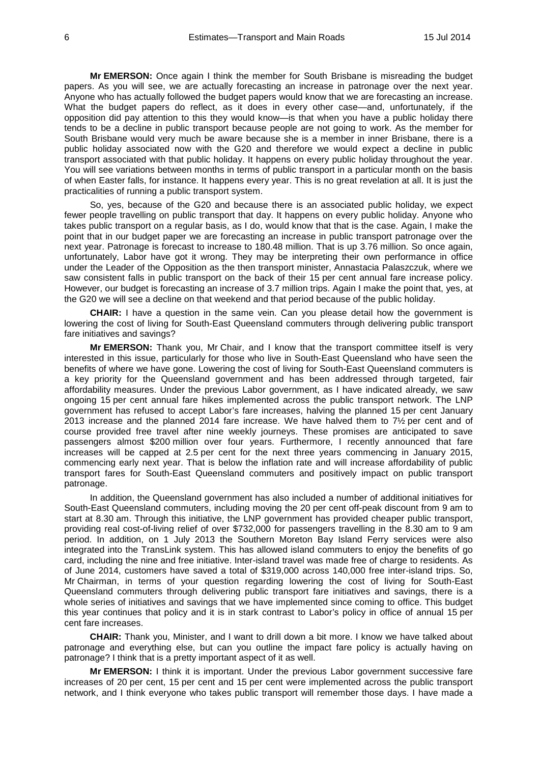**Mr EMERSON:** Once again I think the member for South Brisbane is misreading the budget papers. As you will see, we are actually forecasting an increase in patronage over the next year. Anyone who has actually followed the budget papers would know that we are forecasting an increase. What the budget papers do reflect, as it does in every other case—and, unfortunately, if the opposition did pay attention to this they would know—is that when you have a public holiday there tends to be a decline in public transport because people are not going to work. As the member for South Brisbane would very much be aware because she is a member in inner Brisbane, there is a public holiday associated now with the G20 and therefore we would expect a decline in public transport associated with that public holiday. It happens on every public holiday throughout the year. You will see variations between months in terms of public transport in a particular month on the basis of when Easter falls, for instance. It happens every year. This is no great revelation at all. It is just the practicalities of running a public transport system.

So, yes, because of the G20 and because there is an associated public holiday, we expect fewer people travelling on public transport that day. It happens on every public holiday. Anyone who takes public transport on a regular basis, as I do, would know that that is the case. Again, I make the point that in our budget paper we are forecasting an increase in public transport patronage over the next year. Patronage is forecast to increase to 180.48 million. That is up 3.76 million. So once again, unfortunately, Labor have got it wrong. They may be interpreting their own performance in office under the Leader of the Opposition as the then transport minister, Annastacia Palaszczuk, where we saw consistent falls in public transport on the back of their 15 per cent annual fare increase policy. However, our budget is forecasting an increase of 3.7 million trips. Again I make the point that, yes, at the G20 we will see a decline on that weekend and that period because of the public holiday.

**CHAIR:** I have a question in the same vein. Can you please detail how the government is lowering the cost of living for South-East Queensland commuters through delivering public transport fare initiatives and savings?

**Mr EMERSON:** Thank you, Mr Chair, and I know that the transport committee itself is very interested in this issue, particularly for those who live in South-East Queensland who have seen the benefits of where we have gone. Lowering the cost of living for South-East Queensland commuters is a key priority for the Queensland government and has been addressed through targeted, fair affordability measures. Under the previous Labor government, as I have indicated already, we saw ongoing 15 per cent annual fare hikes implemented across the public transport network. The LNP government has refused to accept Labor's fare increases, halving the planned 15 per cent January 2013 increase and the planned 2014 fare increase. We have halved them to 7½ per cent and of course provided free travel after nine weekly journeys. These promises are anticipated to save passengers almost $200 million over four years. Furthermore, I recently announced that fare increases will be capped at 2.5 per cent for the next three years commencing in January 2015, commencing early next year. That is below the inflation rate and will increase affordability of public transport fares for South-East Queensland commuters and positively impact on public transport patronage.

In addition, the Queensland government has also included a number of additional initiatives for South-East Queensland commuters, including moving the 20 per cent off-peak discount from 9 am to start at 8.30 am. Through this initiative, the LNP government has provided cheaper public transport, providing real cost-of-living relief of over $732,000 for passengers travelling in the 8.30 am to 9 am period. In addition, on 1 July 2013 the Southern Moreton Bay Island Ferry services were also integrated into the TransLink system. This has allowed island commuters to enjoy the benefits of go card, including the nine and free initiative. Inter-island travel was made free of charge to residents. As of June 2014, customers have saved a total of $319,000 across 140,000 free inter-island trips. So, Mr Chairman, in terms of your question regarding lowering the cost of living for South-East Queensland commuters through delivering public transport fare initiatives and savings, there is a whole series of initiatives and savings that we have implemented since coming to office. This budget this year continues that policy and it is in stark contrast to Labor's policy in office of annual 15 per cent fare increases.

**CHAIR:** Thank you, Minister, and I want to drill down a bit more. I know we have talked about patronage and everything else, but can you outline the impact fare policy is actually having on patronage? I think that is a pretty important aspect of it as well.

**Mr EMERSON:** I think it is important. Under the previous Labor government successive fare increases of 20 per cent, 15 per cent and 15 per cent were implemented across the public transport network, and I think everyone who takes public transport will remember those days. I have made a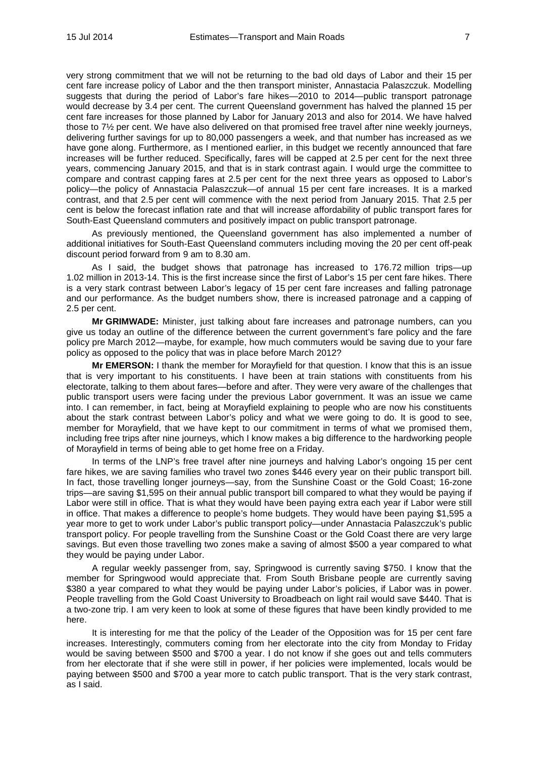very strong commitment that we will not be returning to the bad old days of Labor and their 15 per cent fare increase policy of Labor and the then transport minister, Annastacia Palaszczuk. Modelling suggests that during the period of Labor's fare hikes—2010 to 2014—public transport patronage would decrease by 3.4 per cent. The current Queensland government has halved the planned 15 per cent fare increases for those planned by Labor for January 2013 and also for 2014. We have halved those to 7½ per cent. We have also delivered on that promised free travel after nine weekly journeys, delivering further savings for up to 80,000 passengers a week, and that number has increased as we have gone along. Furthermore, as I mentioned earlier, in this budget we recently announced that fare increases will be further reduced. Specifically, fares will be capped at 2.5 per cent for the next three years, commencing January 2015, and that is in stark contrast again. I would urge the committee to compare and contrast capping fares at 2.5 per cent for the next three years as opposed to Labor's policy—the policy of Annastacia Palaszczuk—of annual 15 per cent fare increases. It is a marked contrast, and that 2.5 per cent will commence with the next period from January 2015. That 2.5 per cent is below the forecast inflation rate and that will increase affordability of public transport fares for South-East Queensland commuters and positively impact on public transport patronage.

As previously mentioned, the Queensland government has also implemented a number of additional initiatives for South-East Queensland commuters including moving the 20 per cent off-peak discount period forward from 9 am to 8.30 am.

As I said, the budget shows that patronage has increased to 176.72 million trips—up 1.02 million in 2013-14. This is the first increase since the first of Labor's 15 per cent fare hikes. There is a very stark contrast between Labor's legacy of 15 per cent fare increases and falling patronage and our performance. As the budget numbers show, there is increased patronage and a capping of 2.5 per cent.

**Mr GRIMWADE:** Minister, just talking about fare increases and patronage numbers, can you give us today an outline of the difference between the current government's fare policy and the fare policy pre March 2012—maybe, for example, how much commuters would be saving due to your fare policy as opposed to the policy that was in place before March 2012?

**Mr EMERSON:** I thank the member for Morayfield for that question. I know that this is an issue that is very important to his constituents. I have been at train stations with constituents from his electorate, talking to them about fares—before and after. They were very aware of the challenges that public transport users were facing under the previous Labor government. It was an issue we came into. I can remember, in fact, being at Morayfield explaining to people who are now his constituents about the stark contrast between Labor's policy and what we were going to do. It is good to see, member for Morayfield, that we have kept to our commitment in terms of what we promised them, including free trips after nine journeys, which I know makes a big difference to the hardworking people of Morayfield in terms of being able to get home free on a Friday.

In terms of the LNP's free travel after nine journeys and halving Labor's ongoing 15 per cent fare hikes, we are saving families who travel two zones $446 every year on their public transport bill. In fact, those travelling longer journeys—say, from the Sunshine Coast or the Gold Coast; 16-zone trips—are saving $1,595 on their annual public transport bill compared to what they would be paying if Labor were still in office. That is what they would have been paying extra each year if Labor were still in office. That makes a difference to people's home budgets. They would have been paying $1,595 a year more to get to work under Labor's public transport policy—under Annastacia Palaszczuk's public transport policy. For people travelling from the Sunshine Coast or the Gold Coast there are very large savings. But even those travelling two zones make a saving of almost $500 a year compared to what they would be paying under Labor.

A regular weekly passenger from, say, Springwood is currently saving $750. I know that the member for Springwood would appreciate that. From South Brisbane people are currently saving $380 a year compared to what they would be paying under Labor's policies, if Labor was in power. People travelling from the Gold Coast University to Broadbeach on light rail would save $440. That is a two-zone trip. I am very keen to look at some of these figures that have been kindly provided to me here.

It is interesting for me that the policy of the Leader of the Opposition was for 15 per cent fare increases. Interestingly, commuters coming from her electorate into the city from Monday to Friday would be saving between $500 and $700 a year. I do not know if she goes out and tells commuters from her electorate that if she were still in power, if her policies were implemented, locals would be paying between $500 and $700 a year more to catch public transport. That is the very stark contrast, as I said.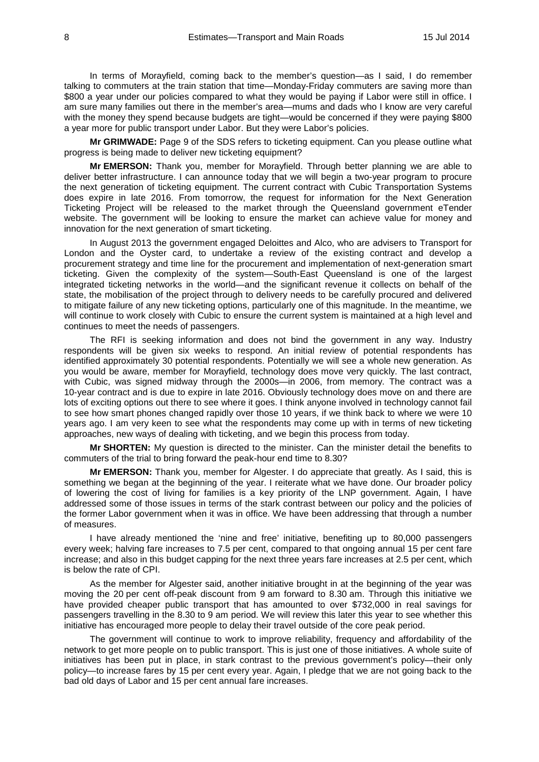In terms of Morayfield, coming back to the member's question—as I said, I do remember talking to commuters at the train station that time—Monday-Friday commuters are saving more than $800 a year under our policies compared to what they would be paying if Labor were still in office. I am sure many families out there in the member's area—mums and dads who I know are very careful with the money they spend because budgets are tight—would be concerned if they were paying $800 a year more for public transport under Labor. But they were Labor's policies.

**Mr GRIMWADE:** Page 9 of the SDS refers to ticketing equipment. Can you please outline what progress is being made to deliver new ticketing equipment?

**Mr EMERSON:** Thank you, member for Morayfield. Through better planning we are able to deliver better infrastructure. I can announce today that we will begin a two-year program to procure the next generation of ticketing equipment. The current contract with Cubic Transportation Systems does expire in late 2016. From tomorrow, the request for information for the Next Generation Ticketing Project will be released to the market through the Queensland government eTender website. The government will be looking to ensure the market can achieve value for money and innovation for the next generation of smart ticketing.

In August 2013 the government engaged Deloittes and Alco, who are advisers to Transport for London and the Oyster card, to undertake a review of the existing contract and develop a procurement strategy and time line for the procurement and implementation of next-generation smart ticketing. Given the complexity of the system—South-East Queensland is one of the largest integrated ticketing networks in the world—and the significant revenue it collects on behalf of the state, the mobilisation of the project through to delivery needs to be carefully procured and delivered to mitigate failure of any new ticketing options, particularly one of this magnitude. In the meantime, we will continue to work closely with Cubic to ensure the current system is maintained at a high level and continues to meet the needs of passengers.

The RFI is seeking information and does not bind the government in any way. Industry respondents will be given six weeks to respond. An initial review of potential respondents has identified approximately 30 potential respondents. Potentially we will see a whole new generation. As you would be aware, member for Morayfield, technology does move very quickly. The last contract, with Cubic, was signed midway through the 2000s—in 2006, from memory. The contract was a 10-year contract and is due to expire in late 2016. Obviously technology does move on and there are lots of exciting options out there to see where it goes. I think anyone involved in technology cannot fail to see how smart phones changed rapidly over those 10 years, if we think back to where we were 10 years ago. I am very keen to see what the respondents may come up with in terms of new ticketing approaches, new ways of dealing with ticketing, and we begin this process from today.

**Mr SHORTEN:** My question is directed to the minister. Can the minister detail the benefits to commuters of the trial to bring forward the peak-hour end time to 8.30?

**Mr EMERSON:** Thank you, member for Algester. I do appreciate that greatly. As I said, this is something we began at the beginning of the year. I reiterate what we have done. Our broader policy of lowering the cost of living for families is a key priority of the LNP government. Again, I have addressed some of those issues in terms of the stark contrast between our policy and the policies of the former Labor government when it was in office. We have been addressing that through a number of measures.

I have already mentioned the 'nine and free' initiative, benefiting up to 80,000 passengers every week; halving fare increases to 7.5 per cent, compared to that ongoing annual 15 per cent fare increase; and also in this budget capping for the next three years fare increases at 2.5 per cent, which is below the rate of CPI.

As the member for Algester said, another initiative brought in at the beginning of the year was moving the 20 per cent off-peak discount from 9 am forward to 8.30 am. Through this initiative we have provided cheaper public transport that has amounted to over $732,000 in real savings for passengers travelling in the 8.30 to 9 am period. We will review this later this year to see whether this initiative has encouraged more people to delay their travel outside of the core peak period.

The government will continue to work to improve reliability, frequency and affordability of the network to get more people on to public transport. This is just one of those initiatives. A whole suite of initiatives has been put in place, in stark contrast to the previous government's policy—their only policy—to increase fares by 15 per cent every year. Again, I pledge that we are not going back to the bad old days of Labor and 15 per cent annual fare increases.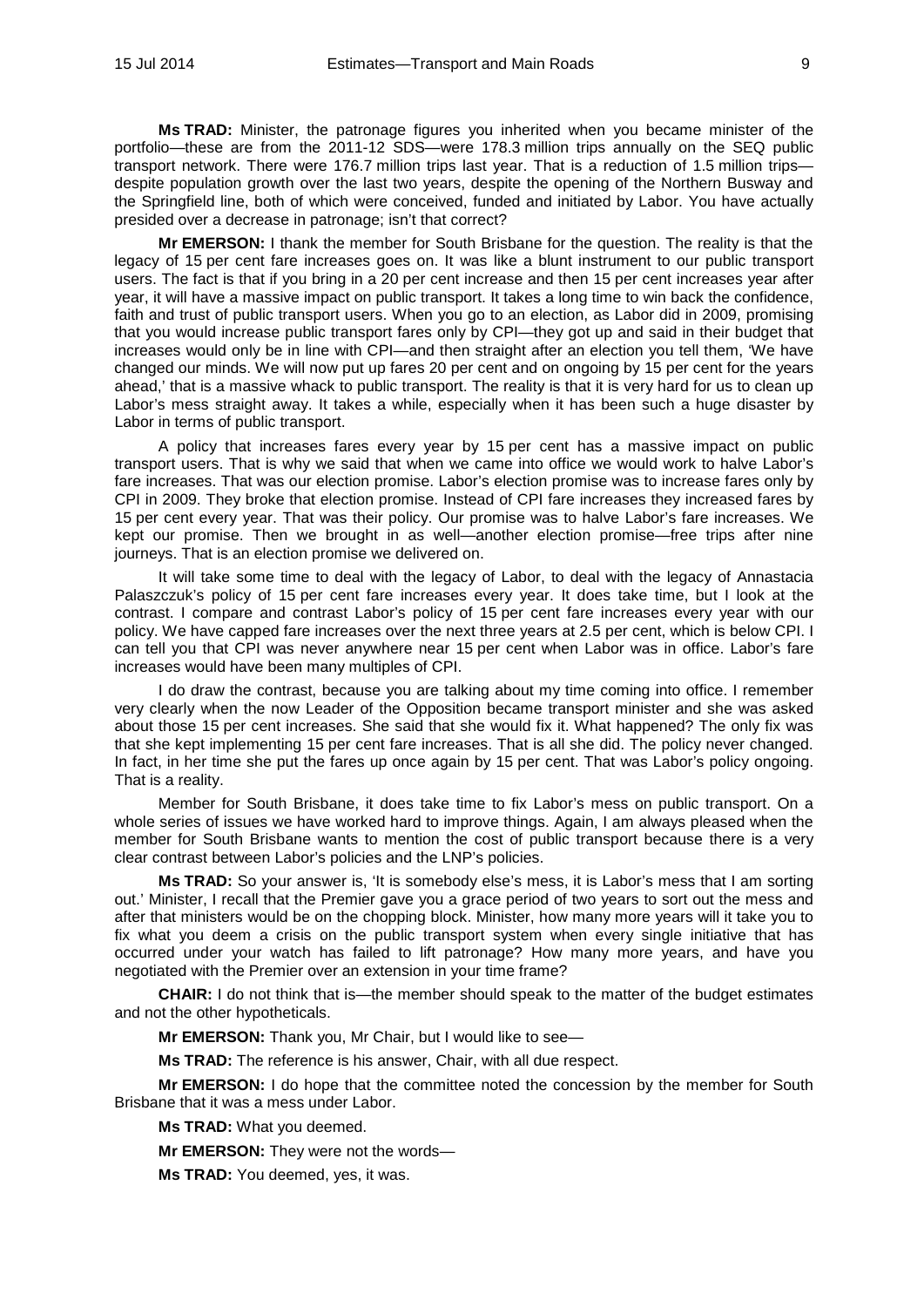**Ms TRAD:** Minister, the patronage figures you inherited when you became minister of the portfolio—these are from the 2011-12 SDS—were 178.3 million trips annually on the SEQ public transport network. There were 176.7 million trips last year. That is a reduction of 1.5 million trips—despite population growth over the last two years, despite the opening of the Northern Busway and the Springfield line, both of which were conceived, funded and initiated by Labor. You have actually presided over a decrease in patronage; isn't that correct?

**Mr EMERSON:** I thank the member for South Brisbane for the question. The reality is that the legacy of 15 per cent fare increases goes on. It was like a blunt instrument to our public transport users. The fact is that if you bring in a 20 per cent increase and then 15 per cent increases year after year, it will have a massive impact on public transport. It takes a long time to win back the confidence, faith and trust of public transport users. When you go to an election, as Labor did in 2009, promising that you would increase public transport fares only by CPI—they got up and said in their budget that increases would only be in line with CPI—and then straight after an election you tell them, 'We have changed our minds. We will now put up fares 20 per cent and on ongoing by 15 per cent for the years ahead,' that is a massive whack to public transport. The reality is that it is very hard for us to clean up Labor's mess straight away. It takes a while, especially when it has been such a huge disaster by Labor in terms of public transport.

A policy that increases fares every year by 15 per cent has a massive impact on public transport users. That is why we said that when we came into office we would work to halve Labor's fare increases. That was our election promise. Labor's election promise was to increase fares only by CPI in 2009. They broke that election promise. Instead of CPI fare increases they increased fares by 15 per cent every year. That was their policy. Our promise was to halve Labor's fare increases. We kept our promise. Then we brought in as well—another election promise—free trips after nine journeys. That is an election promise we delivered on.

It will take some time to deal with the legacy of Labor, to deal with the legacy of Annastacia Palaszczuk's policy of 15 per cent fare increases every year. It does take time, but I look at the contrast. I compare and contrast Labor's policy of 15 per cent fare increases every year with our policy. We have capped fare increases over the next three years at 2.5 per cent, which is below CPI. I can tell you that CPI was never anywhere near 15 per cent when Labor was in office. Labor's fare increases would have been many multiples of CPI.

I do draw the contrast, because you are talking about my time coming into office. I remember very clearly when the now Leader of the Opposition became transport minister and she was asked about those 15 per cent increases. She said that she would fix it. What happened? The only fix was that she kept implementing 15 per cent fare increases. That is all she did. The policy never changed. In fact, in her time she put the fares up once again by 15 per cent. That was Labor's policy ongoing. That is a reality.

Member for South Brisbane, it does take time to fix Labor's mess on public transport. On a whole series of issues we have worked hard to improve things. Again, I am always pleased when the member for South Brisbane wants to mention the cost of public transport because there is a very clear contrast between Labor's policies and the LNP's policies.

**Ms TRAD:** So your answer is, 'It is somebody else's mess, it is Labor's mess that I am sorting out.' Minister, I recall that the Premier gave you a grace period of two years to sort out the mess and after that ministers would be on the chopping block. Minister, how many more years will it take you to fix what you deem a crisis on the public transport system when every single initiative that has occurred under your watch has failed to lift patronage? How many more years, and have you negotiated with the Premier over an extension in your time frame?

**CHAIR:** I do not think that is—the member should speak to the matter of the budget estimates and not the other hypotheticals.

**Mr EMERSON:** Thank you, Mr Chair, but I would like to see—

**Ms TRAD:** The reference is his answer, Chair, with all due respect.

**Mr EMERSON:** I do hope that the committee noted the concession by the member for South Brisbane that it was a mess under Labor.

**Ms TRAD:** What you deemed.

**Mr EMERSON:** They were not the words—

**Ms TRAD:** You deemed, yes, it was.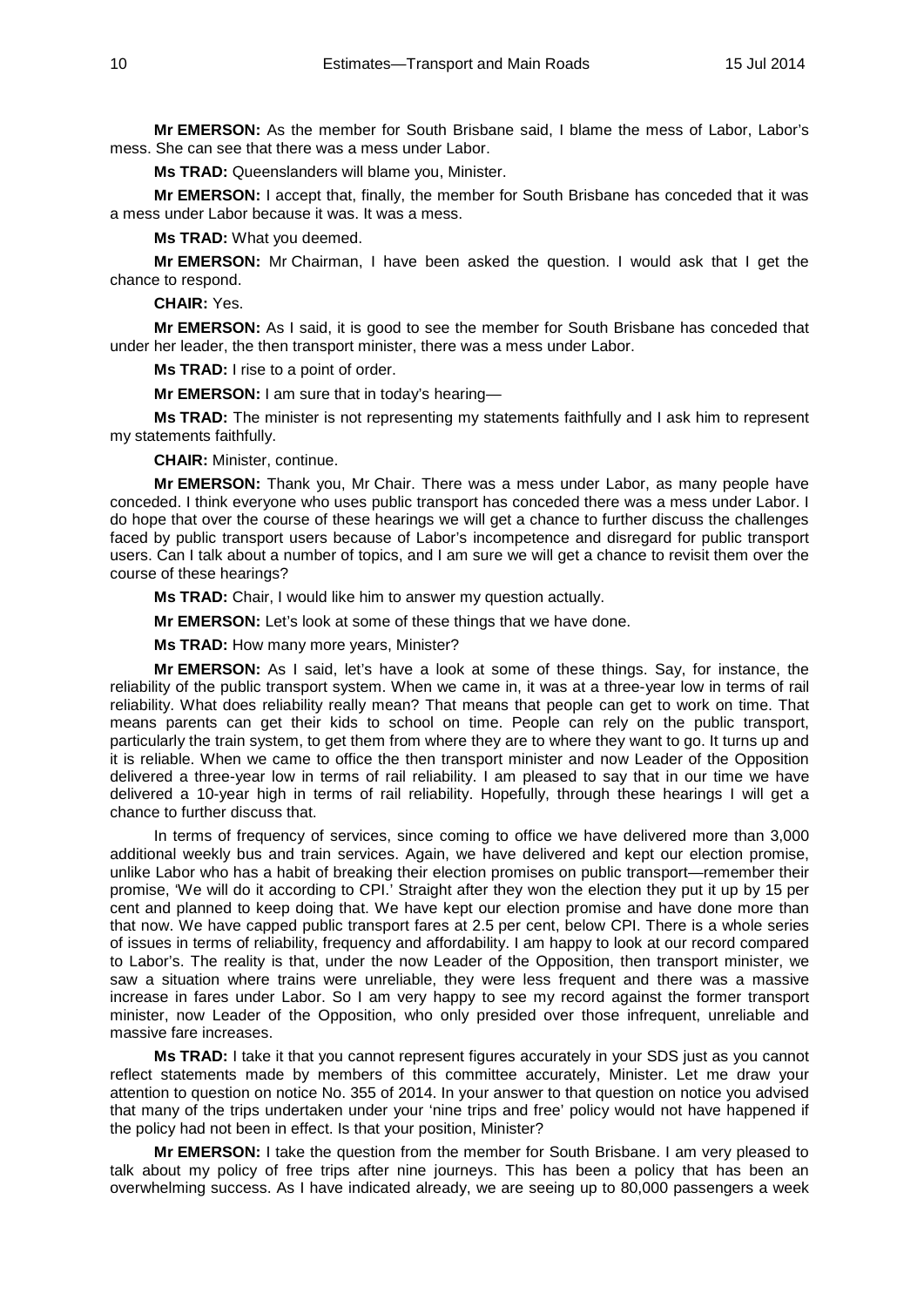**Mr EMERSON:** As the member for South Brisbane said, I blame the mess of Labor, Labor's mess. She can see that there was a mess under Labor.

**Ms TRAD:** Queenslanders will blame you, Minister.

**Mr EMERSON:** I accept that, finally, the member for South Brisbane has conceded that it was a mess under Labor because it was. It was a mess.

**Ms TRAD:** What you deemed.

**Mr EMERSON:** Mr Chairman, I have been asked the question. I would ask that I get the chance to respond.

**CHAIR:** Yes.

**Mr EMERSON:** As I said, it is good to see the member for South Brisbane has conceded that under her leader, the then transport minister, there was a mess under Labor.

**Ms TRAD:** I rise to a point of order.

**Mr EMERSON:** I am sure that in today's hearing—

**Ms TRAD:** The minister is not representing my statements faithfully and I ask him to represent my statements faithfully.

**CHAIR:** Minister, continue.

**Mr EMERSON:** Thank you, Mr Chair. There was a mess under Labor, as many people have conceded. I think everyone who uses public transport has conceded there was a mess under Labor. I do hope that over the course of these hearings we will get a chance to further discuss the challenges faced by public transport users because of Labor's incompetence and disregard for public transport users. Can I talk about a number of topics, and I am sure we will get a chance to revisit them over the course of these hearings?

**Ms TRAD:** Chair, I would like him to answer my question actually.

**Mr EMERSON:** Let's look at some of these things that we have done.

**Ms TRAD:** How many more years, Minister?

**Mr EMERSON:** As I said, let's have a look at some of these things. Say, for instance, the reliability of the public transport system. When we came in, it was at a three-year low in terms of rail reliability. What does reliability really mean? That means that people can get to work on time. That means parents can get their kids to school on time. People can rely on the public transport, particularly the train system, to get them from where they are to where they want to go. It turns up and it is reliable. When we came to office the then transport minister and now Leader of the Opposition delivered a three-year low in terms of rail reliability. I am pleased to say that in our time we have delivered a 10-year high in terms of rail reliability. Hopefully, through these hearings I will get a chance to further discuss that.

In terms of frequency of services, since coming to office we have delivered more than 3,000 additional weekly bus and train services. Again, we have delivered and kept our election promise, unlike Labor who has a habit of breaking their election promises on public transport—remember their promise, 'We will do it according to CPI.' Straight after they won the election they put it up by 15 per cent and planned to keep doing that. We have kept our election promise and have done more than that now. We have capped public transport fares at 2.5 per cent, below CPI. There is a whole series of issues in terms of reliability, frequency and affordability. I am happy to look at our record compared to Labor's. The reality is that, under the now Leader of the Opposition, then transport minister, we saw a situation where trains were unreliable, they were less frequent and there was a massive increase in fares under Labor. So I am very happy to see my record against the former transport minister, now Leader of the Opposition, who only presided over those infrequent, unreliable and massive fare increases.

**Ms TRAD:** I take it that you cannot represent figures accurately in your SDS just as you cannot reflect statements made by members of this committee accurately, Minister. Let me draw your attention to question on notice No. 355 of 2014. In your answer to that question on notice you advised that many of the trips undertaken under your 'nine trips and free' policy would not have happened if the policy had not been in effect. Is that your position, Minister?

**Mr EMERSON:** I take the question from the member for South Brisbane. I am very pleased to talk about my policy of free trips after nine journeys. This has been a policy that has been an overwhelming success. As I have indicated already, we are seeing up to 80,000 passengers a week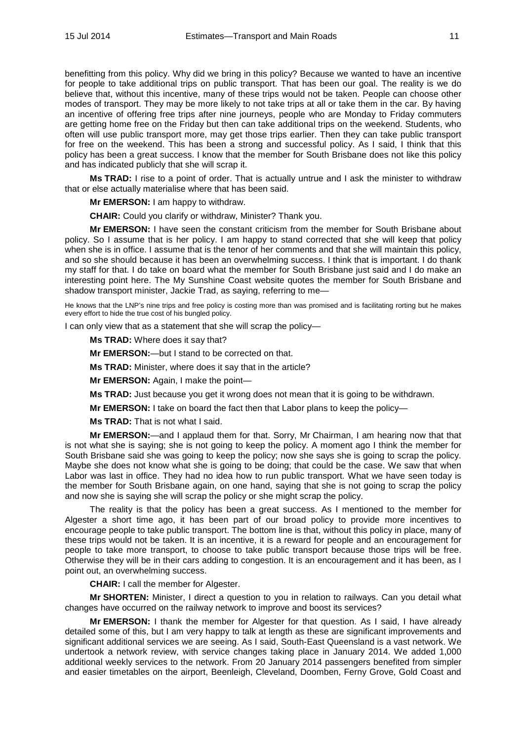benefitting from this policy. Why did we bring in this policy? Because we wanted to have an incentive for people to take additional trips on public transport. That has been our goal. The reality is we do believe that, without this incentive, many of these trips would not be taken. People can choose other modes of transport. They may be more likely to not take trips at all or take them in the car. By having an incentive of offering free trips after nine journeys, people who are Monday to Friday commuters are getting home free on the Friday but then can take additional trips on the weekend. Students, who often will use public transport more, may get those trips earlier. Then they can take public transport for free on the weekend. This has been a strong and successful policy. As I said, I think that this policy has been a great success. I know that the member for South Brisbane does not like this policy and has indicated publicly that she will scrap it.

**Ms TRAD:** I rise to a point of order. That is actually untrue and I ask the minister to withdraw that or else actually materialise where that has been said.

**Mr EMERSON:** I am happy to withdraw.

**CHAIR:** Could you clarify or withdraw, Minister? Thank you.

**Mr EMERSON:** I have seen the constant criticism from the member for South Brisbane about policy. So I assume that is her policy. I am happy to stand corrected that she will keep that policy when she is in office. I assume that is the tenor of her comments and that she will maintain this policy, and so she should because it has been an overwhelming success. I think that is important. I do thank my staff for that. I do take on board what the member for South Brisbane just said and I do make an interesting point here. The My Sunshine Coast website quotes the member for South Brisbane and shadow transport minister, Jackie Trad, as saying, referring to me—

He knows that the LNP's nine trips and free policy is costing more than was promised and is facilitating rorting but he makes every effort to hide the true cost of his bungled policy.

I can only view that as a statement that she will scrap the policy—

**Ms TRAD:** Where does it say that?

**Mr EMERSON:**—but I stand to be corrected on that.

**Ms TRAD:** Minister, where does it say that in the article?

**Mr EMERSON:** Again, I make the point—

**Ms TRAD:** Just because you get it wrong does not mean that it is going to be withdrawn.

**Mr EMERSON:** I take on board the fact then that Labor plans to keep the policy—

**Ms TRAD:** That is not what I said.

**Mr EMERSON:**—and I applaud them for that. Sorry, Mr Chairman, I am hearing now that that is not what she is saying; she is not going to keep the policy. A moment ago I think the member for South Brisbane said she was going to keep the policy; now she says she is going to scrap the policy. Maybe she does not know what she is going to be doing; that could be the case. We saw that when Labor was last in office. They had no idea how to run public transport. What we have seen today is the member for South Brisbane again, on one hand, saying that she is not going to scrap the policy and now she is saying she will scrap the policy or she might scrap the policy.

The reality is that the policy has been a great success. As I mentioned to the member for Algester a short time ago, it has been part of our broad policy to provide more incentives to encourage people to take public transport. The bottom line is that, without this policy in place, many of these trips would not be taken. It is an incentive, it is a reward for people and an encouragement for people to take more transport, to choose to take public transport because those trips will be free. Otherwise they will be in their cars adding to congestion. It is an encouragement and it has been, as I point out, an overwhelming success.

**CHAIR:** I call the member for Algester.

**Mr SHORTEN:** Minister, I direct a question to you in relation to railways. Can you detail what changes have occurred on the railway network to improve and boost its services?

**Mr EMERSON:** I thank the member for Algester for that question. As I said, I have already detailed some of this, but I am very happy to talk at length as these are significant improvements and significant additional services we are seeing. As I said, South-East Queensland is a vast network. We undertook a network review, with service changes taking place in January 2014. We added 1,000 additional weekly services to the network. From 20 January 2014 passengers benefited from simpler and easier timetables on the airport, Beenleigh, Cleveland, Doomben, Ferny Grove, Gold Coast and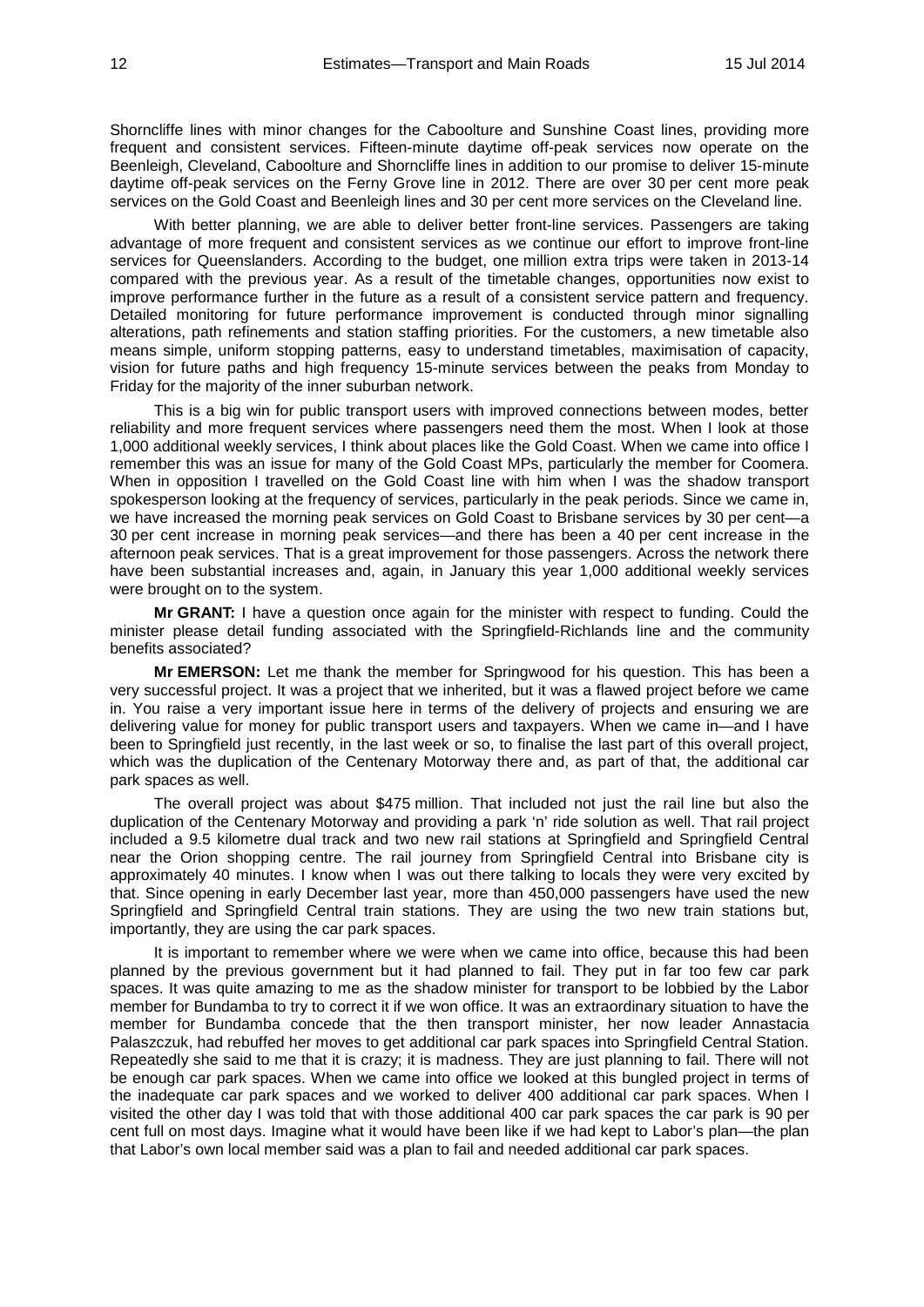Shorncliffe lines with minor changes for the Caboolture and Sunshine Coast lines, providing more frequent and consistent services. Fifteen-minute daytime off-peak services now operate on the Beenleigh, Cleveland, Caboolture and Shorncliffe lines in addition to our promise to deliver 15-minute daytime off-peak services on the Ferny Grove line in 2012. There are over 30 per cent more peak services on the Gold Coast and Beenleigh lines and 30 per cent more services on the Cleveland line.

With better planning, we are able to deliver better front-line services. Passengers are taking advantage of more frequent and consistent services as we continue our effort to improve front-line services for Queenslanders. According to the budget, one million extra trips were taken in 2013-14 compared with the previous year. As a result of the timetable changes, opportunities now exist to improve performance further in the future as a result of a consistent service pattern and frequency. Detailed monitoring for future performance improvement is conducted through minor signalling alterations, path refinements and station staffing priorities. For the customers, a new timetable also means simple, uniform stopping patterns, easy to understand timetables, maximisation of capacity, vision for future paths and high frequency 15-minute services between the peaks from Monday to Friday for the majority of the inner suburban network.

This is a big win for public transport users with improved connections between modes, better reliability and more frequent services where passengers need them the most. When I look at those 1,000 additional weekly services, I think about places like the Gold Coast. When we came into office I remember this was an issue for many of the Gold Coast MPs, particularly the member for Coomera. When in opposition I travelled on the Gold Coast line with him when I was the shadow transport spokesperson looking at the frequency of services, particularly in the peak periods. Since we came in, we have increased the morning peak services on Gold Coast to Brisbane services by 30 per cent—a 30 per cent increase in morning peak services—and there has been a 40 per cent increase in the afternoon peak services. That is a great improvement for those passengers. Across the network there have been substantial increases and, again, in January this year 1,000 additional weekly services were brought on to the system.

**Mr GRANT:** I have a question once again for the minister with respect to funding. Could the minister please detail funding associated with the Springfield-Richlands line and the community benefits associated?

**Mr EMERSON:** Let me thank the member for Springwood for his question. This has been a very successful project. It was a project that we inherited, but it was a flawed project before we came in. You raise a very important issue here in terms of the delivery of projects and ensuring we are delivering value for money for public transport users and taxpayers. When we came in—and I have been to Springfield just recently, in the last week or so, to finalise the last part of this overall project, which was the duplication of the Centenary Motorway there and, as part of that, the additional car park spaces as well.

The overall project was about $475 million. That included not just the rail line but also the duplication of the Centenary Motorway and providing a park 'n' ride solution as well. That rail project included a 9.5 kilometre dual track and two new rail stations at Springfield and Springfield Central near the Orion shopping centre. The rail journey from Springfield Central into Brisbane city is approximately 40 minutes. I know when I was out there talking to locals they were very excited by that. Since opening in early December last year, more than 450,000 passengers have used the new Springfield and Springfield Central train stations. They are using the two new train stations but, importantly, they are using the car park spaces.

It is important to remember where we were when we came into office, because this had been planned by the previous government but it had planned to fail. They put in far too few car park spaces. It was quite amazing to me as the shadow minister for transport to be lobbied by the Labor member for Bundamba to try to correct it if we won office. It was an extraordinary situation to have the member for Bundamba concede that the then transport minister, her now leader Annastacia Palaszczuk, had rebuffed her moves to get additional car park spaces into Springfield Central Station. Repeatedly she said to me that it is crazy; it is madness. They are just planning to fail. There will not be enough car park spaces. When we came into office we looked at this bungled project in terms of the inadequate car park spaces and we worked to deliver 400 additional car park spaces. When I visited the other day I was told that with those additional 400 car park spaces the car park is 90 per cent full on most days. Imagine what it would have been like if we had kept to Labor's plan—the plan that Labor's own local member said was a plan to fail and needed additional car park spaces.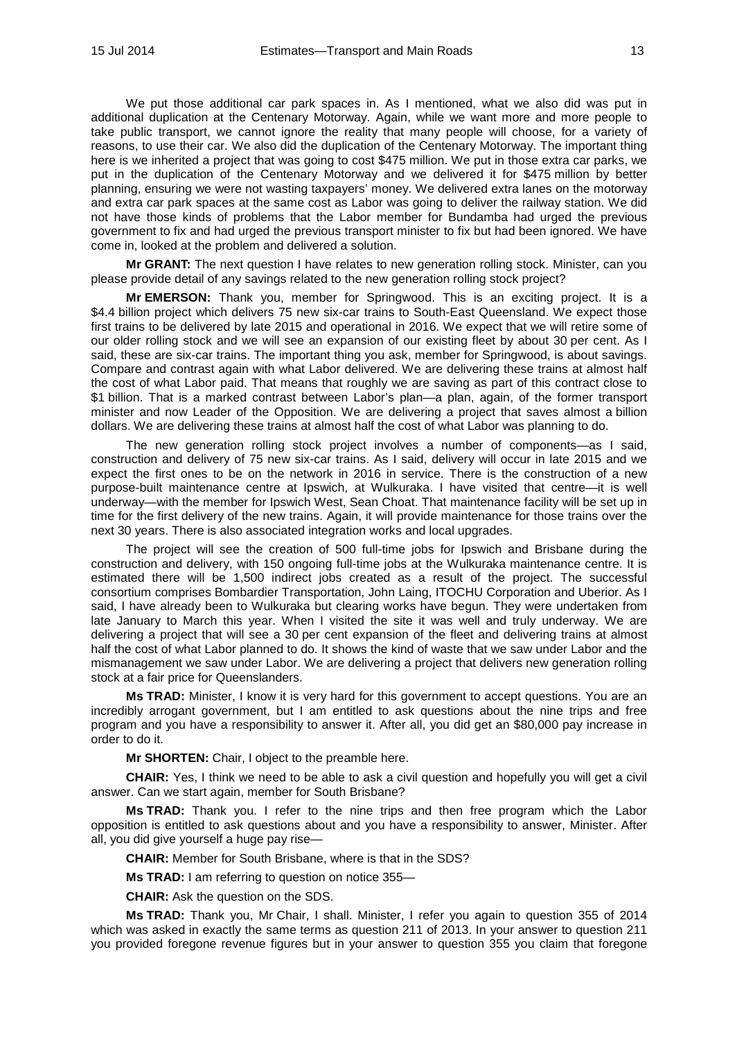We put those additional car park spaces in. As I mentioned, what we also did was put in additional duplication at the Centenary Motorway. Again, while we want more and more people to take public transport, we cannot ignore the reality that many people will choose, for a variety of reasons, to use their car. We also did the duplication of the Centenary Motorway. The important thing here is we inherited a project that was going to cost $475 million. We put in those extra car parks, we put in the duplication of the Centenary Motorway and we delivered it for $475 million by better planning, ensuring we were not wasting taxpayers' money. We delivered extra lanes on the motorway and extra car park spaces at the same cost as Labor was going to deliver the railway station. We did not have those kinds of problems that the Labor member for Bundamba had urged the previous government to fix and had urged the previous transport minister to fix but had been ignored. We have come in, looked at the problem and delivered a solution.

**Mr GRANT:** The next question I have relates to new generation rolling stock. Minister, can you please provide detail of any savings related to the new generation rolling stock project?

**Mr EMERSON:** Thank you, member for Springwood. This is an exciting project. It is a $4.4 billion project which delivers 75 new six-car trains to South-East Queensland. We expect those first trains to be delivered by late 2015 and operational in 2016. We expect that we will retire some of our older rolling stock and we will see an expansion of our existing fleet by about 30 per cent. As I said, these are six-car trains. The important thing you ask, member for Springwood, is about savings. Compare and contrast again with what Labor delivered. We are delivering these trains at almost half the cost of what Labor paid. That means that roughly we are saving as part of this contract close to $1 billion. That is a marked contrast between Labor's plan—a plan, again, of the former transport minister and now Leader of the Opposition. We are delivering a project that saves almost a billion dollars. We are delivering these trains at almost half the cost of what Labor was planning to do.

The new generation rolling stock project involves a number of components—as I said, construction and delivery of 75 new six-car trains. As I said, delivery will occur in late 2015 and we expect the first ones to be on the network in 2016 in service. There is the construction of a new purpose-built maintenance centre at Ipswich, at Wulkuraka. I have visited that centre—it is well underway—with the member for Ipswich West, Sean Choat. That maintenance facility will be set up in time for the first delivery of the new trains. Again, it will provide maintenance for those trains over the next 30 years. There is also associated integration works and local upgrades.

The project will see the creation of 500 full-time jobs for Ipswich and Brisbane during the construction and delivery, with 150 ongoing full-time jobs at the Wulkuraka maintenance centre. It is estimated there will be 1,500 indirect jobs created as a result of the project. The successful consortium comprises Bombardier Transportation, John Laing, ITOCHU Corporation and Uberior. As I said, I have already been to Wulkuraka but clearing works have begun. They were undertaken from late January to March this year. When I visited the site it was well and truly underway. We are delivering a project that will see a 30 per cent expansion of the fleet and delivering trains at almost half the cost of what Labor planned to do. It shows the kind of waste that we saw under Labor and the mismanagement we saw under Labor. We are delivering a project that delivers new generation rolling stock at a fair price for Queenslanders.

**Ms TRAD:** Minister, I know it is very hard for this government to accept questions. You are an incredibly arrogant government, but I am entitled to ask questions about the nine trips and free program and you have a responsibility to answer it. After all, you did get an $80,000 pay increase in order to do it.

**Mr SHORTEN:** Chair, I object to the preamble here.

**CHAIR:** Yes, I think we need to be able to ask a civil question and hopefully you will get a civil answer. Can we start again, member for South Brisbane?

**Ms TRAD:** Thank you. I refer to the nine trips and then free program which the Labor opposition is entitled to ask questions about and you have a responsibility to answer, Minister. After all, you did give yourself a huge pay rise—

**CHAIR:** Member for South Brisbane, where is that in the SDS?

**Ms TRAD:** I am referring to question on notice 355—

**CHAIR:** Ask the question on the SDS.

**Ms TRAD:** Thank you, Mr Chair, I shall. Minister, I refer you again to question 355 of 2014 which was asked in exactly the same terms as question 211 of 2013. In your answer to question 211 you provided foregone revenue figures but in your answer to question 355 you claim that foregone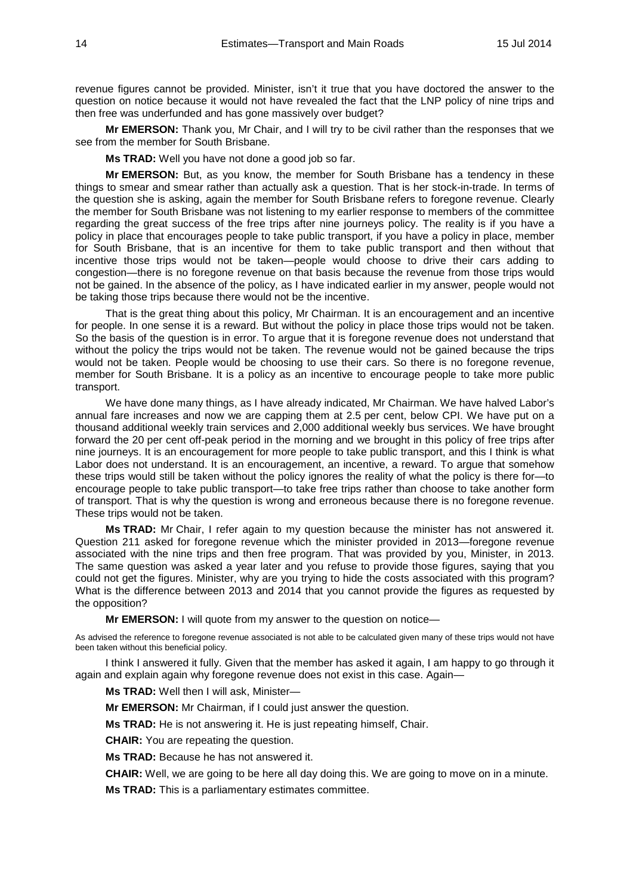revenue figures cannot be provided. Minister, isn't it true that you have doctored the answer to the question on notice because it would not have revealed the fact that the LNP policy of nine trips and then free was underfunded and has gone massively over budget?

**Mr EMERSON:** Thank you, Mr Chair, and I will try to be civil rather than the responses that we see from the member for South Brisbane.

**Ms TRAD:** Well you have not done a good job so far.

**Mr EMERSON:** But, as you know, the member for South Brisbane has a tendency in these things to smear and smear rather than actually ask a question. That is her stock-in-trade. In terms of the question she is asking, again the member for South Brisbane refers to foregone revenue. Clearly the member for South Brisbane was not listening to my earlier response to members of the committee regarding the great success of the free trips after nine journeys policy. The reality is if you have a policy in place that encourages people to take public transport, if you have a policy in place, member for South Brisbane, that is an incentive for them to take public transport and then without that incentive those trips would not be taken—people would choose to drive their cars adding to congestion—there is no foregone revenue on that basis because the revenue from those trips would not be gained. In the absence of the policy, as I have indicated earlier in my answer, people would not be taking those trips because there would not be the incentive.

That is the great thing about this policy, Mr Chairman. It is an encouragement and an incentive for people. In one sense it is a reward. But without the policy in place those trips would not be taken. So the basis of the question is in error. To argue that it is foregone revenue does not understand that without the policy the trips would not be taken. The revenue would not be gained because the trips would not be taken. People would be choosing to use their cars. So there is no foregone revenue, member for South Brisbane. It is a policy as an incentive to encourage people to take more public transport.

We have done many things, as I have already indicated, Mr Chairman. We have halved Labor's annual fare increases and now we are capping them at 2.5 per cent, below CPI. We have put on a thousand additional weekly train services and 2,000 additional weekly bus services. We have brought forward the 20 per cent off-peak period in the morning and we brought in this policy of free trips after nine journeys. It is an encouragement for more people to take public transport, and this I think is what Labor does not understand. It is an encouragement, an incentive, a reward. To argue that somehow these trips would still be taken without the policy ignores the reality of what the policy is there for—to encourage people to take public transport—to take free trips rather than choose to take another form of transport. That is why the question is wrong and erroneous because there is no foregone revenue. These trips would not be taken.

**Ms TRAD:** Mr Chair, I refer again to my question because the minister has not answered it. Question 211 asked for foregone revenue which the minister provided in 2013—foregone revenue associated with the nine trips and then free program. That was provided by you, Minister, in 2013. The same question was asked a year later and you refuse to provide those figures, saying that you could not get the figures. Minister, why are you trying to hide the costs associated with this program? What is the difference between 2013 and 2014 that you cannot provide the figures as requested by the opposition?

**Mr EMERSON:** I will quote from my answer to the question on notice—

As advised the reference to foregone revenue associated is not able to be calculated given many of these trips would not have been taken without this beneficial policy.

I think I answered it fully. Given that the member has asked it again, I am happy to go through it again and explain again why foregone revenue does not exist in this case. Again—

**Ms TRAD:** Well then I will ask, Minister—

**Mr EMERSON:** Mr Chairman, if I could just answer the question.

**Ms TRAD:** He is not answering it. He is just repeating himself, Chair.

**CHAIR:** You are repeating the question.

**Ms TRAD:** Because he has not answered it.

**CHAIR:** Well, we are going to be here all day doing this. We are going to move on in a minute.

**Ms TRAD:** This is a parliamentary estimates committee.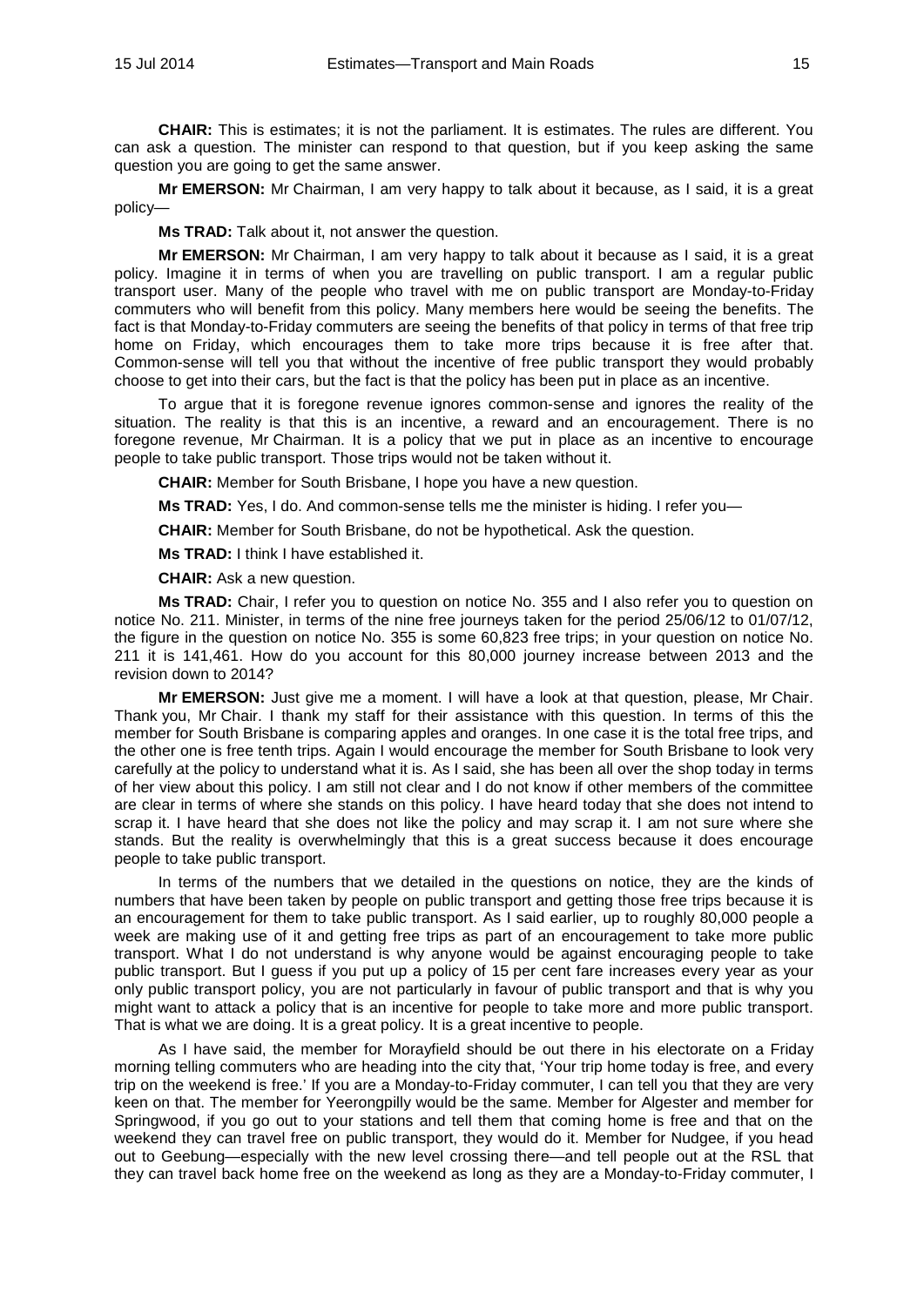**CHAIR:** This is estimates; it is not the parliament. It is estimates. The rules are different. You can ask a question. The minister can respond to that question, but if you keep asking the same question you are going to get the same answer.

**Mr EMERSON:** Mr Chairman, I am very happy to talk about it because, as I said, it is a great policy—

**Ms TRAD:** Talk about it, not answer the question.

**Mr EMERSON:** Mr Chairman, I am very happy to talk about it because as I said, it is a great policy. Imagine it in terms of when you are travelling on public transport. I am a regular public transport user. Many of the people who travel with me on public transport are Monday-to-Friday commuters who will benefit from this policy. Many members here would be seeing the benefits. The fact is that Monday-to-Friday commuters are seeing the benefits of that policy in terms of that free trip home on Friday, which encourages them to take more trips because it is free after that. Common-sense will tell you that without the incentive of free public transport they would probably choose to get into their cars, but the fact is that the policy has been put in place as an incentive.

To argue that it is foregone revenue ignores common-sense and ignores the reality of the situation. The reality is that this is an incentive, a reward and an encouragement. There is no foregone revenue, Mr Chairman. It is a policy that we put in place as an incentive to encourage people to take public transport. Those trips would not be taken without it.

**CHAIR:** Member for South Brisbane, I hope you have a new question.

**Ms TRAD:** Yes, I do. And common-sense tells me the minister is hiding. I refer you—

**CHAIR:** Member for South Brisbane, do not be hypothetical. Ask the question.

**Ms TRAD:** I think I have established it.

**CHAIR:** Ask a new question.

**Ms TRAD:** Chair, I refer you to question on notice No. 355 and I also refer you to question on notice No. 211. Minister, in terms of the nine free journeys taken for the period 25/06/12 to 01/07/12, the figure in the question on notice No. 355 is some 60,823 free trips; in your question on notice No. 211 it is 141,461. How do you account for this 80,000 journey increase between 2013 and the revision down to 2014?

**Mr EMERSON:** Just give me a moment. I will have a look at that question, please, Mr Chair. Thank you, Mr Chair. I thank my staff for their assistance with this question. In terms of this the member for South Brisbane is comparing apples and oranges. In one case it is the total free trips, and the other one is free tenth trips. Again I would encourage the member for South Brisbane to look very carefully at the policy to understand what it is. As I said, she has been all over the shop today in terms of her view about this policy. I am still not clear and I do not know if other members of the committee are clear in terms of where she stands on this policy. I have heard today that she does not intend to scrap it. I have heard that she does not like the policy and may scrap it. I am not sure where she stands. But the reality is overwhelmingly that this is a great success because it does encourage people to take public transport.

In terms of the numbers that we detailed in the questions on notice, they are the kinds of numbers that have been taken by people on public transport and getting those free trips because it is an encouragement for them to take public transport. As I said earlier, up to roughly 80,000 people a week are making use of it and getting free trips as part of an encouragement to take more public transport. What I do not understand is why anyone would be against encouraging people to take public transport. But I guess if you put up a policy of 15 per cent fare increases every year as your only public transport policy, you are not particularly in favour of public transport and that is why you might want to attack a policy that is an incentive for people to take more and more public transport. That is what we are doing. It is a great policy. It is a great incentive to people.

As I have said, the member for Morayfield should be out there in his electorate on a Friday morning telling commuters who are heading into the city that, 'Your trip home today is free, and every trip on the weekend is free.' If you are a Monday-to-Friday commuter, I can tell you that they are very keen on that. The member for Yeerongpilly would be the same. Member for Algester and member for Springwood, if you go out to your stations and tell them that coming home is free and that on the weekend they can travel free on public transport, they would do it. Member for Nudgee, if you head out to Geebung—especially with the new level crossing there—and tell people out at the RSL that they can travel back home free on the weekend as long as they are a Monday-to-Friday commuter, I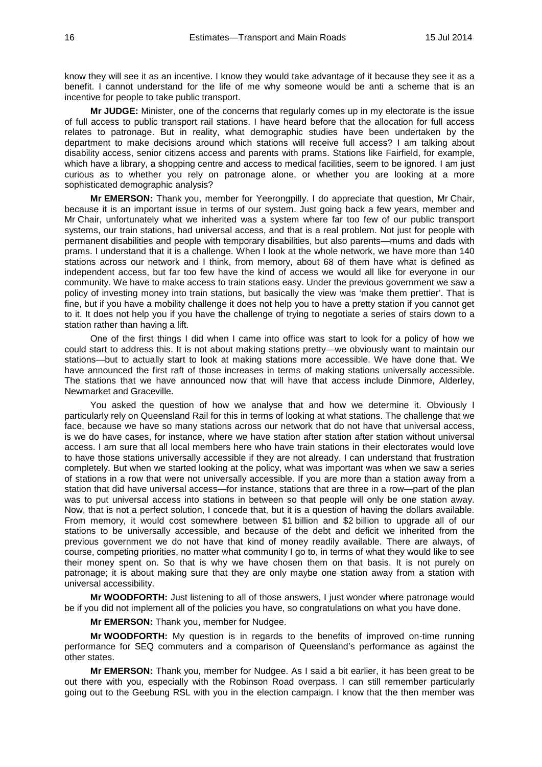know they will see it as an incentive. I know they would take advantage of it because they see it as a benefit. I cannot understand for the life of me why someone would be anti a scheme that is an incentive for people to take public transport.

**Mr JUDGE:** Minister, one of the concerns that regularly comes up in my electorate is the issue of full access to public transport rail stations. I have heard before that the allocation for full access relates to patronage. But in reality, what demographic studies have been undertaken by the department to make decisions around which stations will receive full access? I am talking about disability access, senior citizens access and parents with prams. Stations like Fairfield, for example, which have a library, a shopping centre and access to medical facilities, seem to be ignored. I am just curious as to whether you rely on patronage alone, or whether you are looking at a more sophisticated demographic analysis?

**Mr EMERSON:** Thank you, member for Yeerongpilly. I do appreciate that question, Mr Chair, because it is an important issue in terms of our system. Just going back a few years, member and Mr Chair, unfortunately what we inherited was a system where far too few of our public transport systems, our train stations, had universal access, and that is a real problem. Not just for people with permanent disabilities and people with temporary disabilities, but also parents—mums and dads with prams. I understand that it is a challenge. When I look at the whole network, we have more than 140 stations across our network and I think, from memory, about 68 of them have what is defined as independent access, but far too few have the kind of access we would all like for everyone in our community. We have to make access to train stations easy. Under the previous government we saw a policy of investing money into train stations, but basically the view was 'make them prettier'. That is fine, but if you have a mobility challenge it does not help you to have a pretty station if you cannot get to it. It does not help you if you have the challenge of trying to negotiate a series of stairs down to a station rather than having a lift.

One of the first things I did when I came into office was start to look for a policy of how we could start to address this. It is not about making stations pretty—we obviously want to maintain our stations—but to actually start to look at making stations more accessible. We have done that. We have announced the first raft of those increases in terms of making stations universally accessible. The stations that we have announced now that will have that access include Dinmore, Alderley, Newmarket and Graceville.

You asked the question of how we analyse that and how we determine it. Obviously I particularly rely on Queensland Rail for this in terms of looking at what stations. The challenge that we face, because we have so many stations across our network that do not have that universal access, is we do have cases, for instance, where we have station after station after station without universal access. I am sure that all local members here who have train stations in their electorates would love to have those stations universally accessible if they are not already. I can understand that frustration completely. But when we started looking at the policy, what was important was when we saw a series of stations in a row that were not universally accessible. If you are more than a station away from a station that did have universal access—for instance, stations that are three in a row—part of the plan was to put universal access into stations in between so that people will only be one station away. Now, that is not a perfect solution, I concede that, but it is a question of having the dollars available. From memory, it would cost somewhere between $1 billion and $2 billion to upgrade all of our stations to be universally accessible, and because of the debt and deficit we inherited from the previous government we do not have that kind of money readily available. There are always, of course, competing priorities, no matter what community I go to, in terms of what they would like to see their money spent on. So that is why we have chosen them on that basis. It is not purely on patronage; it is about making sure that they are only maybe one station away from a station with universal accessibility.

**Mr WOODFORTH:** Just listening to all of those answers, I just wonder where patronage would be if you did not implement all of the policies you have, so congratulations on what you have done.

**Mr EMERSON:** Thank you, member for Nudgee.

**Mr WOODFORTH:** My question is in regards to the benefits of improved on-time running performance for SEQ commuters and a comparison of Queensland's performance as against the other states.

**Mr EMERSON:** Thank you, member for Nudgee. As I said a bit earlier, it has been great to be out there with you, especially with the Robinson Road overpass. I can still remember particularly going out to the Geebung RSL with you in the election campaign. I know that the then member was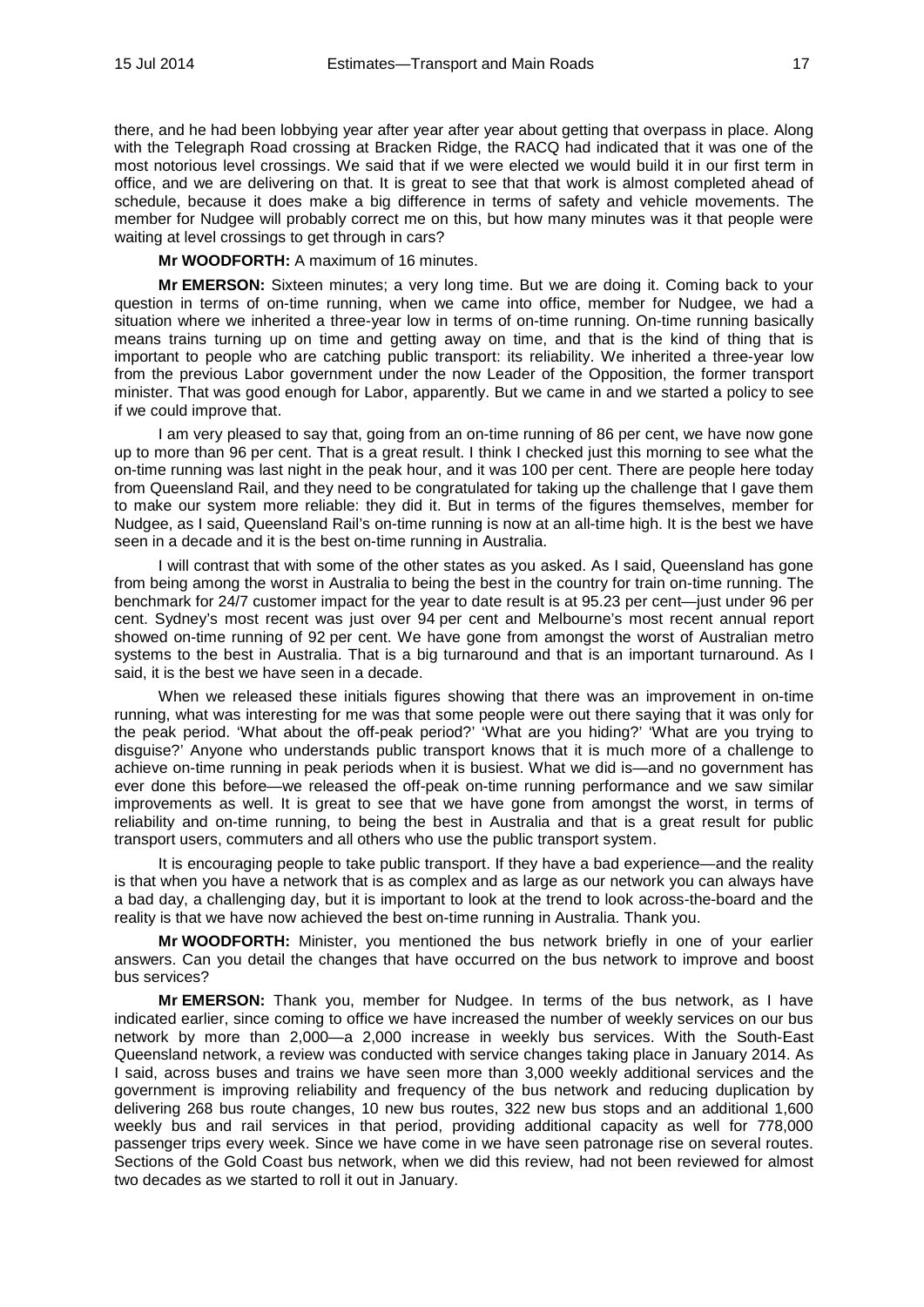there, and he had been lobbying year after year after year about getting that overpass in place. Along with the Telegraph Road crossing at Bracken Ridge, the RACQ had indicated that it was one of the most notorious level crossings. We said that if we were elected we would build it in our first term in office, and we are delivering on that. It is great to see that that work is almost completed ahead of schedule, because it does make a big difference in terms of safety and vehicle movements. The member for Nudgee will probably correct me on this, but how many minutes was it that people were waiting at level crossings to get through in cars?

**Mr WOODFORTH:** A maximum of 16 minutes.

**Mr EMERSON:** Sixteen minutes; a very long time. But we are doing it. Coming back to your question in terms of on-time running, when we came into office, member for Nudgee, we had a situation where we inherited a three-year low in terms of on-time running. On-time running basically means trains turning up on time and getting away on time, and that is the kind of thing that is important to people who are catching public transport: its reliability. We inherited a three-year low from the previous Labor government under the now Leader of the Opposition, the former transport minister. That was good enough for Labor, apparently. But we came in and we started a policy to see if we could improve that.

I am very pleased to say that, going from an on-time running of 86 per cent, we have now gone up to more than 96 per cent. That is a great result. I think I checked just this morning to see what the on-time running was last night in the peak hour, and it was 100 per cent. There are people here today from Queensland Rail, and they need to be congratulated for taking up the challenge that I gave them to make our system more reliable: they did it. But in terms of the figures themselves, member for Nudgee, as I said, Queensland Rail's on-time running is now at an all-time high. It is the best we have seen in a decade and it is the best on-time running in Australia.

I will contrast that with some of the other states as you asked. As I said, Queensland has gone from being among the worst in Australia to being the best in the country for train on-time running. The benchmark for 24/7 customer impact for the year to date result is at 95.23 per cent—just under 96 per cent. Sydney's most recent was just over 94 per cent and Melbourne's most recent annual report showed on-time running of 92 per cent. We have gone from amongst the worst of Australian metro systems to the best in Australia. That is a big turnaround and that is an important turnaround. As I said, it is the best we have seen in a decade.

When we released these initials figures showing that there was an improvement in on-time running, what was interesting for me was that some people were out there saying that it was only for the peak period. 'What about the off-peak period?' 'What are you hiding?' 'What are you trying to disguise?' Anyone who understands public transport knows that it is much more of a challenge to achieve on-time running in peak periods when it is busiest. What we did is—and no government has ever done this before—we released the off-peak on-time running performance and we saw similar improvements as well. It is great to see that we have gone from amongst the worst, in terms of reliability and on-time running, to being the best in Australia and that is a great result for public transport users, commuters and all others who use the public transport system.

It is encouraging people to take public transport. If they have a bad experience—and the reality is that when you have a network that is as complex and as large as our network you can always have a bad day, a challenging day, but it is important to look at the trend to look across-the-board and the reality is that we have now achieved the best on-time running in Australia. Thank you.

**Mr WOODFORTH:** Minister, you mentioned the bus network briefly in one of your earlier answers. Can you detail the changes that have occurred on the bus network to improve and boost bus services?

**Mr EMERSON:** Thank you, member for Nudgee. In terms of the bus network, as I have indicated earlier, since coming to office we have increased the number of weekly services on our bus network by more than 2,000—a 2,000 increase in weekly bus services. With the South-East Queensland network, a review was conducted with service changes taking place in January 2014. As I said, across buses and trains we have seen more than 3,000 weekly additional services and the government is improving reliability and frequency of the bus network and reducing duplication by delivering 268 bus route changes, 10 new bus routes, 322 new bus stops and an additional 1,600 weekly bus and rail services in that period, providing additional capacity as well for 778,000 passenger trips every week. Since we have come in we have seen patronage rise on several routes. Sections of the Gold Coast bus network, when we did this review, had not been reviewed for almost two decades as we started to roll it out in January.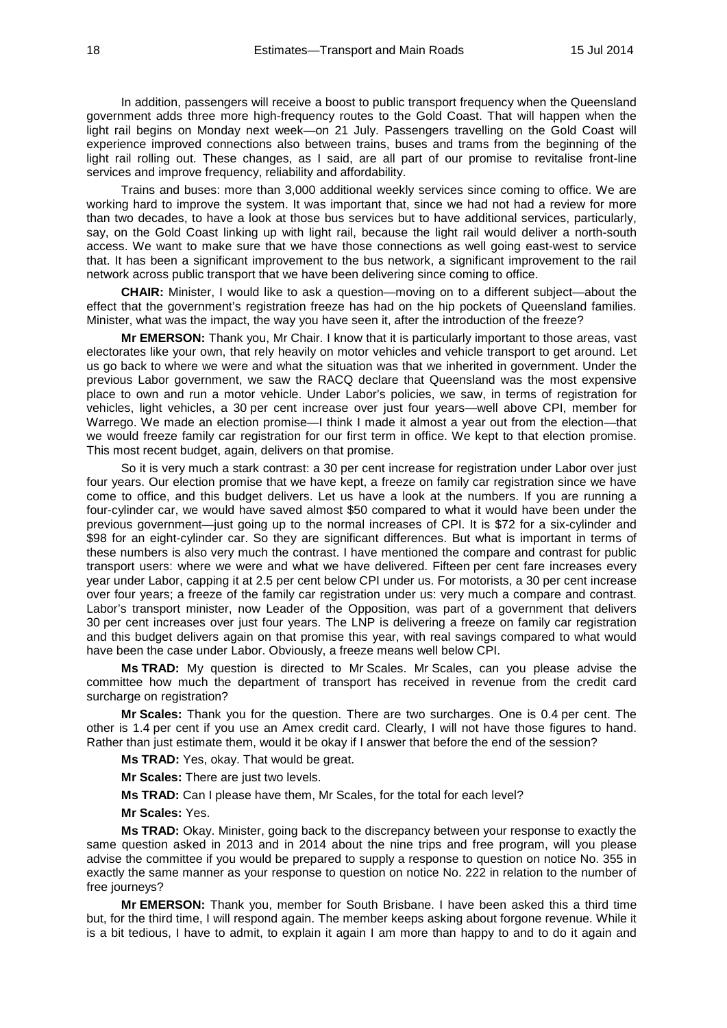In addition, passengers will receive a boost to public transport frequency when the Queensland government adds three more high-frequency routes to the Gold Coast. That will happen when the light rail begins on Monday next week—on 21 July. Passengers travelling on the Gold Coast will experience improved connections also between trains, buses and trams from the beginning of the light rail rolling out. These changes, as I said, are all part of our promise to revitalise front-line services and improve frequency, reliability and affordability.

Trains and buses: more than 3,000 additional weekly services since coming to office. We are working hard to improve the system. It was important that, since we had not had a review for more than two decades, to have a look at those bus services but to have additional services, particularly, say, on the Gold Coast linking up with light rail, because the light rail would deliver a north-south access. We want to make sure that we have those connections as well going east-west to service that. It has been a significant improvement to the bus network, a significant improvement to the rail network across public transport that we have been delivering since coming to office.

**CHAIR:** Minister, I would like to ask a question—moving on to a different subject—about the effect that the government's registration freeze has had on the hip pockets of Queensland families. Minister, what was the impact, the way you have seen it, after the introduction of the freeze?

**Mr EMERSON:** Thank you, Mr Chair. I know that it is particularly important to those areas, vast electorates like your own, that rely heavily on motor vehicles and vehicle transport to get around. Let us go back to where we were and what the situation was that we inherited in government. Under the previous Labor government, we saw the RACQ declare that Queensland was the most expensive place to own and run a motor vehicle. Under Labor's policies, we saw, in terms of registration for vehicles, light vehicles, a 30 per cent increase over just four years—well above CPI, member for Warrego. We made an election promise—I think I made it almost a year out from the election—that we would freeze family car registration for our first term in office. We kept to that election promise. This most recent budget, again, delivers on that promise.

So it is very much a stark contrast: a 30 per cent increase for registration under Labor over just four years. Our election promise that we have kept, a freeze on family car registration since we have come to office, and this budget delivers. Let us have a look at the numbers. If you are running a four-cylinder car, we would have saved almost \$50 compared to what it would have been under the previous government—just going up to the normal increases of CPI. It is \$72 for a six-cylinder and \$98 for an eight-cylinder car. So they are significant differences. But what is important in terms of these numbers is also very much the contrast. I have mentioned the compare and contrast for public transport users: where we were and what we have delivered. Fifteen per cent fare increases every year under Labor, capping it at 2.5 per cent below CPI under us. For motorists, a 30 per cent increase over four years; a freeze of the family car registration under us: very much a compare and contrast. Labor's transport minister, now Leader of the Opposition, was part of a government that delivers 30 per cent increases over just four years. The LNP is delivering a freeze on family car registration and this budget delivers again on that promise this year, with real savings compared to what would have been the case under Labor. Obviously, a freeze means well below CPI.

**Ms TRAD:** My question is directed to Mr Scales. Mr Scales, can you please advise the committee how much the department of transport has received in revenue from the credit card surcharge on registration?

**Mr Scales:** Thank you for the question. There are two surcharges. One is 0.4 per cent. The other is 1.4 per cent if you use an Amex credit card. Clearly, I will not have those figures to hand. Rather than just estimate them, would it be okay if I answer that before the end of the session?

**Ms TRAD:** Yes, okay. That would be great.

**Mr Scales:** There are just two levels.

**Ms TRAD:** Can I please have them, Mr Scales, for the total for each level?

**Mr Scales:** Yes.

**Ms TRAD:** Okay. Minister, going back to the discrepancy between your response to exactly the same question asked in 2013 and in 2014 about the nine trips and free program, will you please advise the committee if you would be prepared to supply a response to question on notice No. 355 in exactly the same manner as your response to question on notice No. 222 in relation to the number of free journeys?

**Mr EMERSON:** Thank you, member for South Brisbane. I have been asked this a third time but, for the third time, I will respond again. The member keeps asking about forgone revenue. While it is a bit tedious, I have to admit, to explain it again I am more than happy to and to do it again and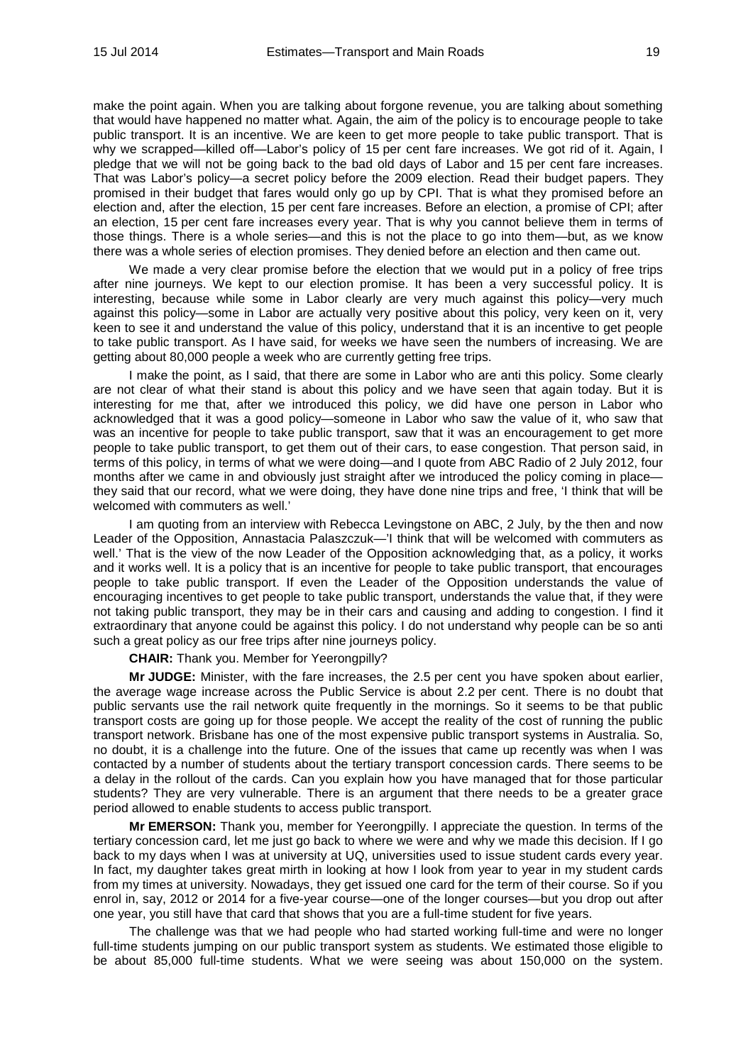make the point again. When you are talking about forgone revenue, you are talking about something that would have happened no matter what. Again, the aim of the policy is to encourage people to take public transport. It is an incentive. We are keen to get more people to take public transport. That is why we scrapped—killed off—Labor's policy of 15 per cent fare increases. We got rid of it. Again, I pledge that we will not be going back to the bad old days of Labor and 15 per cent fare increases. That was Labor's policy—a secret policy before the 2009 election. Read their budget papers. They promised in their budget that fares would only go up by CPI. That is what they promised before an election and, after the election, 15 per cent fare increases. Before an election, a promise of CPI; after an election, 15 per cent fare increases every year. That is why you cannot believe them in terms of those things. There is a whole series—and this is not the place to go into them—but, as we know there was a whole series of election promises. They denied before an election and then came out.

We made a very clear promise before the election that we would put in a policy of free trips after nine journeys. We kept to our election promise. It has been a very successful policy. It is interesting, because while some in Labor clearly are very much against this policy—very much against this policy—some in Labor are actually very positive about this policy, very keen on it, very keen to see it and understand the value of this policy, understand that it is an incentive to get people to take public transport. As I have said, for weeks we have seen the numbers of increasing. We are getting about 80,000 people a week who are currently getting free trips.

I make the point, as I said, that there are some in Labor who are anti this policy. Some clearly are not clear of what their stand is about this policy and we have seen that again today. But it is interesting for me that, after we introduced this policy, we did have one person in Labor who acknowledged that it was a good policy—someone in Labor who saw the value of it, who saw that was an incentive for people to take public transport, saw that it was an encouragement to get more people to take public transport, to get them out of their cars, to ease congestion. That person said, in terms of this policy, in terms of what we were doing—and I quote from ABC Radio of 2 July 2012, four months after we came in and obviously just straight after we introduced the policy coming in place—they said that our record, what we were doing, they have done nine trips and free, 'I think that will be welcomed with commuters as well.'

I am quoting from an interview with Rebecca Levingstone on ABC, 2 July, by the then and now Leader of the Opposition, Annastacia Palaszczuk—'I think that will be welcomed with commuters as well.' That is the view of the now Leader of the Opposition acknowledging that, as a policy, it works and it works well. It is a policy that is an incentive for people to take public transport, that encourages people to take public transport. If even the Leader of the Opposition understands the value of encouraging incentives to get people to take public transport, understands the value that, if they were not taking public transport, they may be in their cars and causing and adding to congestion. I find it extraordinary that anyone could be against this policy. I do not understand why people can be so anti such a great policy as our free trips after nine journeys policy.

**CHAIR:** Thank you. Member for Yeerongpilly?

**Mr JUDGE:** Minister, with the fare increases, the 2.5 per cent you have spoken about earlier, the average wage increase across the Public Service is about 2.2 per cent. There is no doubt that public servants use the rail network quite frequently in the mornings. So it seems to be that public transport costs are going up for those people. We accept the reality of the cost of running the public transport network. Brisbane has one of the most expensive public transport systems in Australia. So, no doubt, it is a challenge into the future. One of the issues that came up recently was when I was contacted by a number of students about the tertiary transport concession cards. There seems to be a delay in the rollout of the cards. Can you explain how you have managed that for those particular students? They are very vulnerable. There is an argument that there needs to be a greater grace period allowed to enable students to access public transport.

**Mr EMERSON:** Thank you, member for Yeerongpilly. I appreciate the question. In terms of the tertiary concession card, let me just go back to where we were and why we made this decision. If I go back to my days when I was at university at UQ, universities used to issue student cards every year. In fact, my daughter takes great mirth in looking at how I look from year to year in my student cards from my times at university. Nowadays, they get issued one card for the term of their course. So if you enrol in, say, 2012 or 2014 for a five-year course—one of the longer courses—but you drop out after one year, you still have that card that shows that you are a full-time student for five years.

The challenge was that we had people who had started working full-time and were no longer full-time students jumping on our public transport system as students. We estimated those eligible to be about 85,000 full-time students. What we were seeing was about 150,000 on the system.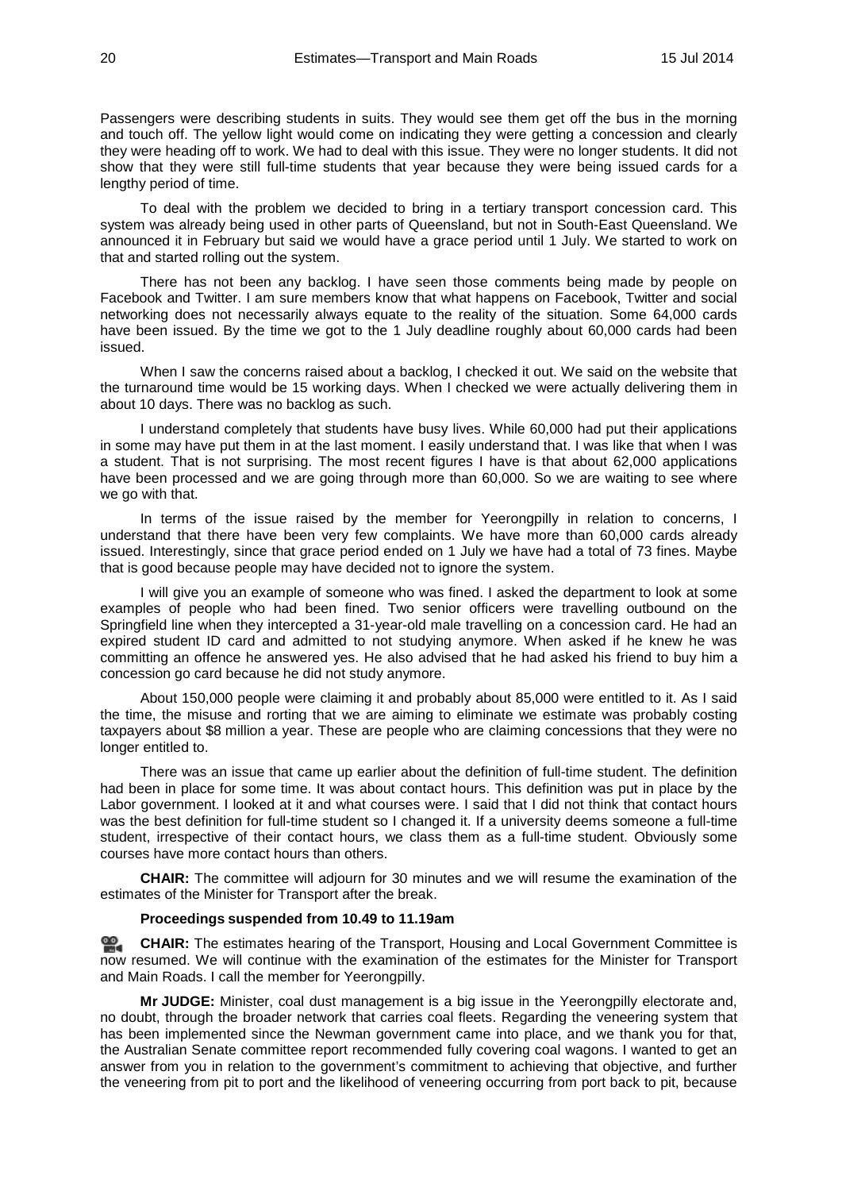Passengers were describing students in suits. They would see them get off the bus in the morning and touch off. The yellow light would come on indicating they were getting a concession and clearly they were heading off to work. We had to deal with this issue. They were no longer students. It did not show that they were still full-time students that year because they were being issued cards for a lengthy period of time.

To deal with the problem we decided to bring in a tertiary transport concession card. This system was already being used in other parts of Queensland, but not in South-East Queensland. We announced it in February but said we would have a grace period until 1 July. We started to work on that and started rolling out the system.

There has not been any backlog. I have seen those comments being made by people on Facebook and Twitter. I am sure members know that what happens on Facebook, Twitter and social networking does not necessarily always equate to the reality of the situation. Some 64,000 cards have been issued. By the time we got to the 1 July deadline roughly about 60,000 cards had been issued.

When I saw the concerns raised about a backlog, I checked it out. We said on the website that the turnaround time would be 15 working days. When I checked we were actually delivering them in about 10 days. There was no backlog as such.

I understand completely that students have busy lives. While 60,000 had put their applications in some may have put them in at the last moment. I easily understand that. I was like that when I was a student. That is not surprising. The most recent figures I have is that about 62,000 applications have been processed and we are going through more than 60,000. So we are waiting to see where we go with that.

In terms of the issue raised by the member for Yeerongpilly in relation to concerns, I understand that there have been very few complaints. We have more than 60,000 cards already issued. Interestingly, since that grace period ended on 1 July we have had a total of 73 fines. Maybe that is good because people may have decided not to ignore the system.

I will give you an example of someone who was fined. I asked the department to look at some examples of people who had been fined. Two senior officers were travelling outbound on the Springfield line when they intercepted a 31-year-old male travelling on a concession card. He had an expired student ID card and admitted to not studying anymore. When asked if he knew he was committing an offence he answered yes. He also advised that he had asked his friend to buy him a concession go card because he did not study anymore.

About 150,000 people were claiming it and probably about 85,000 were entitled to it. As I said the time, the misuse and rorting that we are aiming to eliminate we estimate was probably costing taxpayers about $8 million a year. These are people who are claiming concessions that they were no longer entitled to.

There was an issue that came up earlier about the definition of full-time student. The definition had been in place for some time. It was about contact hours. This definition was put in place by the Labor government. I looked at it and what courses were. I said that I did not think that contact hours was the best definition for full-time student so I changed it. If a university deems someone a full-time student, irrespective of their contact hours, we class them as a full-time student. Obviously some courses have more contact hours than others.

**CHAIR:** The committee will adjourn for 30 minutes and we will resume the examination of the estimates of the Minister for Transport after the break.

**Proceedings suspended from 10.49 to 11.19am**

**CHAIR:** The estimates hearing of the Transport, Housing and Local Government Committee is now resumed. We will continue with the examination of the estimates for the Minister for Transport and Main Roads. I call the member for Yeerongpilly.

**Mr JUDGE:** Minister, coal dust management is a big issue in the Yeerongpilly electorate and, no doubt, through the broader network that carries coal fleets. Regarding the veneering system that has been implemented since the Newman government came into place, and we thank you for that, the Australian Senate committee report recommended fully covering coal wagons. I wanted to get an answer from you in relation to the government's commitment to achieving that objective, and further the veneering from pit to port and the likelihood of veneering occurring from port back to pit, because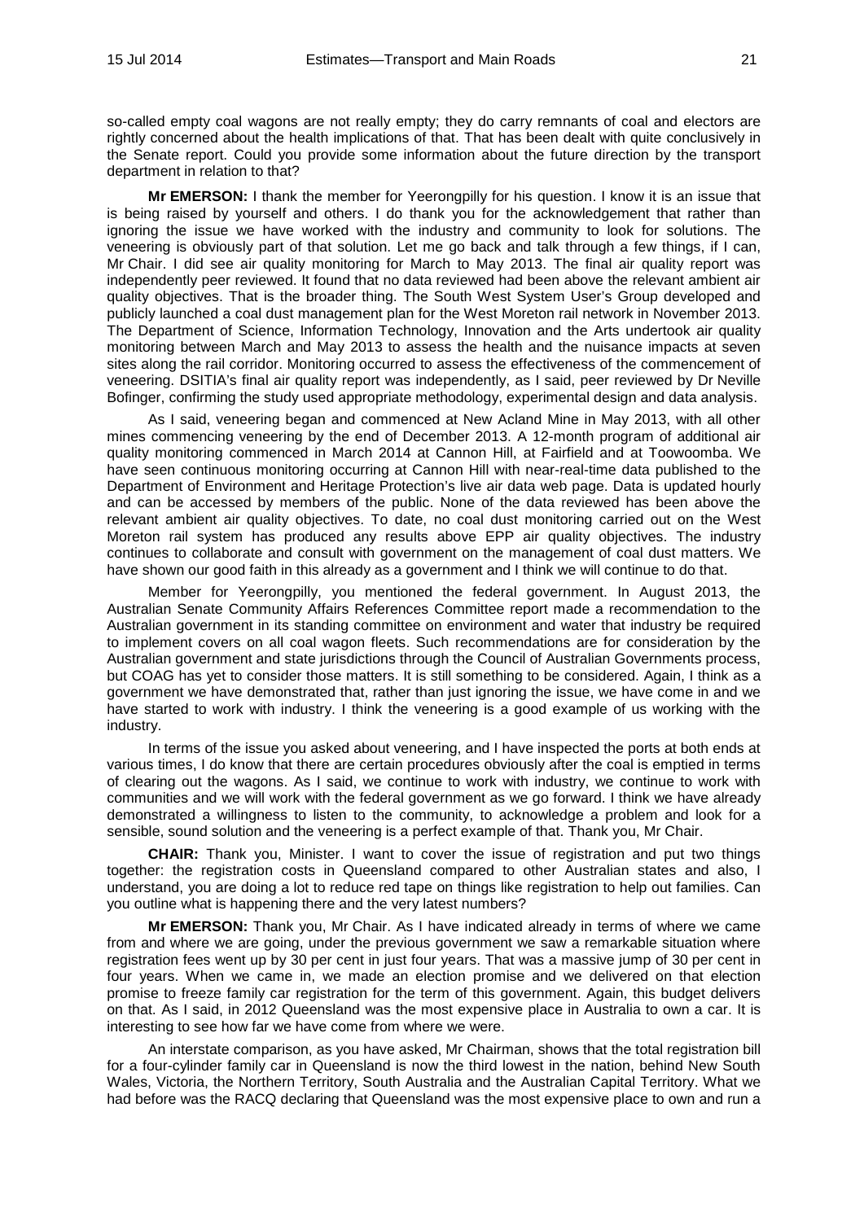so-called empty coal wagons are not really empty; they do carry remnants of coal and electors are rightly concerned about the health implications of that. That has been dealt with quite conclusively in the Senate report. Could you provide some information about the future direction by the transport department in relation to that?

**Mr EMERSON:** I thank the member for Yeerongpilly for his question. I know it is an issue that is being raised by yourself and others. I do thank you for the acknowledgement that rather than ignoring the issue we have worked with the industry and community to look for solutions. The veneering is obviously part of that solution. Let me go back and talk through a few things, if I can, Mr Chair. I did see air quality monitoring for March to May 2013. The final air quality report was independently peer reviewed. It found that no data reviewed had been above the relevant ambient air quality objectives. That is the broader thing. The South West System User's Group developed and publicly launched a coal dust management plan for the West Moreton rail network in November 2013. The Department of Science, Information Technology, Innovation and the Arts undertook air quality monitoring between March and May 2013 to assess the health and the nuisance impacts at seven sites along the rail corridor. Monitoring occurred to assess the effectiveness of the commencement of veneering. DSITIA's final air quality report was independently, as I said, peer reviewed by Dr Neville Bofinger, confirming the study used appropriate methodology, experimental design and data analysis.

As I said, veneering began and commenced at New Acland Mine in May 2013, with all other mines commencing veneering by the end of December 2013. A 12-month program of additional air quality monitoring commenced in March 2014 at Cannon Hill, at Fairfield and at Toowoomba. We have seen continuous monitoring occurring at Cannon Hill with near-real-time data published to the Department of Environment and Heritage Protection's live air data web page. Data is updated hourly and can be accessed by members of the public. None of the data reviewed has been above the relevant ambient air quality objectives. To date, no coal dust monitoring carried out on the West Moreton rail system has produced any results above EPP air quality objectives. The industry continues to collaborate and consult with government on the management of coal dust matters. We have shown our good faith in this already as a government and I think we will continue to do that.

Member for Yeerongpilly, you mentioned the federal government. In August 2013, the Australian Senate Community Affairs References Committee report made a recommendation to the Australian government in its standing committee on environment and water that industry be required to implement covers on all coal wagon fleets. Such recommendations are for consideration by the Australian government and state jurisdictions through the Council of Australian Governments process, but COAG has yet to consider those matters. It is still something to be considered. Again, I think as a government we have demonstrated that, rather than just ignoring the issue, we have come in and we have started to work with industry. I think the veneering is a good example of us working with the industry.

In terms of the issue you asked about veneering, and I have inspected the ports at both ends at various times, I do know that there are certain procedures obviously after the coal is emptied in terms of clearing out the wagons. As I said, we continue to work with industry, we continue to work with communities and we will work with the federal government as we go forward. I think we have already demonstrated a willingness to listen to the community, to acknowledge a problem and look for a sensible, sound solution and the veneering is a perfect example of that. Thank you, Mr Chair.

**CHAIR:** Thank you, Minister. I want to cover the issue of registration and put two things together: the registration costs in Queensland compared to other Australian states and also, I understand, you are doing a lot to reduce red tape on things like registration to help out families. Can you outline what is happening there and the very latest numbers?

**Mr EMERSON:** Thank you, Mr Chair. As I have indicated already in terms of where we came from and where we are going, under the previous government we saw a remarkable situation where registration fees went up by 30 per cent in just four years. That was a massive jump of 30 per cent in four years. When we came in, we made an election promise and we delivered on that election promise to freeze family car registration for the term of this government. Again, this budget delivers on that. As I said, in 2012 Queensland was the most expensive place in Australia to own a car. It is interesting to see how far we have come from where we were.

An interstate comparison, as you have asked, Mr Chairman, shows that the total registration bill for a four-cylinder family car in Queensland is now the third lowest in the nation, behind New South Wales, Victoria, the Northern Territory, South Australia and the Australian Capital Territory. What we had before was the RACQ declaring that Queensland was the most expensive place to own and run a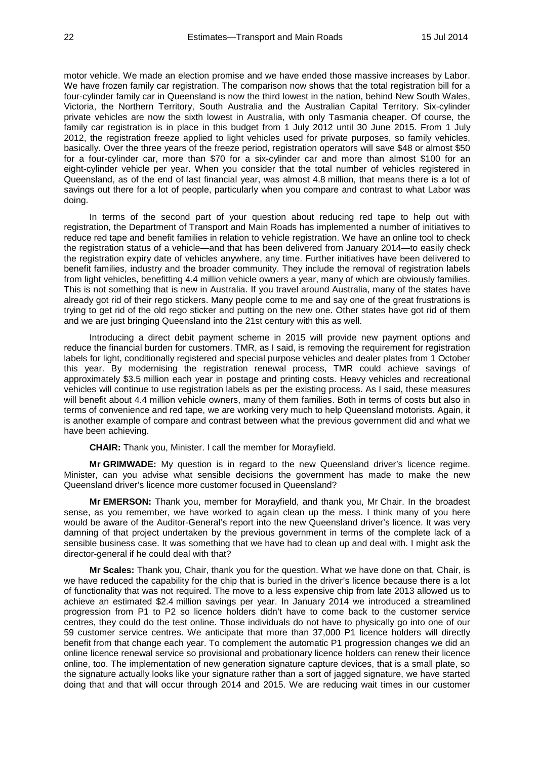motor vehicle. We made an election promise and we have ended those massive increases by Labor. We have frozen family car registration. The comparison now shows that the total registration bill for a four-cylinder family car in Queensland is now the third lowest in the nation, behind New South Wales, Victoria, the Northern Territory, South Australia and the Australian Capital Territory. Six-cylinder private vehicles are now the sixth lowest in Australia, with only Tasmania cheaper. Of course, the family car registration is in place in this budget from 1 July 2012 until 30 June 2015. From 1 July 2012, the registration freeze applied to light vehicles used for private purposes, so family vehicles, basically. Over the three years of the freeze period, registration operators will save $48 or almost $50 for a four-cylinder car, more than $70 for a six-cylinder car and more than almost $100 for an eight-cylinder vehicle per year. When you consider that the total number of vehicles registered in Queensland, as of the end of last financial year, was almost 4.8 million, that means there is a lot of savings out there for a lot of people, particularly when you compare and contrast to what Labor was doing.

In terms of the second part of your question about reducing red tape to help out with registration, the Department of Transport and Main Roads has implemented a number of initiatives to reduce red tape and benefit families in relation to vehicle registration. We have an online tool to check the registration status of a vehicle—and that has been delivered from January 2014—to easily check the registration expiry date of vehicles anywhere, any time. Further initiatives have been delivered to benefit families, industry and the broader community. They include the removal of registration labels from light vehicles, benefitting 4.4 million vehicle owners a year, many of which are obviously families. This is not something that is new in Australia. If you travel around Australia, many of the states have already got rid of their rego stickers. Many people come to me and say one of the great frustrations is trying to get rid of the old rego sticker and putting on the new one. Other states have got rid of them and we are just bringing Queensland into the 21st century with this as well.

Introducing a direct debit payment scheme in 2015 will provide new payment options and reduce the financial burden for customers. TMR, as I said, is removing the requirement for registration labels for light, conditionally registered and special purpose vehicles and dealer plates from 1 October this year. By modernising the registration renewal process, TMR could achieve savings of approximately $3.5 million each year in postage and printing costs. Heavy vehicles and recreational vehicles will continue to use registration labels as per the existing process. As I said, these measures will benefit about 4.4 million vehicle owners, many of them families. Both in terms of costs but also in terms of convenience and red tape, we are working very much to help Queensland motorists. Again, it is another example of compare and contrast between what the previous government did and what we have been achieving.

**CHAIR:** Thank you, Minister. I call the member for Morayfield.

**Mr GRIMWADE:** My question is in regard to the new Queensland driver's licence regime. Minister, can you advise what sensible decisions the government has made to make the new Queensland driver's licence more customer focused in Queensland?

**Mr EMERSON:** Thank you, member for Morayfield, and thank you, Mr Chair. In the broadest sense, as you remember, we have worked to again clean up the mess. I think many of you here would be aware of the Auditor-General's report into the new Queensland driver's licence. It was very damning of that project undertaken by the previous government in terms of the complete lack of a sensible business case. It was something that we have had to clean up and deal with. I might ask the director-general if he could deal with that?

**Mr Scales:** Thank you, Chair, thank you for the question. What we have done on that, Chair, is we have reduced the capability for the chip that is buried in the driver's licence because there is a lot of functionality that was not required. The move to a less expensive chip from late 2013 allowed us to achieve an estimated $2.4 million savings per year. In January 2014 we introduced a streamlined progression from P1 to P2 so licence holders didn't have to come back to the customer service centres, they could do the test online. Those individuals do not have to physically go into one of our 59 customer service centres. We anticipate that more than 37,000 P1 licence holders will directly benefit from that change each year. To complement the automatic P1 progression changes we did an online licence renewal service so provisional and probationary licence holders can renew their licence online, too. The implementation of new generation signature capture devices, that is a small plate, so the signature actually looks like your signature rather than a sort of jagged signature, we have started doing that and that will occur through 2014 and 2015. We are reducing wait times in our customer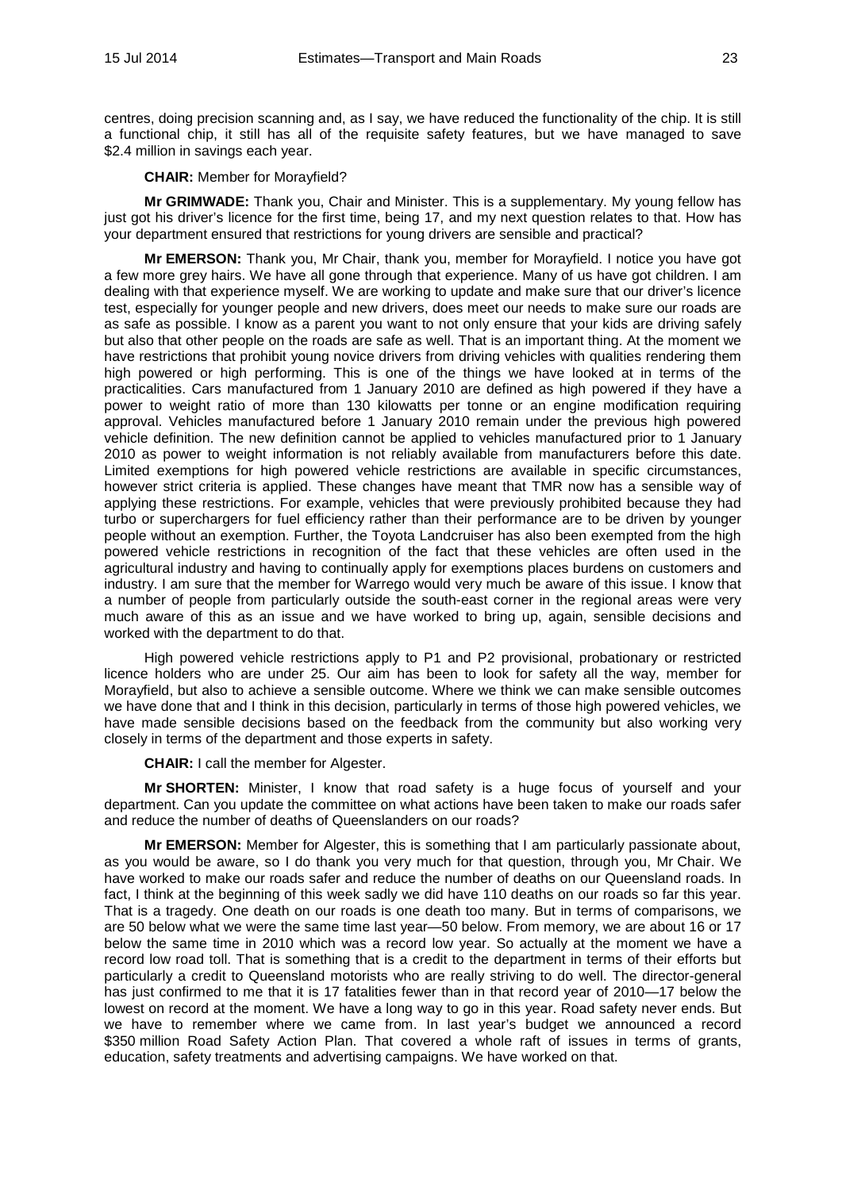centres, doing precision scanning and, as I say, we have reduced the functionality of the chip. It is still a functional chip, it still has all of the requisite safety features, but we have managed to save $2.4 million in savings each year.

**CHAIR:** Member for Morayfield?

**Mr GRIMWADE:** Thank you, Chair and Minister. This is a supplementary. My young fellow has just got his driver's licence for the first time, being 17, and my next question relates to that. How has your department ensured that restrictions for young drivers are sensible and practical?

**Mr EMERSON:** Thank you, Mr Chair, thank you, member for Morayfield. I notice you have got a few more grey hairs. We have all gone through that experience. Many of us have got children. I am dealing with that experience myself. We are working to update and make sure that our driver's licence test, especially for younger people and new drivers, does meet our needs to make sure our roads are as safe as possible. I know as a parent you want to not only ensure that your kids are driving safely but also that other people on the roads are safe as well. That is an important thing. At the moment we have restrictions that prohibit young novice drivers from driving vehicles with qualities rendering them high powered or high performing. This is one of the things we have looked at in terms of the practicalities. Cars manufactured from 1 January 2010 are defined as high powered if they have a power to weight ratio of more than 130 kilowatts per tonne or an engine modification requiring approval. Vehicles manufactured before 1 January 2010 remain under the previous high powered vehicle definition. The new definition cannot be applied to vehicles manufactured prior to 1 January 2010 as power to weight information is not reliably available from manufacturers before this date. Limited exemptions for high powered vehicle restrictions are available in specific circumstances, however strict criteria is applied. These changes have meant that TMR now has a sensible way of applying these restrictions. For example, vehicles that were previously prohibited because they had turbo or superchargers for fuel efficiency rather than their performance are to be driven by younger people without an exemption. Further, the Toyota Landcruiser has also been exempted from the high powered vehicle restrictions in recognition of the fact that these vehicles are often used in the agricultural industry and having to continually apply for exemptions places burdens on customers and industry. I am sure that the member for Warrego would very much be aware of this issue. I know that a number of people from particularly outside the south-east corner in the regional areas were very much aware of this as an issue and we have worked to bring up, again, sensible decisions and worked with the department to do that.

High powered vehicle restrictions apply to P1 and P2 provisional, probationary or restricted licence holders who are under 25. Our aim has been to look for safety all the way, member for Morayfield, but also to achieve a sensible outcome. Where we think we can make sensible outcomes we have done that and I think in this decision, particularly in terms of those high powered vehicles, we have made sensible decisions based on the feedback from the community but also working very closely in terms of the department and those experts in safety.

**CHAIR:** I call the member for Algester.

**Mr SHORTEN:** Minister, I know that road safety is a huge focus of yourself and your department. Can you update the committee on what actions have been taken to make our roads safer and reduce the number of deaths of Queenslanders on our roads?

**Mr EMERSON:** Member for Algester, this is something that I am particularly passionate about, as you would be aware, so I do thank you very much for that question, through you, Mr Chair. We have worked to make our roads safer and reduce the number of deaths on our Queensland roads. In fact, I think at the beginning of this week sadly we did have 110 deaths on our roads so far this year. That is a tragedy. One death on our roads is one death too many. But in terms of comparisons, we are 50 below what we were the same time last year—50 below. From memory, we are about 16 or 17 below the same time in 2010 which was a record low year. So actually at the moment we have a record low road toll. That is something that is a credit to the department in terms of their efforts but particularly a credit to Queensland motorists who are really striving to do well. The director-general has just confirmed to me that it is 17 fatalities fewer than in that record year of 2010—17 below the lowest on record at the moment. We have a long way to go in this year. Road safety never ends. But we have to remember where we came from. In last year's budget we announced a record $350 million Road Safety Action Plan. That covered a whole raft of issues in terms of grants, education, safety treatments and advertising campaigns. We have worked on that.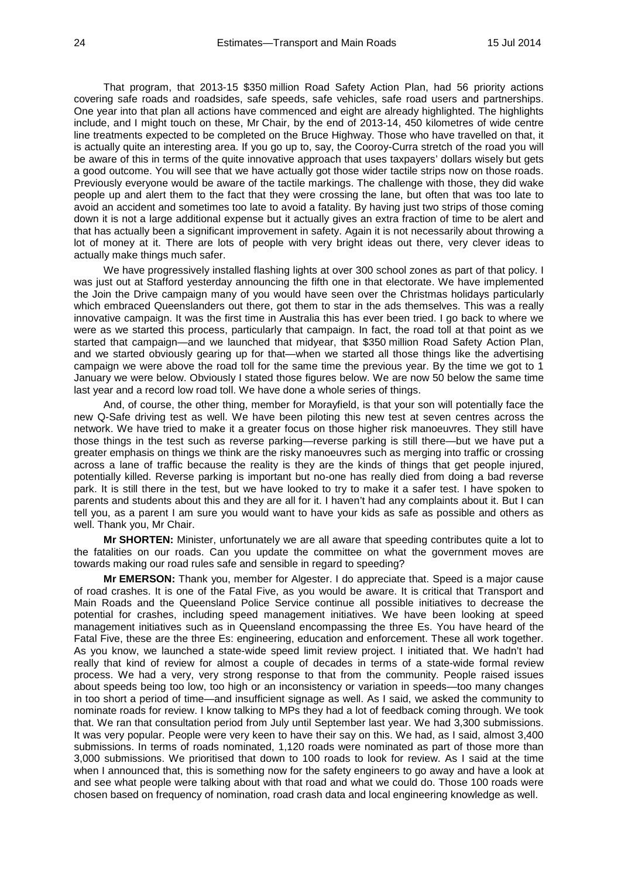That program, that 2013-15 $350 million Road Safety Action Plan, had 56 priority actions covering safe roads and roadsides, safe speeds, safe vehicles, safe road users and partnerships. One year into that plan all actions have commenced and eight are already highlighted. The highlights include, and I might touch on these, Mr Chair, by the end of 2013-14, 450 kilometres of wide centre line treatments expected to be completed on the Bruce Highway. Those who have travelled on that, it is actually quite an interesting area. If you go up to, say, the Cooroy-Curra stretch of the road you will be aware of this in terms of the quite innovative approach that uses taxpayers' dollars wisely but gets a good outcome. You will see that we have actually got those wider tactile strips now on those roads. Previously everyone would be aware of the tactile markings. The challenge with those, they did wake people up and alert them to the fact that they were crossing the lane, but often that was too late to avoid an accident and sometimes too late to avoid a fatality. By having just two strips of those coming down it is not a large additional expense but it actually gives an extra fraction of time to be alert and that has actually been a significant improvement in safety. Again it is not necessarily about throwing a lot of money at it. There are lots of people with very bright ideas out there, very clever ideas to actually make things much safer.

We have progressively installed flashing lights at over 300 school zones as part of that policy. I was just out at Stafford yesterday announcing the fifth one in that electorate. We have implemented the Join the Drive campaign many of you would have seen over the Christmas holidays particularly which embraced Queenslanders out there, got them to star in the ads themselves. This was a really innovative campaign. It was the first time in Australia this has ever been tried. I go back to where we were as we started this process, particularly that campaign. In fact, the road toll at that point as we started that campaign—and we launched that midyear, that $350 million Road Safety Action Plan, and we started obviously gearing up for that—when we started all those things like the advertising campaign we were above the road toll for the same time the previous year. By the time we got to 1 January we were below. Obviously I stated those figures below. We are now 50 below the same time last year and a record low road toll. We have done a whole series of things.

And, of course, the other thing, member for Morayfield, is that your son will potentially face the new Q-Safe driving test as well. We have been piloting this new test at seven centres across the network. We have tried to make it a greater focus on those higher risk manoeuvres. They still have those things in the test such as reverse parking—reverse parking is still there—but we have put a greater emphasis on things we think are the risky manoeuvres such as merging into traffic or crossing across a lane of traffic because the reality is they are the kinds of things that get people injured, potentially killed. Reverse parking is important but no-one has really died from doing a bad reverse park. It is still there in the test, but we have looked to try to make it a safer test. I have spoken to parents and students about this and they are all for it. I haven't had any complaints about it. But I can tell you, as a parent I am sure you would want to have your kids as safe as possible and others as well. Thank you, Mr Chair.

**Mr SHORTEN:** Minister, unfortunately we are all aware that speeding contributes quite a lot to the fatalities on our roads. Can you update the committee on what the government moves are towards making our road rules safe and sensible in regard to speeding?

**Mr EMERSON:** Thank you, member for Algester. I do appreciate that. Speed is a major cause of road crashes. It is one of the Fatal Five, as you would be aware. It is critical that Transport and Main Roads and the Queensland Police Service continue all possible initiatives to decrease the potential for crashes, including speed management initiatives. We have been looking at speed management initiatives such as in Queensland encompassing the three Es. You have heard of the Fatal Five, these are the three Es: engineering, education and enforcement. These all work together. As you know, we launched a state-wide speed limit review project. I initiated that. We hadn't had really that kind of review for almost a couple of decades in terms of a state-wide formal review process. We had a very, very strong response to that from the community. People raised issues about speeds being too low, too high or an inconsistency or variation in speeds—too many changes in too short a period of time—and insufficient signage as well. As I said, we asked the community to nominate roads for review. I know talking to MPs they had a lot of feedback coming through. We took that. We ran that consultation period from July until September last year. We had 3,300 submissions. It was very popular. People were very keen to have their say on this. We had, as I said, almost 3,400 submissions. In terms of roads nominated, 1,120 roads were nominated as part of those more than 3,000 submissions. We prioritised that down to 100 roads to look for review. As I said at the time when I announced that, this is something now for the safety engineers to go away and have a look at and see what people were talking about with that road and what we could do. Those 100 roads were chosen based on frequency of nomination, road crash data and local engineering knowledge as well.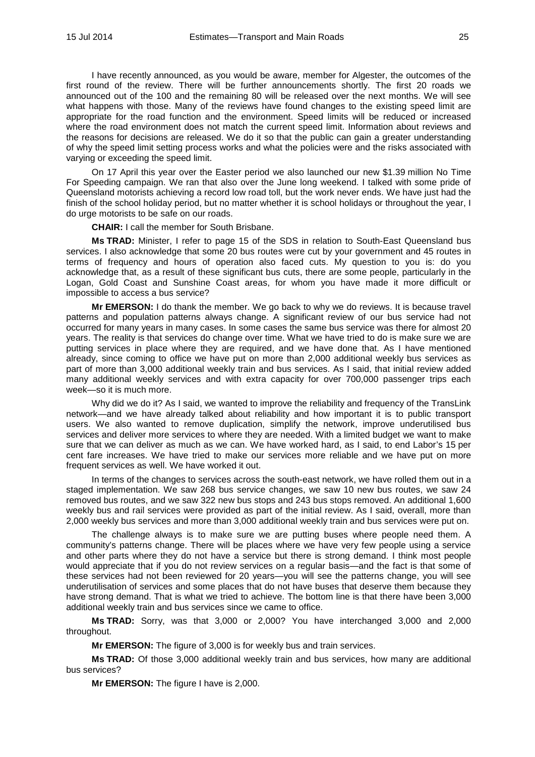I have recently announced, as you would be aware, member for Algester, the outcomes of the first round of the review. There will be further announcements shortly. The first 20 roads we announced out of the 100 and the remaining 80 will be released over the next months. We will see what happens with those. Many of the reviews have found changes to the existing speed limit are appropriate for the road function and the environment. Speed limits will be reduced or increased where the road environment does not match the current speed limit. Information about reviews and the reasons for decisions are released. We do it so that the public can gain a greater understanding of why the speed limit setting process works and what the policies were and the risks associated with varying or exceeding the speed limit.

On 17 April this year over the Easter period we also launched our new $1.39 million No Time For Speeding campaign. We ran that also over the June long weekend. I talked with some pride of Queensland motorists achieving a record low road toll, but the work never ends. We have just had the finish of the school holiday period, but no matter whether it is school holidays or throughout the year, I do urge motorists to be safe on our roads.

**CHAIR:** I call the member for South Brisbane.

**Ms TRAD:** Minister, I refer to page 15 of the SDS in relation to South-East Queensland bus services. I also acknowledge that some 20 bus routes were cut by your government and 45 routes in terms of frequency and hours of operation also faced cuts. My question to you is: do you acknowledge that, as a result of these significant bus cuts, there are some people, particularly in the Logan, Gold Coast and Sunshine Coast areas, for whom you have made it more difficult or impossible to access a bus service?

**Mr EMERSON:** I do thank the member. We go back to why we do reviews. It is because travel patterns and population patterns always change. A significant review of our bus service had not occurred for many years in many cases. In some cases the same bus service was there for almost 20 years. The reality is that services do change over time. What we have tried to do is make sure we are putting services in place where they are required, and we have done that. As I have mentioned already, since coming to office we have put on more than 2,000 additional weekly bus services as part of more than 3,000 additional weekly train and bus services. As I said, that initial review added many additional weekly services and with extra capacity for over 700,000 passenger trips each week—so it is much more.

Why did we do it? As I said, we wanted to improve the reliability and frequency of the TransLink network—and we have already talked about reliability and how important it is to public transport users. We also wanted to remove duplication, simplify the network, improve underutilised bus services and deliver more services to where they are needed. With a limited budget we want to make sure that we can deliver as much as we can. We have worked hard, as I said, to end Labor's 15 per cent fare increases. We have tried to make our services more reliable and we have put on more frequent services as well. We have worked it out.

In terms of the changes to services across the south-east network, we have rolled them out in a staged implementation. We saw 268 bus service changes, we saw 10 new bus routes, we saw 24 removed bus routes, and we saw 322 new bus stops and 243 bus stops removed. An additional 1,600 weekly bus and rail services were provided as part of the initial review. As I said, overall, more than 2,000 weekly bus services and more than 3,000 additional weekly train and bus services were put on.

The challenge always is to make sure we are putting buses where people need them. A community's patterns change. There will be places where we have very few people using a service and other parts where they do not have a service but there is strong demand. I think most people would appreciate that if you do not review services on a regular basis—and the fact is that some of these services had not been reviewed for 20 years—you will see the patterns change, you will see underutilisation of services and some places that do not have buses that deserve them because they have strong demand. That is what we tried to achieve. The bottom line is that there have been 3,000 additional weekly train and bus services since we came to office.

**Ms TRAD:** Sorry, was that 3,000 or 2,000? You have interchanged 3,000 and 2,000 throughout.

**Mr EMERSON:** The figure of 3,000 is for weekly bus and train services.

**Ms TRAD:** Of those 3,000 additional weekly train and bus services, how many are additional bus services?

**Mr EMERSON:** The figure I have is 2,000.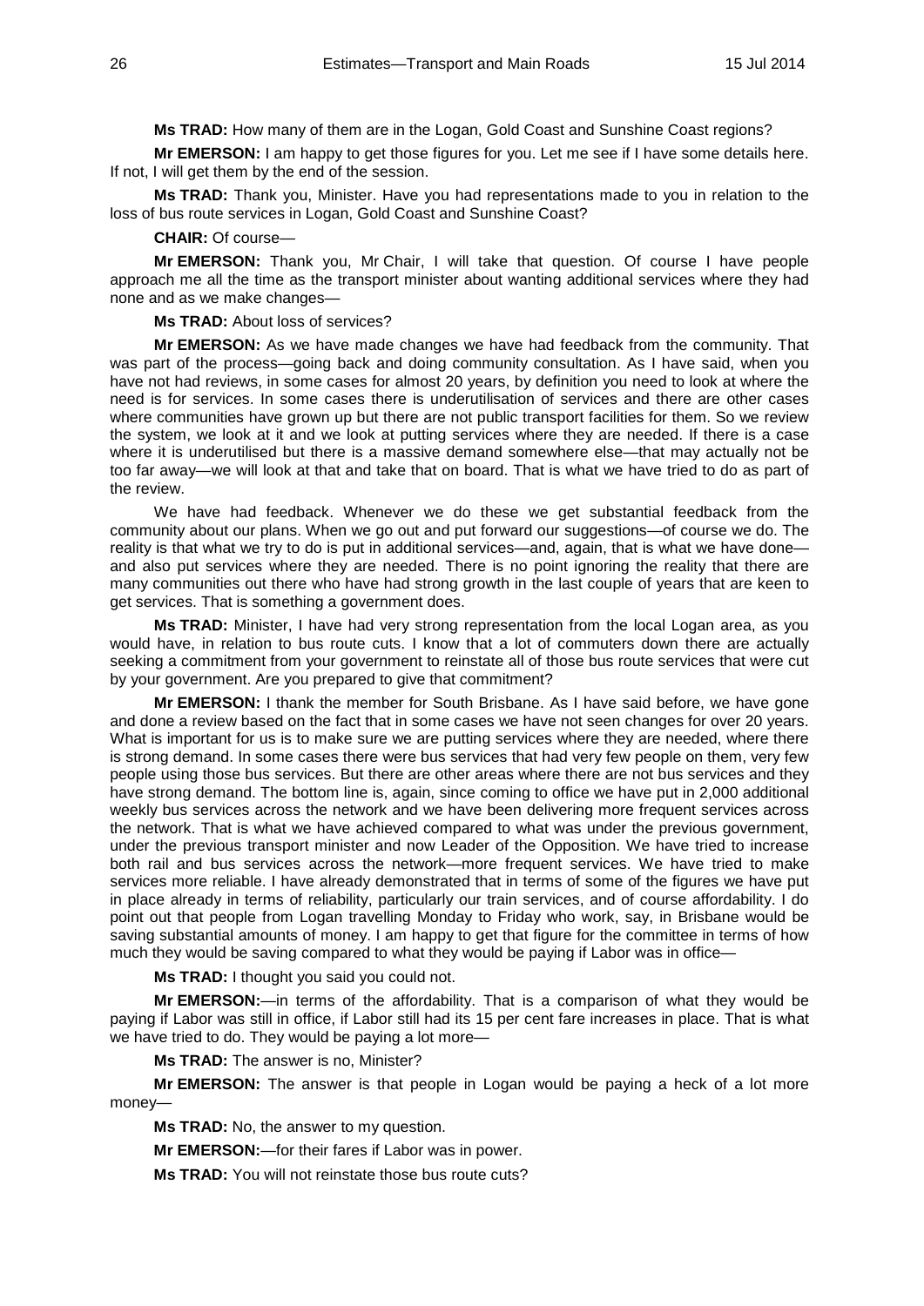**Ms TRAD:** How many of them are in the Logan, Gold Coast and Sunshine Coast regions?

**Mr EMERSON:** I am happy to get those figures for you. Let me see if I have some details here. If not, I will get them by the end of the session.

**Ms TRAD:** Thank you, Minister. Have you had representations made to you in relation to the loss of bus route services in Logan, Gold Coast and Sunshine Coast?

**CHAIR:** Of course—

**Mr EMERSON:** Thank you, Mr Chair, I will take that question. Of course I have people approach me all the time as the transport minister about wanting additional services where they had none and as we make changes—

**Ms TRAD:** About loss of services?

**Mr EMERSON:** As we have made changes we have had feedback from the community. That was part of the process—going back and doing community consultation. As I have said, when you have not had reviews, in some cases for almost 20 years, by definition you need to look at where the need is for services. In some cases there is underutilisation of services and there are other cases where communities have grown up but there are not public transport facilities for them. So we review the system, we look at it and we look at putting services where they are needed. If there is a case where it is underutilised but there is a massive demand somewhere else—that may actually not be too far away—we will look at that and take that on board. That is what we have tried to do as part of the review.

We have had feedback. Whenever we do these we get substantial feedback from the community about our plans. When we go out and put forward our suggestions—of course we do. The reality is that what we try to do is put in additional services—and, again, that is what we have done—and also put services where they are needed. There is no point ignoring the reality that there are many communities out there who have had strong growth in the last couple of years that are keen to get services. That is something a government does.

**Ms TRAD:** Minister, I have had very strong representation from the local Logan area, as you would have, in relation to bus route cuts. I know that a lot of commuters down there are actually seeking a commitment from your government to reinstate all of those bus route services that were cut by your government. Are you prepared to give that commitment?

**Mr EMERSON:** I thank the member for South Brisbane. As I have said before, we have gone and done a review based on the fact that in some cases we have not seen changes for over 20 years. What is important for us is to make sure we are putting services where they are needed, where there is strong demand. In some cases there were bus services that had very few people on them, very few people using those bus services. But there are other areas where there are not bus services and they have strong demand. The bottom line is, again, since coming to office we have put in 2,000 additional weekly bus services across the network and we have been delivering more frequent services across the network. That is what we have achieved compared to what was under the previous government, under the previous transport minister and now Leader of the Opposition. We have tried to increase both rail and bus services across the network—more frequent services. We have tried to make services more reliable. I have already demonstrated that in terms of some of the figures we have put in place already in terms of reliability, particularly our train services, and of course affordability. I do point out that people from Logan travelling Monday to Friday who work, say, in Brisbane would be saving substantial amounts of money. I am happy to get that figure for the committee in terms of how much they would be saving compared to what they would be paying if Labor was in office—

**Ms TRAD:** I thought you said you could not.

**Mr EMERSON:**—in terms of the affordability. That is a comparison of what they would be paying if Labor was still in office, if Labor still had its 15 per cent fare increases in place. That is what we have tried to do. They would be paying a lot more—

**Ms TRAD:** The answer is no, Minister?

**Mr EMERSON:** The answer is that people in Logan would be paying a heck of a lot more money—

**Ms TRAD:** No, the answer to my question.

**Mr EMERSON:**—for their fares if Labor was in power.

**Ms TRAD:** You will not reinstate those bus route cuts?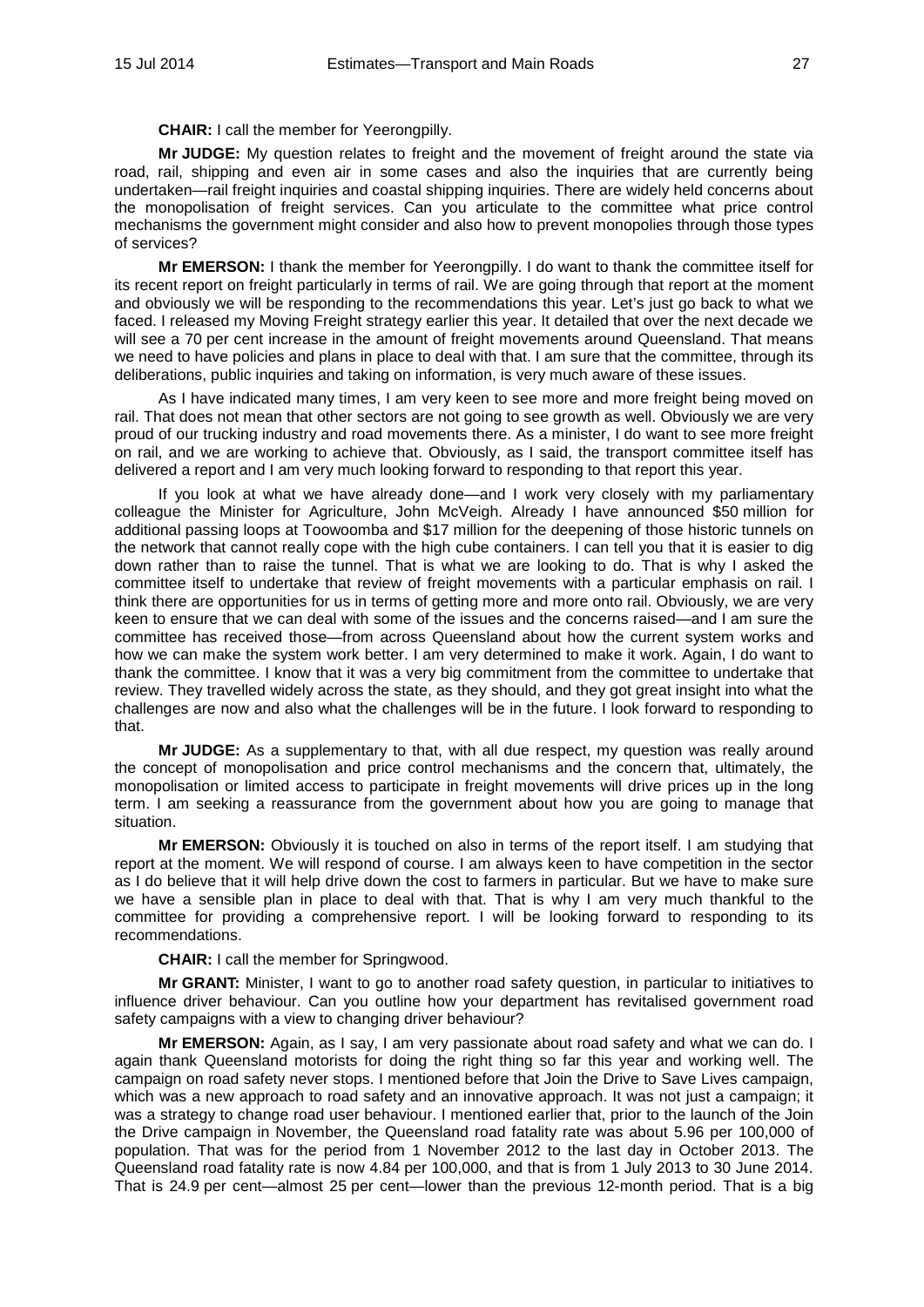**CHAIR:** I call the member for Yeerongpilly.

**Mr JUDGE:** My question relates to freight and the movement of freight around the state via road, rail, shipping and even air in some cases and also the inquiries that are currently being undertaken—rail freight inquiries and coastal shipping inquiries. There are widely held concerns about the monopolisation of freight services. Can you articulate to the committee what price control mechanisms the government might consider and also how to prevent monopolies through those types of services?

**Mr EMERSON:** I thank the member for Yeerongpilly. I do want to thank the committee itself for its recent report on freight particularly in terms of rail. We are going through that report at the moment and obviously we will be responding to the recommendations this year. Let's just go back to what we faced. I released my Moving Freight strategy earlier this year. It detailed that over the next decade we will see a 70 per cent increase in the amount of freight movements around Queensland. That means we need to have policies and plans in place to deal with that. I am sure that the committee, through its deliberations, public inquiries and taking on information, is very much aware of these issues.

As I have indicated many times, I am very keen to see more and more freight being moved on rail. That does not mean that other sectors are not going to see growth as well. Obviously we are very proud of our trucking industry and road movements there. As a minister, I do want to see more freight on rail, and we are working to achieve that. Obviously, as I said, the transport committee itself has delivered a report and I am very much looking forward to responding to that report this year.

If you look at what we have already done—and I work very closely with my parliamentary colleague the Minister for Agriculture, John McVeigh. Already I have announced $50 million for additional passing loops at Toowoomba and $17 million for the deepening of those historic tunnels on the network that cannot really cope with the high cube containers. I can tell you that it is easier to dig down rather than to raise the tunnel. That is what we are looking to do. That is why I asked the committee itself to undertake that review of freight movements with a particular emphasis on rail. I think there are opportunities for us in terms of getting more and more onto rail. Obviously, we are very keen to ensure that we can deal with some of the issues and the concerns raised—and I am sure the committee has received those—from across Queensland about how the current system works and how we can make the system work better. I am very determined to make it work. Again, I do want to thank the committee. I know that it was a very big commitment from the committee to undertake that review. They travelled widely across the state, as they should, and they got great insight into what the challenges are now and also what the challenges will be in the future. I look forward to responding to that.

**Mr JUDGE:** As a supplementary to that, with all due respect, my question was really around the concept of monopolisation and price control mechanisms and the concern that, ultimately, the monopolisation or limited access to participate in freight movements will drive prices up in the long term. I am seeking a reassurance from the government about how you are going to manage that situation.

**Mr EMERSON:** Obviously it is touched on also in terms of the report itself. I am studying that report at the moment. We will respond of course. I am always keen to have competition in the sector as I do believe that it will help drive down the cost to farmers in particular. But we have to make sure we have a sensible plan in place to deal with that. That is why I am very much thankful to the committee for providing a comprehensive report. I will be looking forward to responding to its recommendations.

**CHAIR:** I call the member for Springwood.

**Mr GRANT:** Minister, I want to go to another road safety question, in particular to initiatives to influence driver behaviour. Can you outline how your department has revitalised government road safety campaigns with a view to changing driver behaviour?

**Mr EMERSON:** Again, as I say, I am very passionate about road safety and what we can do. I again thank Queensland motorists for doing the right thing so far this year and working well. The campaign on road safety never stops. I mentioned before that Join the Drive to Save Lives campaign, which was a new approach to road safety and an innovative approach. It was not just a campaign; it was a strategy to change road user behaviour. I mentioned earlier that, prior to the launch of the Join the Drive campaign in November, the Queensland road fatality rate was about 5.96 per 100,000 of population. That was for the period from 1 November 2012 to the last day in October 2013. The Queensland road fatality rate is now 4.84 per 100,000, and that is from 1 July 2013 to 30 June 2014. That is 24.9 per cent—almost 25 per cent—lower than the previous 12-month period. That is a big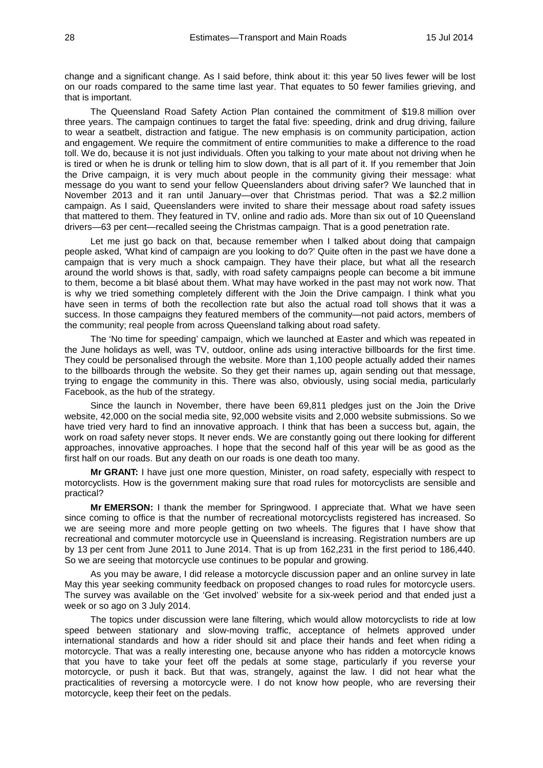change and a significant change. As I said before, think about it: this year 50 lives fewer will be lost on our roads compared to the same time last year. That equates to 50 fewer families grieving, and that is important.

The Queensland Road Safety Action Plan contained the commitment of $19.8 million over three years. The campaign continues to target the fatal five: speeding, drink and drug driving, failure to wear a seatbelt, distraction and fatigue. The new emphasis is on community participation, action and engagement. We require the commitment of entire communities to make a difference to the road toll. We do, because it is not just individuals. Often you talking to your mate about not driving when he is tired or when he is drunk or telling him to slow down, that is all part of it. If you remember that Join the Drive campaign, it is very much about people in the community giving their message: what message do you want to send your fellow Queenslanders about driving safer? We launched that in November 2013 and it ran until January—over that Christmas period. That was a $2.2 million campaign. As I said, Queenslanders were invited to share their message about road safety issues that mattered to them. They featured in TV, online and radio ads. More than six out of 10 Queensland drivers—63 per cent—recalled seeing the Christmas campaign. That is a good penetration rate.

Let me just go back on that, because remember when I talked about doing that campaign people asked, 'What kind of campaign are you looking to do?' Quite often in the past we have done a campaign that is very much a shock campaign. They have their place, but what all the research around the world shows is that, sadly, with road safety campaigns people can become a bit immune to them, become a bit blasé about them. What may have worked in the past may not work now. That is why we tried something completely different with the Join the Drive campaign. I think what you have seen in terms of both the recollection rate but also the actual road toll shows that it was a success. In those campaigns they featured members of the community—not paid actors, members of the community; real people from across Queensland talking about road safety.

The 'No time for speeding' campaign, which we launched at Easter and which was repeated in the June holidays as well, was TV, outdoor, online ads using interactive billboards for the first time. They could be personalised through the website. More than 1,100 people actually added their names to the billboards through the website. So they get their names up, again sending out that message, trying to engage the community in this. There was also, obviously, using social media, particularly Facebook, as the hub of the strategy.

Since the launch in November, there have been 69,811 pledges just on the Join the Drive website, 42,000 on the social media site, 92,000 website visits and 2,000 website submissions. So we have tried very hard to find an innovative approach. I think that has been a success but, again, the work on road safety never stops. It never ends. We are constantly going out there looking for different approaches, innovative approaches. I hope that the second half of this year will be as good as the first half on our roads. But any death on our roads is one death too many.

**Mr GRANT:** I have just one more question, Minister, on road safety, especially with respect to motorcyclists. How is the government making sure that road rules for motorcyclists are sensible and practical?

**Mr EMERSON:** I thank the member for Springwood. I appreciate that. What we have seen since coming to office is that the number of recreational motorcyclists registered has increased. So we are seeing more and more people getting on two wheels. The figures that I have show that recreational and commuter motorcycle use in Queensland is increasing. Registration numbers are up by 13 per cent from June 2011 to June 2014. That is up from 162,231 in the first period to 186,440. So we are seeing that motorcycle use continues to be popular and growing.

As you may be aware, I did release a motorcycle discussion paper and an online survey in late May this year seeking community feedback on proposed changes to road rules for motorcycle users. The survey was available on the 'Get involved' website for a six-week period and that ended just a week or so ago on 3 July 2014.

The topics under discussion were lane filtering, which would allow motorcyclists to ride at low speed between stationary and slow-moving traffic, acceptance of helmets approved under international standards and how a rider should sit and place their hands and feet when riding a motorcycle. That was a really interesting one, because anyone who has ridden a motorcycle knows that you have to take your feet off the pedals at some stage, particularly if you reverse your motorcycle, or push it back. But that was, strangely, against the law. I did not hear what the practicalities of reversing a motorcycle were. I do not know how people, who are reversing their motorcycle, keep their feet on the pedals.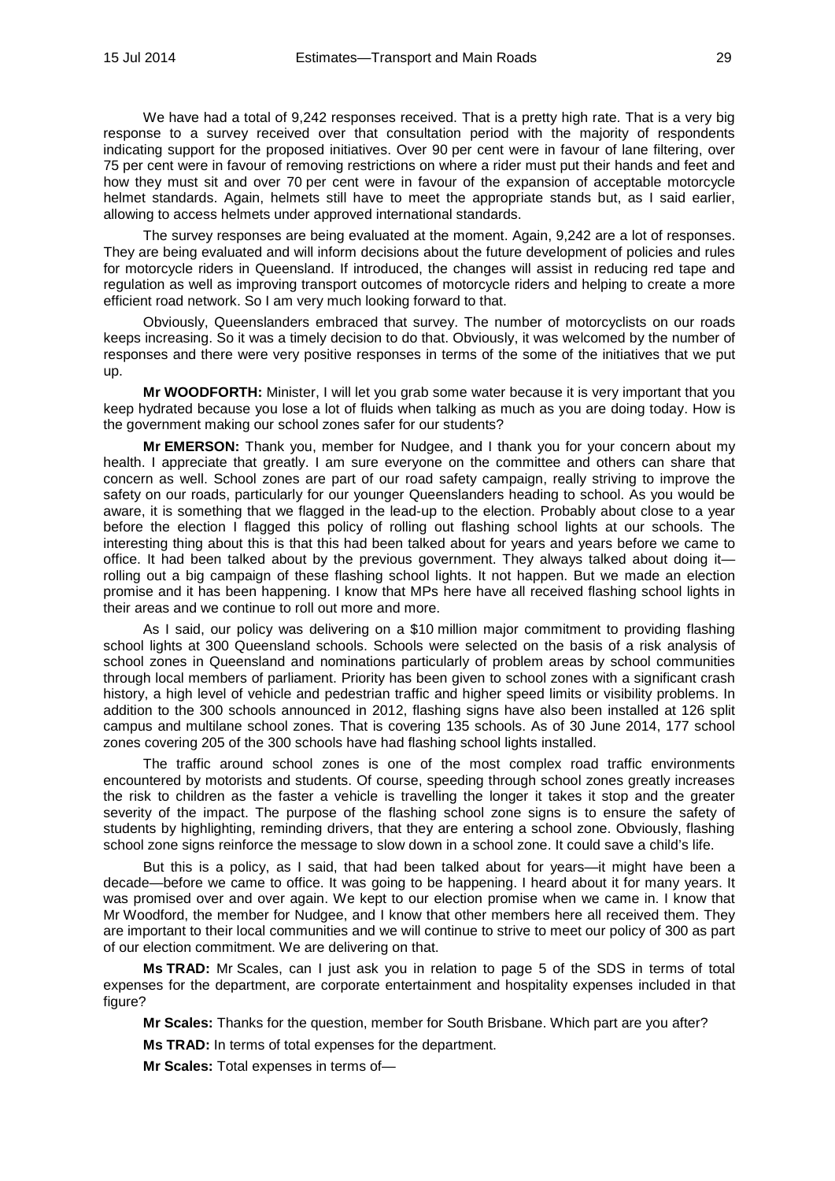We have had a total of 9,242 responses received. That is a pretty high rate. That is a very big response to a survey received over that consultation period with the majority of respondents indicating support for the proposed initiatives. Over 90 per cent were in favour of lane filtering, over 75 per cent were in favour of removing restrictions on where a rider must put their hands and feet and how they must sit and over 70 per cent were in favour of the expansion of acceptable motorcycle helmet standards. Again, helmets still have to meet the appropriate stands but, as I said earlier, allowing to access helmets under approved international standards.

The survey responses are being evaluated at the moment. Again, 9,242 are a lot of responses. They are being evaluated and will inform decisions about the future development of policies and rules for motorcycle riders in Queensland. If introduced, the changes will assist in reducing red tape and regulation as well as improving transport outcomes of motorcycle riders and helping to create a more efficient road network. So I am very much looking forward to that.

Obviously, Queenslanders embraced that survey. The number of motorcyclists on our roads keeps increasing. So it was a timely decision to do that. Obviously, it was welcomed by the number of responses and there were very positive responses in terms of the some of the initiatives that we put up.

**Mr WOODFORTH:** Minister, I will let you grab some water because it is very important that you keep hydrated because you lose a lot of fluids when talking as much as you are doing today. How is the government making our school zones safer for our students?

**Mr EMERSON:** Thank you, member for Nudgee, and I thank you for your concern about my health. I appreciate that greatly. I am sure everyone on the committee and others can share that concern as well. School zones are part of our road safety campaign, really striving to improve the safety on our roads, particularly for our younger Queenslanders heading to school. As you would be aware, it is something that we flagged in the lead-up to the election. Probably about close to a year before the election I flagged this policy of rolling out flashing school lights at our schools. The interesting thing about this is that this had been talked about for years and years before we came to office. It had been talked about by the previous government. They always talked about doing it—rolling out a big campaign of these flashing school lights. It not happen. But we made an election promise and it has been happening. I know that MPs here have all received flashing school lights in their areas and we continue to roll out more and more.

As I said, our policy was delivering on a $10 million major commitment to providing flashing school lights at 300 Queensland schools. Schools were selected on the basis of a risk analysis of school zones in Queensland and nominations particularly of problem areas by school communities through local members of parliament. Priority has been given to school zones with a significant crash history, a high level of vehicle and pedestrian traffic and higher speed limits or visibility problems. In addition to the 300 schools announced in 2012, flashing signs have also been installed at 126 split campus and multilane school zones. That is covering 135 schools. As of 30 June 2014, 177 school zones covering 205 of the 300 schools have had flashing school lights installed.

The traffic around school zones is one of the most complex road traffic environments encountered by motorists and students. Of course, speeding through school zones greatly increases the risk to children as the faster a vehicle is travelling the longer it takes it stop and the greater severity of the impact. The purpose of the flashing school zone signs is to ensure the safety of students by highlighting, reminding drivers, that they are entering a school zone. Obviously, flashing school zone signs reinforce the message to slow down in a school zone. It could save a child's life.

But this is a policy, as I said, that had been talked about for years—it might have been a decade—before we came to office. It was going to be happening. I heard about it for many years. It was promised over and over again. We kept to our election promise when we came in. I know that Mr Woodford, the member for Nudgee, and I know that other members here all received them. They are important to their local communities and we will continue to strive to meet our policy of 300 as part of our election commitment. We are delivering on that.

**Ms TRAD:** Mr Scales, can I just ask you in relation to page 5 of the SDS in terms of total expenses for the department, are corporate entertainment and hospitality expenses included in that figure?

**Mr Scales:** Thanks for the question, member for South Brisbane. Which part are you after?

**Ms TRAD:** In terms of total expenses for the department.

**Mr Scales:** Total expenses in terms of—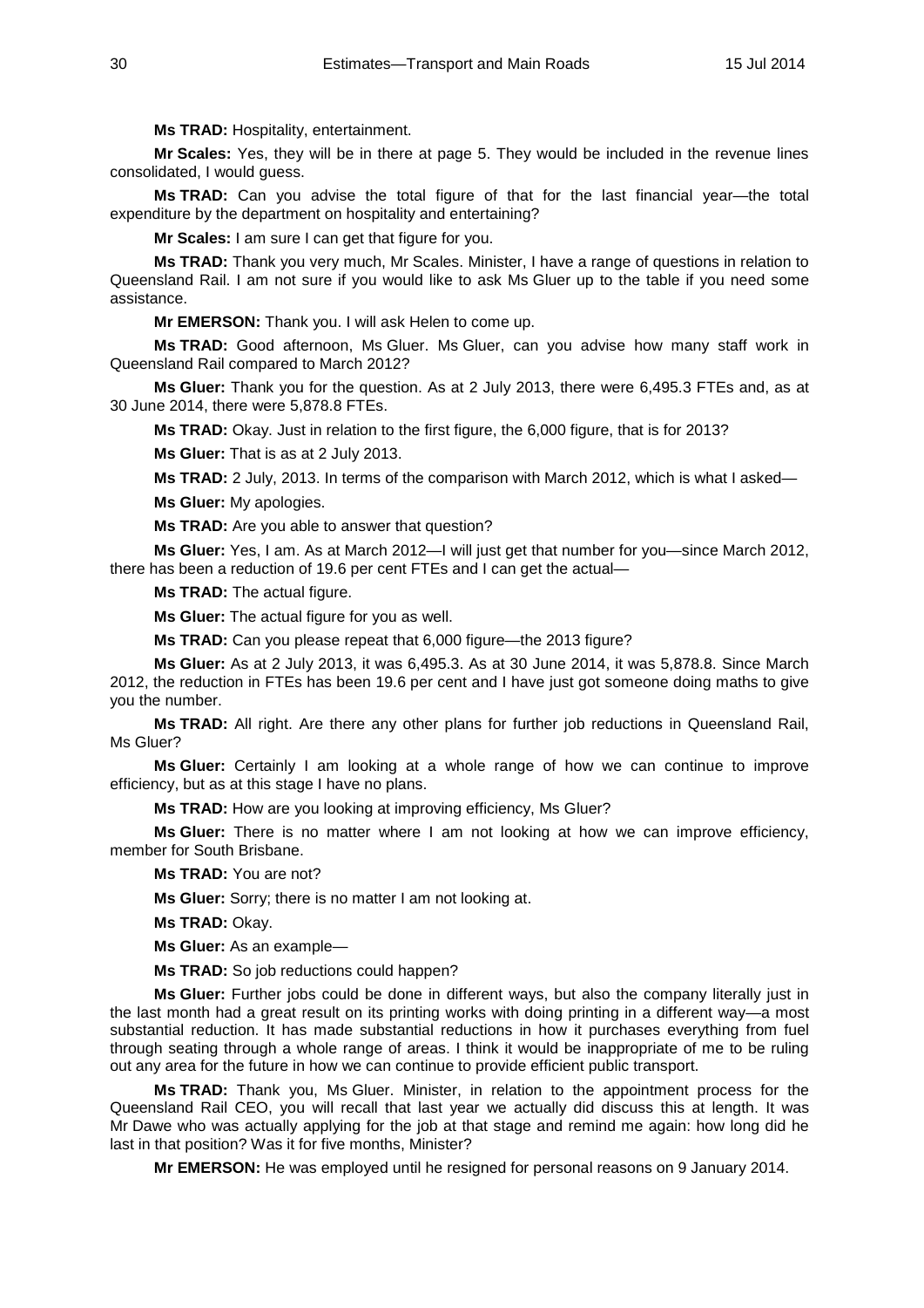**Ms TRAD:** Hospitality, entertainment.

**Mr Scales:** Yes, they will be in there at page 5. They would be included in the revenue lines consolidated, I would guess.

**Ms TRAD:** Can you advise the total figure of that for the last financial year—the total expenditure by the department on hospitality and entertaining?

**Mr Scales:** I am sure I can get that figure for you.

**Ms TRAD:** Thank you very much, Mr Scales. Minister, I have a range of questions in relation to Queensland Rail. I am not sure if you would like to ask Ms Gluer up to the table if you need some assistance.

**Mr EMERSON:** Thank you. I will ask Helen to come up.

**Ms TRAD:** Good afternoon, Ms Gluer. Ms Gluer, can you advise how many staff work in Queensland Rail compared to March 2012?

**Ms Gluer:** Thank you for the question. As at 2 July 2013, there were 6,495.3 FTEs and, as at 30 June 2014, there were 5,878.8 FTEs.

**Ms TRAD:** Okay. Just in relation to the first figure, the 6,000 figure, that is for 2013?

**Ms Gluer:** That is as at 2 July 2013.

**Ms TRAD:** 2 July, 2013. In terms of the comparison with March 2012, which is what I asked—

**Ms Gluer:** My apologies.

**Ms TRAD:** Are you able to answer that question?

**Ms Gluer:** Yes, I am. As at March 2012—I will just get that number for you—since March 2012, there has been a reduction of 19.6 per cent FTEs and I can get the actual—

**Ms TRAD:** The actual figure.

**Ms Gluer:** The actual figure for you as well.

**Ms TRAD:** Can you please repeat that 6,000 figure—the 2013 figure?

**Ms Gluer:** As at 2 July 2013, it was 6,495.3. As at 30 June 2014, it was 5,878.8. Since March 2012, the reduction in FTEs has been 19.6 per cent and I have just got someone doing maths to give you the number.

**Ms TRAD:** All right. Are there any other plans for further job reductions in Queensland Rail, Ms Gluer?

**Ms Gluer:** Certainly I am looking at a whole range of how we can continue to improve efficiency, but as at this stage I have no plans.

**Ms TRAD:** How are you looking at improving efficiency, Ms Gluer?

**Ms Gluer:** There is no matter where I am not looking at how we can improve efficiency, member for South Brisbane.

**Ms TRAD:** You are not?

**Ms Gluer:** Sorry; there is no matter I am not looking at.

**Ms TRAD:** Okay.

**Ms Gluer:** As an example—

**Ms TRAD:** So job reductions could happen?

**Ms Gluer:** Further jobs could be done in different ways, but also the company literally just in the last month had a great result on its printing works with doing printing in a different way—a most substantial reduction. It has made substantial reductions in how it purchases everything from fuel through seating through a whole range of areas. I think it would be inappropriate of me to be ruling out any area for the future in how we can continue to provide efficient public transport.

**Ms TRAD:** Thank you, Ms Gluer. Minister, in relation to the appointment process for the Queensland Rail CEO, you will recall that last year we actually did discuss this at length. It was Mr Dawe who was actually applying for the job at that stage and remind me again: how long did he last in that position? Was it for five months, Minister?

**Mr EMERSON:** He was employed until he resigned for personal reasons on 9 January 2014.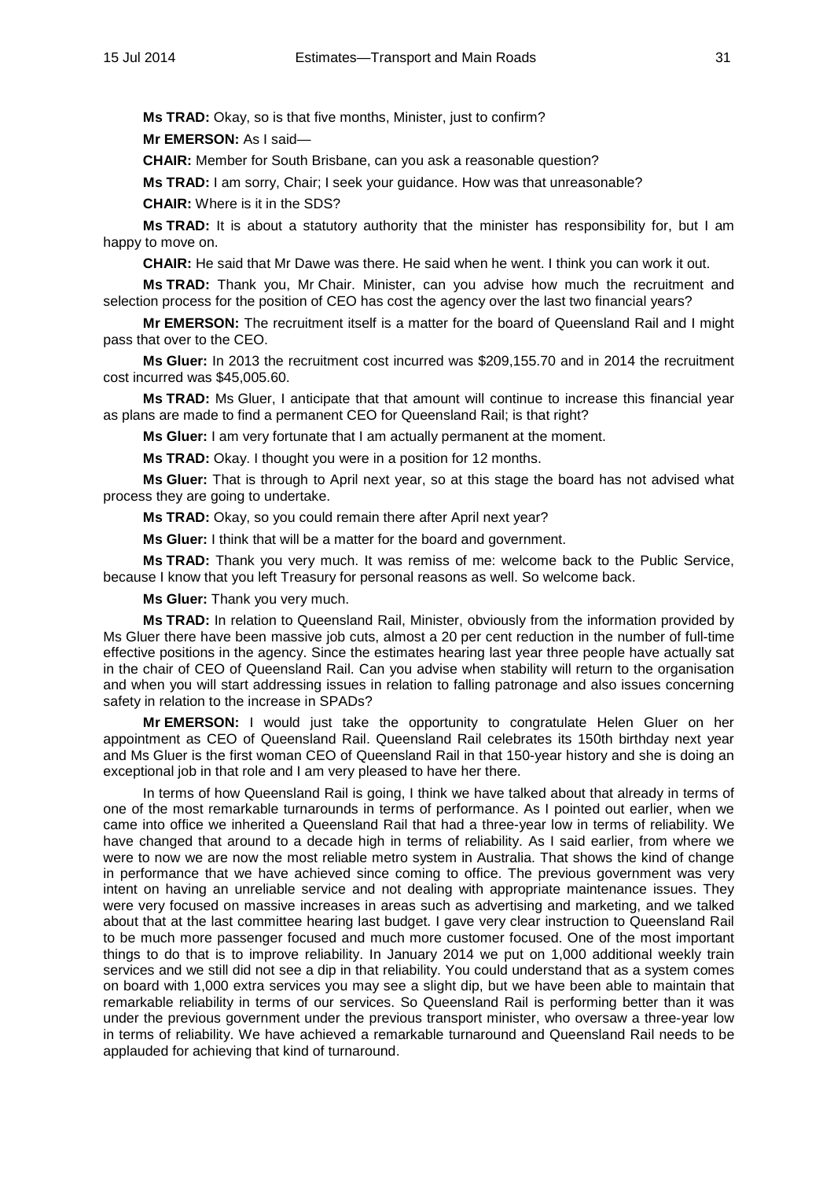**Ms TRAD:** Okay, so is that five months, Minister, just to confirm?

**Mr EMERSON:** As I said—

**CHAIR:** Member for South Brisbane, can you ask a reasonable question?

**Ms TRAD:** I am sorry, Chair; I seek your guidance. How was that unreasonable?

**CHAIR:** Where is it in the SDS?

**Ms TRAD:** It is about a statutory authority that the minister has responsibility for, but I am happy to move on.

**CHAIR:** He said that Mr Dawe was there. He said when he went. I think you can work it out.

**Ms TRAD:** Thank you, Mr Chair. Minister, can you advise how much the recruitment and selection process for the position of CEO has cost the agency over the last two financial years?

**Mr EMERSON:** The recruitment itself is a matter for the board of Queensland Rail and I might pass that over to the CEO.

**Ms Gluer:** In 2013 the recruitment cost incurred was $209,155.70 and in 2014 the recruitment cost incurred was $45,005.60.

**Ms TRAD:** Ms Gluer, I anticipate that that amount will continue to increase this financial year as plans are made to find a permanent CEO for Queensland Rail; is that right?

**Ms Gluer:** I am very fortunate that I am actually permanent at the moment.

**Ms TRAD:** Okay. I thought you were in a position for 12 months.

**Ms Gluer:** That is through to April next year, so at this stage the board has not advised what process they are going to undertake.

**Ms TRAD:** Okay, so you could remain there after April next year?

**Ms Gluer:** I think that will be a matter for the board and government.

**Ms TRAD:** Thank you very much. It was remiss of me: welcome back to the Public Service, because I know that you left Treasury for personal reasons as well. So welcome back.

**Ms Gluer:** Thank you very much.

**Ms TRAD:** In relation to Queensland Rail, Minister, obviously from the information provided by Ms Gluer there have been massive job cuts, almost a 20 per cent reduction in the number of full-time effective positions in the agency. Since the estimates hearing last year three people have actually sat in the chair of CEO of Queensland Rail. Can you advise when stability will return to the organisation and when you will start addressing issues in relation to falling patronage and also issues concerning safety in relation to the increase in SPADs?

**Mr EMERSON:** I would just take the opportunity to congratulate Helen Gluer on her appointment as CEO of Queensland Rail. Queensland Rail celebrates its 150th birthday next year and Ms Gluer is the first woman CEO of Queensland Rail in that 150-year history and she is doing an exceptional job in that role and I am very pleased to have her there.

In terms of how Queensland Rail is going, I think we have talked about that already in terms of one of the most remarkable turnarounds in terms of performance. As I pointed out earlier, when we came into office we inherited a Queensland Rail that had a three-year low in terms of reliability. We have changed that around to a decade high in terms of reliability. As I said earlier, from where we were to now we are now the most reliable metro system in Australia. That shows the kind of change in performance that we have achieved since coming to office. The previous government was very intent on having an unreliable service and not dealing with appropriate maintenance issues. They were very focused on massive increases in areas such as advertising and marketing, and we talked about that at the last committee hearing last budget. I gave very clear instruction to Queensland Rail to be much more passenger focused and much more customer focused. One of the most important things to do that is to improve reliability. In January 2014 we put on 1,000 additional weekly train services and we still did not see a dip in that reliability. You could understand that as a system comes on board with 1,000 extra services you may see a slight dip, but we have been able to maintain that remarkable reliability in terms of our services. So Queensland Rail is performing better than it was under the previous government under the previous transport minister, who oversaw a three-year low in terms of reliability. We have achieved a remarkable turnaround and Queensland Rail needs to be applauded for achieving that kind of turnaround.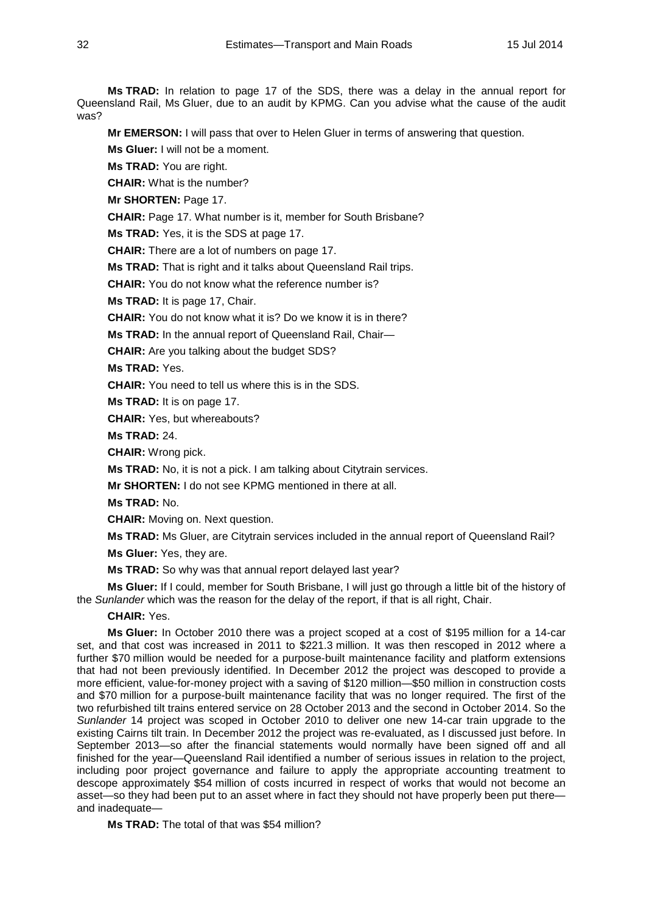**Ms TRAD:** In relation to page 17 of the SDS, there was a delay in the annual report for Queensland Rail, Ms Gluer, due to an audit by KPMG. Can you advise what the cause of the audit was?

**Mr EMERSON:** I will pass that over to Helen Gluer in terms of answering that question.

**Ms Gluer:** I will not be a moment.

**Ms TRAD:** You are right.

**CHAIR:** What is the number?

**Mr SHORTEN:** Page 17.

**CHAIR:** Page 17. What number is it, member for South Brisbane?

**Ms TRAD:** Yes, it is the SDS at page 17.

**CHAIR:** There are a lot of numbers on page 17.

**Ms TRAD:** That is right and it talks about Queensland Rail trips.

**CHAIR:** You do not know what the reference number is?

**Ms TRAD:** It is page 17, Chair.

**CHAIR:** You do not know what it is? Do we know it is in there?

**Ms TRAD:** In the annual report of Queensland Rail, Chair—

**CHAIR:** Are you talking about the budget SDS?

**Ms TRAD:** Yes.

**CHAIR:** You need to tell us where this is in the SDS.

**Ms TRAD:** It is on page 17.

**CHAIR:** Yes, but whereabouts?

**Ms TRAD:** 24.

**CHAIR:** Wrong pick.

**Ms TRAD:** No, it is not a pick. I am talking about Citytrain services.

**Mr SHORTEN:** I do not see KPMG mentioned in there at all.

**Ms TRAD:** No.

**CHAIR:** Moving on. Next question.

**Ms TRAD:** Ms Gluer, are Citytrain services included in the annual report of Queensland Rail?

**Ms Gluer:** Yes, they are.

**Ms TRAD:** So why was that annual report delayed last year?

**Ms Gluer:** If I could, member for South Brisbane, I will just go through a little bit of the history of the *Sunlander* which was the reason for the delay of the report, if that is all right, Chair.

**CHAIR:** Yes.

**Ms Gluer:** In October 2010 there was a project scoped at a cost of $195 million for a 14-car set, and that cost was increased in 2011 to $221.3 million. It was then rescoped in 2012 where a further $70 million would be needed for a purpose-built maintenance facility and platform extensions that had not been previously identified. In December 2012 the project was descoped to provide a more efficient, value-for-money project with a saving of $120 million—$50 million in construction costs and $70 million for a purpose-built maintenance facility that was no longer required. The first of the two refurbished tilt trains entered service on 28 October 2013 and the second in October 2014. So the *Sunlander* 14 project was scoped in October 2010 to deliver one new 14-car train upgrade to the existing Cairns tilt train. In December 2012 the project was re-evaluated, as I discussed just before. In September 2013—so after the financial statements would normally have been signed off and all finished for the year—Queensland Rail identified a number of serious issues in relation to the project, including poor project governance and failure to apply the appropriate accounting treatment to descope approximately $54 million of costs incurred in respect of works that would not become an asset—so they had been put to an asset where in fact they should not have properly been put there—and inadequate—

**Ms TRAD:** The total of that was $54 million?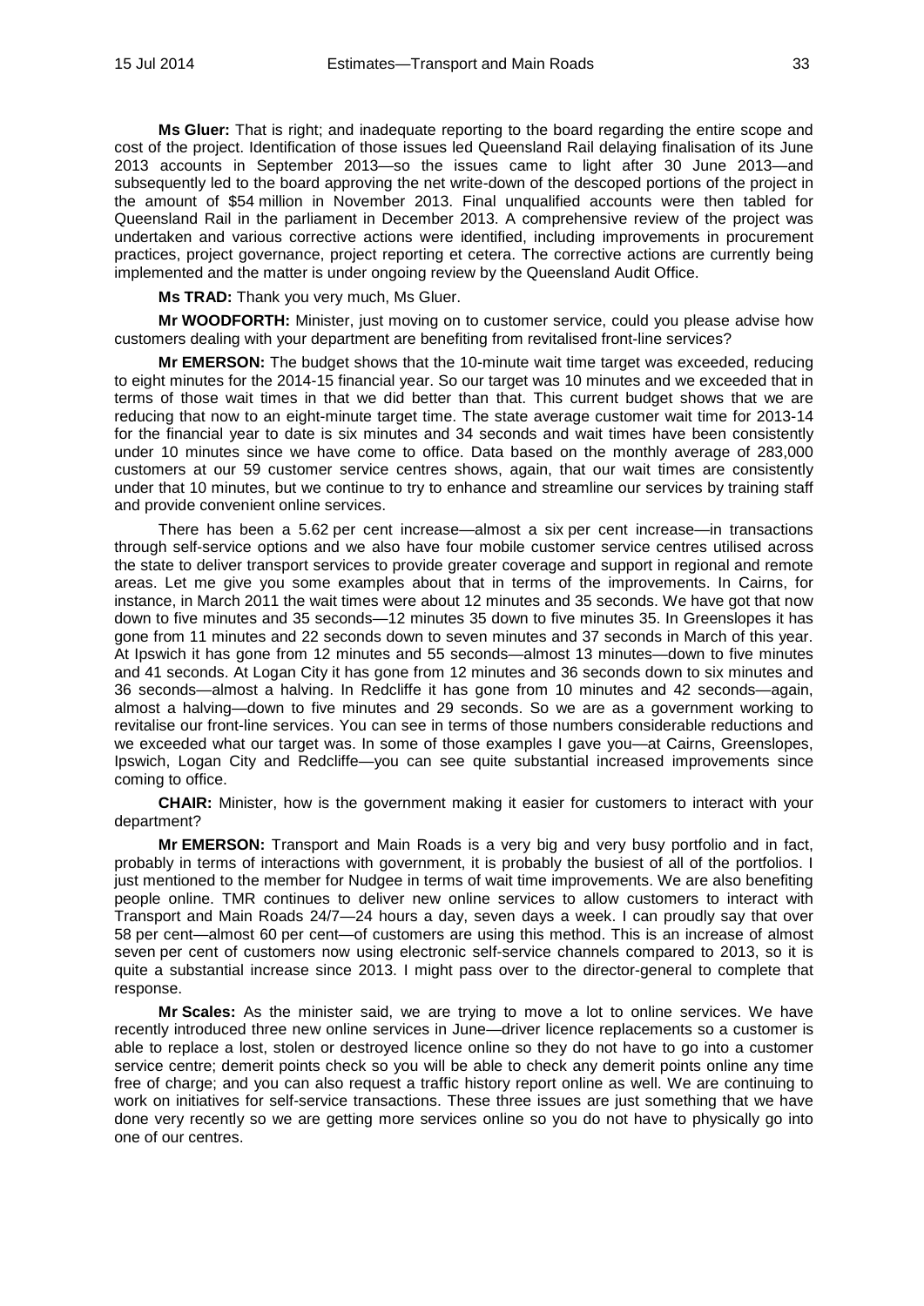**Ms Gluer:** That is right; and inadequate reporting to the board regarding the entire scope and cost of the project. Identification of those issues led Queensland Rail delaying finalisation of its June 2013 accounts in September 2013—so the issues came to light after 30 June 2013—and subsequently led to the board approving the net write-down of the descoped portions of the project in the amount of $54 million in November 2013. Final unqualified accounts were then tabled for Queensland Rail in the parliament in December 2013. A comprehensive review of the project was undertaken and various corrective actions were identified, including improvements in procurement practices, project governance, project reporting et cetera. The corrective actions are currently being implemented and the matter is under ongoing review by the Queensland Audit Office.

**Ms TRAD:** Thank you very much, Ms Gluer.

**Mr WOODFORTH:** Minister, just moving on to customer service, could you please advise how customers dealing with your department are benefiting from revitalised front-line services?

**Mr EMERSON:** The budget shows that the 10-minute wait time target was exceeded, reducing to eight minutes for the 2014-15 financial year. So our target was 10 minutes and we exceeded that in terms of those wait times in that we did better than that. This current budget shows that we are reducing that now to an eight-minute target time. The state average customer wait time for 2013-14 for the financial year to date is six minutes and 34 seconds and wait times have been consistently under 10 minutes since we have come to office. Data based on the monthly average of 283,000 customers at our 59 customer service centres shows, again, that our wait times are consistently under that 10 minutes, but we continue to try to enhance and streamline our services by training staff and provide convenient online services.

There has been a 5.62 per cent increase—almost a six per cent increase—in transactions through self-service options and we also have four mobile customer service centres utilised across the state to deliver transport services to provide greater coverage and support in regional and remote areas. Let me give you some examples about that in terms of the improvements. In Cairns, for instance, in March 2011 the wait times were about 12 minutes and 35 seconds. We have got that now down to five minutes and 35 seconds—12 minutes 35 down to five minutes 35. In Greenslopes it has gone from 11 minutes and 22 seconds down to seven minutes and 37 seconds in March of this year. At Ipswich it has gone from 12 minutes and 55 seconds—almost 13 minutes—down to five minutes and 41 seconds. At Logan City it has gone from 12 minutes and 36 seconds down to six minutes and 36 seconds—almost a halving. In Redcliffe it has gone from 10 minutes and 42 seconds—again, almost a halving—down to five minutes and 29 seconds. So we are as a government working to revitalise our front-line services. You can see in terms of those numbers considerable reductions and we exceeded what our target was. In some of those examples I gave you—at Cairns, Greenslopes, Ipswich, Logan City and Redcliffe—you can see quite substantial increased improvements since coming to office.

**CHAIR:** Minister, how is the government making it easier for customers to interact with your department?

**Mr EMERSON:** Transport and Main Roads is a very big and very busy portfolio and in fact, probably in terms of interactions with government, it is probably the busiest of all of the portfolios. I just mentioned to the member for Nudgee in terms of wait time improvements. We are also benefiting people online. TMR continues to deliver new online services to allow customers to interact with Transport and Main Roads 24/7—24 hours a day, seven days a week. I can proudly say that over 58 per cent—almost 60 per cent—of customers are using this method. This is an increase of almost seven per cent of customers now using electronic self-service channels compared to 2013, so it is quite a substantial increase since 2013. I might pass over to the director-general to complete that response.

**Mr Scales:** As the minister said, we are trying to move a lot to online services. We have recently introduced three new online services in June—driver licence replacements so a customer is able to replace a lost, stolen or destroyed licence online so they do not have to go into a customer service centre; demerit points check so you will be able to check any demerit points online any time free of charge; and you can also request a traffic history report online as well. We are continuing to work on initiatives for self-service transactions. These three issues are just something that we have done very recently so we are getting more services online so you do not have to physically go into one of our centres.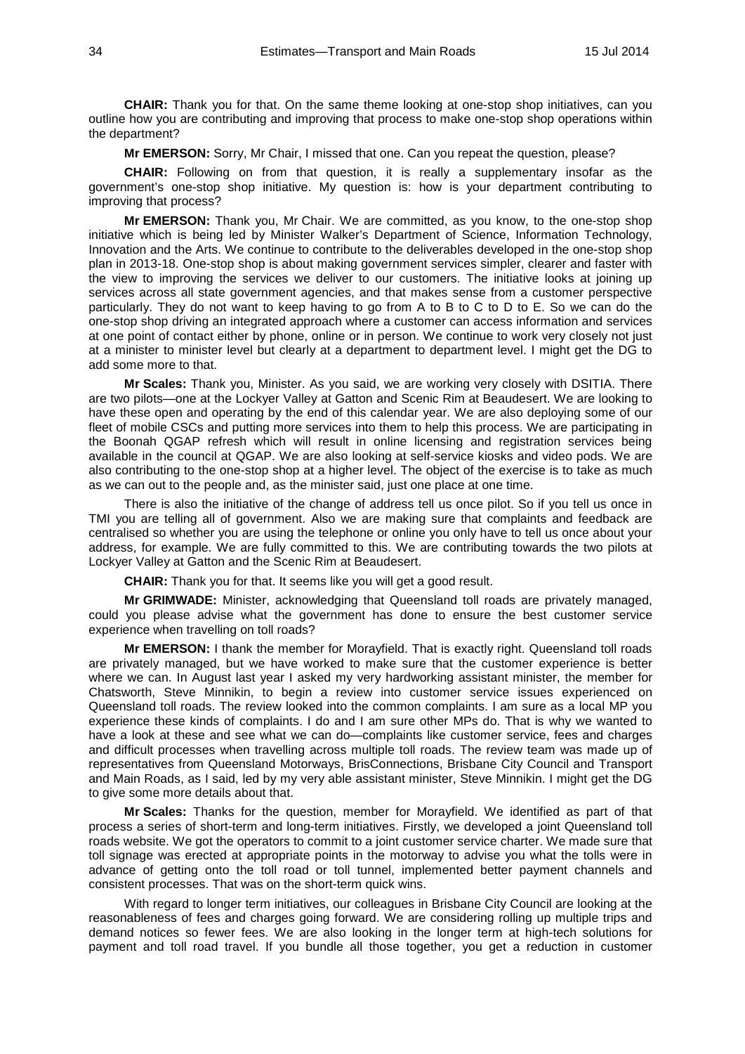**CHAIR:** Thank you for that. On the same theme looking at one-stop shop initiatives, can you outline how you are contributing and improving that process to make one-stop shop operations within the department?

**Mr EMERSON:** Sorry, Mr Chair, I missed that one. Can you repeat the question, please?

**CHAIR:** Following on from that question, it is really a supplementary insofar as the government's one-stop shop initiative. My question is: how is your department contributing to improving that process?

**Mr EMERSON:** Thank you, Mr Chair. We are committed, as you know, to the one-stop shop initiative which is being led by Minister Walker's Department of Science, Information Technology, Innovation and the Arts. We continue to contribute to the deliverables developed in the one-stop shop plan in 2013-18. One-stop shop is about making government services simpler, clearer and faster with the view to improving the services we deliver to our customers. The initiative looks at joining up services across all state government agencies, and that makes sense from a customer perspective particularly. They do not want to keep having to go from A to B to C to D to E. So we can do the one-stop shop driving an integrated approach where a customer can access information and services at one point of contact either by phone, online or in person. We continue to work very closely not just at a minister to minister level but clearly at a department to department level. I might get the DG to add some more to that.

**Mr Scales:** Thank you, Minister. As you said, we are working very closely with DSITIA. There are two pilots—one at the Lockyer Valley at Gatton and Scenic Rim at Beaudesert. We are looking to have these open and operating by the end of this calendar year. We are also deploying some of our fleet of mobile CSCs and putting more services into them to help this process. We are participating in the Boonah QGAP refresh which will result in online licensing and registration services being available in the council at QGAP. We are also looking at self-service kiosks and video pods. We are also contributing to the one-stop shop at a higher level. The object of the exercise is to take as much as we can out to the people and, as the minister said, just one place at one time.

There is also the initiative of the change of address tell us once pilot. So if you tell us once in TMI you are telling all of government. Also we are making sure that complaints and feedback are centralised so whether you are using the telephone or online you only have to tell us once about your address, for example. We are fully committed to this. We are contributing towards the two pilots at Lockyer Valley at Gatton and the Scenic Rim at Beaudesert.

**CHAIR:** Thank you for that. It seems like you will get a good result.

**Mr GRIMWADE:** Minister, acknowledging that Queensland toll roads are privately managed, could you please advise what the government has done to ensure the best customer service experience when travelling on toll roads?

**Mr EMERSON:** I thank the member for Morayfield. That is exactly right. Queensland toll roads are privately managed, but we have worked to make sure that the customer experience is better where we can. In August last year I asked my very hardworking assistant minister, the member for Chatsworth, Steve Minnikin, to begin a review into customer service issues experienced on Queensland toll roads. The review looked into the common complaints. I am sure as a local MP you experience these kinds of complaints. I do and I am sure other MPs do. That is why we wanted to have a look at these and see what we can do—complaints like customer service, fees and charges and difficult processes when travelling across multiple toll roads. The review team was made up of representatives from Queensland Motorways, BrisConnections, Brisbane City Council and Transport and Main Roads, as I said, led by my very able assistant minister, Steve Minnikin. I might get the DG to give some more details about that.

**Mr Scales:** Thanks for the question, member for Morayfield. We identified as part of that process a series of short-term and long-term initiatives. Firstly, we developed a joint Queensland toll roads website. We got the operators to commit to a joint customer service charter. We made sure that toll signage was erected at appropriate points in the motorway to advise you what the tolls were in advance of getting onto the toll road or toll tunnel, implemented better payment channels and consistent processes. That was on the short-term quick wins.

With regard to longer term initiatives, our colleagues in Brisbane City Council are looking at the reasonableness of fees and charges going forward. We are considering rolling up multiple trips and demand notices so fewer fees. We are also looking in the longer term at high-tech solutions for payment and toll road travel. If you bundle all those together, you get a reduction in customer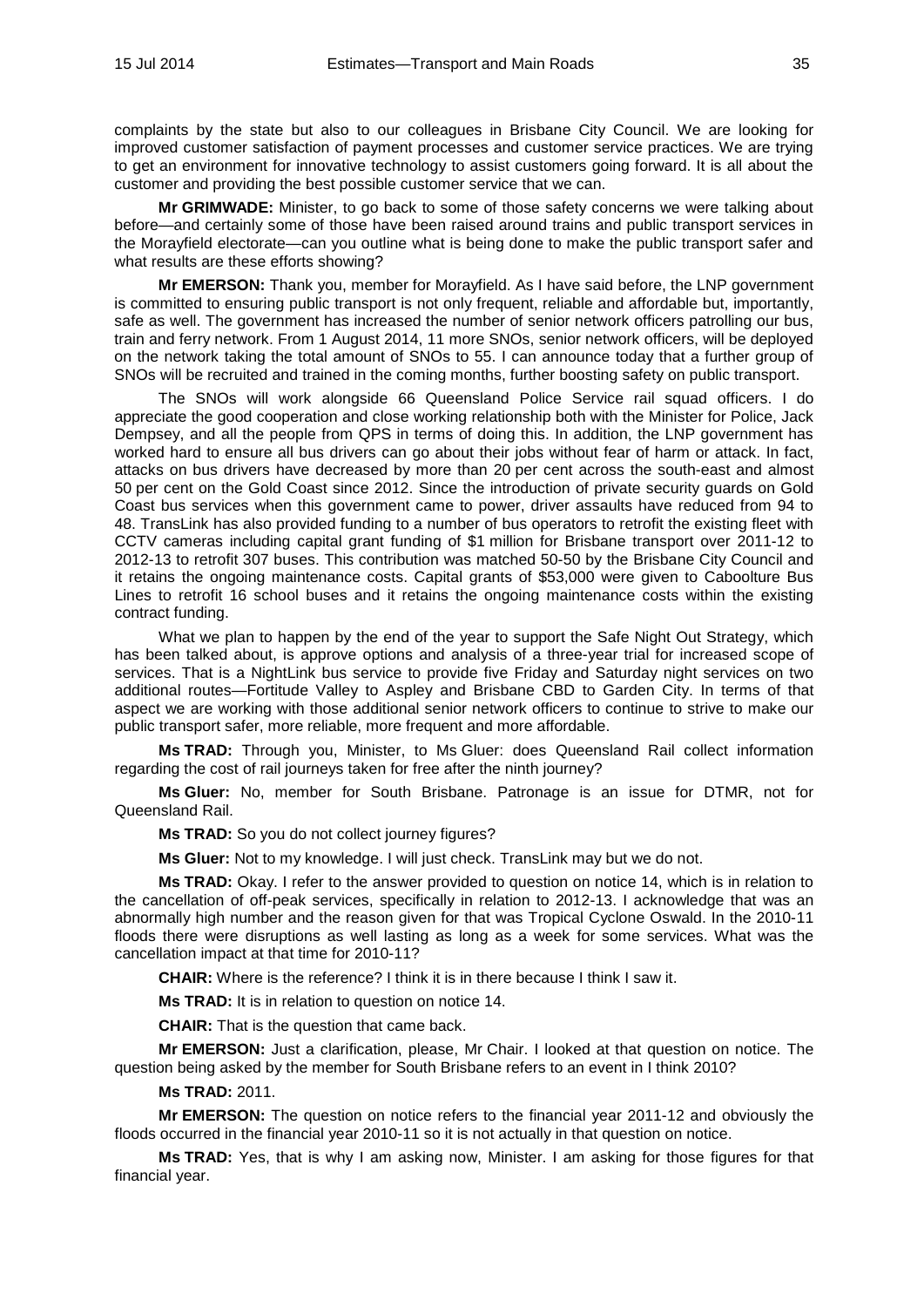complaints by the state but also to our colleagues in Brisbane City Council. We are looking for improved customer satisfaction of payment processes and customer service practices. We are trying to get an environment for innovative technology to assist customers going forward. It is all about the customer and providing the best possible customer service that we can.

**Mr GRIMWADE:** Minister, to go back to some of those safety concerns we were talking about before—and certainly some of those have been raised around trains and public transport services in the Morayfield electorate—can you outline what is being done to make the public transport safer and what results are these efforts showing?

**Mr EMERSON:** Thank you, member for Morayfield. As I have said before, the LNP government is committed to ensuring public transport is not only frequent, reliable and affordable but, importantly, safe as well. The government has increased the number of senior network officers patrolling our bus, train and ferry network. From 1 August 2014, 11 more SNOs, senior network officers, will be deployed on the network taking the total amount of SNOs to 55. I can announce today that a further group of SNOs will be recruited and trained in the coming months, further boosting safety on public transport.

The SNOs will work alongside 66 Queensland Police Service rail squad officers. I do appreciate the good cooperation and close working relationship both with the Minister for Police, Jack Dempsey, and all the people from QPS in terms of doing this. In addition, the LNP government has worked hard to ensure all bus drivers can go about their jobs without fear of harm or attack. In fact, attacks on bus drivers have decreased by more than 20 per cent across the south-east and almost 50 per cent on the Gold Coast since 2012. Since the introduction of private security guards on Gold Coast bus services when this government came to power, driver assaults have reduced from 94 to 48. TransLink has also provided funding to a number of bus operators to retrofit the existing fleet with CCTV cameras including capital grant funding of $1 million for Brisbane transport over 2011-12 to 2012-13 to retrofit 307 buses. This contribution was matched 50-50 by the Brisbane City Council and it retains the ongoing maintenance costs. Capital grants of $53,000 were given to Caboolture Bus Lines to retrofit 16 school buses and it retains the ongoing maintenance costs within the existing contract funding.

What we plan to happen by the end of the year to support the Safe Night Out Strategy, which has been talked about, is approve options and analysis of a three-year trial for increased scope of services. That is a NightLink bus service to provide five Friday and Saturday night services on two additional routes—Fortitude Valley to Aspley and Brisbane CBD to Garden City. In terms of that aspect we are working with those additional senior network officers to continue to strive to make our public transport safer, more reliable, more frequent and more affordable.

**Ms TRAD:** Through you, Minister, to Ms Gluer: does Queensland Rail collect information regarding the cost of rail journeys taken for free after the ninth journey?

**Ms Gluer:** No, member for South Brisbane. Patronage is an issue for DTMR, not for Queensland Rail.

**Ms TRAD:** So you do not collect journey figures?

**Ms Gluer:** Not to my knowledge. I will just check. TransLink may but we do not.

**Ms TRAD:** Okay. I refer to the answer provided to question on notice 14, which is in relation to the cancellation of off-peak services, specifically in relation to 2012-13. I acknowledge that was an abnormally high number and the reason given for that was Tropical Cyclone Oswald. In the 2010-11 floods there were disruptions as well lasting as long as a week for some services. What was the cancellation impact at that time for 2010-11?

**CHAIR:** Where is the reference? I think it is in there because I think I saw it.

**Ms TRAD:** It is in relation to question on notice 14.

**CHAIR:** That is the question that came back.

**Mr EMERSON:** Just a clarification, please, Mr Chair. I looked at that question on notice. The question being asked by the member for South Brisbane refers to an event in I think 2010?

**Ms TRAD:** 2011.

**Mr EMERSON:** The question on notice refers to the financial year 2011-12 and obviously the floods occurred in the financial year 2010-11 so it is not actually in that question on notice.

**Ms TRAD:** Yes, that is why I am asking now, Minister. I am asking for those figures for that financial year.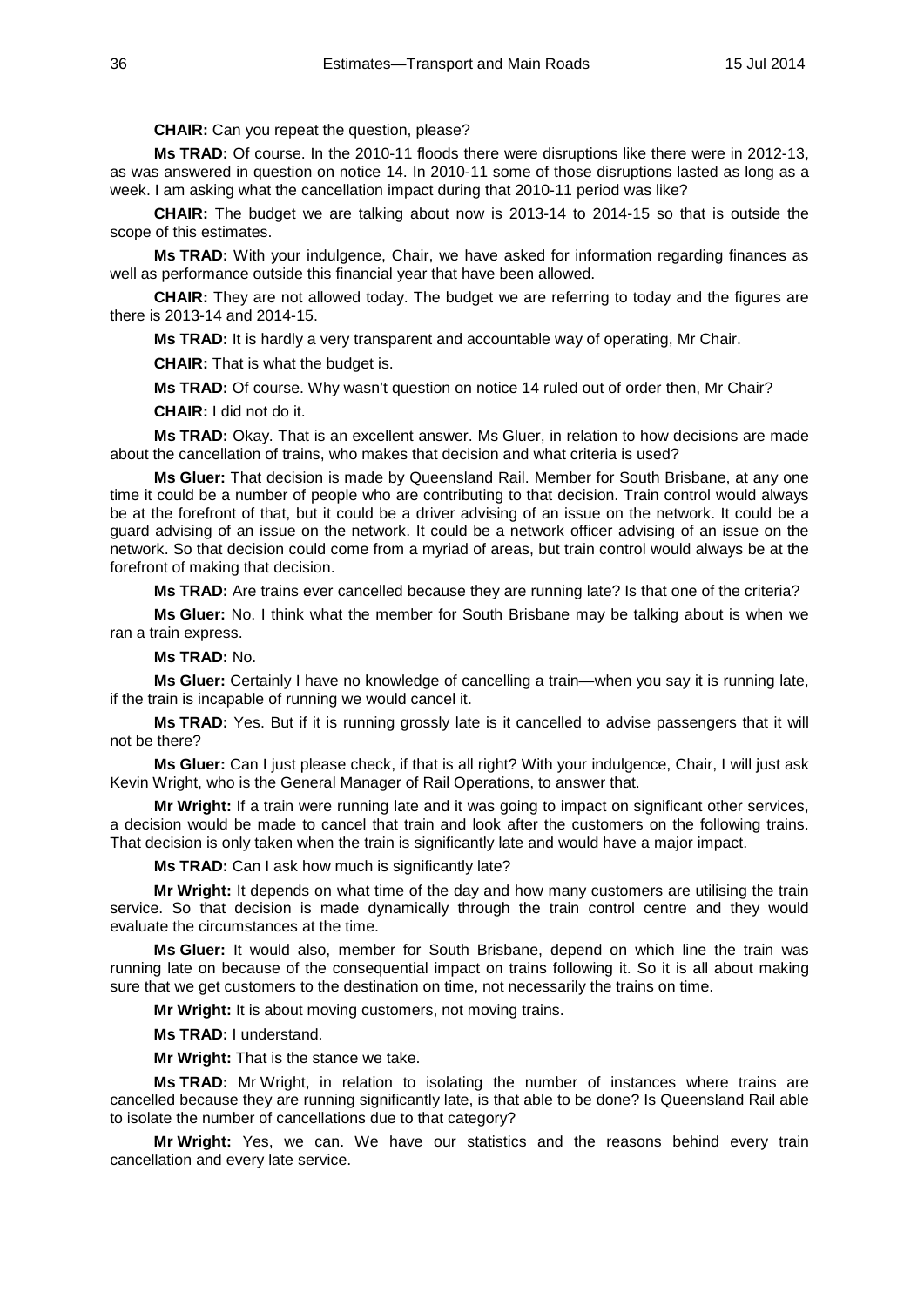**CHAIR:** Can you repeat the question, please?

**Ms TRAD:** Of course. In the 2010-11 floods there were disruptions like there were in 2012-13, as was answered in question on notice 14. In 2010-11 some of those disruptions lasted as long as a week. I am asking what the cancellation impact during that 2010-11 period was like?

**CHAIR:** The budget we are talking about now is 2013-14 to 2014-15 so that is outside the scope of this estimates.

**Ms TRAD:** With your indulgence, Chair, we have asked for information regarding finances as well as performance outside this financial year that have been allowed.

**CHAIR:** They are not allowed today. The budget we are referring to today and the figures are there is 2013-14 and 2014-15.

**Ms TRAD:** It is hardly a very transparent and accountable way of operating, Mr Chair.

**CHAIR:** That is what the budget is.

**Ms TRAD:** Of course. Why wasn't question on notice 14 ruled out of order then, Mr Chair?

**CHAIR:** I did not do it.

**Ms TRAD:** Okay. That is an excellent answer. Ms Gluer, in relation to how decisions are made about the cancellation of trains, who makes that decision and what criteria is used?

**Ms Gluer:** That decision is made by Queensland Rail. Member for South Brisbane, at any one time it could be a number of people who are contributing to that decision. Train control would always be at the forefront of that, but it could be a driver advising of an issue on the network. It could be a guard advising of an issue on the network. It could be a network officer advising of an issue on the network. So that decision could come from a myriad of areas, but train control would always be at the forefront of making that decision.

**Ms TRAD:** Are trains ever cancelled because they are running late? Is that one of the criteria?

**Ms Gluer:** No. I think what the member for South Brisbane may be talking about is when we ran a train express.

**Ms TRAD:** No.

**Ms Gluer:** Certainly I have no knowledge of cancelling a train—when you say it is running late, if the train is incapable of running we would cancel it.

**Ms TRAD:** Yes. But if it is running grossly late is it cancelled to advise passengers that it will not be there?

**Ms Gluer:** Can I just please check, if that is all right? With your indulgence, Chair, I will just ask Kevin Wright, who is the General Manager of Rail Operations, to answer that.

**Mr Wright:** If a train were running late and it was going to impact on significant other services, a decision would be made to cancel that train and look after the customers on the following trains. That decision is only taken when the train is significantly late and would have a major impact.

**Ms TRAD:** Can I ask how much is significantly late?

**Mr Wright:** It depends on what time of the day and how many customers are utilising the train service. So that decision is made dynamically through the train control centre and they would evaluate the circumstances at the time.

**Ms Gluer:** It would also, member for South Brisbane, depend on which line the train was running late on because of the consequential impact on trains following it. So it is all about making sure that we get customers to the destination on time, not necessarily the trains on time.

**Mr Wright:** It is about moving customers, not moving trains.

**Ms TRAD:** I understand.

**Mr Wright:** That is the stance we take.

**Ms TRAD:** Mr Wright, in relation to isolating the number of instances where trains are cancelled because they are running significantly late, is that able to be done? Is Queensland Rail able to isolate the number of cancellations due to that category?

**Mr Wright:** Yes, we can. We have our statistics and the reasons behind every train cancellation and every late service.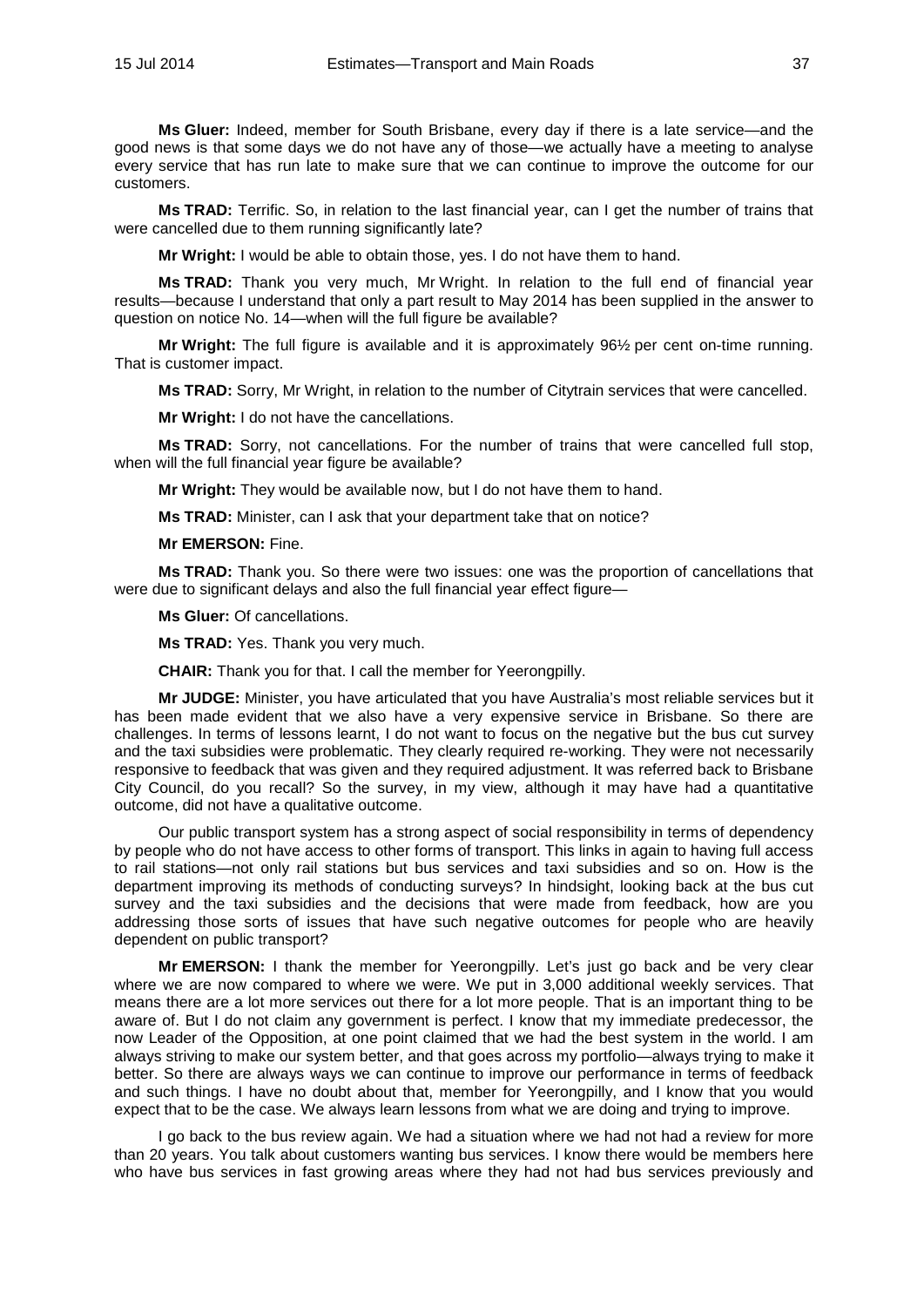**Ms Gluer:** Indeed, member for South Brisbane, every day if there is a late service—and the good news is that some days we do not have any of those—we actually have a meeting to analyse every service that has run late to make sure that we can continue to improve the outcome for our customers.

**Ms TRAD:** Terrific. So, in relation to the last financial year, can I get the number of trains that were cancelled due to them running significantly late?

**Mr Wright:** I would be able to obtain those, yes. I do not have them to hand.

**Ms TRAD:** Thank you very much, Mr Wright. In relation to the full end of financial year results—because I understand that only a part result to May 2014 has been supplied in the answer to question on notice No. 14—when will the full figure be available?

**Mr Wright:** The full figure is available and it is approximately 96½ per cent on-time running. That is customer impact.

**Ms TRAD:** Sorry, Mr Wright, in relation to the number of Citytrain services that were cancelled.

**Mr Wright:** I do not have the cancellations.

**Ms TRAD:** Sorry, not cancellations. For the number of trains that were cancelled full stop, when will the full financial year figure be available?

**Mr Wright:** They would be available now, but I do not have them to hand.

**Ms TRAD:** Minister, can I ask that your department take that on notice?

**Mr EMERSON:** Fine.

**Ms TRAD:** Thank you. So there were two issues: one was the proportion of cancellations that were due to significant delays and also the full financial year effect figure—

**Ms Gluer:** Of cancellations.

**Ms TRAD:** Yes. Thank you very much.

**CHAIR:** Thank you for that. I call the member for Yeerongpilly.

**Mr JUDGE:** Minister, you have articulated that you have Australia's most reliable services but it has been made evident that we also have a very expensive service in Brisbane. So there are challenges. In terms of lessons learnt, I do not want to focus on the negative but the bus cut survey and the taxi subsidies were problematic. They clearly required re-working. They were not necessarily responsive to feedback that was given and they required adjustment. It was referred back to Brisbane City Council, do you recall? So the survey, in my view, although it may have had a quantitative outcome, did not have a qualitative outcome.

Our public transport system has a strong aspect of social responsibility in terms of dependency by people who do not have access to other forms of transport. This links in again to having full access to rail stations—not only rail stations but bus services and taxi subsidies and so on. How is the department improving its methods of conducting surveys? In hindsight, looking back at the bus cut survey and the taxi subsidies and the decisions that were made from feedback, how are you addressing those sorts of issues that have such negative outcomes for people who are heavily dependent on public transport?

**Mr EMERSON:** I thank the member for Yeerongpilly. Let's just go back and be very clear where we are now compared to where we were. We put in 3,000 additional weekly services. That means there are a lot more services out there for a lot more people. That is an important thing to be aware of. But I do not claim any government is perfect. I know that my immediate predecessor, the now Leader of the Opposition, at one point claimed that we had the best system in the world. I am always striving to make our system better, and that goes across my portfolio—always trying to make it better. So there are always ways we can continue to improve our performance in terms of feedback and such things. I have no doubt about that, member for Yeerongpilly, and I know that you would expect that to be the case. We always learn lessons from what we are doing and trying to improve.

I go back to the bus review again. We had a situation where we had not had a review for more than 20 years. You talk about customers wanting bus services. I know there would be members here who have bus services in fast growing areas where they had not had bus services previously and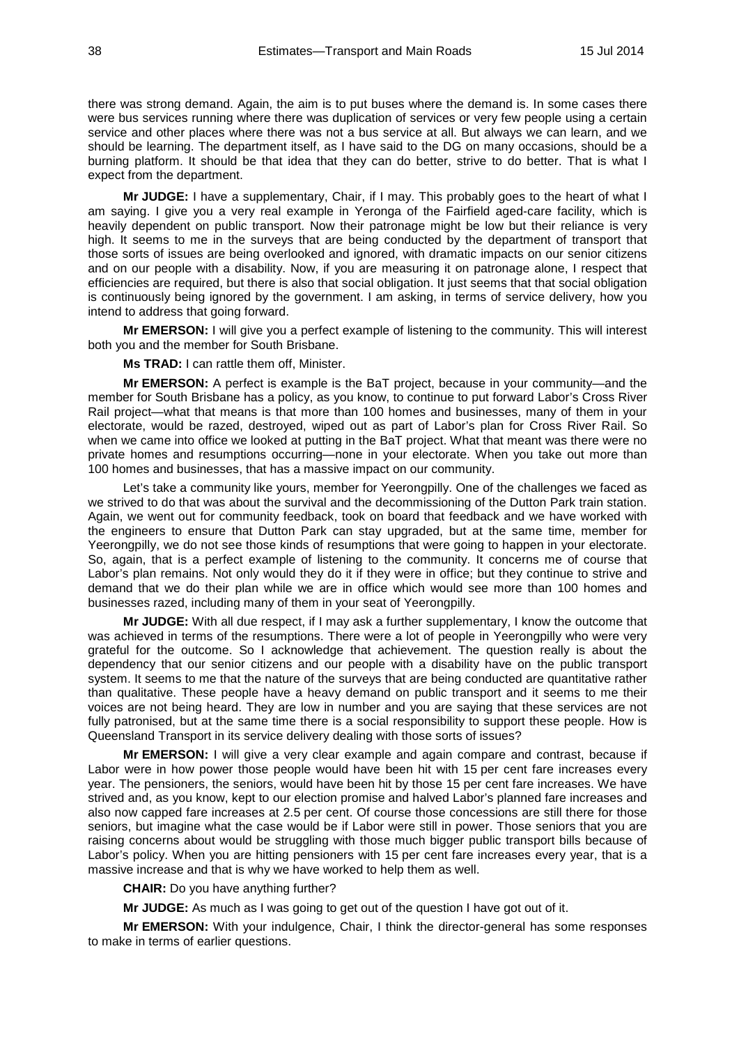there was strong demand. Again, the aim is to put buses where the demand is. In some cases there were bus services running where there was duplication of services or very few people using a certain service and other places where there was not a bus service at all. But always we can learn, and we should be learning. The department itself, as I have said to the DG on many occasions, should be a burning platform. It should be that idea that they can do better, strive to do better. That is what I expect from the department.

**Mr JUDGE:** I have a supplementary, Chair, if I may. This probably goes to the heart of what I am saying. I give you a very real example in Yeronga of the Fairfield aged-care facility, which is heavily dependent on public transport. Now their patronage might be low but their reliance is very high. It seems to me in the surveys that are being conducted by the department of transport that those sorts of issues are being overlooked and ignored, with dramatic impacts on our senior citizens and on our people with a disability. Now, if you are measuring it on patronage alone, I respect that efficiencies are required, but there is also that social obligation. It just seems that that social obligation is continuously being ignored by the government. I am asking, in terms of service delivery, how you intend to address that going forward.

**Mr EMERSON:** I will give you a perfect example of listening to the community. This will interest both you and the member for South Brisbane.

**Ms TRAD:** I can rattle them off, Minister.

**Mr EMERSON:** A perfect is example is the BaT project, because in your community—and the member for South Brisbane has a policy, as you know, to continue to put forward Labor's Cross River Rail project—what that means is that more than 100 homes and businesses, many of them in your electorate, would be razed, destroyed, wiped out as part of Labor's plan for Cross River Rail. So when we came into office we looked at putting in the BaT project. What that meant was there were no private homes and resumptions occurring—none in your electorate. When you take out more than 100 homes and businesses, that has a massive impact on our community.

Let's take a community like yours, member for Yeerongpilly. One of the challenges we faced as we strived to do that was about the survival and the decommissioning of the Dutton Park train station. Again, we went out for community feedback, took on board that feedback and we have worked with the engineers to ensure that Dutton Park can stay upgraded, but at the same time, member for Yeerongpilly, we do not see those kinds of resumptions that were going to happen in your electorate. So, again, that is a perfect example of listening to the community. It concerns me of course that Labor's plan remains. Not only would they do it if they were in office; but they continue to strive and demand that we do their plan while we are in office which would see more than 100 homes and businesses razed, including many of them in your seat of Yeerongpilly.

**Mr JUDGE:** With all due respect, if I may ask a further supplementary, I know the outcome that was achieved in terms of the resumptions. There were a lot of people in Yeerongpilly who were very grateful for the outcome. So I acknowledge that achievement. The question really is about the dependency that our senior citizens and our people with a disability have on the public transport system. It seems to me that the nature of the surveys that are being conducted are quantitative rather than qualitative. These people have a heavy demand on public transport and it seems to me their voices are not being heard. They are low in number and you are saying that these services are not fully patronised, but at the same time there is a social responsibility to support these people. How is Queensland Transport in its service delivery dealing with those sorts of issues?

**Mr EMERSON:** I will give a very clear example and again compare and contrast, because if Labor were in how power those people would have been hit with 15 per cent fare increases every year. The pensioners, the seniors, would have been hit by those 15 per cent fare increases. We have strived and, as you know, kept to our election promise and halved Labor's planned fare increases and also now capped fare increases at 2.5 per cent. Of course those concessions are still there for those seniors, but imagine what the case would be if Labor were still in power. Those seniors that you are raising concerns about would be struggling with those much bigger public transport bills because of Labor's policy. When you are hitting pensioners with 15 per cent fare increases every year, that is a massive increase and that is why we have worked to help them as well.

**CHAIR:** Do you have anything further?

**Mr JUDGE:** As much as I was going to get out of the question I have got out of it.

**Mr EMERSON:** With your indulgence, Chair, I think the director-general has some responses to make in terms of earlier questions.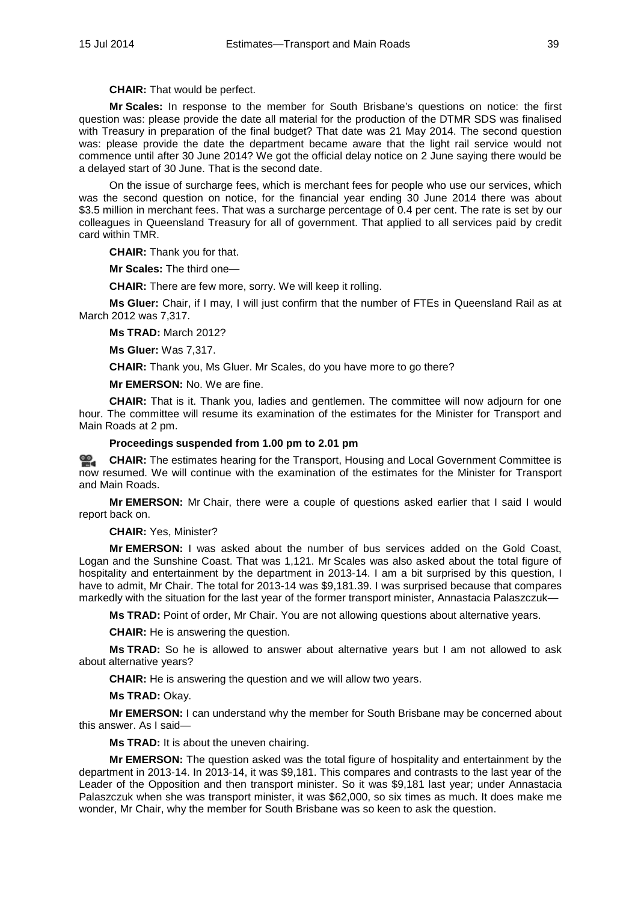**CHAIR:** That would be perfect.

**Mr Scales:** In response to the member for South Brisbane's questions on notice: the first question was: please provide the date all material for the production of the DTMR SDS was finalised with Treasury in preparation of the final budget? That date was 21 May 2014. The second question was: please provide the date the department became aware that the light rail service would not commence until after 30 June 2014? We got the official delay notice on 2 June saying there would be a delayed start of 30 June. That is the second date.

On the issue of surcharge fees, which is merchant fees for people who use our services, which was the second question on notice, for the financial year ending 30 June 2014 there was about $3.5 million in merchant fees. That was a surcharge percentage of 0.4 per cent. The rate is set by our colleagues in Queensland Treasury for all of government. That applied to all services paid by credit card within TMR.

**CHAIR:** Thank you for that.

**Mr Scales:** The third one—

**CHAIR:** There are few more, sorry. We will keep it rolling.

**Ms Gluer:** Chair, if I may, I will just confirm that the number of FTEs in Queensland Rail as at March 2012 was 7,317.

**Ms TRAD:** March 2012?

**Ms Gluer:** Was 7,317.

**CHAIR:** Thank you, Ms Gluer. Mr Scales, do you have more to go there?

**Mr EMERSON:** No. We are fine.

**CHAIR:** That is it. Thank you, ladies and gentlemen. The committee will now adjourn for one hour. The committee will resume its examination of the estimates for the Minister for Transport and Main Roads at 2 pm.

**Proceedings suspended from 1.00 pm to 2.01 pm**

**CHAIR:** The estimates hearing for the Transport, Housing and Local Government Committee is now resumed. We will continue with the examination of the estimates for the Minister for Transport and Main Roads.

**Mr EMERSON:** Mr Chair, there were a couple of questions asked earlier that I said I would report back on.

**CHAIR:** Yes, Minister?

**Mr EMERSON:** I was asked about the number of bus services added on the Gold Coast, Logan and the Sunshine Coast. That was 1,121. Mr Scales was also asked about the total figure of hospitality and entertainment by the department in 2013-14. I am a bit surprised by this question, I have to admit, Mr Chair. The total for 2013-14 was $9,181.39. I was surprised because that compares markedly with the situation for the last year of the former transport minister, Annastacia Palaszczuk—

**Ms TRAD:** Point of order, Mr Chair. You are not allowing questions about alternative years.

**CHAIR:** He is answering the question.

**Ms TRAD:** So he is allowed to answer about alternative years but I am not allowed to ask about alternative years?

**CHAIR:** He is answering the question and we will allow two years.

**Ms TRAD:** Okay.

**Mr EMERSON:** I can understand why the member for South Brisbane may be concerned about this answer. As I said—

**Ms TRAD:** It is about the uneven chairing.

**Mr EMERSON:** The question asked was the total figure of hospitality and entertainment by the department in 2013-14. In 2013-14, it was $9,181. This compares and contrasts to the last year of the Leader of the Opposition and then transport minister. So it was $9,181 last year; under Annastacia Palaszczuk when she was transport minister, it was $62,000, so six times as much. It does make me wonder, Mr Chair, why the member for South Brisbane was so keen to ask the question.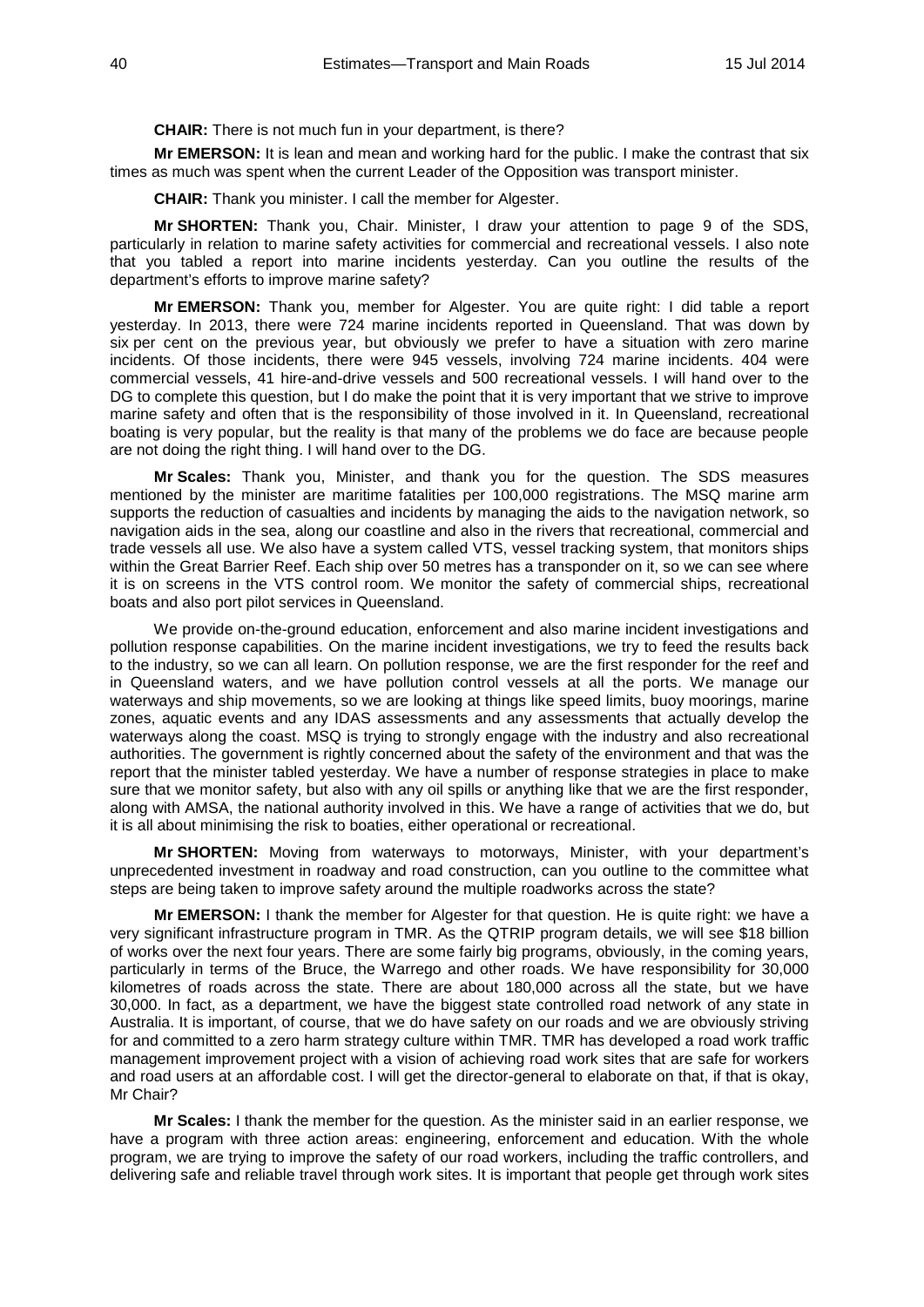**CHAIR:** There is not much fun in your department, is there?

**Mr EMERSON:** It is lean and mean and working hard for the public. I make the contrast that six times as much was spent when the current Leader of the Opposition was transport minister.

**CHAIR:** Thank you minister. I call the member for Algester.

**Mr SHORTEN:** Thank you, Chair. Minister, I draw your attention to page 9 of the SDS, particularly in relation to marine safety activities for commercial and recreational vessels. I also note that you tabled a report into marine incidents yesterday. Can you outline the results of the department's efforts to improve marine safety?

**Mr EMERSON:** Thank you, member for Algester. You are quite right: I did table a report yesterday. In 2013, there were 724 marine incidents reported in Queensland. That was down by six per cent on the previous year, but obviously we prefer to have a situation with zero marine incidents. Of those incidents, there were 945 vessels, involving 724 marine incidents. 404 were commercial vessels, 41 hire-and-drive vessels and 500 recreational vessels. I will hand over to the DG to complete this question, but I do make the point that it is very important that we strive to improve marine safety and often that is the responsibility of those involved in it. In Queensland, recreational boating is very popular, but the reality is that many of the problems we do face are because people are not doing the right thing. I will hand over to the DG.

**Mr Scales:** Thank you, Minister, and thank you for the question. The SDS measures mentioned by the minister are maritime fatalities per 100,000 registrations. The MSQ marine arm supports the reduction of casualties and incidents by managing the aids to the navigation network, so navigation aids in the sea, along our coastline and also in the rivers that recreational, commercial and trade vessels all use. We also have a system called VTS, vessel tracking system, that monitors ships within the Great Barrier Reef. Each ship over 50 metres has a transponder on it, so we can see where it is on screens in the VTS control room. We monitor the safety of commercial ships, recreational boats and also port pilot services in Queensland.

We provide on-the-ground education, enforcement and also marine incident investigations and pollution response capabilities. On the marine incident investigations, we try to feed the results back to the industry, so we can all learn. On pollution response, we are the first responder for the reef and in Queensland waters, and we have pollution control vessels at all the ports. We manage our waterways and ship movements, so we are looking at things like speed limits, buoy moorings, marine zones, aquatic events and any IDAS assessments and any assessments that actually develop the waterways along the coast. MSQ is trying to strongly engage with the industry and also recreational authorities. The government is rightly concerned about the safety of the environment and that was the report that the minister tabled yesterday. We have a number of response strategies in place to make sure that we monitor safety, but also with any oil spills or anything like that we are the first responder, along with AMSA, the national authority involved in this. We have a range of activities that we do, but it is all about minimising the risk to boaties, either operational or recreational.

**Mr SHORTEN:** Moving from waterways to motorways, Minister, with your department's unprecedented investment in roadway and road construction, can you outline to the committee what steps are being taken to improve safety around the multiple roadworks across the state?

**Mr EMERSON:** I thank the member for Algester for that question. He is quite right: we have a very significant infrastructure program in TMR. As the QTRIP program details, we will see $18 billion of works over the next four years. There are some fairly big programs, obviously, in the coming years, particularly in terms of the Bruce, the Warrego and other roads. We have responsibility for 30,000 kilometres of roads across the state. There are about 180,000 across all the state, but we have 30,000. In fact, as a department, we have the biggest state controlled road network of any state in Australia. It is important, of course, that we do have safety on our roads and we are obviously striving for and committed to a zero harm strategy culture within TMR. TMR has developed a road work traffic management improvement project with a vision of achieving road work sites that are safe for workers and road users at an affordable cost. I will get the director-general to elaborate on that, if that is okay, Mr Chair?

**Mr Scales:** I thank the member for the question. As the minister said in an earlier response, we have a program with three action areas: engineering, enforcement and education. With the whole program, we are trying to improve the safety of our road workers, including the traffic controllers, and delivering safe and reliable travel through work sites. It is important that people get through work sites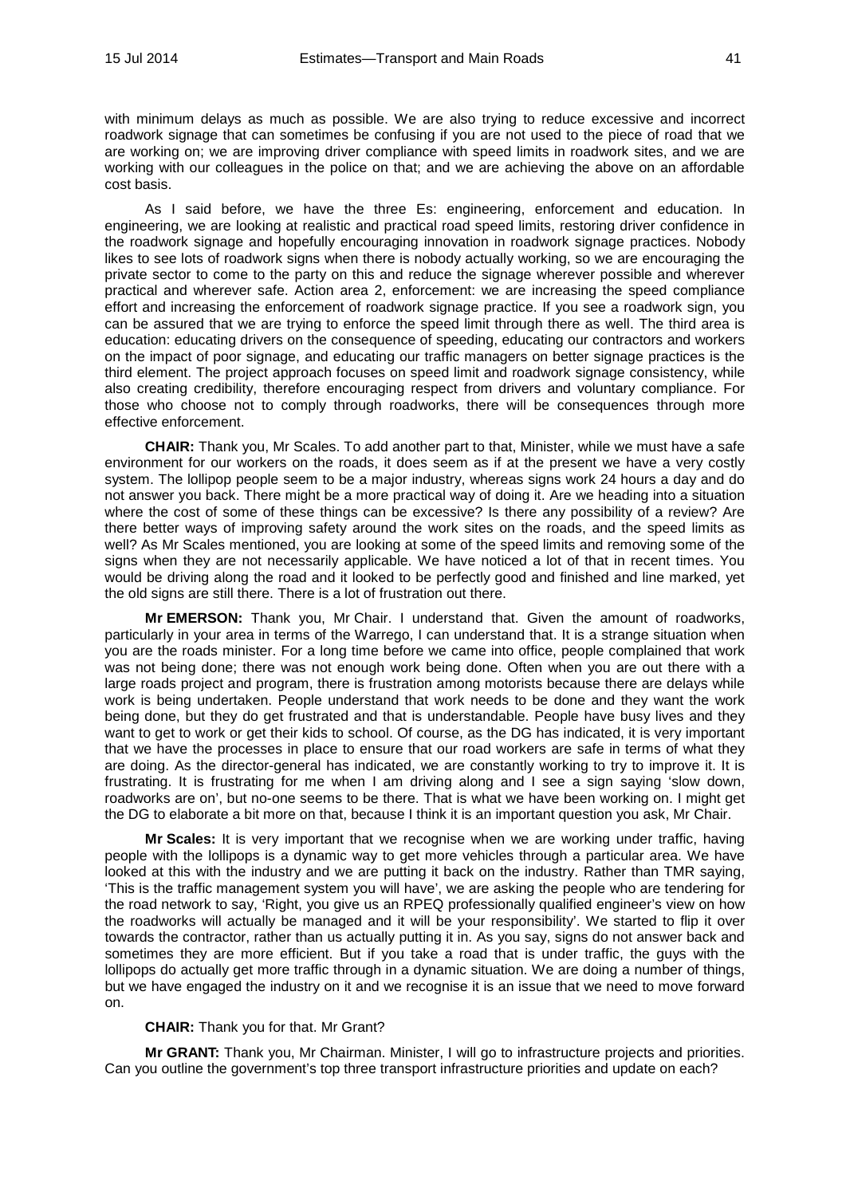with minimum delays as much as possible. We are also trying to reduce excessive and incorrect roadwork signage that can sometimes be confusing if you are not used to the piece of road that we are working on; we are improving driver compliance with speed limits in roadwork sites, and we are working with our colleagues in the police on that; and we are achieving the above on an affordable cost basis.

As I said before, we have the three Es: engineering, enforcement and education. In engineering, we are looking at realistic and practical road speed limits, restoring driver confidence in the roadwork signage and hopefully encouraging innovation in roadwork signage practices. Nobody likes to see lots of roadwork signs when there is nobody actually working, so we are encouraging the private sector to come to the party on this and reduce the signage wherever possible and wherever practical and wherever safe. Action area 2, enforcement: we are increasing the speed compliance effort and increasing the enforcement of roadwork signage practice. If you see a roadwork sign, you can be assured that we are trying to enforce the speed limit through there as well. The third area is education: educating drivers on the consequence of speeding, educating our contractors and workers on the impact of poor signage, and educating our traffic managers on better signage practices is the third element. The project approach focuses on speed limit and roadwork signage consistency, while also creating credibility, therefore encouraging respect from drivers and voluntary compliance. For those who choose not to comply through roadworks, there will be consequences through more effective enforcement.

**CHAIR:** Thank you, Mr Scales. To add another part to that, Minister, while we must have a safe environment for our workers on the roads, it does seem as if at the present we have a very costly system. The lollipop people seem to be a major industry, whereas signs work 24 hours a day and do not answer you back. There might be a more practical way of doing it. Are we heading into a situation where the cost of some of these things can be excessive? Is there any possibility of a review? Are there better ways of improving safety around the work sites on the roads, and the speed limits as well? As Mr Scales mentioned, you are looking at some of the speed limits and removing some of the signs when they are not necessarily applicable. We have noticed a lot of that in recent times. You would be driving along the road and it looked to be perfectly good and finished and line marked, yet the old signs are still there. There is a lot of frustration out there.

**Mr EMERSON:** Thank you, Mr Chair. I understand that. Given the amount of roadworks, particularly in your area in terms of the Warrego, I can understand that. It is a strange situation when you are the roads minister. For a long time before we came into office, people complained that work was not being done; there was not enough work being done. Often when you are out there with a large roads project and program, there is frustration among motorists because there are delays while work is being undertaken. People understand that work needs to be done and they want the work being done, but they do get frustrated and that is understandable. People have busy lives and they want to get to work or get their kids to school. Of course, as the DG has indicated, it is very important that we have the processes in place to ensure that our road workers are safe in terms of what they are doing. As the director-general has indicated, we are constantly working to try to improve it. It is frustrating. It is frustrating for me when I am driving along and I see a sign saying 'slow down, roadworks are on', but no-one seems to be there. That is what we have been working on. I might get the DG to elaborate a bit more on that, because I think it is an important question you ask, Mr Chair.

**Mr Scales:** It is very important that we recognise when we are working under traffic, having people with the lollipops is a dynamic way to get more vehicles through a particular area. We have looked at this with the industry and we are putting it back on the industry. Rather than TMR saying, 'This is the traffic management system you will have', we are asking the people who are tendering for the road network to say, 'Right, you give us an RPEQ professionally qualified engineer's view on how the roadworks will actually be managed and it will be your responsibility'. We started to flip it over towards the contractor, rather than us actually putting it in. As you say, signs do not answer back and sometimes they are more efficient. But if you take a road that is under traffic, the guys with the lollipops do actually get more traffic through in a dynamic situation. We are doing a number of things, but we have engaged the industry on it and we recognise it is an issue that we need to move forward on.

**CHAIR:** Thank you for that. Mr Grant?

**Mr GRANT:** Thank you, Mr Chairman. Minister, I will go to infrastructure projects and priorities. Can you outline the government's top three transport infrastructure priorities and update on each?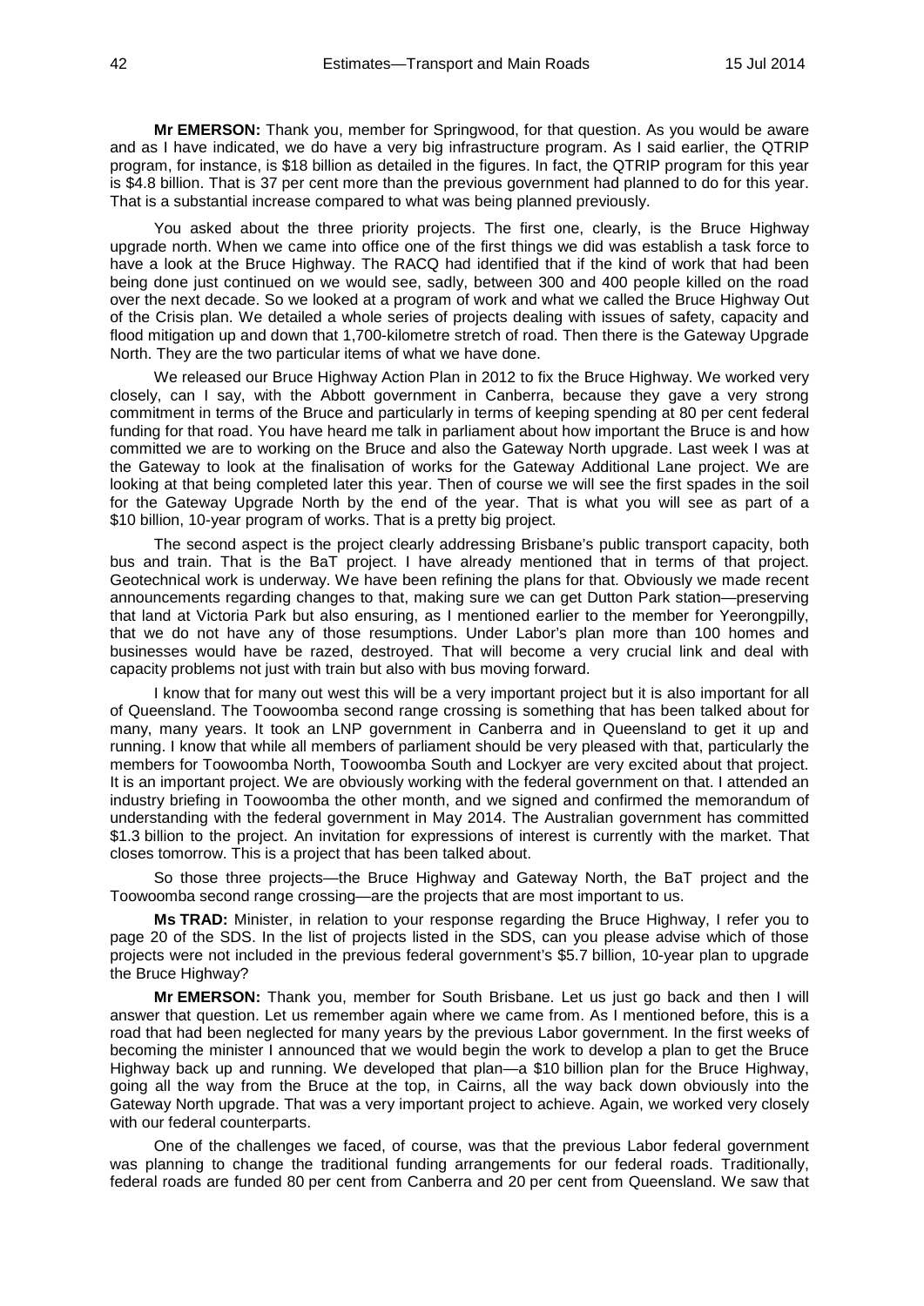**Mr EMERSON:** Thank you, member for Springwood, for that question. As you would be aware and as I have indicated, we do have a very big infrastructure program. As I said earlier, the QTRIP program, for instance, is $18 billion as detailed in the figures. In fact, the QTRIP program for this year is $4.8 billion. That is 37 per cent more than the previous government had planned to do for this year. That is a substantial increase compared to what was being planned previously.

You asked about the three priority projects. The first one, clearly, is the Bruce Highway upgrade north. When we came into office one of the first things we did was establish a task force to have a look at the Bruce Highway. The RACQ had identified that if the kind of work that had been being done just continued on we would see, sadly, between 300 and 400 people killed on the road over the next decade. So we looked at a program of work and what we called the Bruce Highway Out of the Crisis plan. We detailed a whole series of projects dealing with issues of safety, capacity and flood mitigation up and down that 1,700-kilometre stretch of road. Then there is the Gateway Upgrade North. They are the two particular items of what we have done.

We released our Bruce Highway Action Plan in 2012 to fix the Bruce Highway. We worked very closely, can I say, with the Abbott government in Canberra, because they gave a very strong commitment in terms of the Bruce and particularly in terms of keeping spending at 80 per cent federal funding for that road. You have heard me talk in parliament about how important the Bruce is and how committed we are to working on the Bruce and also the Gateway North upgrade. Last week I was at the Gateway to look at the finalisation of works for the Gateway Additional Lane project. We are looking at that being completed later this year. Then of course we will see the first spades in the soil for the Gateway Upgrade North by the end of the year. That is what you will see as part of a $10 billion, 10-year program of works. That is a pretty big project.

The second aspect is the project clearly addressing Brisbane's public transport capacity, both bus and train. That is the BaT project. I have already mentioned that in terms of that project. Geotechnical work is underway. We have been refining the plans for that. Obviously we made recent announcements regarding changes to that, making sure we can get Dutton Park station—preserving that land at Victoria Park but also ensuring, as I mentioned earlier to the member for Yeerongpilly, that we do not have any of those resumptions. Under Labor's plan more than 100 homes and businesses would have been razed, destroyed. That will become a very crucial link and deal with capacity problems not just with train but also with bus moving forward.

I know that for many out west this will be a very important project but it is also important for all of Queensland. The Toowoomba second range crossing is something that has been talked about for many, many years. It took an LNP government in Canberra and in Queensland to get it up and running. I know that while all members of parliament should be very pleased with that, particularly the members for Toowoomba North, Toowoomba South and Lockyer are very excited about that project. It is an important project. We are obviously working with the federal government on that. I attended an industry briefing in Toowoomba the other month, and we signed and confirmed the memorandum of understanding with the federal government in May 2014. The Australian government has committed $1.3 billion to the project. An invitation for expressions of interest is currently with the market. That closes tomorrow. This is a project that has been talked about.

So those three projects—the Bruce Highway and Gateway North, the BaT project and the Toowoomba second range crossing—are the projects that are most important to us.

**Ms TRAD:** Minister, in relation to your response regarding the Bruce Highway, I refer you to page 20 of the SDS. In the list of projects listed in the SDS, can you please advise which of those projects were not included in the previous federal government's $5.7 billion, 10-year plan to upgrade the Bruce Highway?

**Mr EMERSON:** Thank you, member for South Brisbane. Let us just go back and then I will answer that question. Let us remember again where we came from. As I mentioned before, this is a road that had been neglected for many years by the previous Labor government. In the first weeks of becoming the minister I announced that we would begin the work to develop a plan to get the Bruce Highway back up and running. We developed that plan—a $10 billion plan for the Bruce Highway, going all the way from the Bruce at the top, in Cairns, all the way back down obviously into the Gateway North upgrade. That was a very important project to achieve. Again, we worked very closely with our federal counterparts.

One of the challenges we faced, of course, was that the previous Labor federal government was planning to change the traditional funding arrangements for our federal roads. Traditionally, federal roads are funded 80 per cent from Canberra and 20 per cent from Queensland. We saw that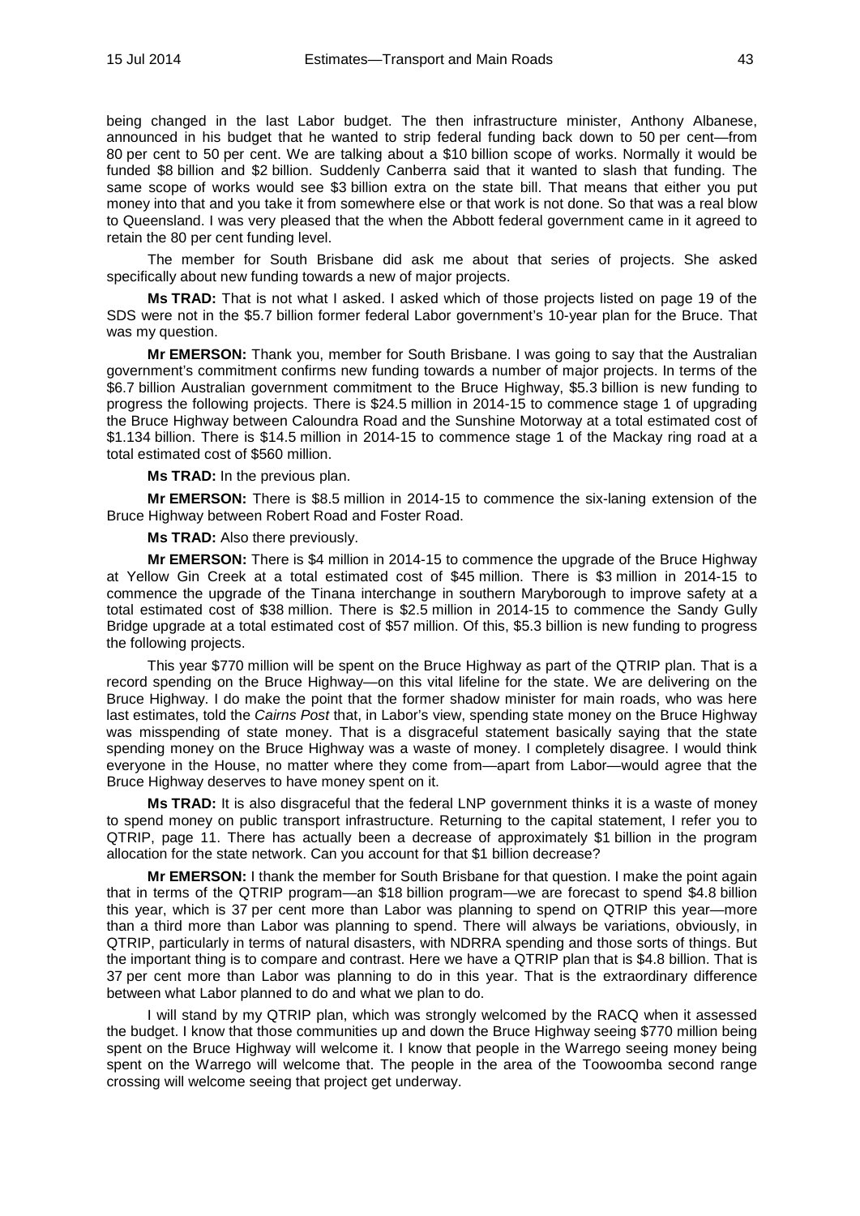being changed in the last Labor budget. The then infrastructure minister, Anthony Albanese, announced in his budget that he wanted to strip federal funding back down to 50 per cent—from 80 per cent to 50 per cent. We are talking about a $10 billion scope of works. Normally it would be funded $8 billion and $2 billion. Suddenly Canberra said that it wanted to slash that funding. The same scope of works would see $3 billion extra on the state bill. That means that either you put money into that and you take it from somewhere else or that work is not done. So that was a real blow to Queensland. I was very pleased that the when the Abbott federal government came in it agreed to retain the 80 per cent funding level.

The member for South Brisbane did ask me about that series of projects. She asked specifically about new funding towards a new of major projects.

**Ms TRAD:** That is not what I asked. I asked which of those projects listed on page 19 of the SDS were not in the $5.7 billion former federal Labor government's 10-year plan for the Bruce. That was my question.

**Mr EMERSON:** Thank you, member for South Brisbane. I was going to say that the Australian government's commitment confirms new funding towards a number of major projects. In terms of the $6.7 billion Australian government commitment to the Bruce Highway, $5.3 billion is new funding to progress the following projects. There is $24.5 million in 2014-15 to commence stage 1 of upgrading the Bruce Highway between Caloundra Road and the Sunshine Motorway at a total estimated cost of $1.134 billion. There is $14.5 million in 2014-15 to commence stage 1 of the Mackay ring road at a total estimated cost of $560 million.

**Ms TRAD:** In the previous plan.

**Mr EMERSON:** There is $8.5 million in 2014-15 to commence the six-laning extension of the Bruce Highway between Robert Road and Foster Road.

**Ms TRAD:** Also there previously.

**Mr EMERSON:** There is $4 million in 2014-15 to commence the upgrade of the Bruce Highway at Yellow Gin Creek at a total estimated cost of $45 million. There is $3 million in 2014-15 to commence the upgrade of the Tinana interchange in southern Maryborough to improve safety at a total estimated cost of $38 million. There is $2.5 million in 2014-15 to commence the Sandy Gully Bridge upgrade at a total estimated cost of $57 million. Of this, $5.3 billion is new funding to progress the following projects.

This year $770 million will be spent on the Bruce Highway as part of the QTRIP plan. That is a record spending on the Bruce Highway—on this vital lifeline for the state. We are delivering on the Bruce Highway. I do make the point that the former shadow minister for main roads, who was here last estimates, told the *Cairns Post* that, in Labor's view, spending state money on the Bruce Highway was misspending of state money. That is a disgraceful statement basically saying that the state spending money on the Bruce Highway was a waste of money. I completely disagree. I would think everyone in the House, no matter where they come from—apart from Labor—would agree that the Bruce Highway deserves to have money spent on it.

**Ms TRAD:** It is also disgraceful that the federal LNP government thinks it is a waste of money to spend money on public transport infrastructure. Returning to the capital statement, I refer you to QTRIP, page 11. There has actually been a decrease of approximately $1 billion in the program allocation for the state network. Can you account for that $1 billion decrease?

**Mr EMERSON:** I thank the member for South Brisbane for that question. I make the point again that in terms of the QTRIP program—an $18 billion program—we are forecast to spend $4.8 billion this year, which is 37 per cent more than Labor was planning to spend on QTRIP this year—more than a third more than Labor was planning to spend. There will always be variations, obviously, in QTRIP, particularly in terms of natural disasters, with NDRRA spending and those sorts of things. But the important thing is to compare and contrast. Here we have a QTRIP plan that is $4.8 billion. That is 37 per cent more than Labor was planning to do in this year. That is the extraordinary difference between what Labor planned to do and what we plan to do.

I will stand by my QTRIP plan, which was strongly welcomed by the RACQ when it assessed the budget. I know that those communities up and down the Bruce Highway seeing $770 million being spent on the Bruce Highway will welcome it. I know that people in the Warrego seeing money being spent on the Warrego will welcome that. The people in the area of the Toowoomba second range crossing will welcome seeing that project get underway.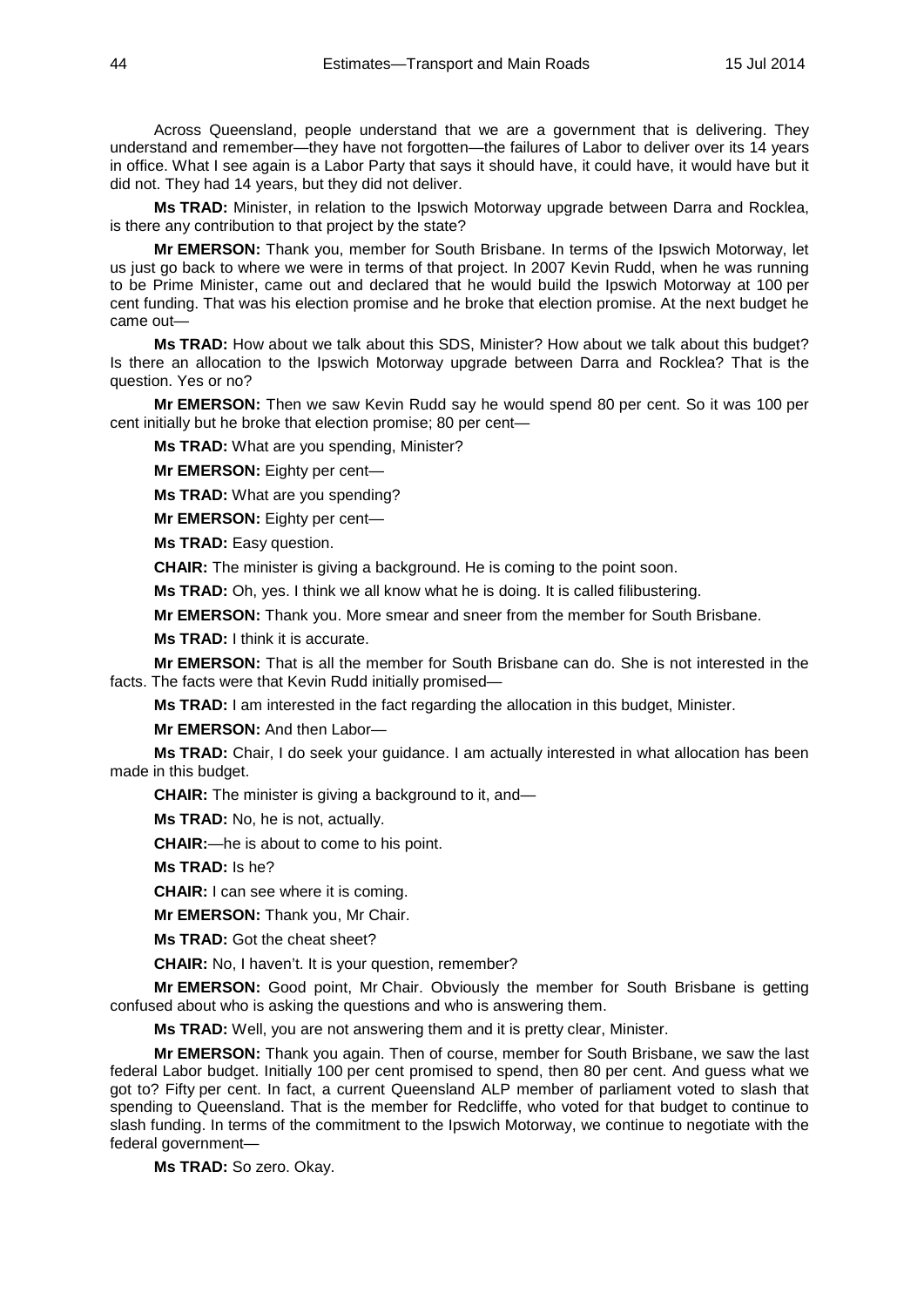Across Queensland, people understand that we are a government that is delivering. They understand and remember—they have not forgotten—the failures of Labor to deliver over its 14 years in office. What I see again is a Labor Party that says it should have, it could have, it would have but it did not. They had 14 years, but they did not deliver.

**Ms TRAD:** Minister, in relation to the Ipswich Motorway upgrade between Darra and Rocklea, is there any contribution to that project by the state?

**Mr EMERSON:** Thank you, member for South Brisbane. In terms of the Ipswich Motorway, let us just go back to where we were in terms of that project. In 2007 Kevin Rudd, when he was running to be Prime Minister, came out and declared that he would build the Ipswich Motorway at 100 per cent funding. That was his election promise and he broke that election promise. At the next budget he came out—

**Ms TRAD:** How about we talk about this SDS, Minister? How about we talk about this budget? Is there an allocation to the Ipswich Motorway upgrade between Darra and Rocklea? That is the question. Yes or no?

**Mr EMERSON:** Then we saw Kevin Rudd say he would spend 80 per cent. So it was 100 per cent initially but he broke that election promise; 80 per cent—

**Ms TRAD:** What are you spending, Minister?

**Mr EMERSON:** Eighty per cent—

**Ms TRAD:** What are you spending?

**Mr EMERSON:** Eighty per cent—

**Ms TRAD:** Easy question.

**CHAIR:** The minister is giving a background. He is coming to the point soon.

**Ms TRAD:** Oh, yes. I think we all know what he is doing. It is called filibustering.

**Mr EMERSON:** Thank you. More smear and sneer from the member for South Brisbane.

**Ms TRAD:** I think it is accurate.

**Mr EMERSON:** That is all the member for South Brisbane can do. She is not interested in the facts. The facts were that Kevin Rudd initially promised—

**Ms TRAD:** I am interested in the fact regarding the allocation in this budget, Minister.

**Mr EMERSON:** And then Labor—

**Ms TRAD:** Chair, I do seek your guidance. I am actually interested in what allocation has been made in this budget.

**CHAIR:** The minister is giving a background to it, and—

**Ms TRAD:** No, he is not, actually.

**CHAIR:**—he is about to come to his point.

**Ms TRAD:** Is he?

**CHAIR:** I can see where it is coming.

**Mr EMERSON:** Thank you, Mr Chair.

**Ms TRAD:** Got the cheat sheet?

**CHAIR:** No, I haven't. It is your question, remember?

**Mr EMERSON:** Good point, Mr Chair. Obviously the member for South Brisbane is getting confused about who is asking the questions and who is answering them.

**Ms TRAD:** Well, you are not answering them and it is pretty clear, Minister.

**Mr EMERSON:** Thank you again. Then of course, member for South Brisbane, we saw the last federal Labor budget. Initially 100 per cent promised to spend, then 80 per cent. And guess what we got to? Fifty per cent. In fact, a current Queensland ALP member of parliament voted to slash that spending to Queensland. That is the member for Redcliffe, who voted for that budget to continue to slash funding. In terms of the commitment to the Ipswich Motorway, we continue to negotiate with the federal government—

**Ms TRAD:** So zero. Okay.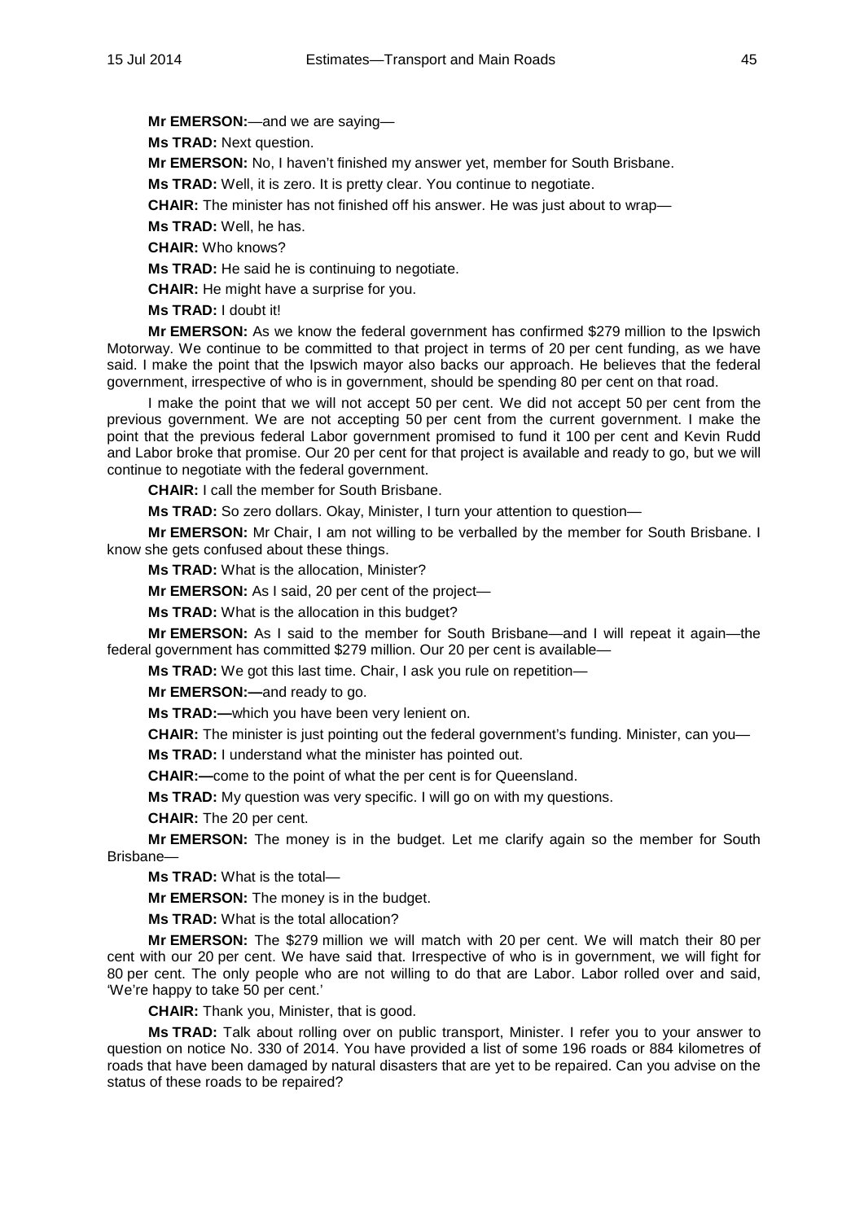**Mr EMERSON:**—and we are saying—

**Ms TRAD:** Next question.

**Mr EMERSON:** No, I haven't finished my answer yet, member for South Brisbane.

**Ms TRAD:** Well, it is zero. It is pretty clear. You continue to negotiate.

**CHAIR:** The minister has not finished off his answer. He was just about to wrap—

**Ms TRAD:** Well, he has.

**CHAIR:** Who knows?

**Ms TRAD:** He said he is continuing to negotiate.

**CHAIR:** He might have a surprise for you.

**Ms TRAD:** I doubt it!

**Mr EMERSON:** As we know the federal government has confirmed $279 million to the Ipswich Motorway. We continue to be committed to that project in terms of 20 per cent funding, as we have said. I make the point that the Ipswich mayor also backs our approach. He believes that the federal government, irrespective of who is in government, should be spending 80 per cent on that road.

I make the point that we will not accept 50 per cent. We did not accept 50 per cent from the previous government. We are not accepting 50 per cent from the current government. I make the point that the previous federal Labor government promised to fund it 100 per cent and Kevin Rudd and Labor broke that promise. Our 20 per cent for that project is available and ready to go, but we will continue to negotiate with the federal government.

**CHAIR:** I call the member for South Brisbane.

**Ms TRAD:** So zero dollars. Okay, Minister, I turn your attention to question—

**Mr EMERSON:** Mr Chair, I am not willing to be verballed by the member for South Brisbane. I know she gets confused about these things.

**Ms TRAD:** What is the allocation, Minister?

**Mr EMERSON:** As I said, 20 per cent of the project—

**Ms TRAD:** What is the allocation in this budget?

**Mr EMERSON:** As I said to the member for South Brisbane—and I will repeat it again—the federal government has committed $279 million. Our 20 per cent is available—

**Ms TRAD:** We got this last time. Chair, I ask you rule on repetition—

**Mr EMERSON:—**and ready to go.

**Ms TRAD:—**which you have been very lenient on.

**CHAIR:** The minister is just pointing out the federal government's funding. Minister, can you—

**Ms TRAD:** I understand what the minister has pointed out.

**CHAIR:—**come to the point of what the per cent is for Queensland.

**Ms TRAD:** My question was very specific. I will go on with my questions.

**CHAIR:** The 20 per cent.

**Mr EMERSON:** The money is in the budget. Let me clarify again so the member for South Brisbane—

**Ms TRAD:** What is the total—

**Mr EMERSON:** The money is in the budget.

**Ms TRAD:** What is the total allocation?

**Mr EMERSON:** The $279 million we will match with 20 per cent. We will match their 80 per cent with our 20 per cent. We have said that. Irrespective of who is in government, we will fight for 80 per cent. The only people who are not willing to do that are Labor. Labor rolled over and said, 'We're happy to take 50 per cent.'

**CHAIR:** Thank you, Minister, that is good.

**Ms TRAD:** Talk about rolling over on public transport, Minister. I refer you to your answer to question on notice No. 330 of 2014. You have provided a list of some 196 roads or 884 kilometres of roads that have been damaged by natural disasters that are yet to be repaired. Can you advise on the status of these roads to be repaired?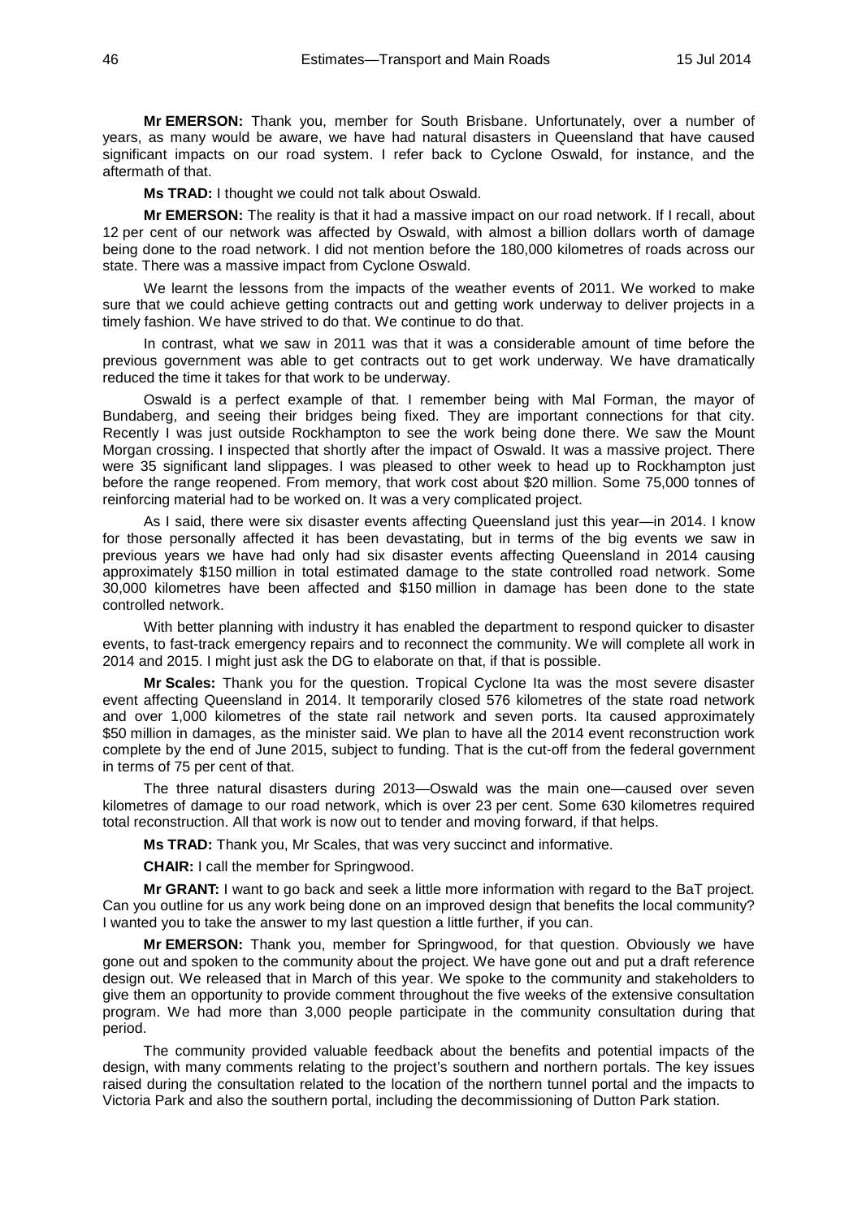**Mr EMERSON:** Thank you, member for South Brisbane. Unfortunately, over a number of years, as many would be aware, we have had natural disasters in Queensland that have caused significant impacts on our road system. I refer back to Cyclone Oswald, for instance, and the aftermath of that.

**Ms TRAD:** I thought we could not talk about Oswald.

**Mr EMERSON:** The reality is that it had a massive impact on our road network. If I recall, about 12 per cent of our network was affected by Oswald, with almost a billion dollars worth of damage being done to the road network. I did not mention before the 180,000 kilometres of roads across our state. There was a massive impact from Cyclone Oswald.

We learnt the lessons from the impacts of the weather events of 2011. We worked to make sure that we could achieve getting contracts out and getting work underway to deliver projects in a timely fashion. We have strived to do that. We continue to do that.

In contrast, what we saw in 2011 was that it was a considerable amount of time before the previous government was able to get contracts out to get work underway. We have dramatically reduced the time it takes for that work to be underway.

Oswald is a perfect example of that. I remember being with Mal Forman, the mayor of Bundaberg, and seeing their bridges being fixed. They are important connections for that city. Recently I was just outside Rockhampton to see the work being done there. We saw the Mount Morgan crossing. I inspected that shortly after the impact of Oswald. It was a massive project. There were 35 significant land slippages. I was pleased to other week to head up to Rockhampton just before the range reopened. From memory, that work cost about $20 million. Some 75,000 tonnes of reinforcing material had to be worked on. It was a very complicated project.

As I said, there were six disaster events affecting Queensland just this year—in 2014. I know for those personally affected it has been devastating, but in terms of the big events we saw in previous years we have had only had six disaster events affecting Queensland in 2014 causing approximately $150 million in total estimated damage to the state controlled road network. Some 30,000 kilometres have been affected and $150 million in damage has been done to the state controlled network.

With better planning with industry it has enabled the department to respond quicker to disaster events, to fast-track emergency repairs and to reconnect the community. We will complete all work in 2014 and 2015. I might just ask the DG to elaborate on that, if that is possible.

**Mr Scales:** Thank you for the question. Tropical Cyclone Ita was the most severe disaster event affecting Queensland in 2014. It temporarily closed 576 kilometres of the state road network and over 1,000 kilometres of the state rail network and seven ports. Ita caused approximately $50 million in damages, as the minister said. We plan to have all the 2014 event reconstruction work complete by the end of June 2015, subject to funding. That is the cut-off from the federal government in terms of 75 per cent of that.

The three natural disasters during 2013—Oswald was the main one—caused over seven kilometres of damage to our road network, which is over 23 per cent. Some 630 kilometres required total reconstruction. All that work is now out to tender and moving forward, if that helps.

**Ms TRAD:** Thank you, Mr Scales, that was very succinct and informative.

**CHAIR:** I call the member for Springwood.

**Mr GRANT:** I want to go back and seek a little more information with regard to the BaT project. Can you outline for us any work being done on an improved design that benefits the local community? I wanted you to take the answer to my last question a little further, if you can.

**Mr EMERSON:** Thank you, member for Springwood, for that question. Obviously we have gone out and spoken to the community about the project. We have gone out and put a draft reference design out. We released that in March of this year. We spoke to the community and stakeholders to give them an opportunity to provide comment throughout the five weeks of the extensive consultation program. We had more than 3,000 people participate in the community consultation during that period.

The community provided valuable feedback about the benefits and potential impacts of the design, with many comments relating to the project's southern and northern portals. The key issues raised during the consultation related to the location of the northern tunnel portal and the impacts to Victoria Park and also the southern portal, including the decommissioning of Dutton Park station.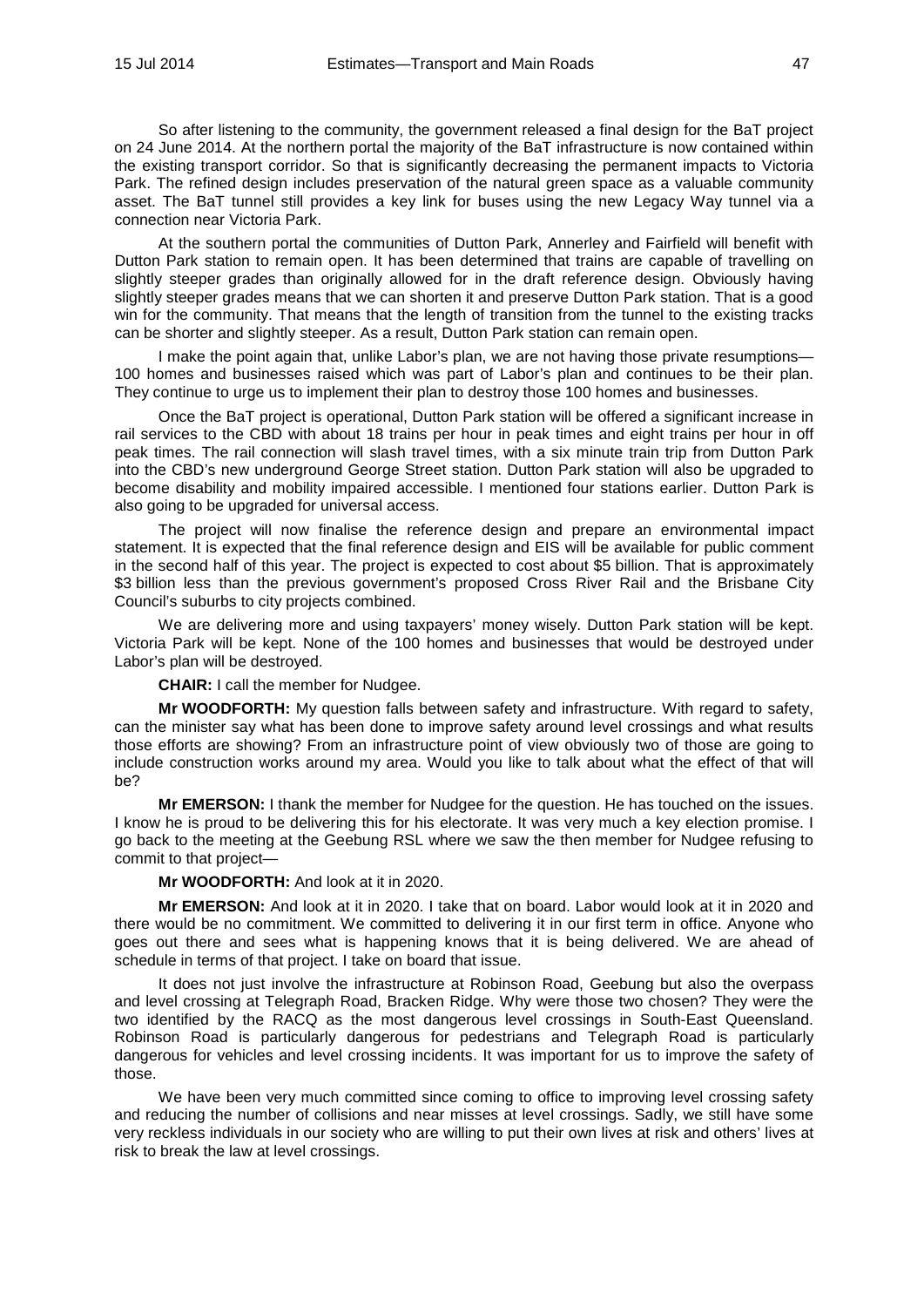So after listening to the community, the government released a final design for the BaT project on 24 June 2014. At the northern portal the majority of the BaT infrastructure is now contained within the existing transport corridor. So that is significantly decreasing the permanent impacts to Victoria Park. The refined design includes preservation of the natural green space as a valuable community asset. The BaT tunnel still provides a key link for buses using the new Legacy Way tunnel via a connection near Victoria Park.

At the southern portal the communities of Dutton Park, Annerley and Fairfield will benefit with Dutton Park station to remain open. It has been determined that trains are capable of travelling on slightly steeper grades than originally allowed for in the draft reference design. Obviously having slightly steeper grades means that we can shorten it and preserve Dutton Park station. That is a good win for the community. That means that the length of transition from the tunnel to the existing tracks can be shorter and slightly steeper. As a result, Dutton Park station can remain open.

I make the point again that, unlike Labor's plan, we are not having those private resumptions—100 homes and businesses raised which was part of Labor's plan and continues to be their plan. They continue to urge us to implement their plan to destroy those 100 homes and businesses.

Once the BaT project is operational, Dutton Park station will be offered a significant increase in rail services to the CBD with about 18 trains per hour in peak times and eight trains per hour in off peak times. The rail connection will slash travel times, with a six minute train trip from Dutton Park into the CBD's new underground George Street station. Dutton Park station will also be upgraded to become disability and mobility impaired accessible. I mentioned four stations earlier. Dutton Park is also going to be upgraded for universal access.

The project will now finalise the reference design and prepare an environmental impact statement. It is expected that the final reference design and EIS will be available for public comment in the second half of this year. The project is expected to cost about $5 billion. That is approximately $3 billion less than the previous government's proposed Cross River Rail and the Brisbane City Council's suburbs to city projects combined.

We are delivering more and using taxpayers' money wisely. Dutton Park station will be kept. Victoria Park will be kept. None of the 100 homes and businesses that would be destroyed under Labor's plan will be destroyed.

**CHAIR:** I call the member for Nudgee.

**Mr WOODFORTH:** My question falls between safety and infrastructure. With regard to safety, can the minister say what has been done to improve safety around level crossings and what results those efforts are showing? From an infrastructure point of view obviously two of those are going to include construction works around my area. Would you like to talk about what the effect of that will be?

**Mr EMERSON:** I thank the member for Nudgee for the question. He has touched on the issues. I know he is proud to be delivering this for his electorate. It was very much a key election promise. I go back to the meeting at the Geebung RSL where we saw the then member for Nudgee refusing to commit to that project—

**Mr WOODFORTH:** And look at it in 2020.

**Mr EMERSON:** And look at it in 2020. I take that on board. Labor would look at it in 2020 and there would be no commitment. We committed to delivering it in our first term in office. Anyone who goes out there and sees what is happening knows that it is being delivered. We are ahead of schedule in terms of that project. I take on board that issue.

It does not just involve the infrastructure at Robinson Road, Geebung but also the overpass and level crossing at Telegraph Road, Bracken Ridge. Why were those two chosen? They were the two identified by the RACQ as the most dangerous level crossings in South-East Queensland. Robinson Road is particularly dangerous for pedestrians and Telegraph Road is particularly dangerous for vehicles and level crossing incidents. It was important for us to improve the safety of those.

We have been very much committed since coming to office to improving level crossing safety and reducing the number of collisions and near misses at level crossings. Sadly, we still have some very reckless individuals in our society who are willing to put their own lives at risk and others' lives at risk to break the law at level crossings.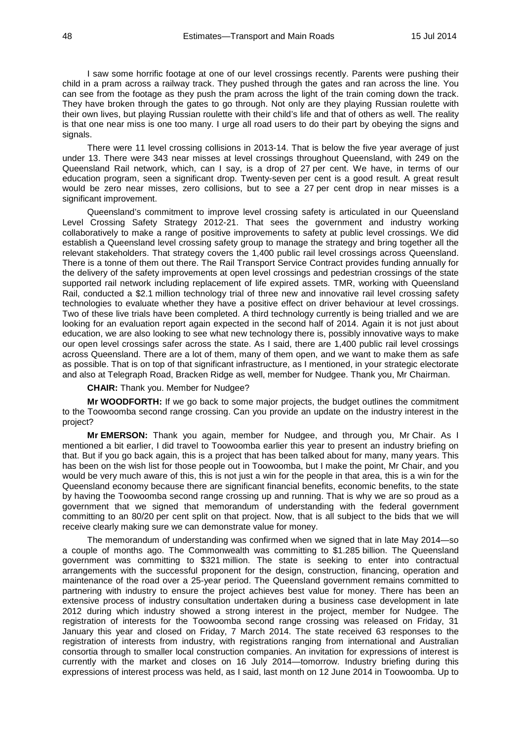I saw some horrific footage at one of our level crossings recently. Parents were pushing their child in a pram across a railway track. They pushed through the gates and ran across the line. You can see from the footage as they push the pram across the light of the train coming down the track. They have broken through the gates to go through. Not only are they playing Russian roulette with their own lives, but playing Russian roulette with their child's life and that of others as well. The reality is that one near miss is one too many. I urge all road users to do their part by obeying the signs and signals.

There were 11 level crossing collisions in 2013-14. That is below the five year average of just under 13. There were 343 near misses at level crossings throughout Queensland, with 249 on the Queensland Rail network, which, can I say, is a drop of 27 per cent. We have, in terms of our education program, seen a significant drop. Twenty-seven per cent is a good result. A great result would be zero near misses, zero collisions, but to see a 27 per cent drop in near misses is a significant improvement.

Queensland's commitment to improve level crossing safety is articulated in our Queensland Level Crossing Safety Strategy 2012-21. That sees the government and industry working collaboratively to make a range of positive improvements to safety at public level crossings. We did establish a Queensland level crossing safety group to manage the strategy and bring together all the relevant stakeholders. That strategy covers the 1,400 public rail level crossings across Queensland. There is a tonne of them out there. The Rail Transport Service Contract provides funding annually for the delivery of the safety improvements at open level crossings and pedestrian crossings of the state supported rail network including replacement of life expired assets. TMR, working with Queensland Rail, conducted a $2.1 million technology trial of three new and innovative rail level crossing safety technologies to evaluate whether they have a positive effect on driver behaviour at level crossings. Two of these live trials have been completed. A third technology currently is being trialled and we are looking for an evaluation report again expected in the second half of 2014. Again it is not just about education, we are also looking to see what new technology there is, possibly innovative ways to make our open level crossings safer across the state. As I said, there are 1,400 public rail level crossings across Queensland. There are a lot of them, many of them open, and we want to make them as safe as possible. That is on top of that significant infrastructure, as I mentioned, in your strategic electorate and also at Telegraph Road, Bracken Ridge as well, member for Nudgee. Thank you, Mr Chairman.

**CHAIR:** Thank you. Member for Nudgee?

**Mr WOODFORTH:** If we go back to some major projects, the budget outlines the commitment to the Toowoomba second range crossing. Can you provide an update on the industry interest in the project?

**Mr EMERSON:** Thank you again, member for Nudgee, and through you, Mr Chair. As I mentioned a bit earlier, I did travel to Toowoomba earlier this year to present an industry briefing on that. But if you go back again, this is a project that has been talked about for many, many years. This has been on the wish list for those people out in Toowoomba, but I make the point, Mr Chair, and you would be very much aware of this, this is not just a win for the people in that area, this is a win for the Queensland economy because there are significant financial benefits, economic benefits, to the state by having the Toowoomba second range crossing up and running. That is why we are so proud as a government that we signed that memorandum of understanding with the federal government committing to an 80/20 per cent split on that project. Now, that is all subject to the bids that we will receive clearly making sure we can demonstrate value for money.

The memorandum of understanding was confirmed when we signed that in late May 2014—so a couple of months ago. The Commonwealth was committing to $1.285 billion. The Queensland government was committing to $321 million. The state is seeking to enter into contractual arrangements with the successful proponent for the design, construction, financing, operation and maintenance of the road over a 25-year period. The Queensland government remains committed to partnering with industry to ensure the project achieves best value for money. There has been an extensive process of industry consultation undertaken during a business case development in late 2012 during which industry showed a strong interest in the project, member for Nudgee. The registration of interests for the Toowoomba second range crossing was released on Friday, 31 January this year and closed on Friday, 7 March 2014. The state received 63 responses to the registration of interests from industry, with registrations ranging from international and Australian consortia through to smaller local construction companies. An invitation for expressions of interest is currently with the market and closes on 16 July 2014—tomorrow. Industry briefing during this expressions of interest process was held, as I said, last month on 12 June 2014 in Toowoomba. Up to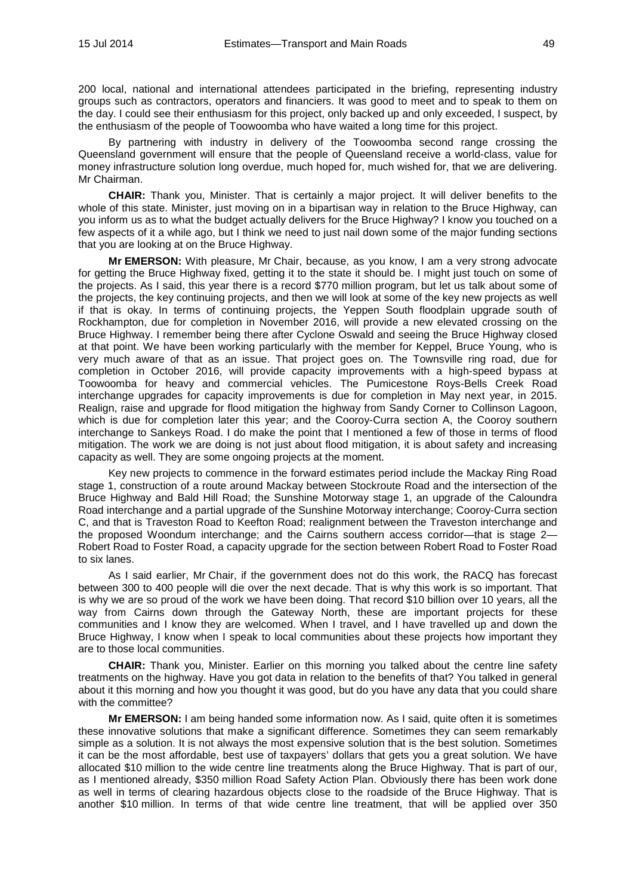200 local, national and international attendees participated in the briefing, representing industry groups such as contractors, operators and financiers. It was good to meet and to speak to them on the day. I could see their enthusiasm for this project, only backed up and only exceeded, I suspect, by the enthusiasm of the people of Toowoomba who have waited a long time for this project.

By partnering with industry in delivery of the Toowoomba second range crossing the Queensland government will ensure that the people of Queensland receive a world-class, value for money infrastructure solution long overdue, much hoped for, much wished for, that we are delivering. Mr Chairman.

**CHAIR:** Thank you, Minister. That is certainly a major project. It will deliver benefits to the whole of this state. Minister, just moving on in a bipartisan way in relation to the Bruce Highway, can you inform us as to what the budget actually delivers for the Bruce Highway? I know you touched on a few aspects of it a while ago, but I think we need to just nail down some of the major funding sections that you are looking at on the Bruce Highway.

**Mr EMERSON:** With pleasure, Mr Chair, because, as you know, I am a very strong advocate for getting the Bruce Highway fixed, getting it to the state it should be. I might just touch on some of the projects. As I said, this year there is a record $770 million program, but let us talk about some of the projects, the key continuing projects, and then we will look at some of the key new projects as well if that is okay. In terms of continuing projects, the Yeppen South floodplain upgrade south of Rockhampton, due for completion in November 2016, will provide a new elevated crossing on the Bruce Highway. I remember being there after Cyclone Oswald and seeing the Bruce Highway closed at that point. We have been working particularly with the member for Keppel, Bruce Young, who is very much aware of that as an issue. That project goes on. The Townsville ring road, due for completion in October 2016, will provide capacity improvements with a high-speed bypass at Toowoomba for heavy and commercial vehicles. The Pumicestone Roys-Bells Creek Road interchange upgrades for capacity improvements is due for completion in May next year, in 2015. Realign, raise and upgrade for flood mitigation the highway from Sandy Corner to Collinson Lagoon, which is due for completion later this year; and the Cooroy-Curra section A, the Cooroy southern interchange to Sankeys Road. I do make the point that I mentioned a few of those in terms of flood mitigation. The work we are doing is not just about flood mitigation, it is about safety and increasing capacity as well. They are some ongoing projects at the moment.

Key new projects to commence in the forward estimates period include the Mackay Ring Road stage 1, construction of a route around Mackay between Stockroute Road and the intersection of the Bruce Highway and Bald Hill Road; the Sunshine Motorway stage 1, an upgrade of the Caloundra Road interchange and a partial upgrade of the Sunshine Motorway interchange; Cooroy-Curra section C, and that is Traveston Road to Keefton Road; realignment between the Traveston interchange and the proposed Woondum interchange; and the Cairns southern access corridor—that is stage 2—Robert Road to Foster Road, a capacity upgrade for the section between Robert Road to Foster Road to six lanes.

As I said earlier, Mr Chair, if the government does not do this work, the RACQ has forecast between 300 to 400 people will die over the next decade. That is why this work is so important. That is why we are so proud of the work we have been doing. That record $10 billion over 10 years, all the way from Cairns down through the Gateway North, these are important projects for these communities and I know they are welcomed. When I travel, and I have travelled up and down the Bruce Highway, I know when I speak to local communities about these projects how important they are to those local communities.

**CHAIR:** Thank you, Minister. Earlier on this morning you talked about the centre line safety treatments on the highway. Have you got data in relation to the benefits of that? You talked in general about it this morning and how you thought it was good, but do you have any data that you could share with the committee?

**Mr EMERSON:** I am being handed some information now. As I said, quite often it is sometimes these innovative solutions that make a significant difference. Sometimes they can seem remarkably simple as a solution. It is not always the most expensive solution that is the best solution. Sometimes it can be the most affordable, best use of taxpayers' dollars that gets you a great solution. We have allocated $10 million to the wide centre line treatments along the Bruce Highway. That is part of our, as I mentioned already, $350 million Road Safety Action Plan. Obviously there has been work done as well in terms of clearing hazardous objects close to the roadside of the Bruce Highway. That is another $10 million. In terms of that wide centre line treatment, that will be applied over 350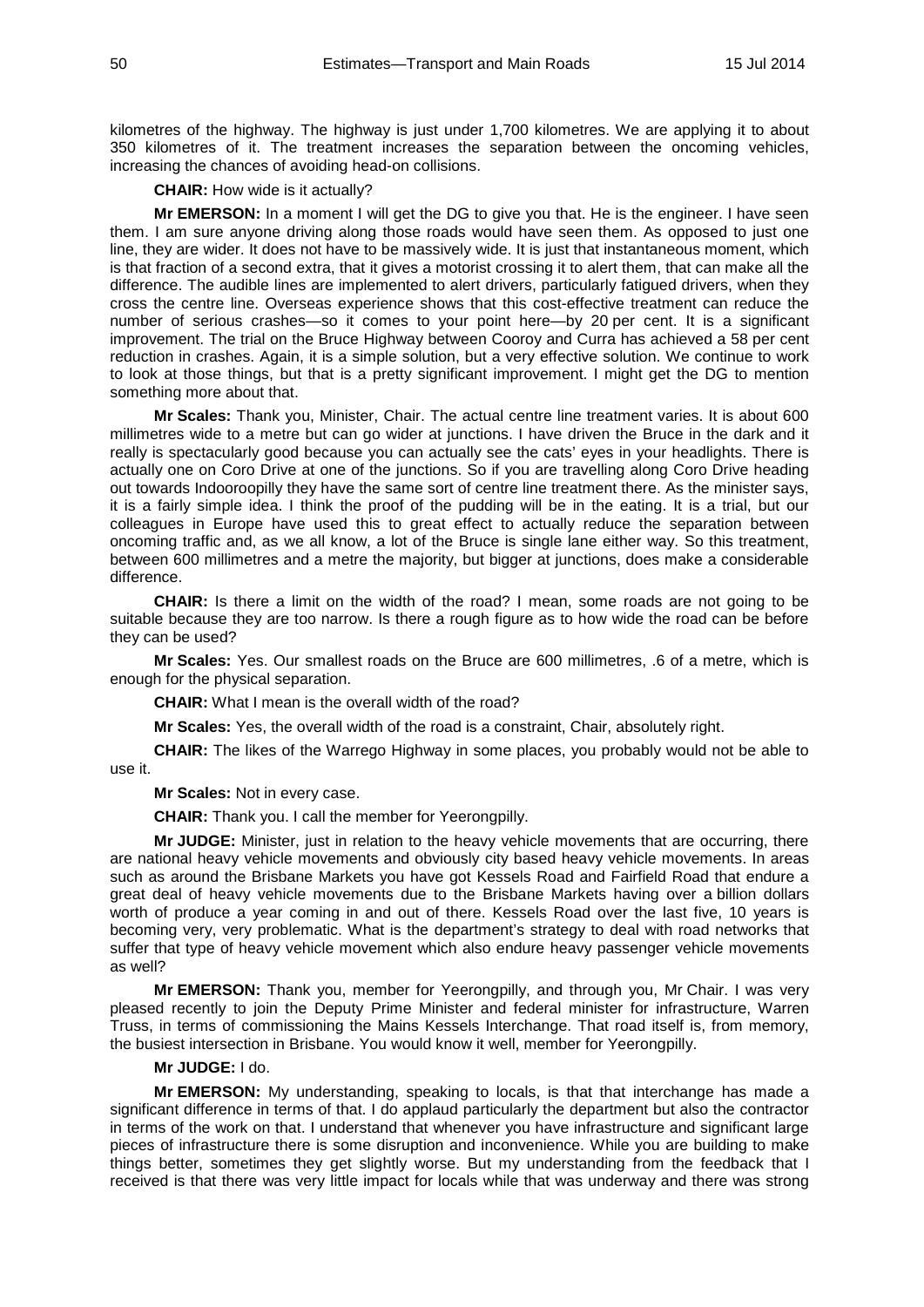kilometres of the highway. The highway is just under 1,700 kilometres. We are applying it to about 350 kilometres of it. The treatment increases the separation between the oncoming vehicles, increasing the chances of avoiding head-on collisions.

**CHAIR:** How wide is it actually?

**Mr EMERSON:** In a moment I will get the DG to give you that. He is the engineer. I have seen them. I am sure anyone driving along those roads would have seen them. As opposed to just one line, they are wider. It does not have to be massively wide. It is just that instantaneous moment, which is that fraction of a second extra, that it gives a motorist crossing it to alert them, that can make all the difference. The audible lines are implemented to alert drivers, particularly fatigued drivers, when they cross the centre line. Overseas experience shows that this cost-effective treatment can reduce the number of serious crashes—so it comes to your point here—by 20 per cent. It is a significant improvement. The trial on the Bruce Highway between Cooroy and Curra has achieved a 58 per cent reduction in crashes. Again, it is a simple solution, but a very effective solution. We continue to work to look at those things, but that is a pretty significant improvement. I might get the DG to mention something more about that.

**Mr Scales:** Thank you, Minister, Chair. The actual centre line treatment varies. It is about 600 millimetres wide to a metre but can go wider at junctions. I have driven the Bruce in the dark and it really is spectacularly good because you can actually see the cats' eyes in your headlights. There is actually one on Coro Drive at one of the junctions. So if you are travelling along Coro Drive heading out towards Indooroopilly they have the same sort of centre line treatment there. As the minister says, it is a fairly simple idea. I think the proof of the pudding will be in the eating. It is a trial, but our colleagues in Europe have used this to great effect to actually reduce the separation between oncoming traffic and, as we all know, a lot of the Bruce is single lane either way. So this treatment, between 600 millimetres and a metre the majority, but bigger at junctions, does make a considerable difference.

**CHAIR:** Is there a limit on the width of the road? I mean, some roads are not going to be suitable because they are too narrow. Is there a rough figure as to how wide the road can be before they can be used?

**Mr Scales:** Yes. Our smallest roads on the Bruce are 600 millimetres, .6 of a metre, which is enough for the physical separation.

**CHAIR:** What I mean is the overall width of the road?

**Mr Scales:** Yes, the overall width of the road is a constraint, Chair, absolutely right.

**CHAIR:** The likes of the Warrego Highway in some places, you probably would not be able to use it.

**Mr Scales:** Not in every case.

**CHAIR:** Thank you. I call the member for Yeerongpilly.

**Mr JUDGE:** Minister, just in relation to the heavy vehicle movements that are occurring, there are national heavy vehicle movements and obviously city based heavy vehicle movements. In areas such as around the Brisbane Markets you have got Kessels Road and Fairfield Road that endure a great deal of heavy vehicle movements due to the Brisbane Markets having over a billion dollars worth of produce a year coming in and out of there. Kessels Road over the last five, 10 years is becoming very, very problematic. What is the department's strategy to deal with road networks that suffer that type of heavy vehicle movement which also endure heavy passenger vehicle movements as well?

**Mr EMERSON:** Thank you, member for Yeerongpilly, and through you, Mr Chair. I was very pleased recently to join the Deputy Prime Minister and federal minister for infrastructure, Warren Truss, in terms of commissioning the Mains Kessels Interchange. That road itself is, from memory, the busiest intersection in Brisbane. You would know it well, member for Yeerongpilly.

**Mr JUDGE:** I do.

**Mr EMERSON:** My understanding, speaking to locals, is that that interchange has made a significant difference in terms of that. I do applaud particularly the department but also the contractor in terms of the work on that. I understand that whenever you have infrastructure and significant large pieces of infrastructure there is some disruption and inconvenience. While you are building to make things better, sometimes they get slightly worse. But my understanding from the feedback that I received is that there was very little impact for locals while that was underway and there was strong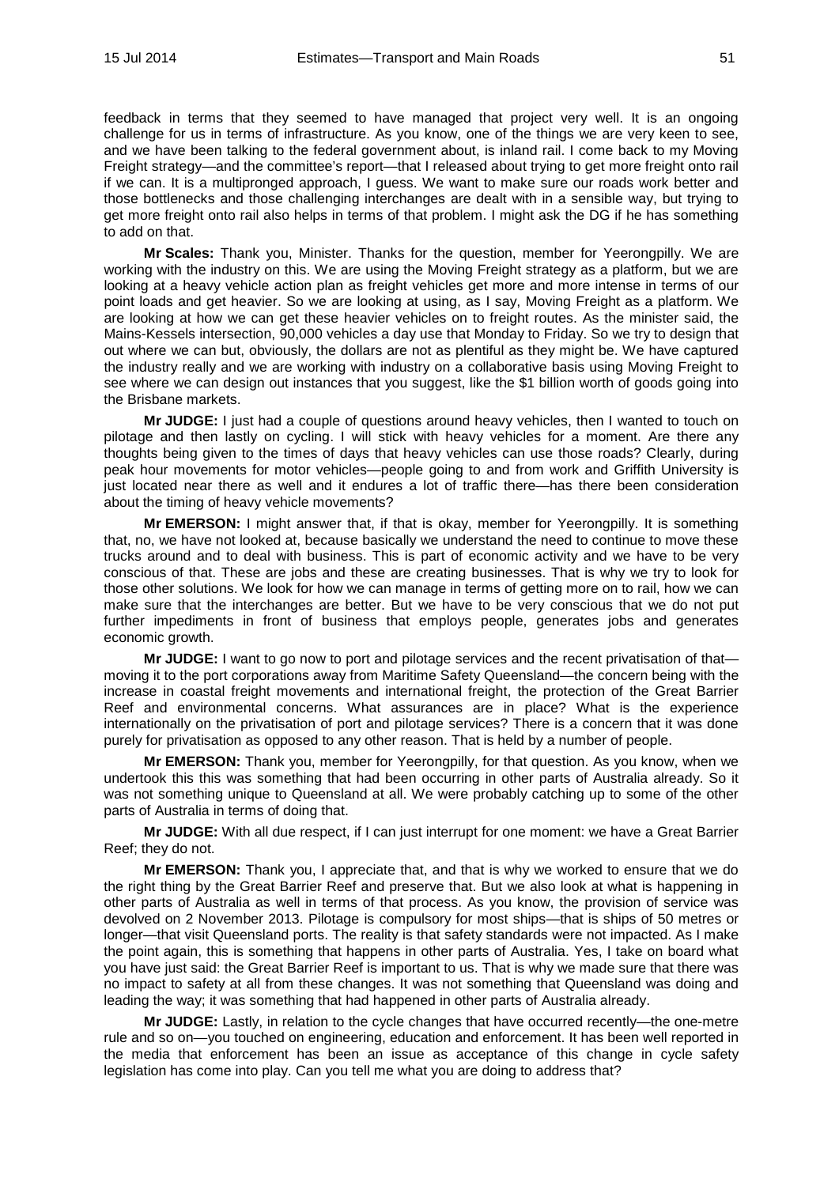feedback in terms that they seemed to have managed that project very well. It is an ongoing challenge for us in terms of infrastructure. As you know, one of the things we are very keen to see, and we have been talking to the federal government about, is inland rail. I come back to my Moving Freight strategy—and the committee's report—that I released about trying to get more freight onto rail if we can. It is a multipronged approach, I guess. We want to make sure our roads work better and those bottlenecks and those challenging interchanges are dealt with in a sensible way, but trying to get more freight onto rail also helps in terms of that problem. I might ask the DG if he has something to add on that.

**Mr Scales:** Thank you, Minister. Thanks for the question, member for Yeerongpilly. We are working with the industry on this. We are using the Moving Freight strategy as a platform, but we are looking at a heavy vehicle action plan as freight vehicles get more and more intense in terms of our point loads and get heavier. So we are looking at using, as I say, Moving Freight as a platform. We are looking at how we can get these heavier vehicles on to freight routes. As the minister said, the Mains-Kessels intersection, 90,000 vehicles a day use that Monday to Friday. So we try to design that out where we can but, obviously, the dollars are not as plentiful as they might be. We have captured the industry really and we are working with industry on a collaborative basis using Moving Freight to see where we can design out instances that you suggest, like the $1 billion worth of goods going into the Brisbane markets.

**Mr JUDGE:** I just had a couple of questions around heavy vehicles, then I wanted to touch on pilotage and then lastly on cycling. I will stick with heavy vehicles for a moment. Are there any thoughts being given to the times of days that heavy vehicles can use those roads? Clearly, during peak hour movements for motor vehicles—people going to and from work and Griffith University is just located near there as well and it endures a lot of traffic there—has there been consideration about the timing of heavy vehicle movements?

**Mr EMERSON:** I might answer that, if that is okay, member for Yeerongpilly. It is something that, no, we have not looked at, because basically we understand the need to continue to move these trucks around and to deal with business. This is part of economic activity and we have to be very conscious of that. These are jobs and these are creating businesses. That is why we try to look for those other solutions. We look for how we can manage in terms of getting more on to rail, how we can make sure that the interchanges are better. But we have to be very conscious that we do not put further impediments in front of business that employs people, generates jobs and generates economic growth.

**Mr JUDGE:** I want to go now to port and pilotage services and the recent privatisation of that—moving it to the port corporations away from Maritime Safety Queensland—the concern being with the increase in coastal freight movements and international freight, the protection of the Great Barrier Reef and environmental concerns. What assurances are in place? What is the experience internationally on the privatisation of port and pilotage services? There is a concern that it was done purely for privatisation as opposed to any other reason. That is held by a number of people.

**Mr EMERSON:** Thank you, member for Yeerongpilly, for that question. As you know, when we undertook this this was something that had been occurring in other parts of Australia already. So it was not something unique to Queensland at all. We were probably catching up to some of the other parts of Australia in terms of doing that.

**Mr JUDGE:** With all due respect, if I can just interrupt for one moment: we have a Great Barrier Reef; they do not.

**Mr EMERSON:** Thank you, I appreciate that, and that is why we worked to ensure that we do the right thing by the Great Barrier Reef and preserve that. But we also look at what is happening in other parts of Australia as well in terms of that process. As you know, the provision of service was devolved on 2 November 2013. Pilotage is compulsory for most ships—that is ships of 50 metres or longer—that visit Queensland ports. The reality is that safety standards were not impacted. As I make the point again, this is something that happens in other parts of Australia. Yes, I take on board what you have just said: the Great Barrier Reef is important to us. That is why we made sure that there was no impact to safety at all from these changes. It was not something that Queensland was doing and leading the way; it was something that had happened in other parts of Australia already.

**Mr JUDGE:** Lastly, in relation to the cycle changes that have occurred recently—the one-metre rule and so on—you touched on engineering, education and enforcement. It has been well reported in the media that enforcement has been an issue as acceptance of this change in cycle safety legislation has come into play. Can you tell me what you are doing to address that?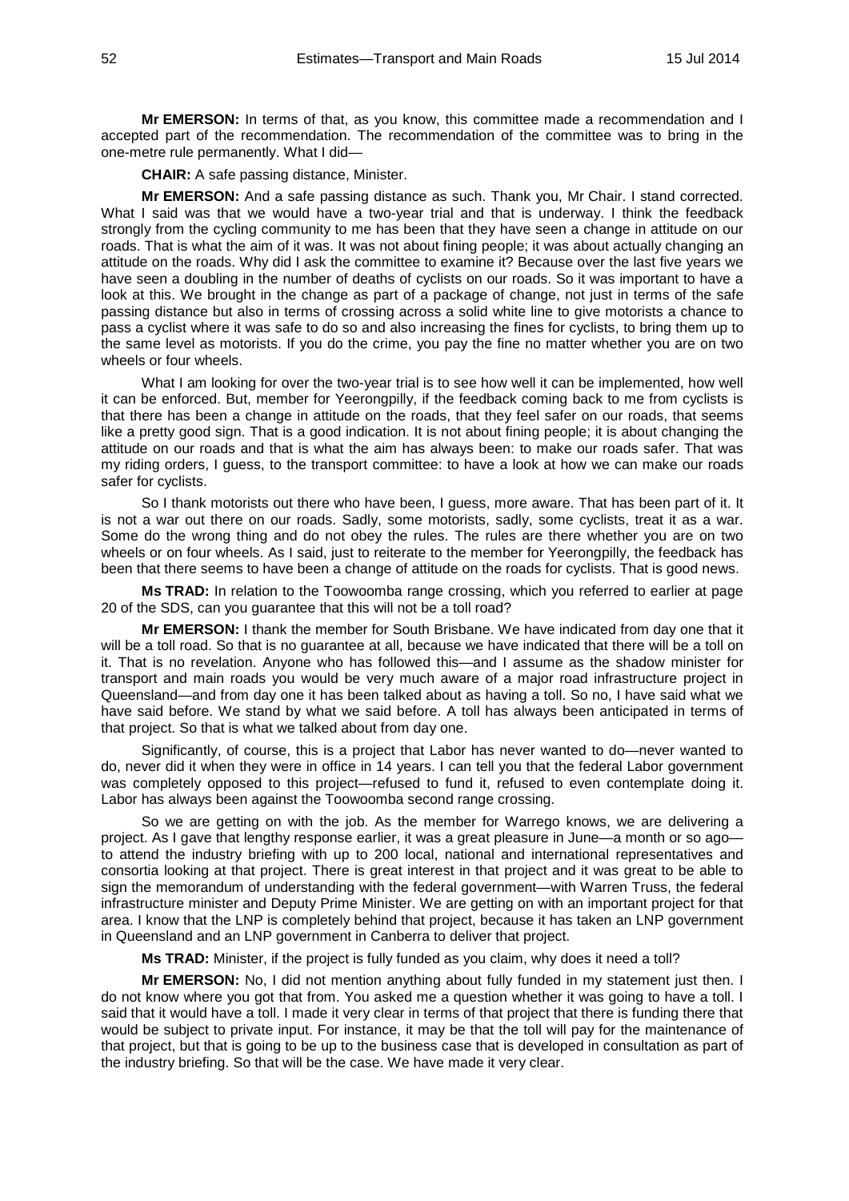**Mr EMERSON:** In terms of that, as you know, this committee made a recommendation and I accepted part of the recommendation. The recommendation of the committee was to bring in the one-metre rule permanently. What I did—

**CHAIR:** A safe passing distance, Minister.

**Mr EMERSON:** And a safe passing distance as such. Thank you, Mr Chair. I stand corrected. What I said was that we would have a two-year trial and that is underway. I think the feedback strongly from the cycling community to me has been that they have seen a change in attitude on our roads. That is what the aim of it was. It was not about fining people; it was about actually changing an attitude on the roads. Why did I ask the committee to examine it? Because over the last five years we have seen a doubling in the number of deaths of cyclists on our roads. So it was important to have a look at this. We brought in the change as part of a package of change, not just in terms of the safe passing distance but also in terms of crossing across a solid white line to give motorists a chance to pass a cyclist where it was safe to do so and also increasing the fines for cyclists, to bring them up to the same level as motorists. If you do the crime, you pay the fine no matter whether you are on two wheels or four wheels.

What I am looking for over the two-year trial is to see how well it can be implemented, how well it can be enforced. But, member for Yeerongpilly, if the feedback coming back to me from cyclists is that there has been a change in attitude on the roads, that they feel safer on our roads, that seems like a pretty good sign. That is a good indication. It is not about fining people; it is about changing the attitude on our roads and that is what the aim has always been: to make our roads safer. That was my riding orders, I guess, to the transport committee: to have a look at how we can make our roads safer for cyclists.

So I thank motorists out there who have been, I guess, more aware. That has been part of it. It is not a war out there on our roads. Sadly, some motorists, sadly, some cyclists, treat it as a war. Some do the wrong thing and do not obey the rules. The rules are there whether you are on two wheels or on four wheels. As I said, just to reiterate to the member for Yeerongpilly, the feedback has been that there seems to have been a change of attitude on the roads for cyclists. That is good news.

**Ms TRAD:** In relation to the Toowoomba range crossing, which you referred to earlier at page 20 of the SDS, can you guarantee that this will not be a toll road?

**Mr EMERSON:** I thank the member for South Brisbane. We have indicated from day one that it will be a toll road. So that is no guarantee at all, because we have indicated that there will be a toll on it. That is no revelation. Anyone who has followed this—and I assume as the shadow minister for transport and main roads you would be very much aware of a major road infrastructure project in Queensland—and from day one it has been talked about as having a toll. So no, I have said what we have said before. We stand by what we said before. A toll has always been anticipated in terms of that project. So that is what we talked about from day one.

Significantly, of course, this is a project that Labor has never wanted to do—never wanted to do, never did it when they were in office in 14 years. I can tell you that the federal Labor government was completely opposed to this project—refused to fund it, refused to even contemplate doing it. Labor has always been against the Toowoomba second range crossing.

So we are getting on with the job. As the member for Warrego knows, we are delivering a project. As I gave that lengthy response earlier, it was a great pleasure in June—a month or so ago—to attend the industry briefing with up to 200 local, national and international representatives and consortia looking at that project. There is great interest in that project and it was great to be able to sign the memorandum of understanding with the federal government—with Warren Truss, the federal infrastructure minister and Deputy Prime Minister. We are getting on with an important project for that area. I know that the LNP is completely behind that project, because it has taken an LNP government in Queensland and an LNP government in Canberra to deliver that project.

**Ms TRAD:** Minister, if the project is fully funded as you claim, why does it need a toll?

**Mr EMERSON:** No, I did not mention anything about fully funded in my statement just then. I do not know where you got that from. You asked me a question whether it was going to have a toll. I said that it would have a toll. I made it very clear in terms of that project that there is funding there that would be subject to private input. For instance, it may be that the toll will pay for the maintenance of that project, but that is going to be up to the business case that is developed in consultation as part of the industry briefing. So that will be the case. We have made it very clear.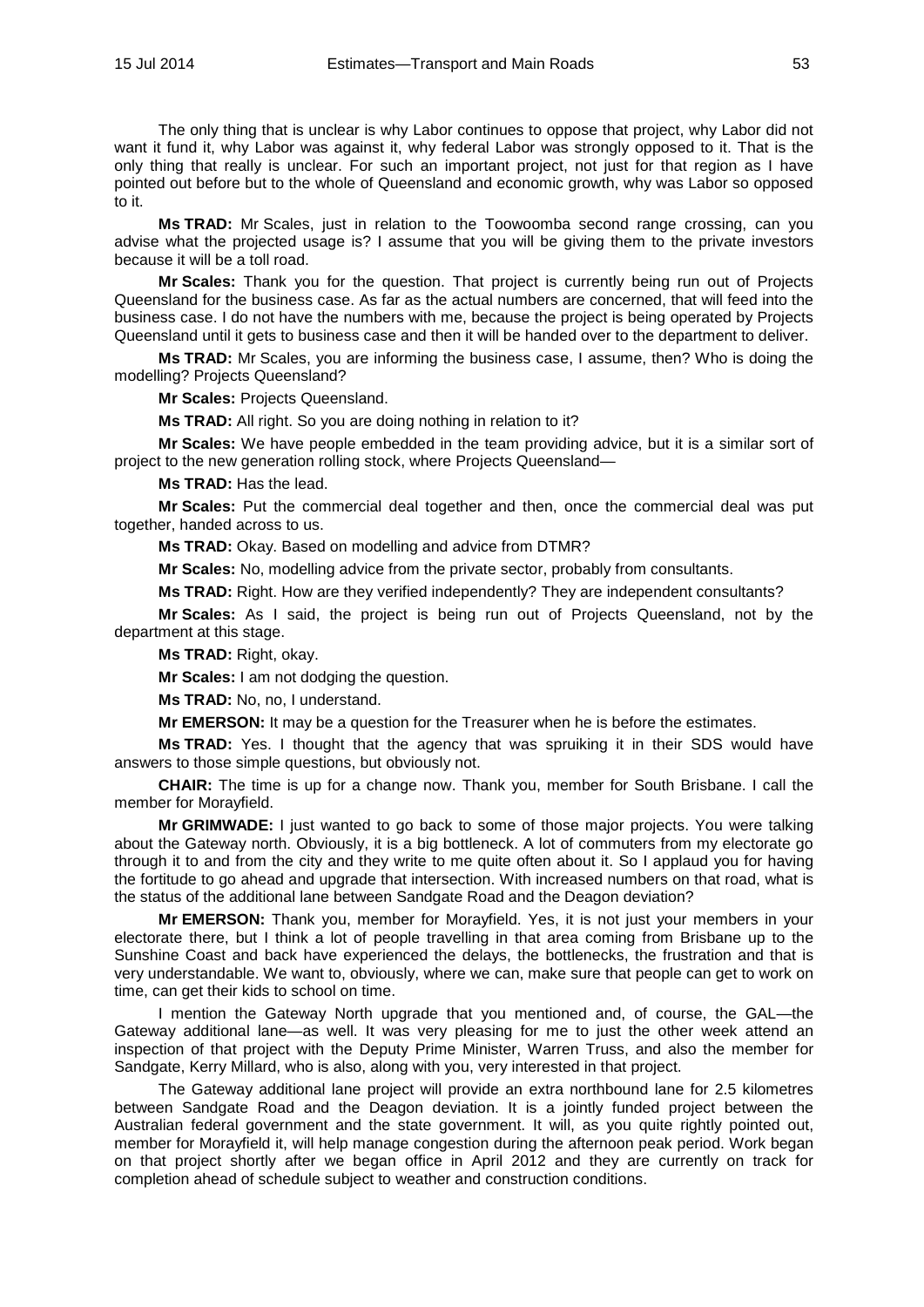The only thing that is unclear is why Labor continues to oppose that project, why Labor did not want it fund it, why Labor was against it, why federal Labor was strongly opposed to it. That is the only thing that really is unclear. For such an important project, not just for that region as I have pointed out before but to the whole of Queensland and economic growth, why was Labor so opposed to it.

**Ms TRAD:** Mr Scales, just in relation to the Toowoomba second range crossing, can you advise what the projected usage is? I assume that you will be giving them to the private investors because it will be a toll road.

**Mr Scales:** Thank you for the question. That project is currently being run out of Projects Queensland for the business case. As far as the actual numbers are concerned, that will feed into the business case. I do not have the numbers with me, because the project is being operated by Projects Queensland until it gets to business case and then it will be handed over to the department to deliver.

**Ms TRAD:** Mr Scales, you are informing the business case, I assume, then? Who is doing the modelling? Projects Queensland?

**Mr Scales:** Projects Queensland.

**Ms TRAD:** All right. So you are doing nothing in relation to it?

**Mr Scales:** We have people embedded in the team providing advice, but it is a similar sort of project to the new generation rolling stock, where Projects Queensland—

**Ms TRAD:** Has the lead.

**Mr Scales:** Put the commercial deal together and then, once the commercial deal was put together, handed across to us.

**Ms TRAD:** Okay. Based on modelling and advice from DTMR?

**Mr Scales:** No, modelling advice from the private sector, probably from consultants.

**Ms TRAD:** Right. How are they verified independently? They are independent consultants?

**Mr Scales:** As I said, the project is being run out of Projects Queensland, not by the department at this stage.

**Ms TRAD:** Right, okay.

**Mr Scales:** I am not dodging the question.

**Ms TRAD:** No, no, I understand.

**Mr EMERSON:** It may be a question for the Treasurer when he is before the estimates.

**Ms TRAD:** Yes. I thought that the agency that was spruiking it in their SDS would have answers to those simple questions, but obviously not.

**CHAIR:** The time is up for a change now. Thank you, member for South Brisbane. I call the member for Morayfield.

**Mr GRIMWADE:** I just wanted to go back to some of those major projects. You were talking about the Gateway north. Obviously, it is a big bottleneck. A lot of commuters from my electorate go through it to and from the city and they write to me quite often about it. So I applaud you for having the fortitude to go ahead and upgrade that intersection. With increased numbers on that road, what is the status of the additional lane between Sandgate Road and the Deagon deviation?

**Mr EMERSON:** Thank you, member for Morayfield. Yes, it is not just your members in your electorate there, but I think a lot of people travelling in that area coming from Brisbane up to the Sunshine Coast and back have experienced the delays, the bottlenecks, the frustration and that is very understandable. We want to, obviously, where we can, make sure that people can get to work on time, can get their kids to school on time.

I mention the Gateway North upgrade that you mentioned and, of course, the GAL—the Gateway additional lane—as well. It was very pleasing for me to just the other week attend an inspection of that project with the Deputy Prime Minister, Warren Truss, and also the member for Sandgate, Kerry Millard, who is also, along with you, very interested in that project.

The Gateway additional lane project will provide an extra northbound lane for 2.5 kilometres between Sandgate Road and the Deagon deviation. It is a jointly funded project between the Australian federal government and the state government. It will, as you quite rightly pointed out, member for Morayfield it, will help manage congestion during the afternoon peak period. Work began on that project shortly after we began office in April 2012 and they are currently on track for completion ahead of schedule subject to weather and construction conditions.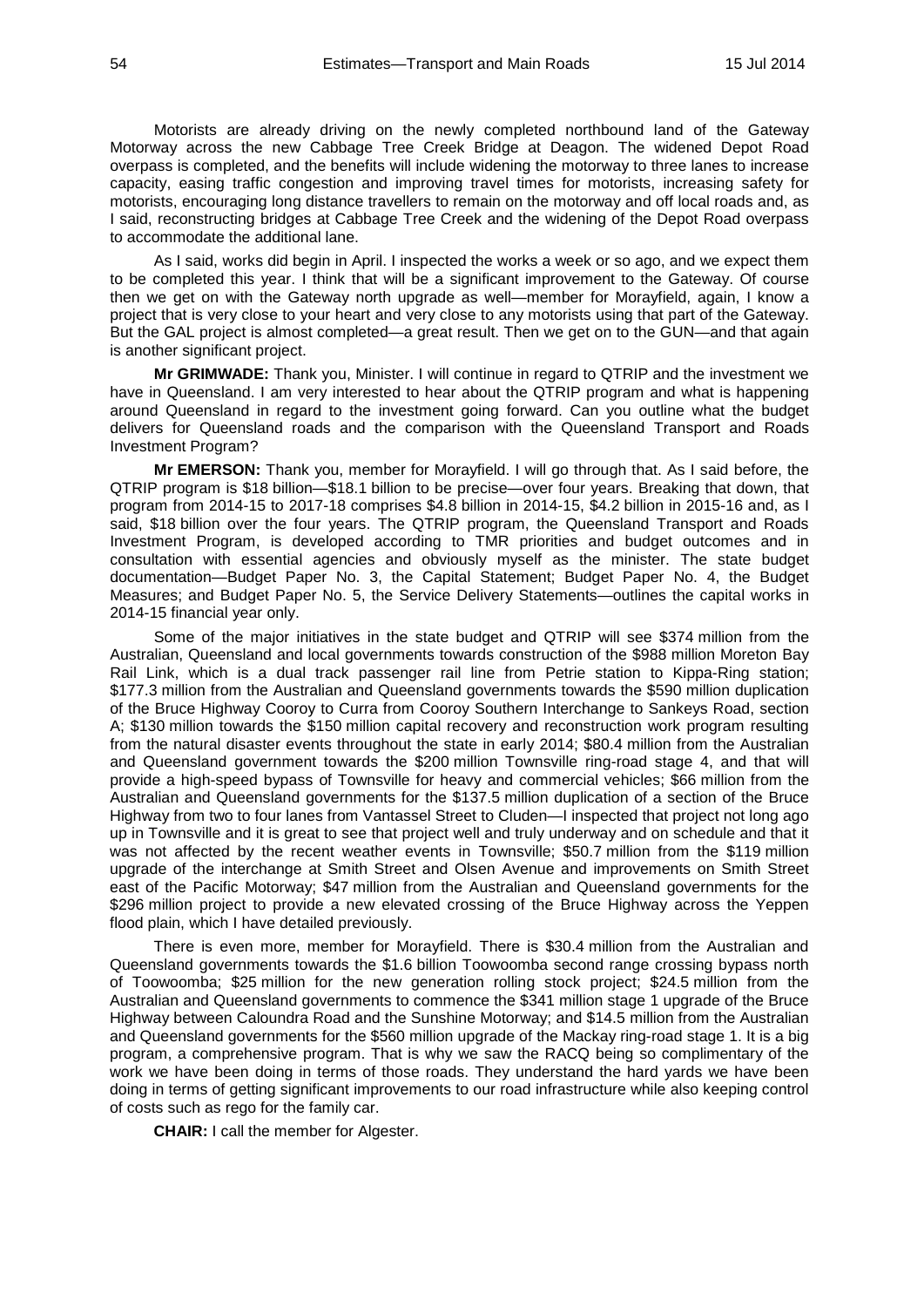Motorists are already driving on the newly completed northbound land of the Gateway Motorway across the new Cabbage Tree Creek Bridge at Deagon. The widened Depot Road overpass is completed, and the benefits will include widening the motorway to three lanes to increase capacity, easing traffic congestion and improving travel times for motorists, increasing safety for motorists, encouraging long distance travellers to remain on the motorway and off local roads and, as I said, reconstructing bridges at Cabbage Tree Creek and the widening of the Depot Road overpass to accommodate the additional lane.

As I said, works did begin in April. I inspected the works a week or so ago, and we expect them to be completed this year. I think that will be a significant improvement to the Gateway. Of course then we get on with the Gateway north upgrade as well—member for Morayfield, again, I know a project that is very close to your heart and very close to any motorists using that part of the Gateway. But the GAL project is almost completed—a great result. Then we get on to the GUN—and that again is another significant project.

**Mr GRIMWADE:** Thank you, Minister. I will continue in regard to QTRIP and the investment we have in Queensland. I am very interested to hear about the QTRIP program and what is happening around Queensland in regard to the investment going forward. Can you outline what the budget delivers for Queensland roads and the comparison with the Queensland Transport and Roads Investment Program?

**Mr EMERSON:** Thank you, member for Morayfield. I will go through that. As I said before, the QTRIP program is $18 billion—$18.1 billion to be precise—over four years. Breaking that down, that program from 2014-15 to 2017-18 comprises $4.8 billion in 2014-15, $4.2 billion in 2015-16 and, as I said, $18 billion over the four years. The QTRIP program, the Queensland Transport and Roads Investment Program, is developed according to TMR priorities and budget outcomes and in consultation with essential agencies and obviously myself as the minister. The state budget documentation—Budget Paper No. 3, the Capital Statement; Budget Paper No. 4, the Budget Measures; and Budget Paper No. 5, the Service Delivery Statements—outlines the capital works in 2014-15 financial year only.

Some of the major initiatives in the state budget and QTRIP will see $374 million from the Australian, Queensland and local governments towards construction of the $988 million Moreton Bay Rail Link, which is a dual track passenger rail line from Petrie station to Kippa-Ring station; $177.3 million from the Australian and Queensland governments towards the $590 million duplication of the Bruce Highway Cooroy to Curra from Cooroy Southern Interchange to Sankeys Road, section A; $130 million towards the $150 million capital recovery and reconstruction work program resulting from the natural disaster events throughout the state in early 2014; $80.4 million from the Australian and Queensland government towards the $200 million Townsville ring-road stage 4, and that will provide a high-speed bypass of Townsville for heavy and commercial vehicles; $66 million from the Australian and Queensland governments for the $137.5 million duplication of a section of the Bruce Highway from two to four lanes from Vantassel Street to Cluden—I inspected that project not long ago up in Townsville and it is great to see that project well and truly underway and on schedule and that it was not affected by the recent weather events in Townsville; $50.7 million from the $119 million upgrade of the interchange at Smith Street and Olsen Avenue and improvements on Smith Street east of the Pacific Motorway; $47 million from the Australian and Queensland governments for the $296 million project to provide a new elevated crossing of the Bruce Highway across the Yeppen flood plain, which I have detailed previously.

There is even more, member for Morayfield. There is $30.4 million from the Australian and Queensland governments towards the $1.6 billion Toowoomba second range crossing bypass north of Toowoomba; $25 million for the new generation rolling stock project; $24.5 million from the Australian and Queensland governments to commence the $341 million stage 1 upgrade of the Bruce Highway between Caloundra Road and the Sunshine Motorway; and $14.5 million from the Australian and Queensland governments for the $560 million upgrade of the Mackay ring-road stage 1. It is a big program, a comprehensive program. That is why we saw the RACQ being so complimentary of the work we have been doing in terms of those roads. They understand the hard yards we have been doing in terms of getting significant improvements to our road infrastructure while also keeping control of costs such as rego for the family car.

**CHAIR:** I call the member for Algester.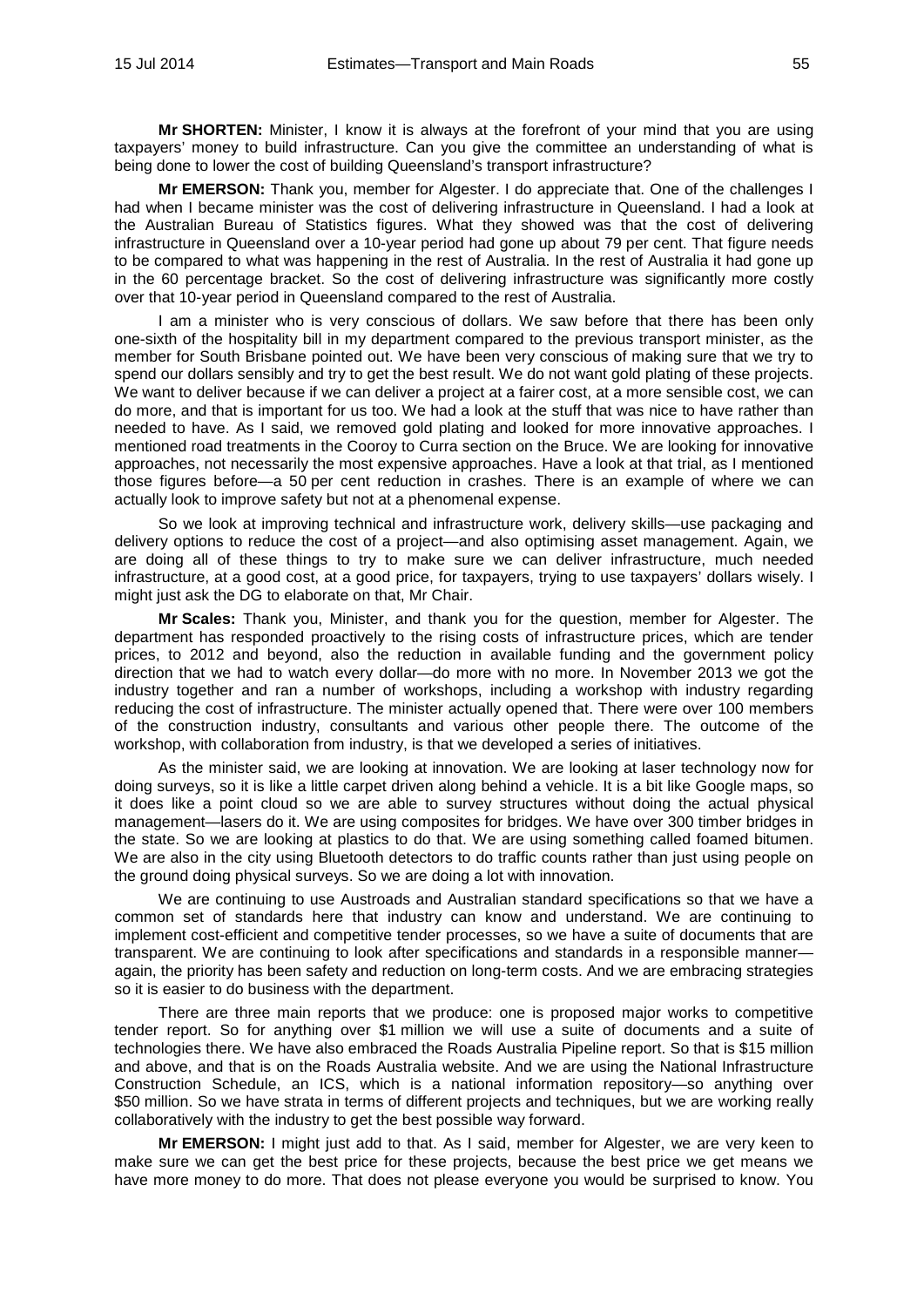**Mr SHORTEN:** Minister, I know it is always at the forefront of your mind that you are using taxpayers' money to build infrastructure. Can you give the committee an understanding of what is being done to lower the cost of building Queensland's transport infrastructure?

**Mr EMERSON:** Thank you, member for Algester. I do appreciate that. One of the challenges I had when I became minister was the cost of delivering infrastructure in Queensland. I had a look at the Australian Bureau of Statistics figures. What they showed was that the cost of delivering infrastructure in Queensland over a 10-year period had gone up about 79 per cent. That figure needs to be compared to what was happening in the rest of Australia. In the rest of Australia it had gone up in the 60 percentage bracket. So the cost of delivering infrastructure was significantly more costly over that 10-year period in Queensland compared to the rest of Australia.

I am a minister who is very conscious of dollars. We saw before that there has been only one-sixth of the hospitality bill in my department compared to the previous transport minister, as the member for South Brisbane pointed out. We have been very conscious of making sure that we try to spend our dollars sensibly and try to get the best result. We do not want gold plating of these projects. We want to deliver because if we can deliver a project at a fairer cost, at a more sensible cost, we can do more, and that is important for us too. We had a look at the stuff that was nice to have rather than needed to have. As I said, we removed gold plating and looked for more innovative approaches. I mentioned road treatments in the Cooroy to Curra section on the Bruce. We are looking for innovative approaches, not necessarily the most expensive approaches. Have a look at that trial, as I mentioned those figures before—a 50 per cent reduction in crashes. There is an example of where we can actually look to improve safety but not at a phenomenal expense.

So we look at improving technical and infrastructure work, delivery skills—use packaging and delivery options to reduce the cost of a project—and also optimising asset management. Again, we are doing all of these things to try to make sure we can deliver infrastructure, much needed infrastructure, at a good cost, at a good price, for taxpayers, trying to use taxpayers' dollars wisely. I might just ask the DG to elaborate on that, Mr Chair.

**Mr Scales:** Thank you, Minister, and thank you for the question, member for Algester. The department has responded proactively to the rising costs of infrastructure prices, which are tender prices, to 2012 and beyond, also the reduction in available funding and the government policy direction that we had to watch every dollar—do more with no more. In November 2013 we got the industry together and ran a number of workshops, including a workshop with industry regarding reducing the cost of infrastructure. The minister actually opened that. There were over 100 members of the construction industry, consultants and various other people there. The outcome of the workshop, with collaboration from industry, is that we developed a series of initiatives.

As the minister said, we are looking at innovation. We are looking at laser technology now for doing surveys, so it is like a little carpet driven along behind a vehicle. It is a bit like Google maps, so it does like a point cloud so we are able to survey structures without doing the actual physical management—lasers do it. We are using composites for bridges. We have over 300 timber bridges in the state. So we are looking at plastics to do that. We are using something called foamed bitumen. We are also in the city using Bluetooth detectors to do traffic counts rather than just using people on the ground doing physical surveys. So we are doing a lot with innovation.

We are continuing to use Austroads and Australian standard specifications so that we have a common set of standards here that industry can know and understand. We are continuing to implement cost-efficient and competitive tender processes, so we have a suite of documents that are transparent. We are continuing to look after specifications and standards in a responsible manner—again, the priority has been safety and reduction on long-term costs. And we are embracing strategies so it is easier to do business with the department.

There are three main reports that we produce: one is proposed major works to competitive tender report. So for anything over $1 million we will use a suite of documents and a suite of technologies there. We have also embraced the Roads Australia Pipeline report. So that is $15 million and above, and that is on the Roads Australia website. And we are using the National Infrastructure Construction Schedule, an ICS, which is a national information repository—so anything over $50 million. So we have strata in terms of different projects and techniques, but we are working really collaboratively with the industry to get the best possible way forward.

**Mr EMERSON:** I might just add to that. As I said, member for Algester, we are very keen to make sure we can get the best price for these projects, because the best price we get means we have more money to do more. That does not please everyone you would be surprised to know. You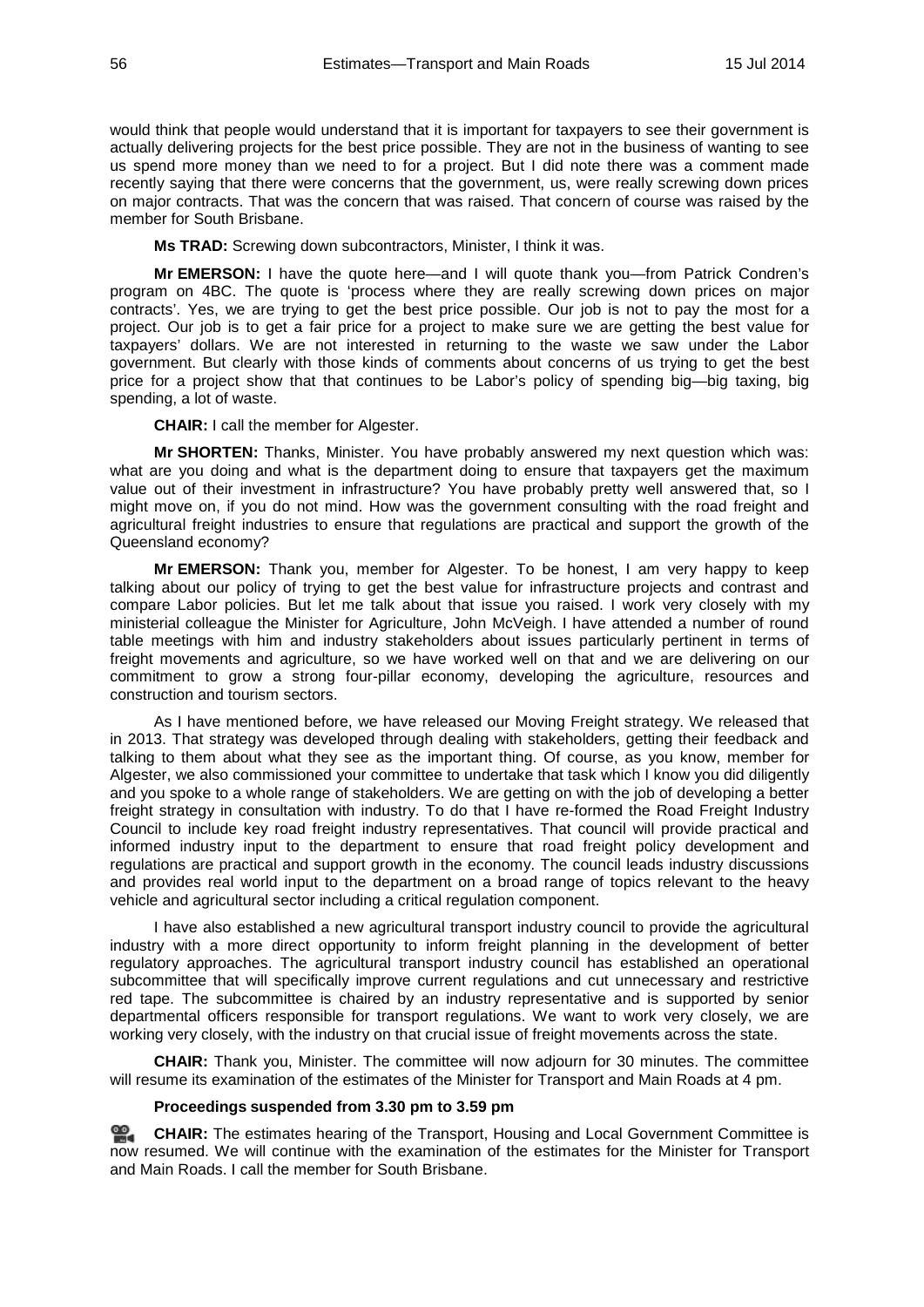would think that people would understand that it is important for taxpayers to see their government is actually delivering projects for the best price possible. They are not in the business of wanting to see us spend more money than we need to for a project. But I did note there was a comment made recently saying that there were concerns that the government, us, were really screwing down prices on major contracts. That was the concern that was raised. That concern of course was raised by the member for South Brisbane.

**Ms TRAD:** Screwing down subcontractors, Minister, I think it was.

**Mr EMERSON:** I have the quote here—and I will quote thank you—from Patrick Condren's program on 4BC. The quote is 'process where they are really screwing down prices on major contracts'. Yes, we are trying to get the best price possible. Our job is not to pay the most for a project. Our job is to get a fair price for a project to make sure we are getting the best value for taxpayers' dollars. We are not interested in returning to the waste we saw under the Labor government. But clearly with those kinds of comments about concerns of us trying to get the best price for a project show that that continues to be Labor's policy of spending big—big taxing, big spending, a lot of waste.

**CHAIR:** I call the member for Algester.

**Mr SHORTEN:** Thanks, Minister. You have probably answered my next question which was: what are you doing and what is the department doing to ensure that taxpayers get the maximum value out of their investment in infrastructure? You have probably pretty well answered that, so I might move on, if you do not mind. How was the government consulting with the road freight and agricultural freight industries to ensure that regulations are practical and support the growth of the Queensland economy?

**Mr EMERSON:** Thank you, member for Algester. To be honest, I am very happy to keep talking about our policy of trying to get the best value for infrastructure projects and contrast and compare Labor policies. But let me talk about that issue you raised. I work very closely with my ministerial colleague the Minister for Agriculture, John McVeigh. I have attended a number of round table meetings with him and industry stakeholders about issues particularly pertinent in terms of freight movements and agriculture, so we have worked well on that and we are delivering on our commitment to grow a strong four-pillar economy, developing the agriculture, resources and construction and tourism sectors.

As I have mentioned before, we have released our Moving Freight strategy. We released that in 2013. That strategy was developed through dealing with stakeholders, getting their feedback and talking to them about what they see as the important thing. Of course, as you know, member for Algester, we also commissioned your committee to undertake that task which I know you did diligently and you spoke to a whole range of stakeholders. We are getting on with the job of developing a better freight strategy in consultation with industry. To do that I have re-formed the Road Freight Industry Council to include key road freight industry representatives. That council will provide practical and informed industry input to the department to ensure that road freight policy development and regulations are practical and support growth in the economy. The council leads industry discussions and provides real world input to the department on a broad range of topics relevant to the heavy vehicle and agricultural sector including a critical regulation component.

I have also established a new agricultural transport industry council to provide the agricultural industry with a more direct opportunity to inform freight planning in the development of better regulatory approaches. The agricultural transport industry council has established an operational subcommittee that will specifically improve current regulations and cut unnecessary and restrictive red tape. The subcommittee is chaired by an industry representative and is supported by senior departmental officers responsible for transport regulations. We want to work very closely, we are working very closely, with the industry on that crucial issue of freight movements across the state.

**CHAIR:** Thank you, Minister. The committee will now adjourn for 30 minutes. The committee will resume its examination of the estimates of the Minister for Transport and Main Roads at 4 pm.

**Proceedings suspended from 3.30 pm to 3.59 pm**

**CHAIR:** The estimates hearing of the Transport, Housing and Local Government Committee is now resumed. We will continue with the examination of the estimates for the Minister for Transport and Main Roads. I call the member for South Brisbane.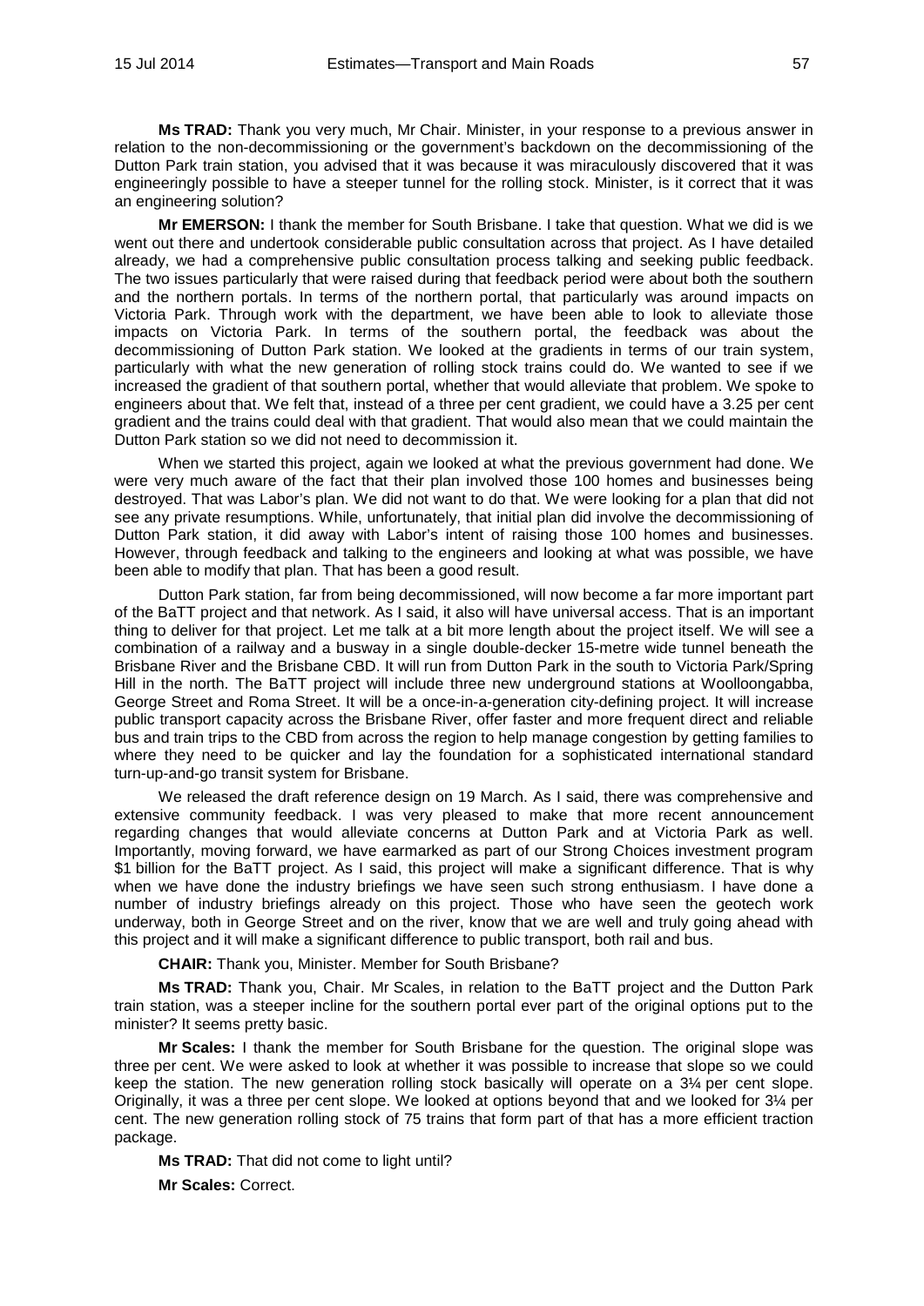**Ms TRAD:** Thank you very much, Mr Chair. Minister, in your response to a previous answer in relation to the non-decommissioning or the government's backdown on the decommissioning of the Dutton Park train station, you advised that it was because it was miraculously discovered that it was engineeringly possible to have a steeper tunnel for the rolling stock. Minister, is it correct that it was an engineering solution?

**Mr EMERSON:** I thank the member for South Brisbane. I take that question. What we did is we went out there and undertook considerable public consultation across that project. As I have detailed already, we had a comprehensive public consultation process talking and seeking public feedback. The two issues particularly that were raised during that feedback period were about both the southern and the northern portals. In terms of the northern portal, that particularly was around impacts on Victoria Park. Through work with the department, we have been able to look to alleviate those impacts on Victoria Park. In terms of the southern portal, the feedback was about the decommissioning of Dutton Park station. We looked at the gradients in terms of our train system, particularly with what the new generation of rolling stock trains could do. We wanted to see if we increased the gradient of that southern portal, whether that would alleviate that problem. We spoke to engineers about that. We felt that, instead of a three per cent gradient, we could have a 3.25 per cent gradient and the trains could deal with that gradient. That would also mean that we could maintain the Dutton Park station so we did not need to decommission it.

When we started this project, again we looked at what the previous government had done. We were very much aware of the fact that their plan involved those 100 homes and businesses being destroyed. That was Labor's plan. We did not want to do that. We were looking for a plan that did not see any private resumptions. While, unfortunately, that initial plan did involve the decommissioning of Dutton Park station, it did away with Labor's intent of raising those 100 homes and businesses. However, through feedback and talking to the engineers and looking at what was possible, we have been able to modify that plan. That has been a good result.

Dutton Park station, far from being decommissioned, will now become a far more important part of the BaTT project and that network. As I said, it also will have universal access. That is an important thing to deliver for that project. Let me talk at a bit more length about the project itself. We will see a combination of a railway and a busway in a single double-decker 15-metre wide tunnel beneath the Brisbane River and the Brisbane CBD. It will run from Dutton Park in the south to Victoria Park/Spring Hill in the north. The BaTT project will include three new underground stations at Woolloongabba, George Street and Roma Street. It will be a once-in-a-generation city-defining project. It will increase public transport capacity across the Brisbane River, offer faster and more frequent direct and reliable bus and train trips to the CBD from across the region to help manage congestion by getting families to where they need to be quicker and lay the foundation for a sophisticated international standard turn-up-and-go transit system for Brisbane.

We released the draft reference design on 19 March. As I said, there was comprehensive and extensive community feedback. I was very pleased to make that more recent announcement regarding changes that would alleviate concerns at Dutton Park and at Victoria Park as well. Importantly, moving forward, we have earmarked as part of our Strong Choices investment program $1 billion for the BaTT project. As I said, this project will make a significant difference. That is why when we have done the industry briefings we have seen such strong enthusiasm. I have done a number of industry briefings already on this project. Those who have seen the geotech work underway, both in George Street and on the river, know that we are well and truly going ahead with this project and it will make a significant difference to public transport, both rail and bus.

**CHAIR:** Thank you, Minister. Member for South Brisbane?

**Ms TRAD:** Thank you, Chair. Mr Scales, in relation to the BaTT project and the Dutton Park train station, was a steeper incline for the southern portal ever part of the original options put to the minister? It seems pretty basic.

**Mr Scales:** I thank the member for South Brisbane for the question. The original slope was three per cent. We were asked to look at whether it was possible to increase that slope so we could keep the station. The new generation rolling stock basically will operate on a 3¼ per cent slope. Originally, it was a three per cent slope. We looked at options beyond that and we looked for 3¼ per cent. The new generation rolling stock of 75 trains that form part of that has a more efficient traction package.

**Ms TRAD:** That did not come to light until?

**Mr Scales:** Correct.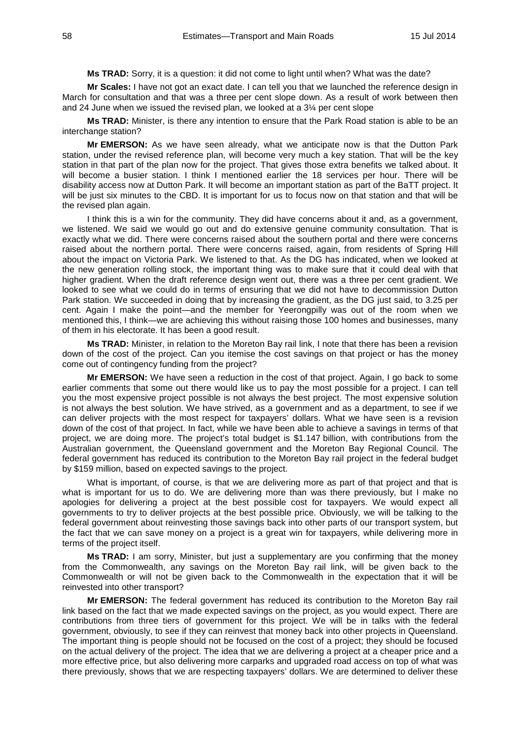**Ms TRAD:** Sorry, it is a question: it did not come to light until when? What was the date?

**Mr Scales:** I have not got an exact date. I can tell you that we launched the reference design in March for consultation and that was a three per cent slope down. As a result of work between then and 24 June when we issued the revised plan, we looked at a 3¼ per cent slope

**Ms TRAD:** Minister, is there any intention to ensure that the Park Road station is able to be an interchange station?

**Mr EMERSON:** As we have seen already, what we anticipate now is that the Dutton Park station, under the revised reference plan, will become very much a key station. That will be the key station in that part of the plan now for the project. That gives those extra benefits we talked about. It will become a busier station. I think I mentioned earlier the 18 services per hour. There will be disability access now at Dutton Park. It will become an important station as part of the BaTT project. It will be just six minutes to the CBD. It is important for us to focus now on that station and that will be the revised plan again.

I think this is a win for the community. They did have concerns about it and, as a government, we listened. We said we would go out and do extensive genuine community consultation. That is exactly what we did. There were concerns raised about the southern portal and there were concerns raised about the northern portal. There were concerns raised, again, from residents of Spring Hill about the impact on Victoria Park. We listened to that. As the DG has indicated, when we looked at the new generation rolling stock, the important thing was to make sure that it could deal with that higher gradient. When the draft reference design went out, there was a three per cent gradient. We looked to see what we could do in terms of ensuring that we did not have to decommission Dutton Park station. We succeeded in doing that by increasing the gradient, as the DG just said, to 3.25 per cent. Again I make the point—and the member for Yeerongpilly was out of the room when we mentioned this, I think—we are achieving this without raising those 100 homes and businesses, many of them in his electorate. It has been a good result.

**Ms TRAD:** Minister, in relation to the Moreton Bay rail link, I note that there has been a revision down of the cost of the project. Can you itemise the cost savings on that project or has the money come out of contingency funding from the project?

**Mr EMERSON:** We have seen a reduction in the cost of that project. Again, I go back to some earlier comments that some out there would like us to pay the most possible for a project. I can tell you the most expensive project possible is not always the best project. The most expensive solution is not always the best solution. We have strived, as a government and as a department, to see if we can deliver projects with the most respect for taxpayers' dollars. What we have seen is a revision down of the cost of that project. In fact, while we have been able to achieve a savings in terms of that project, we are doing more. The project's total budget is $1.147 billion, with contributions from the Australian government, the Queensland government and the Moreton Bay Regional Council. The federal government has reduced its contribution to the Moreton Bay rail project in the federal budget by $159 million, based on expected savings to the project.

What is important, of course, is that we are delivering more as part of that project and that is what is important for us to do. We are delivering more than was there previously, but I make no apologies for delivering a project at the best possible cost for taxpayers. We would expect all governments to try to deliver projects at the best possible price. Obviously, we will be talking to the federal government about reinvesting those savings back into other parts of our transport system, but the fact that we can save money on a project is a great win for taxpayers, while delivering more in terms of the project itself.

**Ms TRAD:** I am sorry, Minister, but just a supplementary are you confirming that the money from the Commonwealth, any savings on the Moreton Bay rail link, will be given back to the Commonwealth or will not be given back to the Commonwealth in the expectation that it will be reinvested into other transport?

**Mr EMERSON:** The federal government has reduced its contribution to the Moreton Bay rail link based on the fact that we made expected savings on the project, as you would expect. There are contributions from three tiers of government for this project. We will be in talks with the federal government, obviously, to see if they can reinvest that money back into other projects in Queensland. The important thing is people should not be focused on the cost of a project; they should be focused on the actual delivery of the project. The idea that we are delivering a project at a cheaper price and a more effective price, but also delivering more carparks and upgraded road access on top of what was there previously, shows that we are respecting taxpayers' dollars. We are determined to deliver these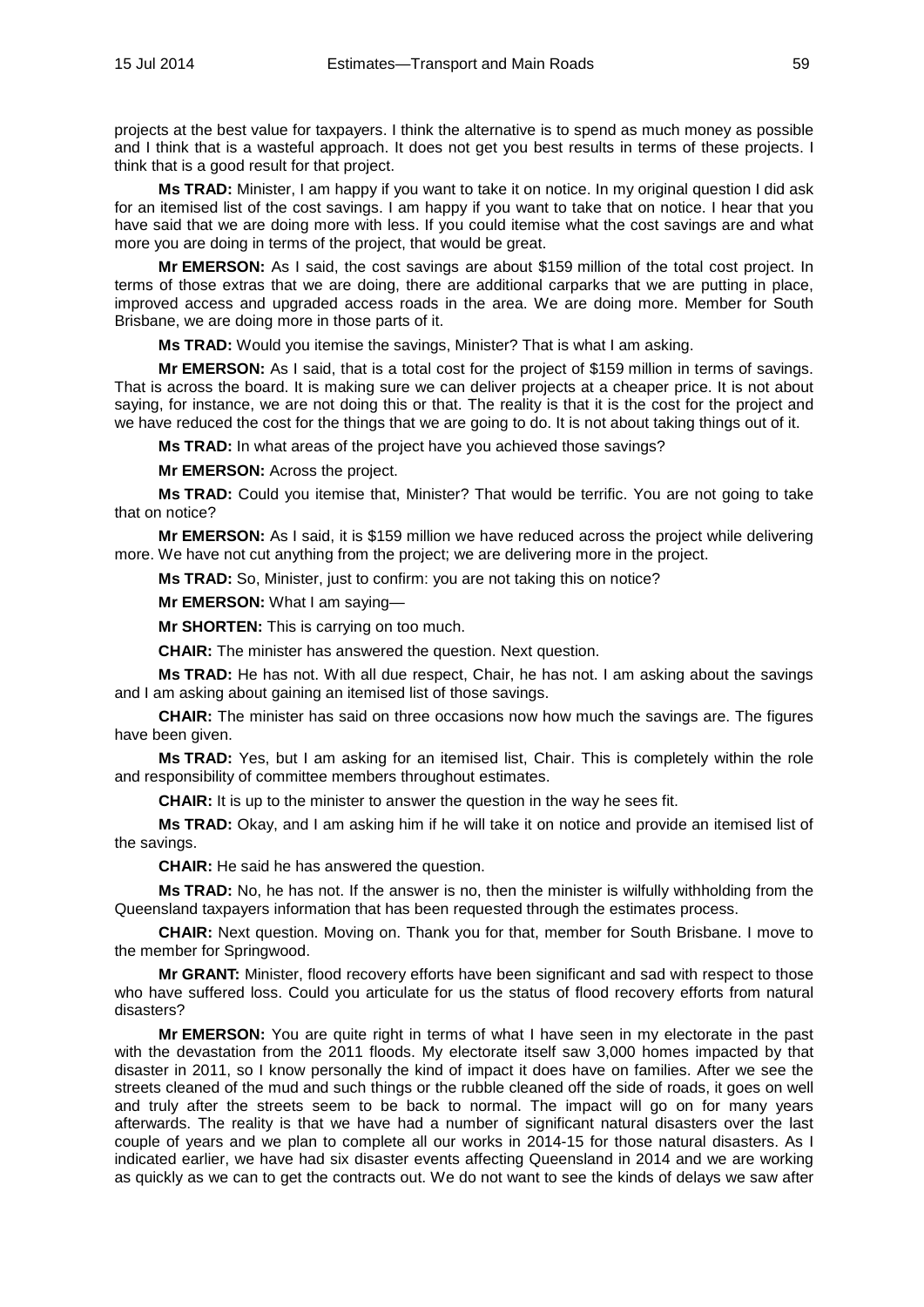projects at the best value for taxpayers. I think the alternative is to spend as much money as possible and I think that is a wasteful approach. It does not get you best results in terms of these projects. I think that is a good result for that project.

**Ms TRAD:** Minister, I am happy if you want to take it on notice. In my original question I did ask for an itemised list of the cost savings. I am happy if you want to take that on notice. I hear that you have said that we are doing more with less. If you could itemise what the cost savings are and what more you are doing in terms of the project, that would be great.

**Mr EMERSON:** As I said, the cost savings are about $159 million of the total cost project. In terms of those extras that we are doing, there are additional carparks that we are putting in place, improved access and upgraded access roads in the area. We are doing more. Member for South Brisbane, we are doing more in those parts of it.

**Ms TRAD:** Would you itemise the savings, Minister? That is what I am asking.

**Mr EMERSON:** As I said, that is a total cost for the project of $159 million in terms of savings. That is across the board. It is making sure we can deliver projects at a cheaper price. It is not about saying, for instance, we are not doing this or that. The reality is that it is the cost for the project and we have reduced the cost for the things that we are going to do. It is not about taking things out of it.

**Ms TRAD:** In what areas of the project have you achieved those savings?

**Mr EMERSON:** Across the project.

**Ms TRAD:** Could you itemise that, Minister? That would be terrific. You are not going to take that on notice?

**Mr EMERSON:** As I said, it is $159 million we have reduced across the project while delivering more. We have not cut anything from the project; we are delivering more in the project.

**Ms TRAD:** So, Minister, just to confirm: you are not taking this on notice?

**Mr EMERSON:** What I am saying—

**Mr SHORTEN:** This is carrying on too much.

**CHAIR:** The minister has answered the question. Next question.

**Ms TRAD:** He has not. With all due respect, Chair, he has not. I am asking about the savings and I am asking about gaining an itemised list of those savings.

**CHAIR:** The minister has said on three occasions now how much the savings are. The figures have been given.

**Ms TRAD:** Yes, but I am asking for an itemised list, Chair. This is completely within the role and responsibility of committee members throughout estimates.

**CHAIR:** It is up to the minister to answer the question in the way he sees fit.

**Ms TRAD:** Okay, and I am asking him if he will take it on notice and provide an itemised list of the savings.

**CHAIR:** He said he has answered the question.

**Ms TRAD:** No, he has not. If the answer is no, then the minister is wilfully withholding from the Queensland taxpayers information that has been requested through the estimates process.

**CHAIR:** Next question. Moving on. Thank you for that, member for South Brisbane. I move to the member for Springwood.

**Mr GRANT:** Minister, flood recovery efforts have been significant and sad with respect to those who have suffered loss. Could you articulate for us the status of flood recovery efforts from natural disasters?

**Mr EMERSON:** You are quite right in terms of what I have seen in my electorate in the past with the devastation from the 2011 floods. My electorate itself saw 3,000 homes impacted by that disaster in 2011, so I know personally the kind of impact it does have on families. After we see the streets cleaned of the mud and such things or the rubble cleaned off the side of roads, it goes on well and truly after the streets seem to be back to normal. The impact will go on for many years afterwards. The reality is that we have had a number of significant natural disasters over the last couple of years and we plan to complete all our works in 2014-15 for those natural disasters. As I indicated earlier, we have had six disaster events affecting Queensland in 2014 and we are working as quickly as we can to get the contracts out. We do not want to see the kinds of delays we saw after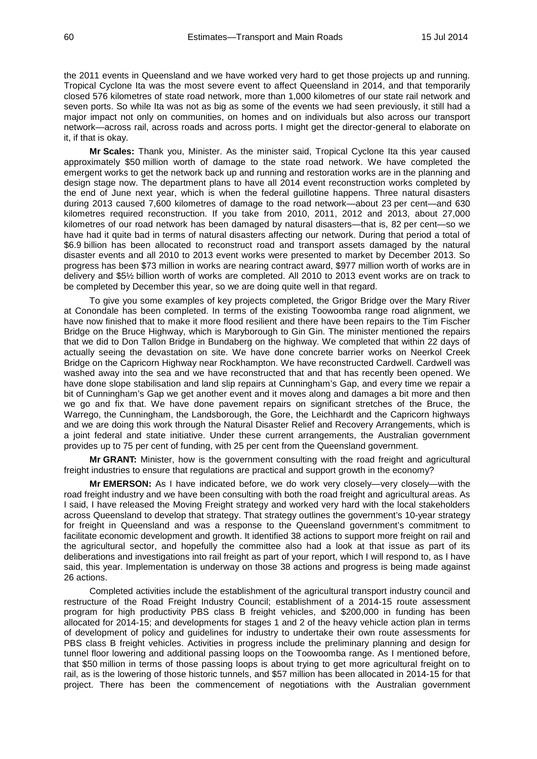the 2011 events in Queensland and we have worked very hard to get those projects up and running. Tropical Cyclone Ita was the most severe event to affect Queensland in 2014, and that temporarily closed 576 kilometres of state road network, more than 1,000 kilometres of our state rail network and seven ports. So while Ita was not as big as some of the events we had seen previously, it still had a major impact not only on communities, on homes and on individuals but also across our transport network—across rail, across roads and across ports. I might get the director-general to elaborate on it, if that is okay.

**Mr Scales:** Thank you, Minister. As the minister said, Tropical Cyclone Ita this year caused approximately \$50 million worth of damage to the state road network. We have completed the emergent works to get the network back up and running and restoration works are in the planning and design stage now. The department plans to have all 2014 event reconstruction works completed by the end of June next year, which is when the federal guillotine happens. Three natural disasters during 2013 caused 7,600 kilometres of damage to the road network—about 23 per cent—and 630 kilometres required reconstruction. If you take from 2010, 2011, 2012 and 2013, about 27,000 kilometres of our road network has been damaged by natural disasters—that is, 82 per cent—so we have had it quite bad in terms of natural disasters affecting our network. During that period a total of \$6.9 billion has been allocated to reconstruct road and transport assets damaged by the natural disaster events and all 2010 to 2013 event works were presented to market by December 2013. So progress has been \$73 million in works are nearing contract award, \$977 million worth of works are in delivery and \$5½ billion worth of works are completed. All 2010 to 2013 event works are on track to be completed by December this year, so we are doing quite well in that regard.

To give you some examples of key projects completed, the Grigor Bridge over the Mary River at Conondale has been completed. In terms of the existing Toowoomba range road alignment, we have now finished that to make it more flood resilient and there have been repairs to the Tim Fischer Bridge on the Bruce Highway, which is Maryborough to Gin Gin. The minister mentioned the repairs that we did to Don Tallon Bridge in Bundaberg on the highway. We completed that within 22 days of actually seeing the devastation on site. We have done concrete barrier works on Neerkol Creek Bridge on the Capricorn Highway near Rockhampton. We have reconstructed Cardwell. Cardwell was washed away into the sea and we have reconstructed that and that has recently been opened. We have done slope stabilisation and land slip repairs at Cunningham's Gap, and every time we repair a bit of Cunningham's Gap we get another event and it moves along and damages a bit more and then we go and fix that. We have done pavement repairs on significant stretches of the Bruce, the Warrego, the Cunningham, the Landsborough, the Gore, the Leichhardt and the Capricorn highways and we are doing this work through the Natural Disaster Relief and Recovery Arrangements, which is a joint federal and state initiative. Under these current arrangements, the Australian government provides up to 75 per cent of funding, with 25 per cent from the Queensland government.

**Mr GRANT:** Minister, how is the government consulting with the road freight and agricultural freight industries to ensure that regulations are practical and support growth in the economy?

**Mr EMERSON:** As I have indicated before, we do work very closely—very closely—with the road freight industry and we have been consulting with both the road freight and agricultural areas. As I said, I have released the Moving Freight strategy and worked very hard with the local stakeholders across Queensland to develop that strategy. That strategy outlines the government's 10-year strategy for freight in Queensland and was a response to the Queensland government's commitment to facilitate economic development and growth. It identified 38 actions to support more freight on rail and the agricultural sector, and hopefully the committee also had a look at that issue as part of its deliberations and investigations into rail freight as part of your report, which I will respond to, as I have said, this year. Implementation is underway on those 38 actions and progress is being made against 26 actions.

Completed activities include the establishment of the agricultural transport industry council and restructure of the Road Freight Industry Council; establishment of a 2014-15 route assessment program for high productivity PBS class B freight vehicles, and \$200,000 in funding has been allocated for 2014-15; and developments for stages 1 and 2 of the heavy vehicle action plan in terms of development of policy and guidelines for industry to undertake their own route assessments for PBS class B freight vehicles. Activities in progress include the preliminary planning and design for tunnel floor lowering and additional passing loops on the Toowoomba range. As I mentioned before, that \$50 million in terms of those passing loops is about trying to get more agricultural freight on to rail, as is the lowering of those historic tunnels, and \$57 million has been allocated in 2014-15 for that project. There has been the commencement of negotiations with the Australian government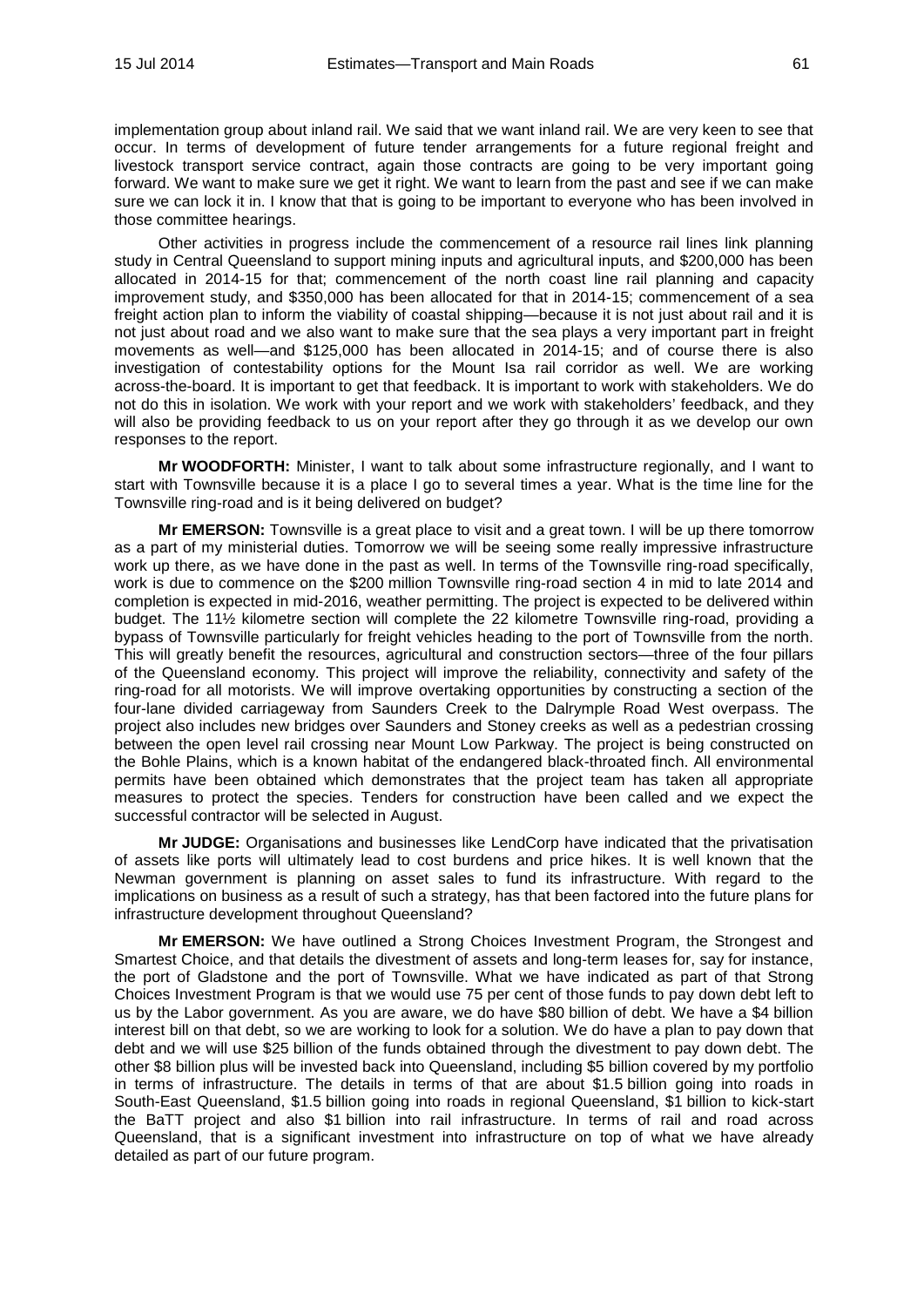implementation group about inland rail. We said that we want inland rail. We are very keen to see that occur. In terms of development of future tender arrangements for a future regional freight and livestock transport service contract, again those contracts are going to be very important going forward. We want to make sure we get it right. We want to learn from the past and see if we can make sure we can lock it in. I know that that is going to be important to everyone who has been involved in those committee hearings.

Other activities in progress include the commencement of a resource rail lines link planning study in Central Queensland to support mining inputs and agricultural inputs, and $200,000 has been allocated in 2014-15 for that; commencement of the north coast line rail planning and capacity improvement study, and $350,000 has been allocated for that in 2014-15; commencement of a sea freight action plan to inform the viability of coastal shipping—because it is not just about rail and it is not just about road and we also want to make sure that the sea plays a very important part in freight movements as well—and $125,000 has been allocated in 2014-15; and of course there is also investigation of contestability options for the Mount Isa rail corridor as well. We are working across-the-board. It is important to get that feedback. It is important to work with stakeholders. We do not do this in isolation. We work with your report and we work with stakeholders' feedback, and they will also be providing feedback to us on your report after they go through it as we develop our own responses to the report.

**Mr WOODFORTH:** Minister, I want to talk about some infrastructure regionally, and I want to start with Townsville because it is a place I go to several times a year. What is the time line for the Townsville ring-road and is it being delivered on budget?

**Mr EMERSON:** Townsville is a great place to visit and a great town. I will be up there tomorrow as a part of my ministerial duties. Tomorrow we will be seeing some really impressive infrastructure work up there, as we have done in the past as well. In terms of the Townsville ring-road specifically, work is due to commence on the $200 million Townsville ring-road section 4 in mid to late 2014 and completion is expected in mid-2016, weather permitting. The project is expected to be delivered within budget. The 11½ kilometre section will complete the 22 kilometre Townsville ring-road, providing a bypass of Townsville particularly for freight vehicles heading to the port of Townsville from the north. This will greatly benefit the resources, agricultural and construction sectors—three of the four pillars of the Queensland economy. This project will improve the reliability, connectivity and safety of the ring-road for all motorists. We will improve overtaking opportunities by constructing a section of the four-lane divided carriageway from Saunders Creek to the Dalrymple Road West overpass. The project also includes new bridges over Saunders and Stoney creeks as well as a pedestrian crossing between the open level rail crossing near Mount Low Parkway. The project is being constructed on the Bohle Plains, which is a known habitat of the endangered black-throated finch. All environmental permits have been obtained which demonstrates that the project team has taken all appropriate measures to protect the species. Tenders for construction have been called and we expect the successful contractor will be selected in August.

**Mr JUDGE:** Organisations and businesses like LendCorp have indicated that the privatisation of assets like ports will ultimately lead to cost burdens and price hikes. It is well known that the Newman government is planning on asset sales to fund its infrastructure. With regard to the implications on business as a result of such a strategy, has that been factored into the future plans for infrastructure development throughout Queensland?

**Mr EMERSON:** We have outlined a Strong Choices Investment Program, the Strongest and Smartest Choice, and that details the divestment of assets and long-term leases for, say for instance, the port of Gladstone and the port of Townsville. What we have indicated as part of that Strong Choices Investment Program is that we would use 75 per cent of those funds to pay down debt left to us by the Labor government. As you are aware, we do have $80 billion of debt. We have a $4 billion interest bill on that debt, so we are working to look for a solution. We do have a plan to pay down that debt and we will use $25 billion of the funds obtained through the divestment to pay down debt. The other $8 billion plus will be invested back into Queensland, including $5 billion covered by my portfolio in terms of infrastructure. The details in terms of that are about $1.5 billion going into roads in South-East Queensland, $1.5 billion going into roads in regional Queensland, $1 billion to kick-start the BaTT project and also $1 billion into rail infrastructure. In terms of rail and road across Queensland, that is a significant investment into infrastructure on top of what we have already detailed as part of our future program.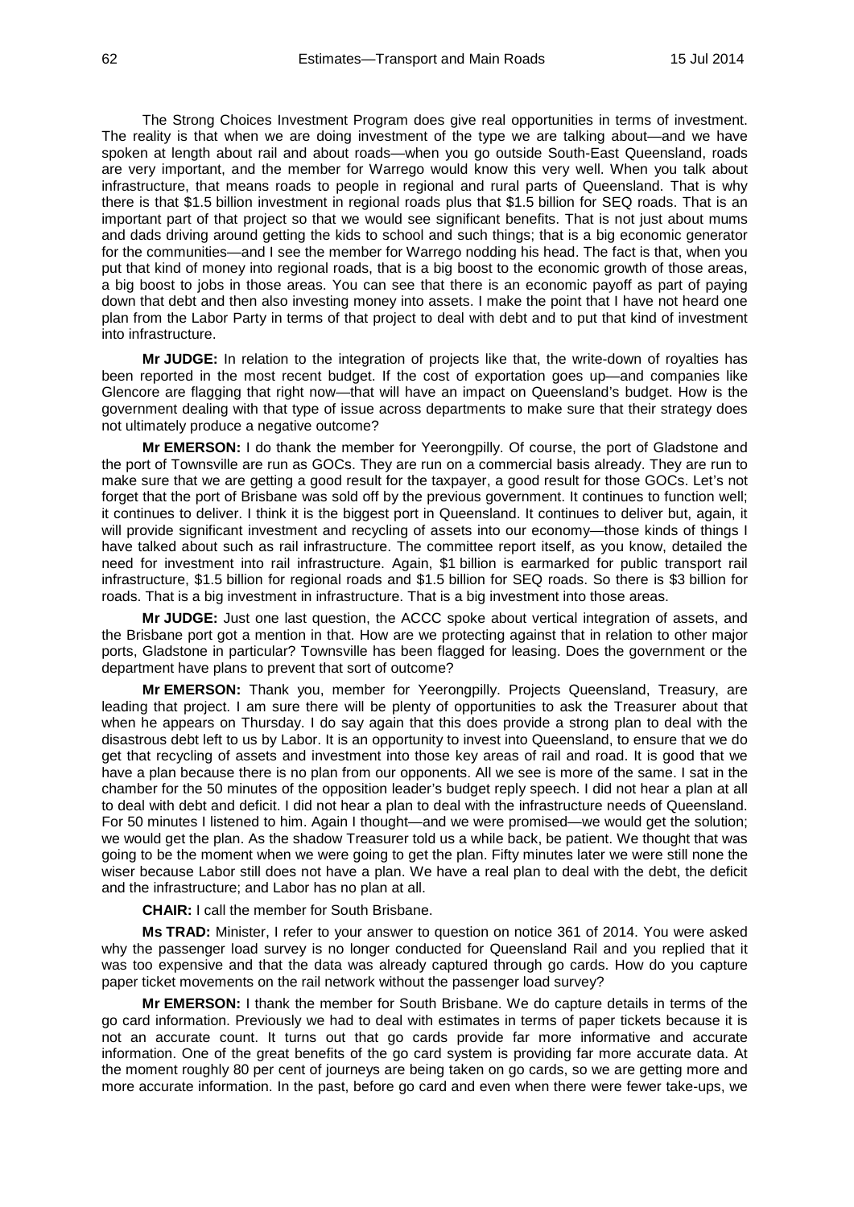The Strong Choices Investment Program does give real opportunities in terms of investment. The reality is that when we are doing investment of the type we are talking about—and we have spoken at length about rail and about roads—when you go outside South-East Queensland, roads are very important, and the member for Warrego would know this very well. When you talk about infrastructure, that means roads to people in regional and rural parts of Queensland. That is why there is that $1.5 billion investment in regional roads plus that $1.5 billion for SEQ roads. That is an important part of that project so that we would see significant benefits. That is not just about mums and dads driving around getting the kids to school and such things; that is a big economic generator for the communities—and I see the member for Warrego nodding his head. The fact is that, when you put that kind of money into regional roads, that is a big boost to the economic growth of those areas, a big boost to jobs in those areas. You can see that there is an economic payoff as part of paying down that debt and then also investing money into assets. I make the point that I have not heard one plan from the Labor Party in terms of that project to deal with debt and to put that kind of investment into infrastructure.

**Mr JUDGE:** In relation to the integration of projects like that, the write-down of royalties has been reported in the most recent budget. If the cost of exportation goes up—and companies like Glencore are flagging that right now—that will have an impact on Queensland's budget. How is the government dealing with that type of issue across departments to make sure that their strategy does not ultimately produce a negative outcome?

**Mr EMERSON:** I do thank the member for Yeerongpilly. Of course, the port of Gladstone and the port of Townsville are run as GOCs. They are run on a commercial basis already. They are run to make sure that we are getting a good result for the taxpayer, a good result for those GOCs. Let's not forget that the port of Brisbane was sold off by the previous government. It continues to function well; it continues to deliver. I think it is the biggest port in Queensland. It continues to deliver but, again, it will provide significant investment and recycling of assets into our economy—those kinds of things I have talked about such as rail infrastructure. The committee report itself, as you know, detailed the need for investment into rail infrastructure. Again, $1 billion is earmarked for public transport rail infrastructure, $1.5 billion for regional roads and $1.5 billion for SEQ roads. So there is $3 billion for roads. That is a big investment in infrastructure. That is a big investment into those areas.

**Mr JUDGE:** Just one last question, the ACCC spoke about vertical integration of assets, and the Brisbane port got a mention in that. How are we protecting against that in relation to other major ports, Gladstone in particular? Townsville has been flagged for leasing. Does the government or the department have plans to prevent that sort of outcome?

**Mr EMERSON:** Thank you, member for Yeerongpilly. Projects Queensland, Treasury, are leading that project. I am sure there will be plenty of opportunities to ask the Treasurer about that when he appears on Thursday. I do say again that this does provide a strong plan to deal with the disastrous debt left to us by Labor. It is an opportunity to invest into Queensland, to ensure that we do get that recycling of assets and investment into those key areas of rail and road. It is good that we have a plan because there is no plan from our opponents. All we see is more of the same. I sat in the chamber for the 50 minutes of the opposition leader's budget reply speech. I did not hear a plan at all to deal with debt and deficit. I did not hear a plan to deal with the infrastructure needs of Queensland. For 50 minutes I listened to him. Again I thought—and we were promised—we would get the solution; we would get the plan. As the shadow Treasurer told us a while back, be patient. We thought that was going to be the moment when we were going to get the plan. Fifty minutes later we were still none the wiser because Labor still does not have a plan. We have a real plan to deal with the debt, the deficit and the infrastructure; and Labor has no plan at all.

**CHAIR:** I call the member for South Brisbane.

**Ms TRAD:** Minister, I refer to your answer to question on notice 361 of 2014. You were asked why the passenger load survey is no longer conducted for Queensland Rail and you replied that it was too expensive and that the data was already captured through go cards. How do you capture paper ticket movements on the rail network without the passenger load survey?

**Mr EMERSON:** I thank the member for South Brisbane. We do capture details in terms of the go card information. Previously we had to deal with estimates in terms of paper tickets because it is not an accurate count. It turns out that go cards provide far more informative and accurate information. One of the great benefits of the go card system is providing far more accurate data. At the moment roughly 80 per cent of journeys are being taken on go cards, so we are getting more and more accurate information. In the past, before go card and even when there were fewer take-ups, we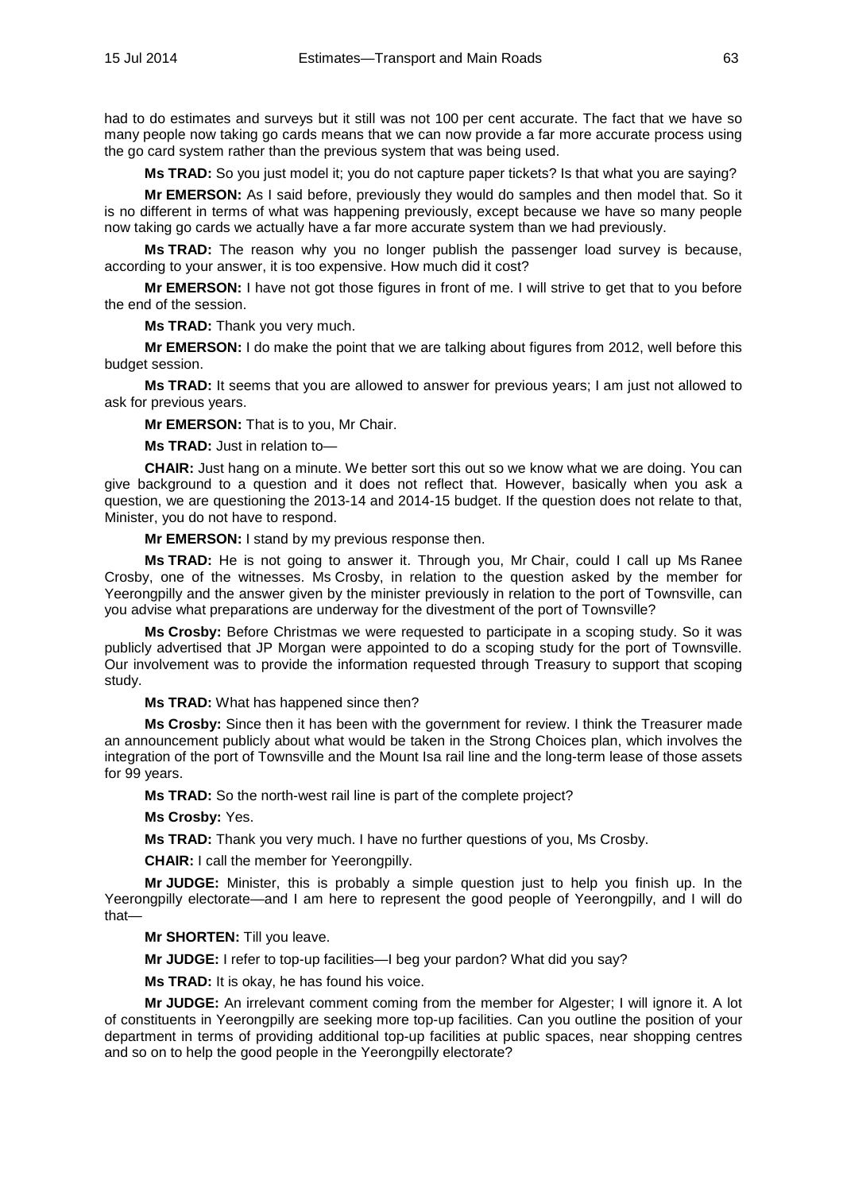had to do estimates and surveys but it still was not 100 per cent accurate. The fact that we have so many people now taking go cards means that we can now provide a far more accurate process using the go card system rather than the previous system that was being used.

**Ms TRAD:** So you just model it; you do not capture paper tickets? Is that what you are saying?

**Mr EMERSON:** As I said before, previously they would do samples and then model that. So it is no different in terms of what was happening previously, except because we have so many people now taking go cards we actually have a far more accurate system than we had previously.

**Ms TRAD:** The reason why you no longer publish the passenger load survey is because, according to your answer, it is too expensive. How much did it cost?

**Mr EMERSON:** I have not got those figures in front of me. I will strive to get that to you before the end of the session.

**Ms TRAD:** Thank you very much.

**Mr EMERSON:** I do make the point that we are talking about figures from 2012, well before this budget session.

**Ms TRAD:** It seems that you are allowed to answer for previous years; I am just not allowed to ask for previous years.

**Mr EMERSON:** That is to you, Mr Chair.

**Ms TRAD:** Just in relation to—

**CHAIR:** Just hang on a minute. We better sort this out so we know what we are doing. You can give background to a question and it does not reflect that. However, basically when you ask a question, we are questioning the 2013-14 and 2014-15 budget. If the question does not relate to that, Minister, you do not have to respond.

**Mr EMERSON:** I stand by my previous response then.

**Ms TRAD:** He is not going to answer it. Through you, Mr Chair, could I call up Ms Ranee Crosby, one of the witnesses. Ms Crosby, in relation to the question asked by the member for Yeerongpilly and the answer given by the minister previously in relation to the port of Townsville, can you advise what preparations are underway for the divestment of the port of Townsville?

**Ms Crosby:** Before Christmas we were requested to participate in a scoping study. So it was publicly advertised that JP Morgan were appointed to do a scoping study for the port of Townsville. Our involvement was to provide the information requested through Treasury to support that scoping study.

**Ms TRAD:** What has happened since then?

**Ms Crosby:** Since then it has been with the government for review. I think the Treasurer made an announcement publicly about what would be taken in the Strong Choices plan, which involves the integration of the port of Townsville and the Mount Isa rail line and the long-term lease of those assets for 99 years.

**Ms TRAD:** So the north-west rail line is part of the complete project?

**Ms Crosby:** Yes.

**Ms TRAD:** Thank you very much. I have no further questions of you, Ms Crosby.

**CHAIR:** I call the member for Yeerongpilly.

**Mr JUDGE:** Minister, this is probably a simple question just to help you finish up. In the Yeerongpilly electorate—and I am here to represent the good people of Yeerongpilly, and I will do that—

**Mr SHORTEN:** Till you leave.

**Mr JUDGE:** I refer to top-up facilities—I beg your pardon? What did you say?

**Ms TRAD:** It is okay, he has found his voice.

**Mr JUDGE:** An irrelevant comment coming from the member for Algester; I will ignore it. A lot of constituents in Yeerongpilly are seeking more top-up facilities. Can you outline the position of your department in terms of providing additional top-up facilities at public spaces, near shopping centres and so on to help the good people in the Yeerongpilly electorate?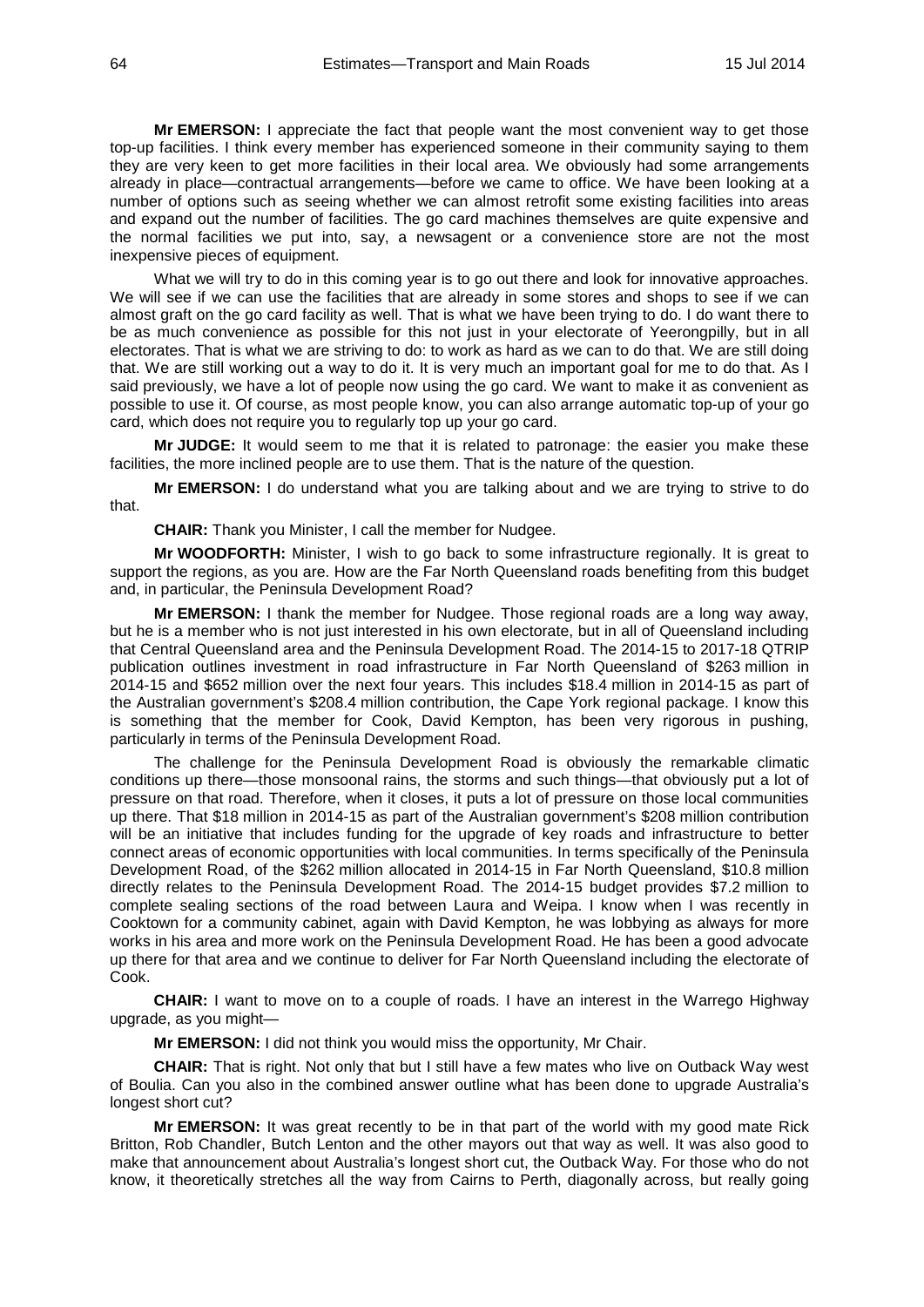**Mr EMERSON:** I appreciate the fact that people want the most convenient way to get those top-up facilities. I think every member has experienced someone in their community saying to them they are very keen to get more facilities in their local area. We obviously had some arrangements already in place—contractual arrangements—before we came to office. We have been looking at a number of options such as seeing whether we can almost retrofit some existing facilities into areas and expand out the number of facilities. The go card machines themselves are quite expensive and the normal facilities we put into, say, a newsagent or a convenience store are not the most inexpensive pieces of equipment.

What we will try to do in this coming year is to go out there and look for innovative approaches. We will see if we can use the facilities that are already in some stores and shops to see if we can almost graft on the go card facility as well. That is what we have been trying to do. I do want there to be as much convenience as possible for this not just in your electorate of Yeerongpilly, but in all electorates. That is what we are striving to do: to work as hard as we can to do that. We are still doing that. We are still working out a way to do it. It is very much an important goal for me to do that. As I said previously, we have a lot of people now using the go card. We want to make it as convenient as possible to use it. Of course, as most people know, you can also arrange automatic top-up of your go card, which does not require you to regularly top up your go card.

**Mr JUDGE:** It would seem to me that it is related to patronage: the easier you make these facilities, the more inclined people are to use them. That is the nature of the question.

**Mr EMERSON:** I do understand what you are talking about and we are trying to strive to do that.

**CHAIR:** Thank you Minister, I call the member for Nudgee.

**Mr WOODFORTH:** Minister, I wish to go back to some infrastructure regionally. It is great to support the regions, as you are. How are the Far North Queensland roads benefiting from this budget and, in particular, the Peninsula Development Road?

**Mr EMERSON:** I thank the member for Nudgee. Those regional roads are a long way away, but he is a member who is not just interested in his own electorate, but in all of Queensland including that Central Queensland area and the Peninsula Development Road. The 2014-15 to 2017-18 QTRIP publication outlines investment in road infrastructure in Far North Queensland of $263 million in 2014-15 and $652 million over the next four years. This includes $18.4 million in 2014-15 as part of the Australian government's $208.4 million contribution, the Cape York regional package. I know this is something that the member for Cook, David Kempton, has been very rigorous in pushing, particularly in terms of the Peninsula Development Road.

The challenge for the Peninsula Development Road is obviously the remarkable climatic conditions up there—those monsoonal rains, the storms and such things—that obviously put a lot of pressure on that road. Therefore, when it closes, it puts a lot of pressure on those local communities up there. That $18 million in 2014-15 as part of the Australian government's $208 million contribution will be an initiative that includes funding for the upgrade of key roads and infrastructure to better connect areas of economic opportunities with local communities. In terms specifically of the Peninsula Development Road, of the $262 million allocated in 2014-15 in Far North Queensland, $10.8 million directly relates to the Peninsula Development Road. The 2014-15 budget provides $7.2 million to complete sealing sections of the road between Laura and Weipa. I know when I was recently in Cooktown for a community cabinet, again with David Kempton, he was lobbying as always for more works in his area and more work on the Peninsula Development Road. He has been a good advocate up there for that area and we continue to deliver for Far North Queensland including the electorate of Cook.

**CHAIR:** I want to move on to a couple of roads. I have an interest in the Warrego Highway upgrade, as you might—

**Mr EMERSON:** I did not think you would miss the opportunity, Mr Chair.

**CHAIR:** That is right. Not only that but I still have a few mates who live on Outback Way west of Boulia. Can you also in the combined answer outline what has been done to upgrade Australia's longest short cut?

**Mr EMERSON:** It was great recently to be in that part of the world with my good mate Rick Britton, Rob Chandler, Butch Lenton and the other mayors out that way as well. It was also good to make that announcement about Australia's longest short cut, the Outback Way. For those who do not know, it theoretically stretches all the way from Cairns to Perth, diagonally across, but really going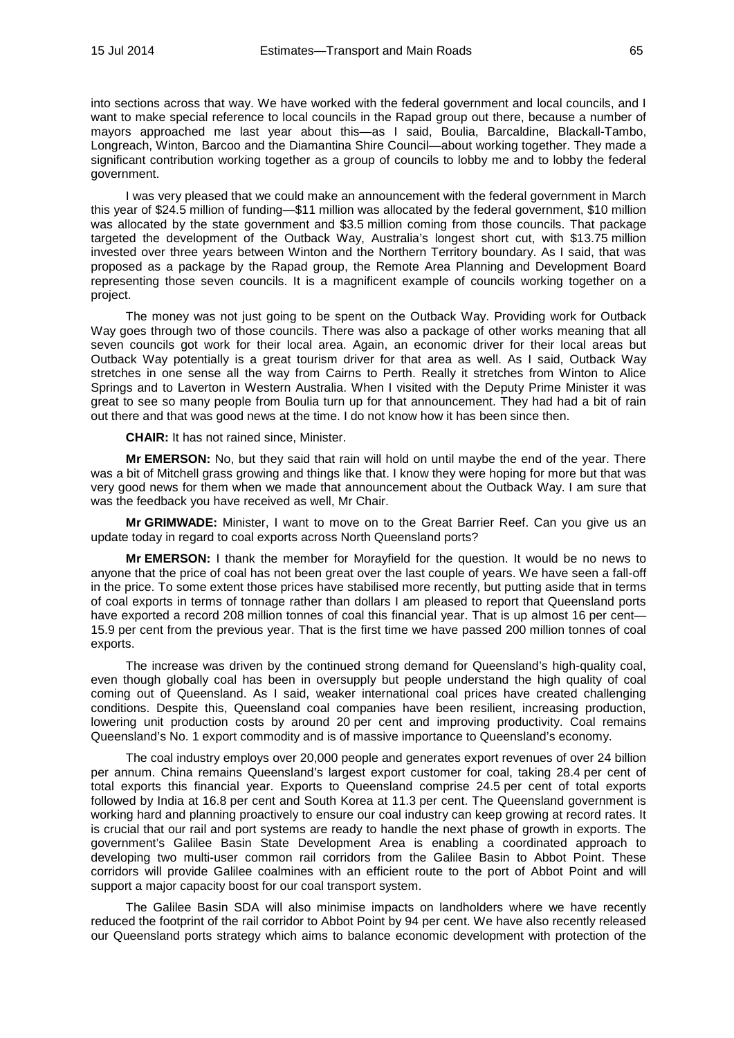into sections across that way. We have worked with the federal government and local councils, and I want to make special reference to local councils in the Rapad group out there, because a number of mayors approached me last year about this—as I said, Boulia, Barcaldine, Blackall-Tambo, Longreach, Winton, Barcoo and the Diamantina Shire Council—about working together. They made a significant contribution working together as a group of councils to lobby me and to lobby the federal government.

I was very pleased that we could make an announcement with the federal government in March this year of $24.5 million of funding—$11 million was allocated by the federal government, $10 million was allocated by the state government and $3.5 million coming from those councils. That package targeted the development of the Outback Way, Australia's longest short cut, with $13.75 million invested over three years between Winton and the Northern Territory boundary. As I said, that was proposed as a package by the Rapad group, the Remote Area Planning and Development Board representing those seven councils. It is a magnificent example of councils working together on a project.

The money was not just going to be spent on the Outback Way. Providing work for Outback Way goes through two of those councils. There was also a package of other works meaning that all seven councils got work for their local area. Again, an economic driver for their local areas but Outback Way potentially is a great tourism driver for that area as well. As I said, Outback Way stretches in one sense all the way from Cairns to Perth. Really it stretches from Winton to Alice Springs and to Laverton in Western Australia. When I visited with the Deputy Prime Minister it was great to see so many people from Boulia turn up for that announcement. They had had a bit of rain out there and that was good news at the time. I do not know how it has been since then.

**CHAIR:** It has not rained since, Minister.

**Mr EMERSON:** No, but they said that rain will hold on until maybe the end of the year. There was a bit of Mitchell grass growing and things like that. I know they were hoping for more but that was very good news for them when we made that announcement about the Outback Way. I am sure that was the feedback you have received as well, Mr Chair.

**Mr GRIMWADE:** Minister, I want to move on to the Great Barrier Reef. Can you give us an update today in regard to coal exports across North Queensland ports?

**Mr EMERSON:** I thank the member for Morayfield for the question. It would be no news to anyone that the price of coal has not been great over the last couple of years. We have seen a fall-off in the price. To some extent those prices have stabilised more recently, but putting aside that in terms of coal exports in terms of tonnage rather than dollars I am pleased to report that Queensland ports have exported a record 208 million tonnes of coal this financial year. That is up almost 16 per cent—15.9 per cent from the previous year. That is the first time we have passed 200 million tonnes of coal exports.

The increase was driven by the continued strong demand for Queensland's high-quality coal, even though globally coal has been in oversupply but people understand the high quality of coal coming out of Queensland. As I said, weaker international coal prices have created challenging conditions. Despite this, Queensland coal companies have been resilient, increasing production, lowering unit production costs by around 20 per cent and improving productivity. Coal remains Queensland's No. 1 export commodity and is of massive importance to Queensland's economy.

The coal industry employs over 20,000 people and generates export revenues of over 24 billion per annum. China remains Queensland's largest export customer for coal, taking 28.4 per cent of total exports this financial year. Exports to Queensland comprise 24.5 per cent of total exports followed by India at 16.8 per cent and South Korea at 11.3 per cent. The Queensland government is working hard and planning proactively to ensure our coal industry can keep growing at record rates. It is crucial that our rail and port systems are ready to handle the next phase of growth in exports. The government's Galilee Basin State Development Area is enabling a coordinated approach to developing two multi-user common rail corridors from the Galilee Basin to Abbot Point. These corridors will provide Galilee coalmines with an efficient route to the port of Abbot Point and will support a major capacity boost for our coal transport system.

The Galilee Basin SDA will also minimise impacts on landholders where we have recently reduced the footprint of the rail corridor to Abbot Point by 94 per cent. We have also recently released our Queensland ports strategy which aims to balance economic development with protection of the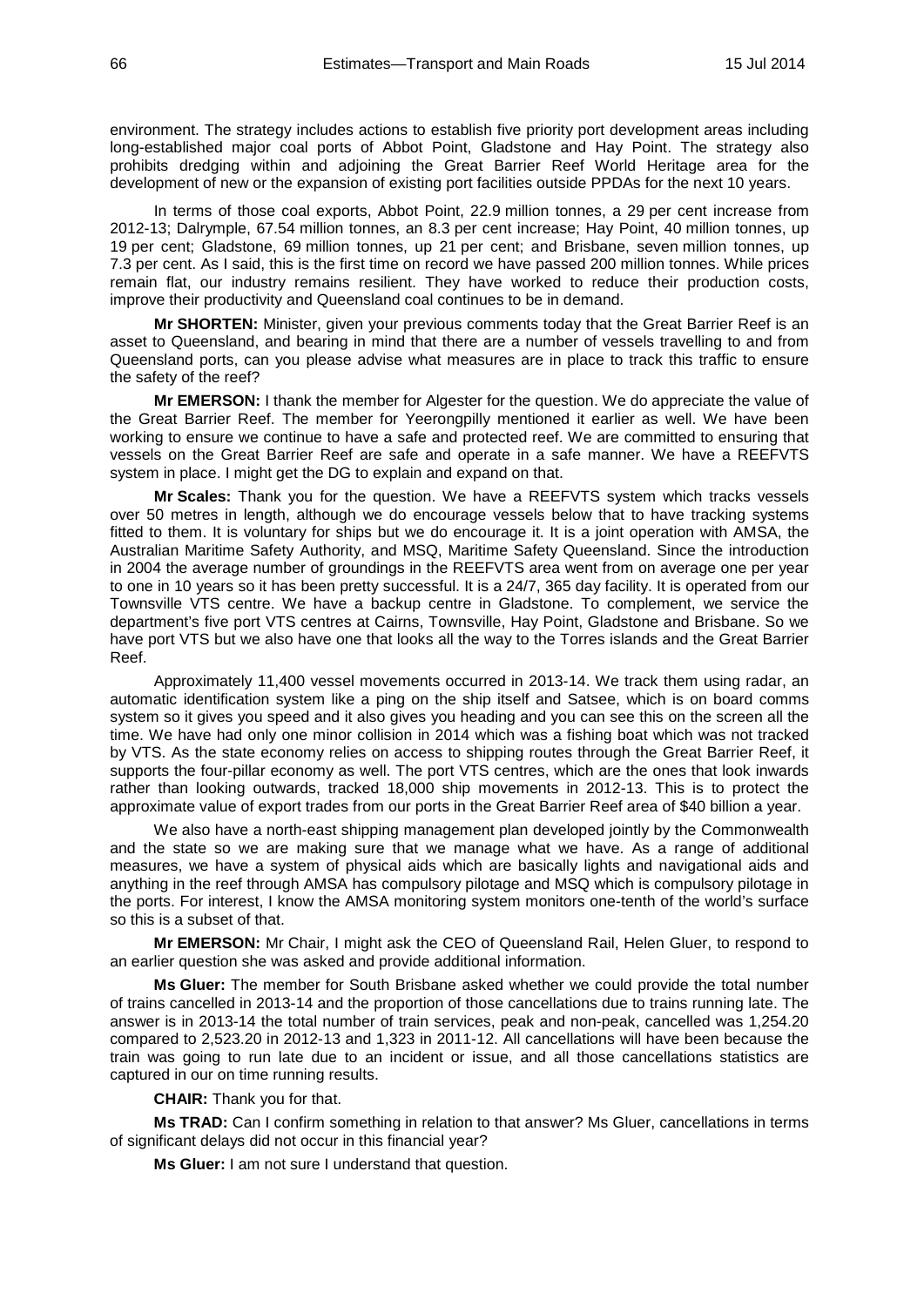environment. The strategy includes actions to establish five priority port development areas including long-established major coal ports of Abbot Point, Gladstone and Hay Point. The strategy also prohibits dredging within and adjoining the Great Barrier Reef World Heritage area for the development of new or the expansion of existing port facilities outside PPDAs for the next 10 years.

In terms of those coal exports, Abbot Point, 22.9 million tonnes, a 29 per cent increase from 2012-13; Dalrymple, 67.54 million tonnes, an 8.3 per cent increase; Hay Point, 40 million tonnes, up 19 per cent; Gladstone, 69 million tonnes, up 21 per cent; and Brisbane, seven million tonnes, up 7.3 per cent. As I said, this is the first time on record we have passed 200 million tonnes. While prices remain flat, our industry remains resilient. They have worked to reduce their production costs, improve their productivity and Queensland coal continues to be in demand.

**Mr SHORTEN:** Minister, given your previous comments today that the Great Barrier Reef is an asset to Queensland, and bearing in mind that there are a number of vessels travelling to and from Queensland ports, can you please advise what measures are in place to track this traffic to ensure the safety of the reef?

**Mr EMERSON:** I thank the member for Algester for the question. We do appreciate the value of the Great Barrier Reef. The member for Yeerongpilly mentioned it earlier as well. We have been working to ensure we continue to have a safe and protected reef. We are committed to ensuring that vessels on the Great Barrier Reef are safe and operate in a safe manner. We have a REEFVTS system in place. I might get the DG to explain and expand on that.

**Mr Scales:** Thank you for the question. We have a REEFVTS system which tracks vessels over 50 metres in length, although we do encourage vessels below that to have tracking systems fitted to them. It is voluntary for ships but we do encourage it. It is a joint operation with AMSA, the Australian Maritime Safety Authority, and MSQ, Maritime Safety Queensland. Since the introduction in 2004 the average number of groundings in the REEFVTS area went from on average one per year to one in 10 years so it has been pretty successful. It is a 24/7, 365 day facility. It is operated from our Townsville VTS centre. We have a backup centre in Gladstone. To complement, we service the department's five port VTS centres at Cairns, Townsville, Hay Point, Gladstone and Brisbane. So we have port VTS but we also have one that looks all the way to the Torres islands and the Great Barrier Reef.

Approximately 11,400 vessel movements occurred in 2013-14. We track them using radar, an automatic identification system like a ping on the ship itself and Satsee, which is on board comms system so it gives you speed and it also gives you heading and you can see this on the screen all the time. We have had only one minor collision in 2014 which was a fishing boat which was not tracked by VTS. As the state economy relies on access to shipping routes through the Great Barrier Reef, it supports the four-pillar economy as well. The port VTS centres, which are the ones that look inwards rather than looking outwards, tracked 18,000 ship movements in 2012-13. This is to protect the approximate value of export trades from our ports in the Great Barrier Reef area of $40 billion a year.

We also have a north-east shipping management plan developed jointly by the Commonwealth and the state so we are making sure that we manage what we have. As a range of additional measures, we have a system of physical aids which are basically lights and navigational aids and anything in the reef through AMSA has compulsory pilotage and MSQ which is compulsory pilotage in the ports. For interest, I know the AMSA monitoring system monitors one-tenth of the world's surface so this is a subset of that.

**Mr EMERSON:** Mr Chair, I might ask the CEO of Queensland Rail, Helen Gluer, to respond to an earlier question she was asked and provide additional information.

**Ms Gluer:** The member for South Brisbane asked whether we could provide the total number of trains cancelled in 2013-14 and the proportion of those cancellations due to trains running late. The answer is in 2013-14 the total number of train services, peak and non-peak, cancelled was 1,254.20 compared to 2,523.20 in 2012-13 and 1,323 in 2011-12. All cancellations will have been because the train was going to run late due to an incident or issue, and all those cancellations statistics are captured in our on time running results.

**CHAIR:** Thank you for that.

**Ms TRAD:** Can I confirm something in relation to that answer? Ms Gluer, cancellations in terms of significant delays did not occur in this financial year?

**Ms Gluer:** I am not sure I understand that question.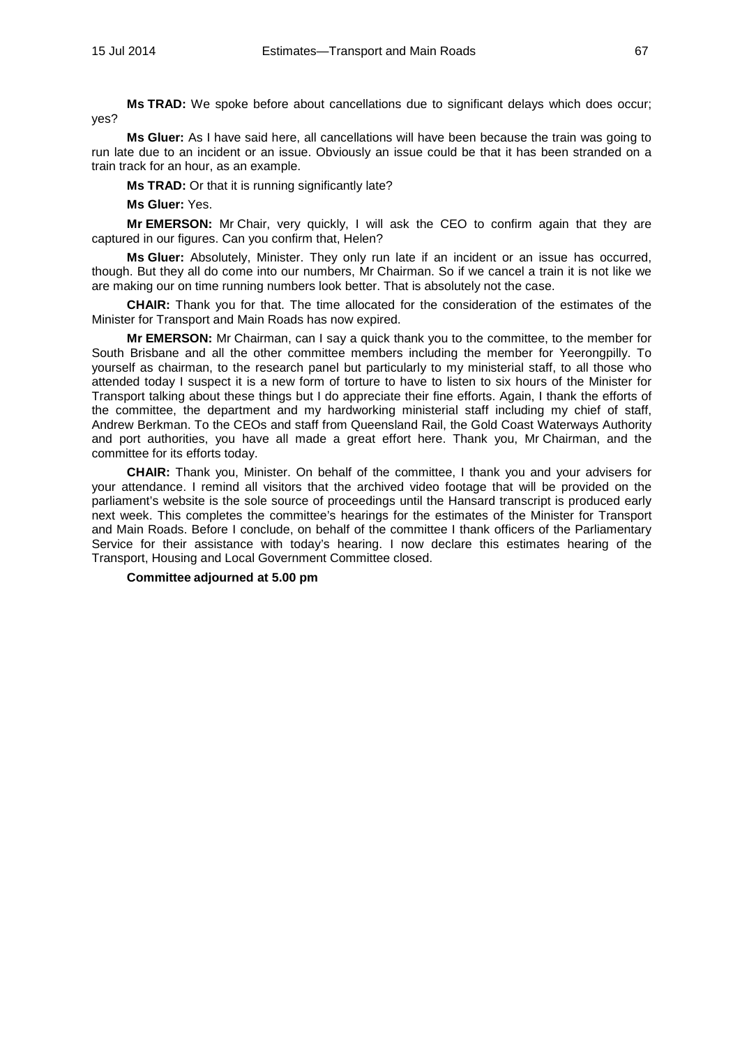**Ms TRAD:** We spoke before about cancellations due to significant delays which does occur; yes?

**Ms Gluer:** As I have said here, all cancellations will have been because the train was going to run late due to an incident or an issue. Obviously an issue could be that it has been stranded on a train track for an hour, as an example.

**Ms TRAD:** Or that it is running significantly late?

**Ms Gluer:** Yes.

**Mr EMERSON:** Mr Chair, very quickly, I will ask the CEO to confirm again that they are captured in our figures. Can you confirm that, Helen?

**Ms Gluer:** Absolutely, Minister. They only run late if an incident or an issue has occurred, though. But they all do come into our numbers, Mr Chairman. So if we cancel a train it is not like we are making our on time running numbers look better. That is absolutely not the case.

**CHAIR:** Thank you for that. The time allocated for the consideration of the estimates of the Minister for Transport and Main Roads has now expired.

**Mr EMERSON:** Mr Chairman, can I say a quick thank you to the committee, to the member for South Brisbane and all the other committee members including the member for Yeerongpilly. To yourself as chairman, to the research panel but particularly to my ministerial staff, to all those who attended today I suspect it is a new form of torture to have to listen to six hours of the Minister for Transport talking about these things but I do appreciate their fine efforts. Again, I thank the efforts of the committee, the department and my hardworking ministerial staff including my chief of staff, Andrew Berkman. To the CEOs and staff from Queensland Rail, the Gold Coast Waterways Authority and port authorities, you have all made a great effort here. Thank you, Mr Chairman, and the committee for its efforts today.

**CHAIR:** Thank you, Minister. On behalf of the committee, I thank you and your advisers for your attendance. I remind all visitors that the archived video footage that will be provided on the parliament's website is the sole source of proceedings until the Hansard transcript is produced early next week. This completes the committee's hearings for the estimates of the Minister for Transport and Main Roads. Before I conclude, on behalf of the committee I thank officers of the Parliamentary Service for their assistance with today's hearing. I now declare this estimates hearing of the Transport, Housing and Local Government Committee closed.

**Committee adjourned at 5.00 pm**